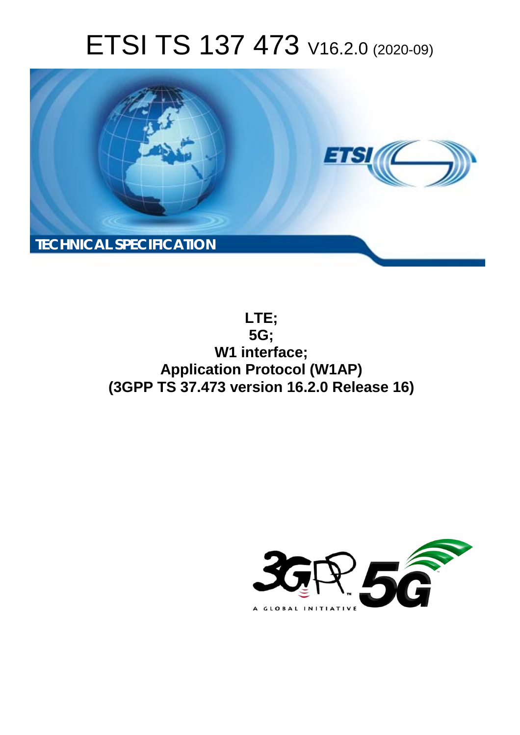# ETSI TS 137 473 V16.2.0 (2020-09)

TECHNICAL SPECIFICATION

**LTE;**
**5G;**
**W1 interface;**
**Application Protocol (W1AP)**
**(3GPP TS 37.473 version 16.2.0 Release 16)**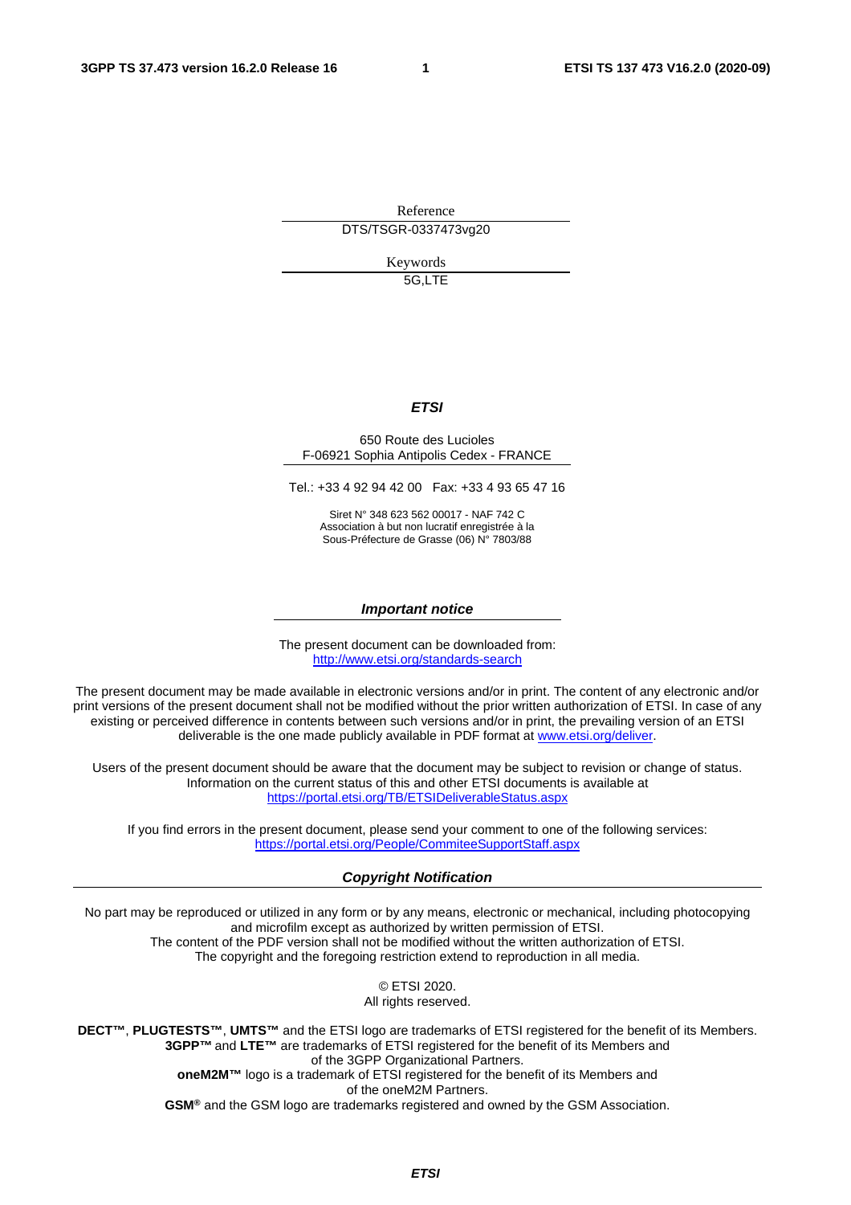Reference

DTS/TSGR-0337473vg20

Keywords

5G,LTE

***ETSI***

650 Route des Lucioles
F-06921 Sophia Antipolis Cedex - FRANCE

Tel.: +33 4 92 94 42 00   Fax: +33 4 93 65 47 16

Siret N° 348 623 562 00017 - NAF 742 C
Association à but non lucratif enregistrée à la
Sous-Préfecture de Grasse (06) N° 7803/88

***Important notice***

The present document can be downloaded from:
http://www.etsi.org/standards-search

The present document may be made available in electronic versions and/or in print. The content of any electronic and/or print versions of the present document shall not be modified without the prior written authorization of ETSI. In case of any existing or perceived difference in contents between such versions and/or in print, the prevailing version of an ETSI deliverable is the one made publicly available in PDF format at www.etsi.org/deliver.

Users of the present document should be aware that the document may be subject to revision or change of status. Information on the current status of this and other ETSI documents is available at https://portal.etsi.org/TB/ETSIDeliverableStatus.aspx

If you find errors in the present document, please send your comment to one of the following services:
https://portal.etsi.org/People/CommiteeSupportStaff.aspx

***Copyright Notification***

No part may be reproduced or utilized in any form or by any means, electronic or mechanical, including photocopying and microfilm except as authorized by written permission of ETSI.
The content of the PDF version shall not be modified without the written authorization of ETSI.
The copyright and the foregoing restriction extend to reproduction in all media.

© ETSI 2020.
All rights reserved.

**DECT™**, **PLUGTESTS™**, **UMTS™** and the ETSI logo are trademarks of ETSI registered for the benefit of its Members.
**3GPP™** and **LTE™** are trademarks of ETSI registered for the benefit of its Members and of the 3GPP Organizational Partners.
**oneM2M™** logo is a trademark of ETSI registered for the benefit of its Members and of the oneM2M Partners.
**GSM®** and the GSM logo are trademarks registered and owned by the GSM Association.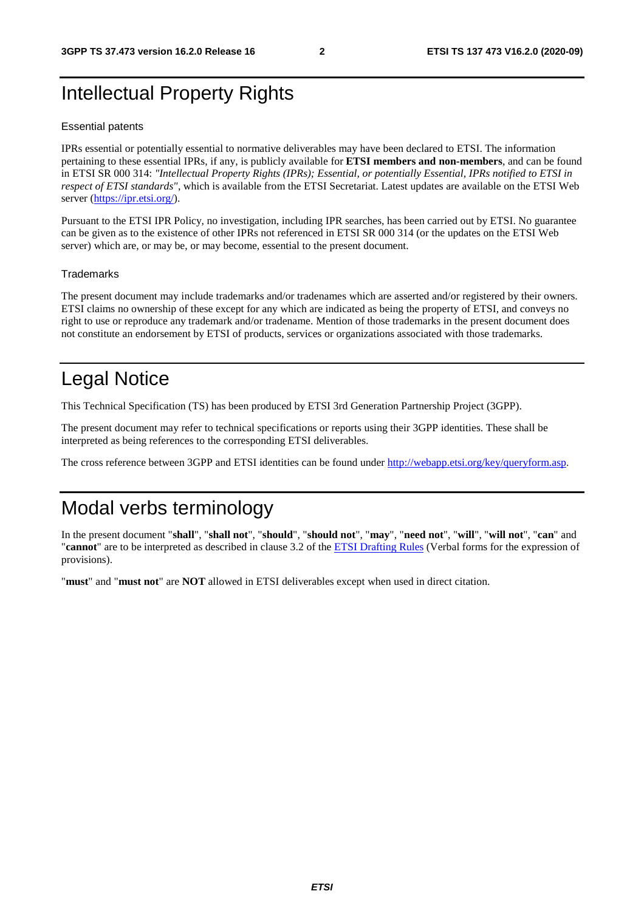# Intellectual Property Rights

## Essential patents

IPRs essential or potentially essential to normative deliverables may have been declared to ETSI. The information pertaining to these essential IPRs, if any, is publicly available for **ETSI members and non-members**, and can be found in ETSI SR 000 314: *"Intellectual Property Rights (IPRs); Essential, or potentially Essential, IPRs notified to ETSI in respect of ETSI standards"*, which is available from the ETSI Secretariat. Latest updates are available on the ETSI Web server (https://ipr.etsi.org/).

Pursuant to the ETSI IPR Policy, no investigation, including IPR searches, has been carried out by ETSI. No guarantee can be given as to the existence of other IPRs not referenced in ETSI SR 000 314 (or the updates on the ETSI Web server) which are, or may be, or may become, essential to the present document.

## Trademarks

The present document may include trademarks and/or tradenames which are asserted and/or registered by their owners. ETSI claims no ownership of these except for any which are indicated as being the property of ETSI, and conveys no right to use or reproduce any trademark and/or tradename. Mention of those trademarks in the present document does not constitute an endorsement by ETSI of products, services or organizations associated with those trademarks.

# Legal Notice

This Technical Specification (TS) has been produced by ETSI 3rd Generation Partnership Project (3GPP).

The present document may refer to technical specifications or reports using their 3GPP identities. These shall be interpreted as being references to the corresponding ETSI deliverables.

The cross reference between 3GPP and ETSI identities can be found under http://webapp.etsi.org/key/queryform.asp.

# Modal verbs terminology

In the present document "**shall**", "**shall not**", "**should**", "**should not**", "**may**", "**need not**", "**will**", "**will not**", "**can**" and "**cannot**" are to be interpreted as described in clause 3.2 of the ETSI Drafting Rules (Verbal forms for the expression of provisions).

"**must**" and "**must not**" are **NOT** allowed in ETSI deliverables except when used in direct citation.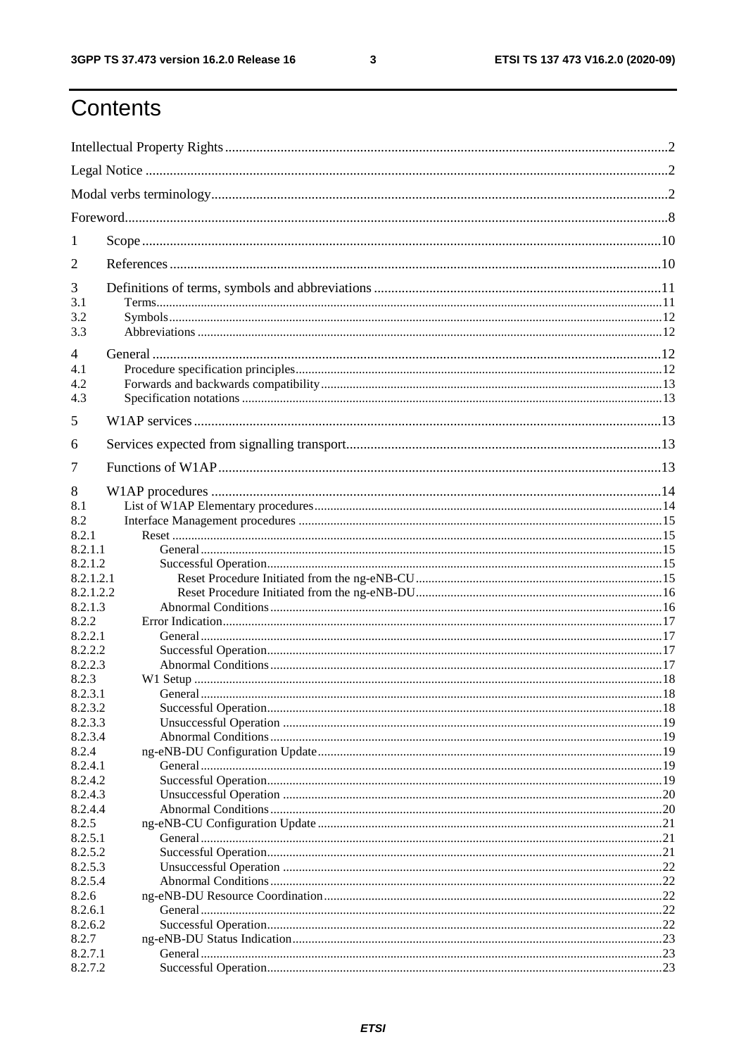# Contents

Intellectual Property Rights ..... 2
Legal Notice ..... 2
Modal verbs terminology ..... 2
Foreword ..... 8
1 Scope ..... 10
2 References ..... 10
3 Definitions of terms, symbols and abbreviations ..... 11
3.1 Terms ..... 11
3.2 Symbols ..... 12
3.3 Abbreviations ..... 12
4 General ..... 12
4.1 Procedure specification principles ..... 12
4.2 Forwards and backwards compatibility ..... 13
4.3 Specification notations ..... 13
5 W1AP services ..... 13
6 Services expected from signalling transport ..... 13
7 Functions of W1AP ..... 13
8 W1AP procedures ..... 14
8.1 List of W1AP Elementary procedures ..... 14
8.2 Interface Management procedures ..... 15
8.2.1 Reset ..... 15
8.2.1.1 General ..... 15
8.2.1.2 Successful Operation ..... 15
8.2.1.2.1 Reset Procedure Initiated from the ng-eNB-CU ..... 15
8.2.1.2.2 Reset Procedure Initiated from the ng-eNB-DU ..... 16
8.2.1.3 Abnormal Conditions ..... 16
8.2.2 Error Indication ..... 17
8.2.2.1 General ..... 17
8.2.2.2 Successful Operation ..... 17
8.2.2.3 Abnormal Conditions ..... 17
8.2.3 W1 Setup ..... 18
8.2.3.1 General ..... 18
8.2.3.2 Successful Operation ..... 18
8.2.3.3 Unsuccessful Operation ..... 19
8.2.3.4 Abnormal Conditions ..... 19
8.2.4 ng-eNB-DU Configuration Update ..... 19
8.2.4.1 General ..... 19
8.2.4.2 Successful Operation ..... 19
8.2.4.3 Unsuccessful Operation ..... 20
8.2.4.4 Abnormal Conditions ..... 20
8.2.5 ng-eNB-CU Configuration Update ..... 21
8.2.5.1 General ..... 21
8.2.5.2 Successful Operation ..... 21
8.2.5.3 Unsuccessful Operation ..... 22
8.2.5.4 Abnormal Conditions ..... 22
8.2.6 ng-eNB-DU Resource Coordination ..... 22
8.2.6.1 General ..... 22
8.2.6.2 Successful Operation ..... 22
8.2.7 ng-eNB-DU Status Indication ..... 23
8.2.7.1 General ..... 23
8.2.7.2 Successful Operation ..... 23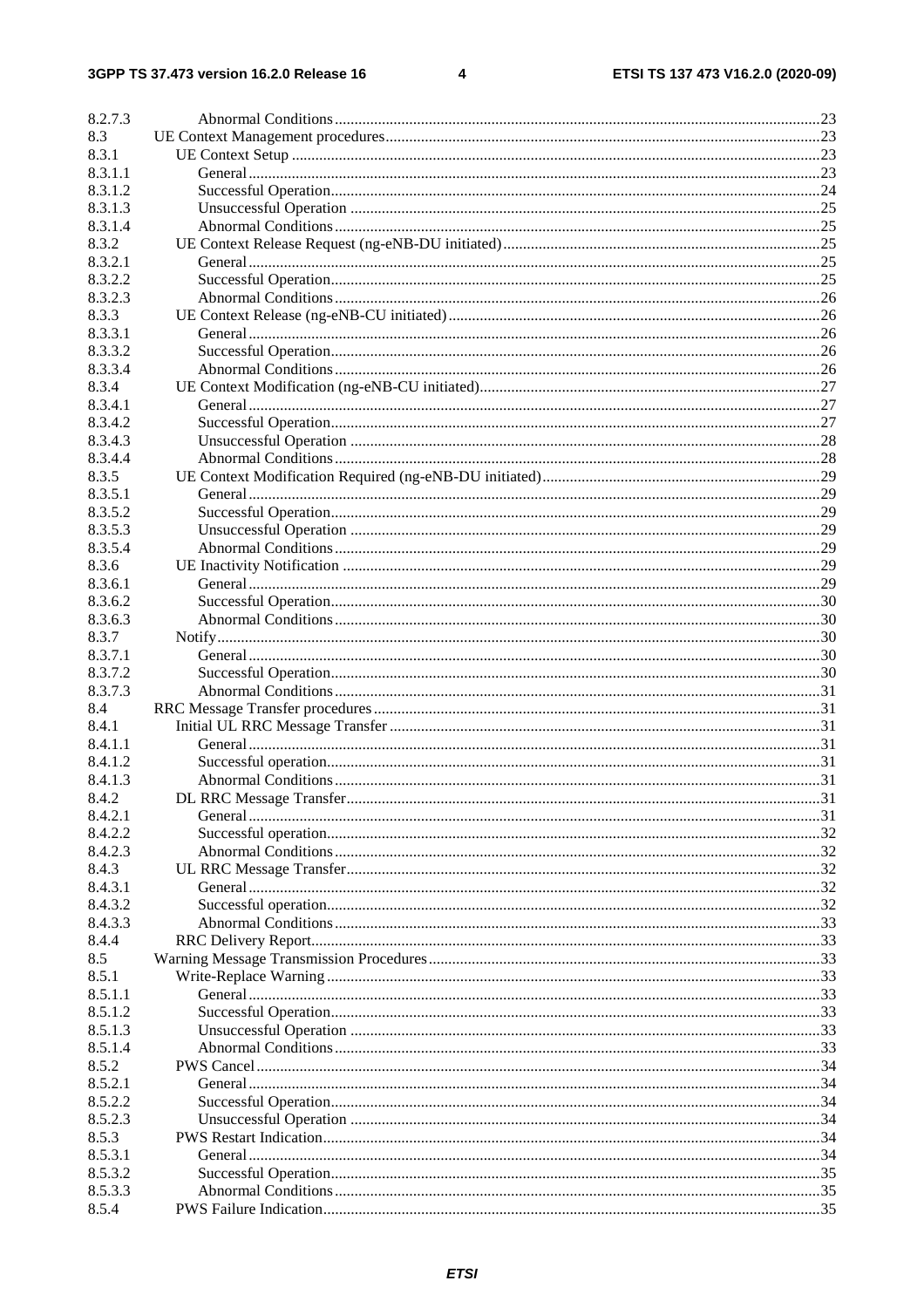| | | |
|---|---|---|
| 8.2.7.3 | Abnormal Conditions | 23 |
| 8.3 | UE Context Management procedures | 23 |
| 8.3.1 | UE Context Setup | 23 |
| 8.3.1.1 | General | 23 |
| 8.3.1.2 | Successful Operation | 24 |
| 8.3.1.3 | Unsuccessful Operation | 25 |
| 8.3.1.4 | Abnormal Conditions | 25 |
| 8.3.2 | UE Context Release Request (ng-eNB-DU initiated) | 25 |
| 8.3.2.1 | General | 25 |
| 8.3.2.2 | Successful Operation | 25 |
| 8.3.2.3 | Abnormal Conditions | 26 |
| 8.3.3 | UE Context Release (ng-eNB-CU initiated) | 26 |
| 8.3.3.1 | General | 26 |
| 8.3.3.2 | Successful Operation | 26 |
| 8.3.3.4 | Abnormal Conditions | 26 |
| 8.3.4 | UE Context Modification (ng-eNB-CU initiated) | 27 |
| 8.3.4.1 | General | 27 |
| 8.3.4.2 | Successful Operation | 27 |
| 8.3.4.3 | Unsuccessful Operation | 28 |
| 8.3.4.4 | Abnormal Conditions | 28 |
| 8.3.5 | UE Context Modification Required (ng-eNB-DU initiated) | 29 |
| 8.3.5.1 | General | 29 |
| 8.3.5.2 | Successful Operation | 29 |
| 8.3.5.3 | Unsuccessful Operation | 29 |
| 8.3.5.4 | Abnormal Conditions | 29 |
| 8.3.6 | UE Inactivity Notification | 29 |
| 8.3.6.1 | General | 29 |
| 8.3.6.2 | Successful Operation | 30 |
| 8.3.6.3 | Abnormal Conditions | 30 |
| 8.3.7 | Notify | 30 |
| 8.3.7.1 | General | 30 |
| 8.3.7.2 | Successful Operation | 30 |
| 8.3.7.3 | Abnormal Conditions | 31 |
| 8.4 | RRC Message Transfer procedures | 31 |
| 8.4.1 | Initial UL RRC Message Transfer | 31 |
| 8.4.1.1 | General | 31 |
| 8.4.1.2 | Successful operation | 31 |
| 8.4.1.3 | Abnormal Conditions | 31 |
| 8.4.2 | DL RRC Message Transfer | 31 |
| 8.4.2.1 | General | 31 |
| 8.4.2.2 | Successful operation | 32 |
| 8.4.2.3 | Abnormal Conditions | 32 |
| 8.4.3 | UL RRC Message Transfer | 32 |
| 8.4.3.1 | General | 32 |
| 8.4.3.2 | Successful operation | 32 |
| 8.4.3.3 | Abnormal Conditions | 33 |
| 8.4.4 | RRC Delivery Report | 33 |
| 8.5 | Warning Message Transmission Procedures | 33 |
| 8.5.1 | Write-Replace Warning | 33 |
| 8.5.1.1 | General | 33 |
| 8.5.1.2 | Successful Operation | 33 |
| 8.5.1.3 | Unsuccessful Operation | 33 |
| 8.5.1.4 | Abnormal Conditions | 33 |
| 8.5.2 | PWS Cancel | 34 |
| 8.5.2.1 | General | 34 |
| 8.5.2.2 | Successful Operation | 34 |
| 8.5.2.3 | Unsuccessful Operation | 34 |
| 8.5.3 | PWS Restart Indication | 34 |
| 8.5.3.1 | General | 34 |
| 8.5.3.2 | Successful Operation | 35 |
| 8.5.3.3 | Abnormal Conditions | 35 |
| 8.5.4 | PWS Failure Indication | 35 |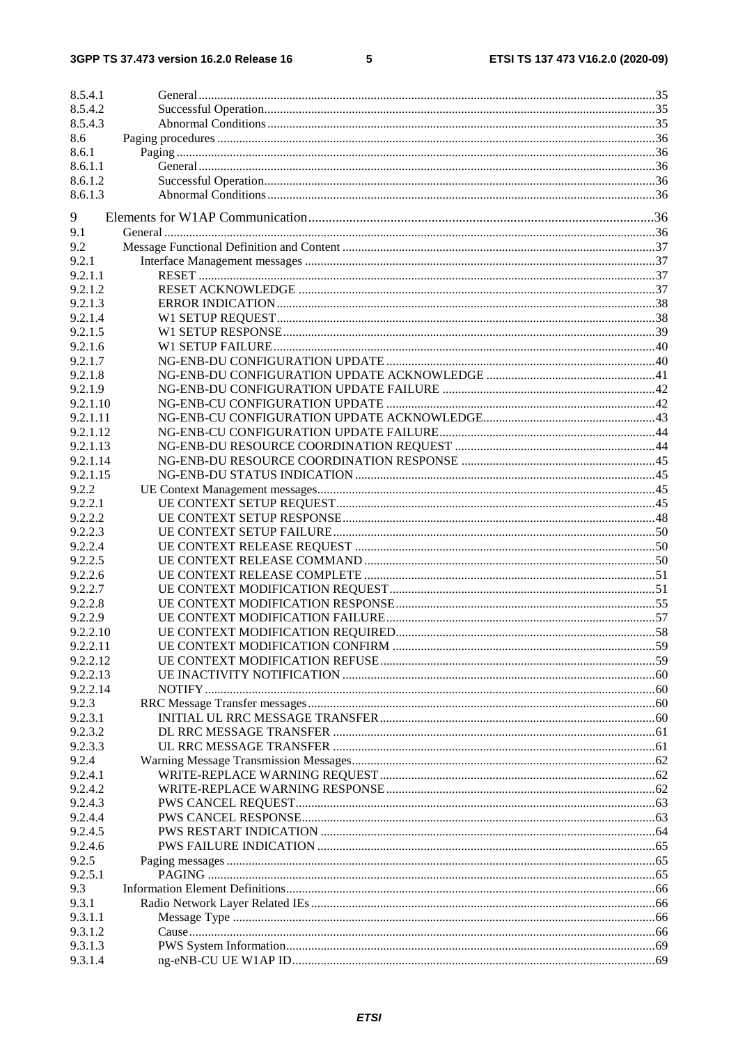8.5.4.1 General ....................................................................................................................................35
8.5.4.2 Successful Operation...........................................................................................................35
8.5.4.3 Abnormal Conditions...........................................................................................................35
8.6 Paging procedures ..........................................................................................................................36
8.6.1 Paging ....................................................................................................................................36
8.6.1.1 General ....................................................................................................................................36
8.6.1.2 Successful Operation...........................................................................................................36
8.6.1.3 Abnormal Conditions...........................................................................................................36

9 Elements for W1AP Communication....................................................................................................36
9.1 General ..........................................................................................................................................36
9.2 Message Functional Definition and Content ..................................................................................37
9.2.1 Interface Management messages ...............................................................................................37
9.2.1.1 RESET ...............................................................................................................................37
9.2.1.2 RESET ACKNOWLEDGE ................................................................................................37
9.2.1.3 ERROR INDICATION........................................................................................................38
9.2.1.4 W1 SETUP REQUEST.......................................................................................................38
9.2.1.5 W1 SETUP RESPONSE.....................................................................................................39
9.2.1.6 W1 SETUP FAILURE........................................................................................................40
9.2.1.7 NG-ENB-DU CONFIGURATION UPDATE ....................................................................40
9.2.1.8 NG-ENB-DU CONFIGURATION UPDATE ACKNOWLEDGE .....................................41
9.2.1.9 NG-ENB-DU CONFIGURATION UPDATE FAILURE ...................................................42
9.2.1.10 NG-ENB-CU CONFIGURATION UPDATE .....................................................................42
9.2.1.11 NG-ENB-CU CONFIGURATION UPDATE ACKNOWLEDGE......................................43
9.2.1.12 NG-ENB-CU CONFIGURATION UPDATE FAILURE....................................................44
9.2.1.13 NG-ENB-DU RESOURCE COORDINATION REQUEST ...............................................44
9.2.1.14 NG-ENB-DU RESOURCE COORDINATION RESPONSE .............................................45
9.2.1.15 NG-ENB-DU STATUS INDICATION ...............................................................................45
9.2.2 UE Context Management messages...........................................................................................45
9.2.2.1 UE CONTEXT SETUP REQUEST.....................................................................................45
9.2.2.2 UE CONTEXT SETUP RESPONSE...................................................................................48
9.2.2.3 UE CONTEXT SETUP FAILURE......................................................................................50
9.2.2.4 UE CONTEXT RELEASE REQUEST ...............................................................................50
9.2.2.5 UE CONTEXT RELEASE COMMAND ............................................................................50
9.2.2.6 UE CONTEXT RELEASE COMPLETE ............................................................................51
9.2.2.7 UE CONTEXT MODIFICATION REQUEST.....................................................................51
9.2.2.8 UE CONTEXT MODIFICATION RESPONSE..................................................................55
9.2.2.9 UE CONTEXT MODIFICATION FAILURE.....................................................................57
9.2.2.10 UE CONTEXT MODIFICATION REQUIRED..................................................................58
9.2.2.11 UE CONTEXT MODIFICATION CONFIRM ...................................................................59
9.2.2.12 UE CONTEXT MODIFICATION REFUSE.......................................................................59
9.2.2.13 UE INACTIVITY NOTIFICATION ...................................................................................60
9.2.2.14 NOTIFY ...............................................................................................................................60
9.2.3 RRC Message Transfer messages..............................................................................................60
9.2.3.1 INITIAL UL RRC MESSAGE TRANSFER.......................................................................60
9.2.3.2 DL RRC MESSAGE TRANSFER ......................................................................................61
9.2.3.3 UL RRC MESSAGE TRANSFER ......................................................................................61
9.2.4 Warning Message Transmission Messages................................................................................62
9.2.4.1 WRITE-REPLACE WARNING REQUEST........................................................................62
9.2.4.2 WRITE-REPLACE WARNING RESPONSE.....................................................................62
9.2.4.3 PWS CANCEL REQUEST..................................................................................................63
9.2.4.4 PWS CANCEL RESPONSE................................................................................................63
9.2.4.5 PWS RESTART INDICATION ..........................................................................................64
9.2.4.6 PWS FAILURE INDICATION ...........................................................................................65
9.2.5 Paging messages .......................................................................................................................65
9.2.5.1 PAGING ..............................................................................................................................65
9.3 Information Element Definitions.....................................................................................................66
9.3.1 Radio Network Layer Related IEs.............................................................................................66
9.3.1.1 Message Type ......................................................................................................................66
9.3.1.2 Cause....................................................................................................................................66
9.3.1.3 PWS System Information.....................................................................................................69
9.3.1.4 ng-eNB-CU UE W1AP ID...................................................................................................69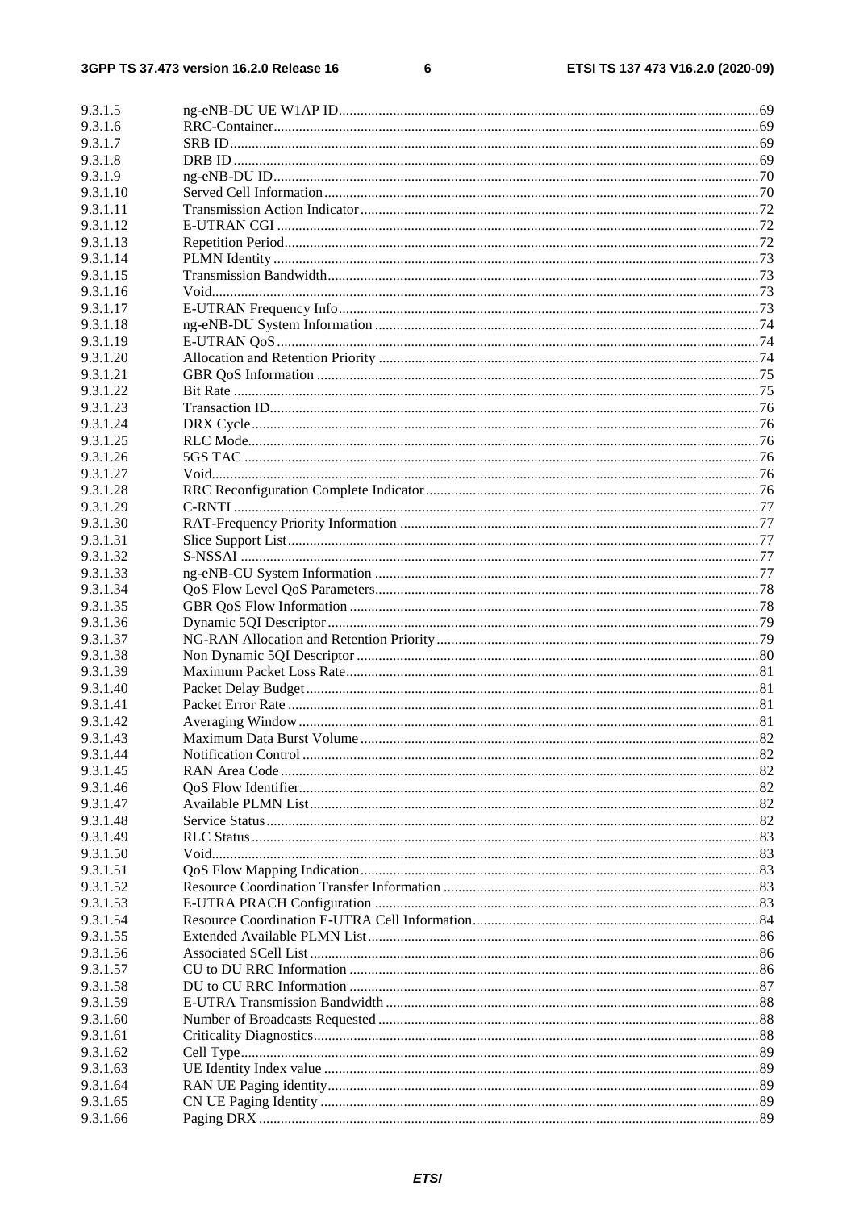| | | |
|---|---|---|
| 9.3.1.5 | ng-eNB-DU UE W1AP ID | 69 |
| 9.3.1.6 | RRC-Container | 69 |
| 9.3.1.7 | SRB ID | 69 |
| 9.3.1.8 | DRB ID | 69 |
| 9.3.1.9 | ng-eNB-DU ID | 70 |
| 9.3.1.10 | Served Cell Information | 70 |
| 9.3.1.11 | Transmission Action Indicator | 72 |
| 9.3.1.12 | E-UTRAN CGI | 72 |
| 9.3.1.13 | Repetition Period | 72 |
| 9.3.1.14 | PLMN Identity | 73 |
| 9.3.1.15 | Transmission Bandwidth | 73 |
| 9.3.1.16 | Void | 73 |
| 9.3.1.17 | E-UTRAN Frequency Info | 73 |
| 9.3.1.18 | ng-eNB-DU System Information | 74 |
| 9.3.1.19 | E-UTRAN QoS | 74 |
| 9.3.1.20 | Allocation and Retention Priority | 74 |
| 9.3.1.21 | GBR QoS Information | 75 |
| 9.3.1.22 | Bit Rate | 75 |
| 9.3.1.23 | Transaction ID | 76 |
| 9.3.1.24 | DRX Cycle | 76 |
| 9.3.1.25 | RLC Mode | 76 |
| 9.3.1.26 | 5GS TAC | 76 |
| 9.3.1.27 | Void | 76 |
| 9.3.1.28 | RRC Reconfiguration Complete Indicator | 76 |
| 9.3.1.29 | C-RNTI | 77 |
| 9.3.1.30 | RAT-Frequency Priority Information | 77 |
| 9.3.1.31 | Slice Support List | 77 |
| 9.3.1.32 | S-NSSAI | 77 |
| 9.3.1.33 | ng-eNB-CU System Information | 77 |
| 9.3.1.34 | QoS Flow Level QoS Parameters | 78 |
| 9.3.1.35 | GBR QoS Flow Information | 78 |
| 9.3.1.36 | Dynamic 5QI Descriptor | 79 |
| 9.3.1.37 | NG-RAN Allocation and Retention Priority | 79 |
| 9.3.1.38 | Non Dynamic 5QI Descriptor | 80 |
| 9.3.1.39 | Maximum Packet Loss Rate | 81 |
| 9.3.1.40 | Packet Delay Budget | 81 |
| 9.3.1.41 | Packet Error Rate | 81 |
| 9.3.1.42 | Averaging Window | 81 |
| 9.3.1.43 | Maximum Data Burst Volume | 82 |
| 9.3.1.44 | Notification Control | 82 |
| 9.3.1.45 | RAN Area Code | 82 |
| 9.3.1.46 | QoS Flow Identifier | 82 |
| 9.3.1.47 | Available PLMN List | 82 |
| 9.3.1.48 | Service Status | 82 |
| 9.3.1.49 | RLC Status | 83 |
| 9.3.1.50 | Void | 83 |
| 9.3.1.51 | QoS Flow Mapping Indication | 83 |
| 9.3.1.52 | Resource Coordination Transfer Information | 83 |
| 9.3.1.53 | E-UTRA PRACH Configuration | 83 |
| 9.3.1.54 | Resource Coordination E-UTRA Cell Information | 84 |
| 9.3.1.55 | Extended Available PLMN List | 86 |
| 9.3.1.56 | Associated SCell List | 86 |
| 9.3.1.57 | CU to DU RRC Information | 86 |
| 9.3.1.58 | DU to CU RRC Information | 87 |
| 9.3.1.59 | E-UTRA Transmission Bandwidth | 88 |
| 9.3.1.60 | Number of Broadcasts Requested | 88 |
| 9.3.1.61 | Criticality Diagnostics | 88 |
| 9.3.1.62 | Cell Type | 89 |
| 9.3.1.63 | UE Identity Index value | 89 |
| 9.3.1.64 | RAN UE Paging identity | 89 |
| 9.3.1.65 | CN UE Paging Identity | 89 |
| 9.3.1.66 | Paging DRX | 89 |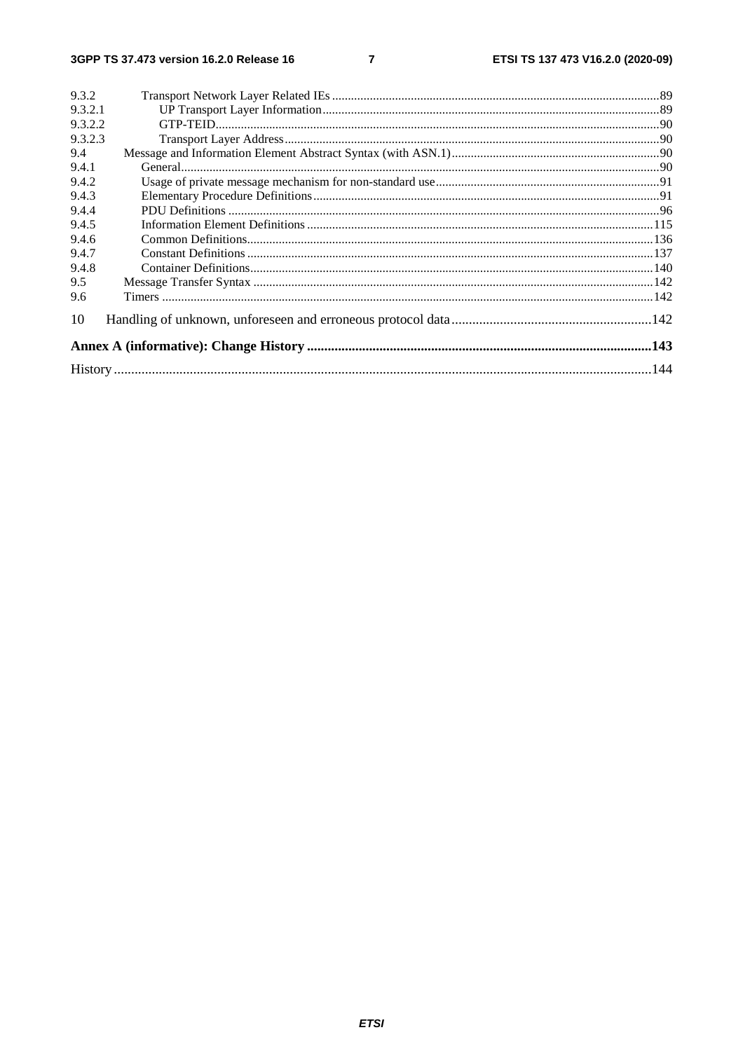9.3.2 Transport Network Layer Related IEs ....................................................................................................... 89
9.3.2.1 UP Transport Layer Information .......................................................................................................... 89
9.3.2.2 GTP-TEID ............................................................................................................................................ 90
9.3.2.3 Transport Layer Address ...................................................................................................................... 90
9.4 Message and Information Element Abstract Syntax (with ASN.1) .................................................................. 90
9.4.1 General ...................................................................................................................................................... 90
9.4.2 Usage of private message mechanism for non-standard use ....................................................................... 91
9.4.3 Elementary Procedure Definitions ............................................................................................................. 91
9.4.4 PDU Definitions ........................................................................................................................................ 96
9.4.5 Information Element Definitions ............................................................................................................. 115
9.4.6 Common Definitions ................................................................................................................................ 136
9.4.7 Constant Definitions ................................................................................................................................ 137
9.4.8 Container Definitions ............................................................................................................................... 140
9.5 Message Transfer Syntax .............................................................................................................................. 142
9.6 Timers ........................................................................................................................................................... 142

10 Handling of unknown, unforeseen and erroneous protocol data ........................................................... 142

**Annex A (informative): Change History ................................................................................................... 143**

History ............................................................................................................................................................ 144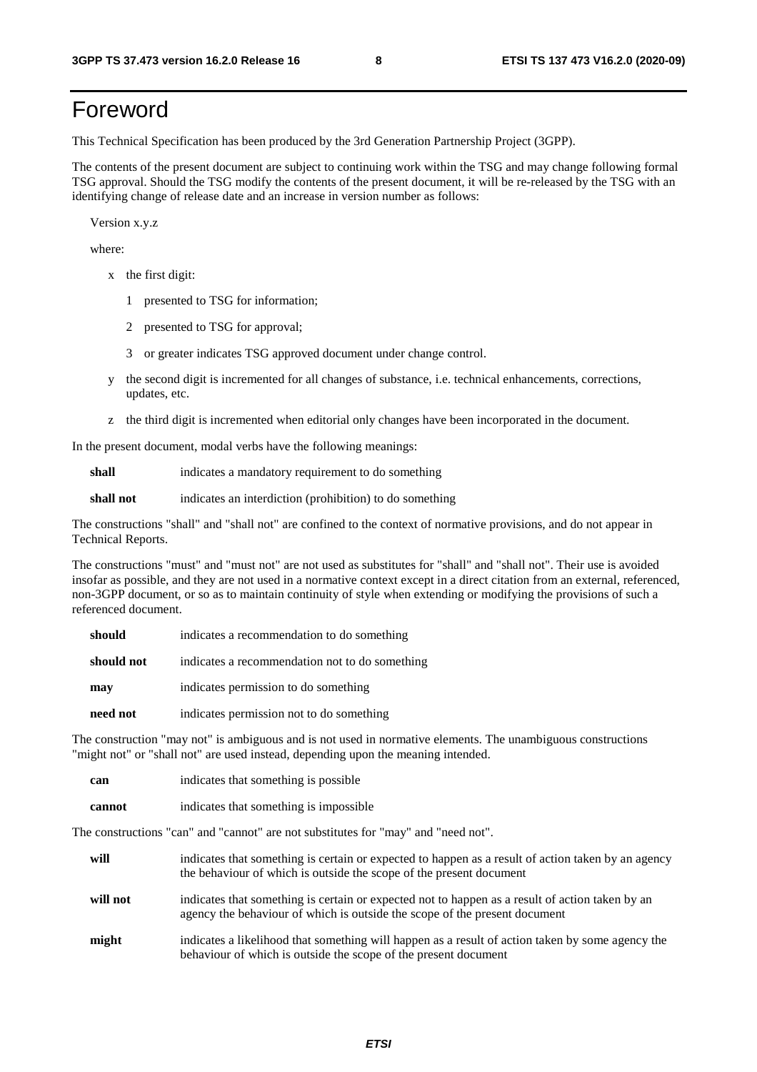# Foreword

This Technical Specification has been produced by the 3rd Generation Partnership Project (3GPP).

The contents of the present document are subject to continuing work within the TSG and may change following formal TSG approval. Should the TSG modify the contents of the present document, it will be re-released by the TSG with an identifying change of release date and an increase in version number as follows:

Version x.y.z

where:

- x the first digit:
  - 1 presented to TSG for information;
  - 2 presented to TSG for approval;
  - 3 or greater indicates TSG approved document under change control.
- y the second digit is incremented for all changes of substance, i.e. technical enhancements, corrections, updates, etc.
- z the third digit is incremented when editorial only changes have been incorporated in the document.

In the present document, modal verbs have the following meanings:

**shall** indicates a mandatory requirement to do something

**shall not** indicates an interdiction (prohibition) to do something

The constructions "shall" and "shall not" are confined to the context of normative provisions, and do not appear in Technical Reports.

The constructions "must" and "must not" are not used as substitutes for "shall" and "shall not". Their use is avoided insofar as possible, and they are not used in a normative context except in a direct citation from an external, referenced, non-3GPP document, or so as to maintain continuity of style when extending or modifying the provisions of such a referenced document.

**should** indicates a recommendation to do something

**should not** indicates a recommendation not to do something

**may** indicates permission to do something

**need not** indicates permission not to do something

The construction "may not" is ambiguous and is not used in normative elements. The unambiguous constructions "might not" or "shall not" are used instead, depending upon the meaning intended.

**can** indicates that something is possible

**cannot** indicates that something is impossible

The constructions "can" and "cannot" are not substitutes for "may" and "need not".

**will** indicates that something is certain or expected to happen as a result of action taken by an agency the behaviour of which is outside the scope of the present document

**will not** indicates that something is certain or expected not to happen as a result of action taken by an agency the behaviour of which is outside the scope of the present document

**might** indicates a likelihood that something will happen as a result of action taken by some agency the behaviour of which is outside the scope of the present document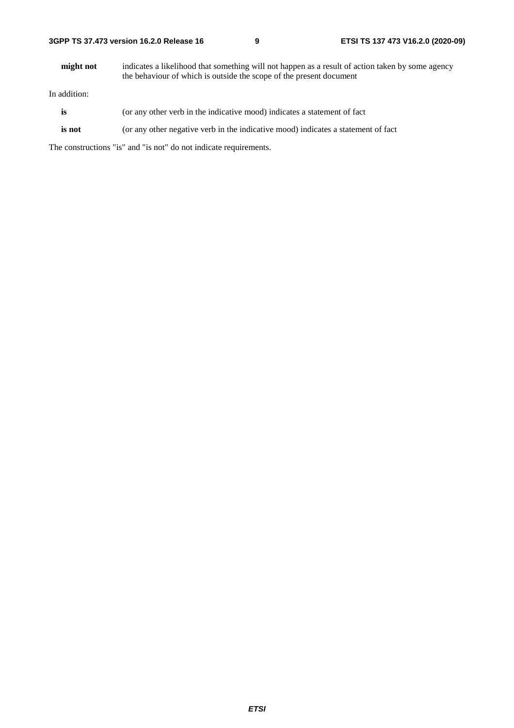**might not** indicates a likelihood that something will not happen as a result of action taken by some agency the behaviour of which is outside the scope of the present document

In addition:

**is** (or any other verb in the indicative mood) indicates a statement of fact

**is not** (or any other negative verb in the indicative mood) indicates a statement of fact

The constructions "is" and "is not" do not indicate requirements.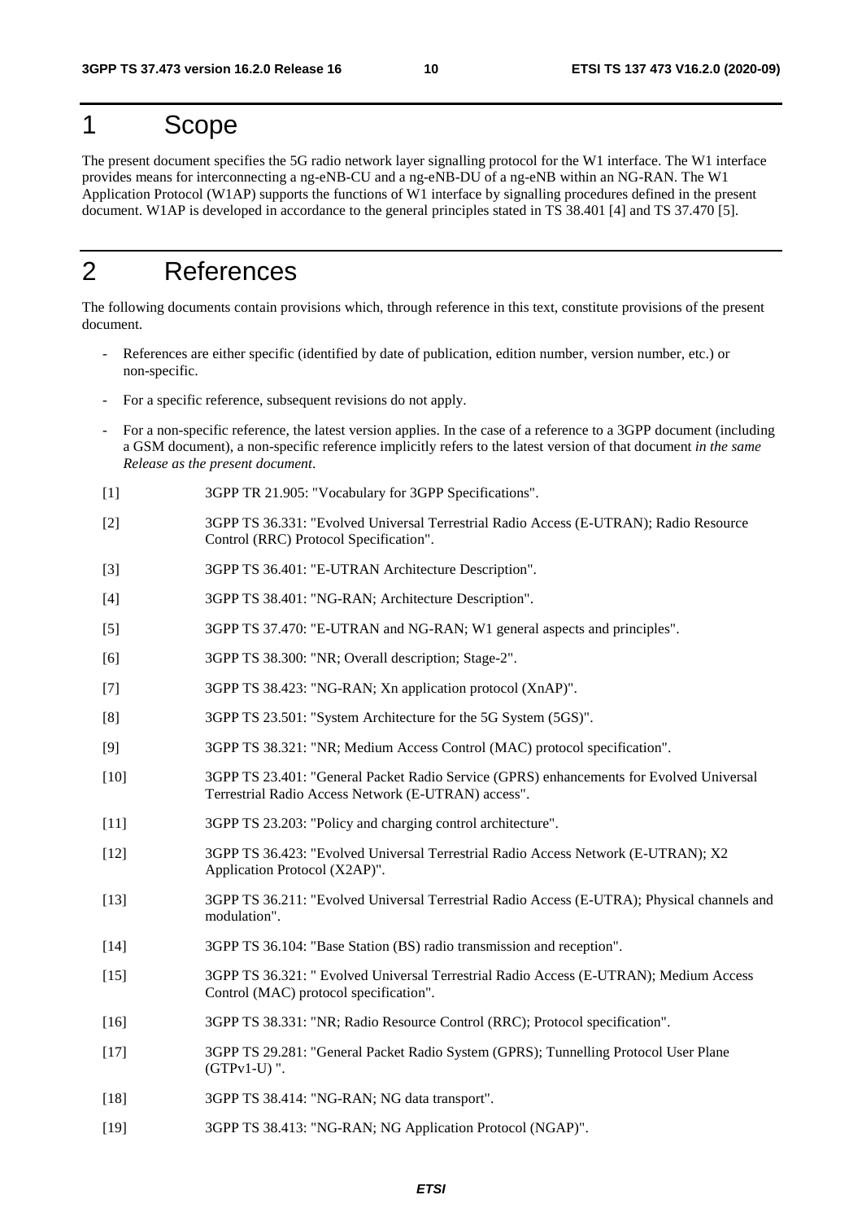# 1 Scope

The present document specifies the 5G radio network layer signalling protocol for the W1 interface. The W1 interface provides means for interconnecting a ng-eNB-CU and a ng-eNB-DU of a ng-eNB within an NG-RAN. The W1 Application Protocol (W1AP) supports the functions of W1 interface by signalling procedures defined in the present document. W1AP is developed in accordance to the general principles stated in TS 38.401 [4] and TS 37.470 [5].

# 2 References

The following documents contain provisions which, through reference in this text, constitute provisions of the present document.

- References are either specific (identified by date of publication, edition number, version number, etc.) or non-specific.
- For a specific reference, subsequent revisions do not apply.
- For a non-specific reference, the latest version applies. In the case of a reference to a 3GPP document (including a GSM document), a non-specific reference implicitly refers to the latest version of that document *in the same Release as the present document*.

[1] 3GPP TR 21.905: "Vocabulary for 3GPP Specifications".

[2] 3GPP TS 36.331: "Evolved Universal Terrestrial Radio Access (E-UTRAN); Radio Resource Control (RRC) Protocol Specification".

[3] 3GPP TS 36.401: "E-UTRAN Architecture Description".

[4] 3GPP TS 38.401: "NG-RAN; Architecture Description".

[5] 3GPP TS 37.470: "E-UTRAN and NG-RAN; W1 general aspects and principles".

[6] 3GPP TS 38.300: "NR; Overall description; Stage-2".

[7] 3GPP TS 38.423: "NG-RAN; Xn application protocol (XnAP)".

[8] 3GPP TS 23.501: "System Architecture for the 5G System (5GS)".

[9] 3GPP TS 38.321: "NR; Medium Access Control (MAC) protocol specification".

[10] 3GPP TS 23.401: "General Packet Radio Service (GPRS) enhancements for Evolved Universal Terrestrial Radio Access Network (E-UTRAN) access".

[11] 3GPP TS 23.203: "Policy and charging control architecture".

[12] 3GPP TS 36.423: "Evolved Universal Terrestrial Radio Access Network (E-UTRAN); X2 Application Protocol (X2AP)".

[13] 3GPP TS 36.211: "Evolved Universal Terrestrial Radio Access (E-UTRA); Physical channels and modulation".

[14] 3GPP TS 36.104: "Base Station (BS) radio transmission and reception".

[15] 3GPP TS 36.321: " Evolved Universal Terrestrial Radio Access (E-UTRAN); Medium Access Control (MAC) protocol specification".

[16] 3GPP TS 38.331: "NR; Radio Resource Control (RRC); Protocol specification".

[17] 3GPP TS 29.281: "General Packet Radio System (GPRS); Tunnelling Protocol User Plane (GTPv1-U) ".

[18] 3GPP TS 38.414: "NG-RAN; NG data transport".

[19] 3GPP TS 38.413: "NG-RAN; NG Application Protocol (NGAP)".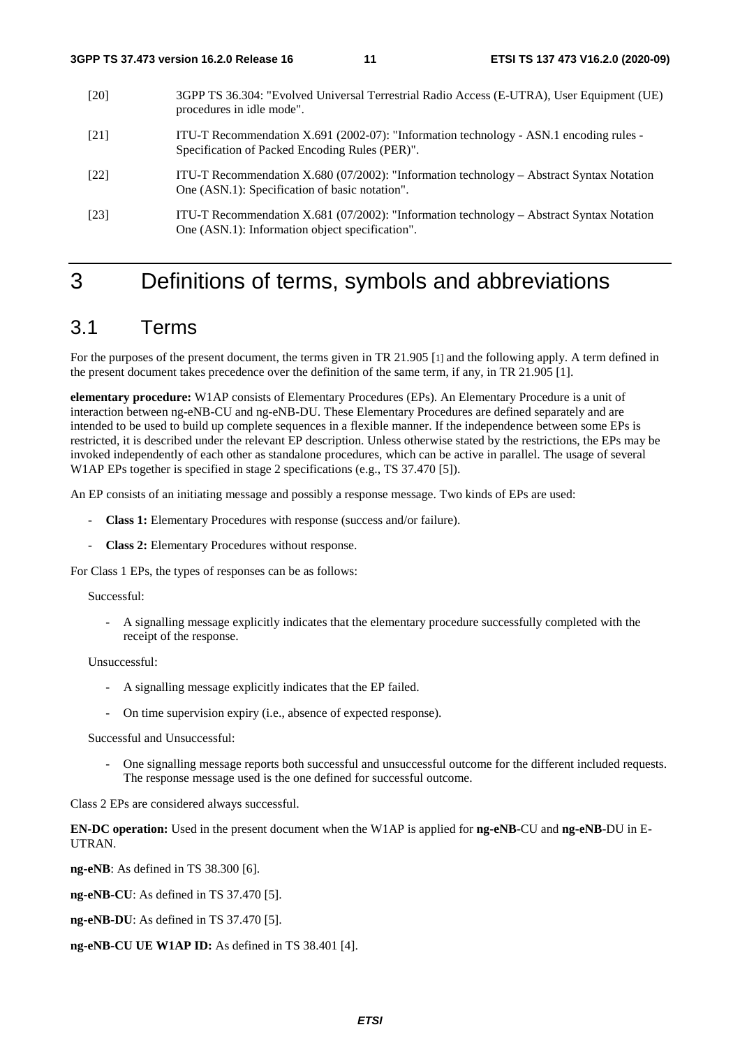[20] 3GPP TS 36.304: "Evolved Universal Terrestrial Radio Access (E-UTRA), User Equipment (UE) procedures in idle mode".

[21] ITU-T Recommendation X.691 (2002-07): "Information technology - ASN.1 encoding rules - Specification of Packed Encoding Rules (PER)".

[22] ITU-T Recommendation X.680 (07/2002): "Information technology – Abstract Syntax Notation One (ASN.1): Specification of basic notation".

[23] ITU-T Recommendation X.681 (07/2002): "Information technology – Abstract Syntax Notation One (ASN.1): Information object specification".

# 3 Definitions of terms, symbols and abbreviations

## 3.1 Terms

For the purposes of the present document, the terms given in TR 21.905 [1] and the following apply. A term defined in the present document takes precedence over the definition of the same term, if any, in TR 21.905 [1].

**elementary procedure:** W1AP consists of Elementary Procedures (EPs). An Elementary Procedure is a unit of interaction between ng-eNB-CU and ng-eNB-DU. These Elementary Procedures are defined separately and are intended to be used to build up complete sequences in a flexible manner. If the independence between some EPs is restricted, it is described under the relevant EP description. Unless otherwise stated by the restrictions, the EPs may be invoked independently of each other as standalone procedures, which can be active in parallel. The usage of several W1AP EPs together is specified in stage 2 specifications (e.g., TS 37.470 [5]).

An EP consists of an initiating message and possibly a response message. Two kinds of EPs are used:

- **Class 1:** Elementary Procedures with response (success and/or failure).
- **Class 2:** Elementary Procedures without response.

For Class 1 EPs, the types of responses can be as follows:

Successful:

- A signalling message explicitly indicates that the elementary procedure successfully completed with the receipt of the response.

Unsuccessful:

- A signalling message explicitly indicates that the EP failed.
- On time supervision expiry (i.e., absence of expected response).

Successful and Unsuccessful:

- One signalling message reports both successful and unsuccessful outcome for the different included requests. The response message used is the one defined for successful outcome.

Class 2 EPs are considered always successful.

**EN-DC operation:** Used in the present document when the W1AP is applied for **ng-eNB**-CU and **ng-eNB**-DU in E-UTRAN.

**ng-eNB**: As defined in TS 38.300 [6].

**ng-eNB-CU**: As defined in TS 37.470 [5].

**ng-eNB-DU**: As defined in TS 37.470 [5].

**ng-eNB-CU UE W1AP ID:** As defined in TS 38.401 [4].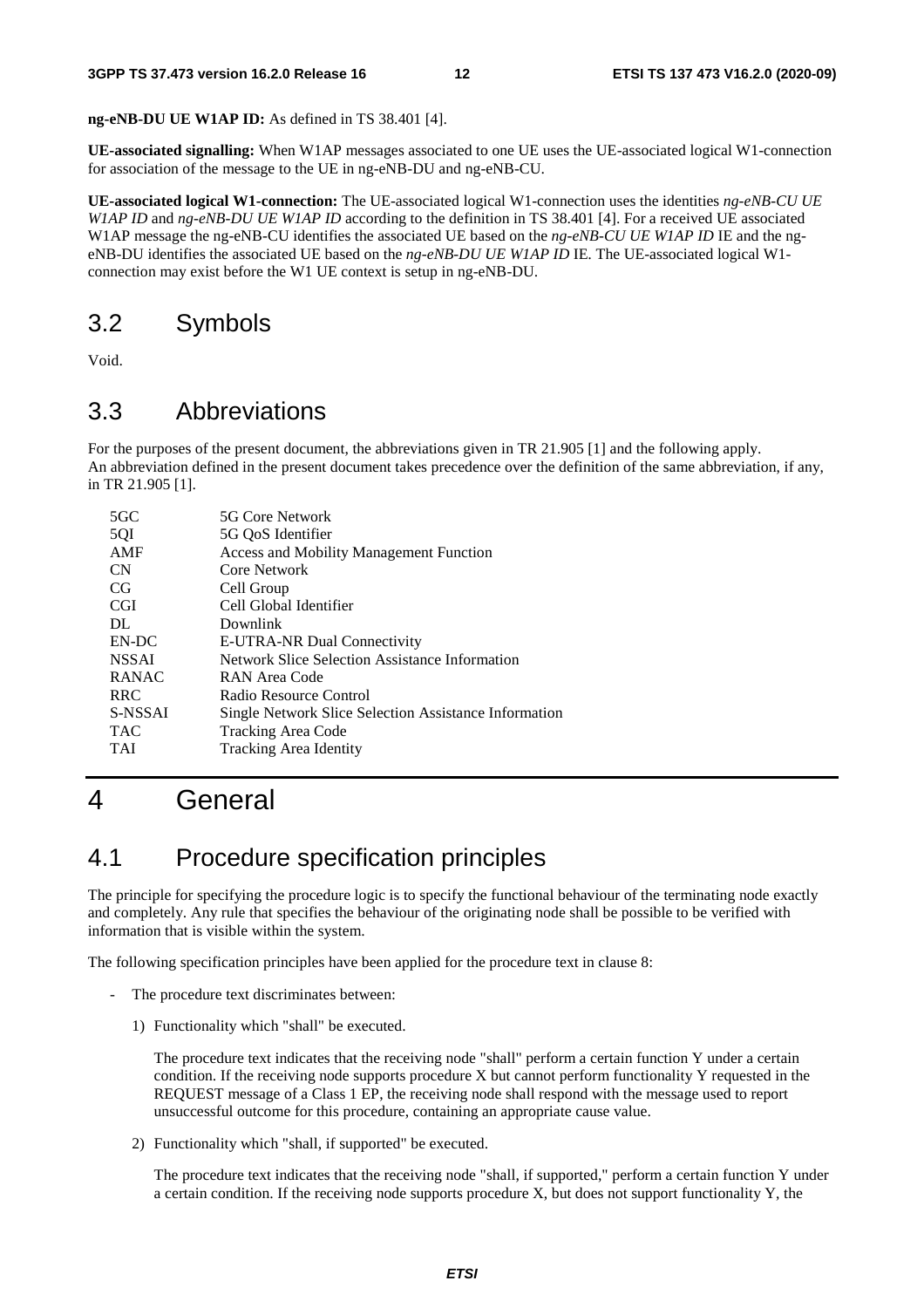**ng-eNB-DU UE W1AP ID:** As defined in TS 38.401 [4].

**UE-associated signalling:** When W1AP messages associated to one UE uses the UE-associated logical W1-connection for association of the message to the UE in ng-eNB-DU and ng-eNB-CU.

**UE-associated logical W1-connection:** The UE-associated logical W1-connection uses the identities *ng-eNB-CU UE W1AP ID* and *ng-eNB-DU UE W1AP ID* according to the definition in TS 38.401 [4]. For a received UE associated W1AP message the ng-eNB-CU identifies the associated UE based on the *ng-eNB-CU UE W1AP ID* IE and the ng-eNB-DU identifies the associated UE based on the *ng-eNB-DU UE W1AP ID* IE. The UE-associated logical W1-connection may exist before the W1 UE context is setup in ng-eNB-DU.

## 3.2 Symbols

Void.

## 3.3 Abbreviations

For the purposes of the present document, the abbreviations given in TR 21.905 [1] and the following apply. An abbreviation defined in the present document takes precedence over the definition of the same abbreviation, if any, in TR 21.905 [1].

| | |
|---|---|
| 5GC | 5G Core Network |
| 5QI | 5G QoS Identifier |
| AMF | Access and Mobility Management Function |
| CN | Core Network |
| CG | Cell Group |
| CGI | Cell Global Identifier |
| DL | Downlink |
| EN-DC | E-UTRA-NR Dual Connectivity |
| NSSAI | Network Slice Selection Assistance Information |
| RANAC | RAN Area Code |
| RRC | Radio Resource Control |
| S-NSSAI | Single Network Slice Selection Assistance Information |
| TAC | Tracking Area Code |
| TAI | Tracking Area Identity |

# 4 General

## 4.1 Procedure specification principles

The principle for specifying the procedure logic is to specify the functional behaviour of the terminating node exactly and completely. Any rule that specifies the behaviour of the originating node shall be possible to be verified with information that is visible within the system.

The following specification principles have been applied for the procedure text in clause 8:

- The procedure text discriminates between:

  1) Functionality which "shall" be executed.

     The procedure text indicates that the receiving node "shall" perform a certain function Y under a certain condition. If the receiving node supports procedure X but cannot perform functionality Y requested in the REQUEST message of a Class 1 EP, the receiving node shall respond with the message used to report unsuccessful outcome for this procedure, containing an appropriate cause value.

  2) Functionality which "shall, if supported" be executed.

     The procedure text indicates that the receiving node "shall, if supported," perform a certain function Y under a certain condition. If the receiving node supports procedure X, but does not support functionality Y, the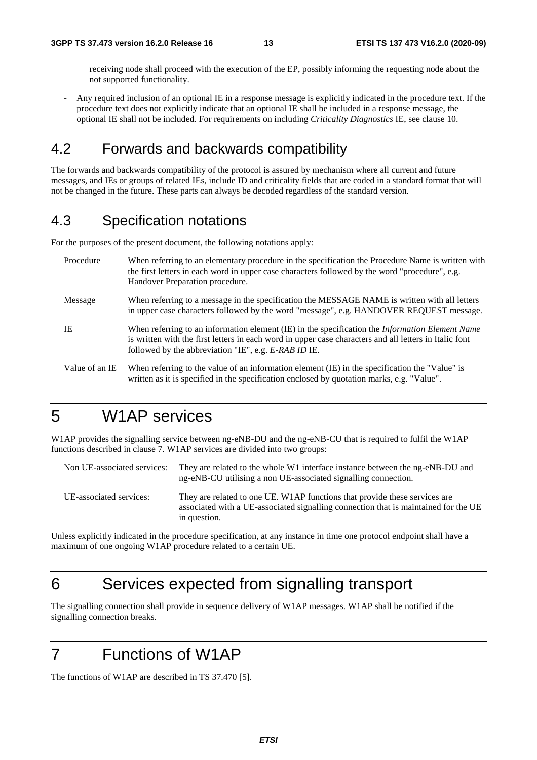receiving node shall proceed with the execution of the EP, possibly informing the requesting node about the not supported functionality.

- Any required inclusion of an optional IE in a response message is explicitly indicated in the procedure text. If the procedure text does not explicitly indicate that an optional IE shall be included in a response message, the optional IE shall not be included. For requirements on including *Criticality Diagnostics* IE, see clause 10.

## 4.2 Forwards and backwards compatibility

The forwards and backwards compatibility of the protocol is assured by mechanism where all current and future messages, and IEs or groups of related IEs, include ID and criticality fields that are coded in a standard format that will not be changed in the future. These parts can always be decoded regardless of the standard version.

## 4.3 Specification notations

For the purposes of the present document, the following notations apply:

Procedure When referring to an elementary procedure in the specification the Procedure Name is written with the first letters in each word in upper case characters followed by the word "procedure", e.g. Handover Preparation procedure.

Message When referring to a message in the specification the MESSAGE NAME is written with all letters in upper case characters followed by the word "message", e.g. HANDOVER REQUEST message.

IE When referring to an information element (IE) in the specification the *Information Element Name* is written with the first letters in each word in upper case characters and all letters in Italic font followed by the abbreviation "IE", e.g. *E-RAB ID* IE.

Value of an IE When referring to the value of an information element (IE) in the specification the "Value" is written as it is specified in the specification enclosed by quotation marks, e.g. "Value".

# 5 W1AP services

W1AP provides the signalling service between ng-eNB-DU and the ng-eNB-CU that is required to fulfil the W1AP functions described in clause 7. W1AP services are divided into two groups:

Non UE-associated services: They are related to the whole W1 interface instance between the ng-eNB-DU and ng-eNB-CU utilising a non UE-associated signalling connection.

UE-associated services: They are related to one UE. W1AP functions that provide these services are associated with a UE-associated signalling connection that is maintained for the UE in question.

Unless explicitly indicated in the procedure specification, at any instance in time one protocol endpoint shall have a maximum of one ongoing W1AP procedure related to a certain UE.

# 6 Services expected from signalling transport

The signalling connection shall provide in sequence delivery of W1AP messages. W1AP shall be notified if the signalling connection breaks.

# 7 Functions of W1AP

The functions of W1AP are described in TS 37.470 [5].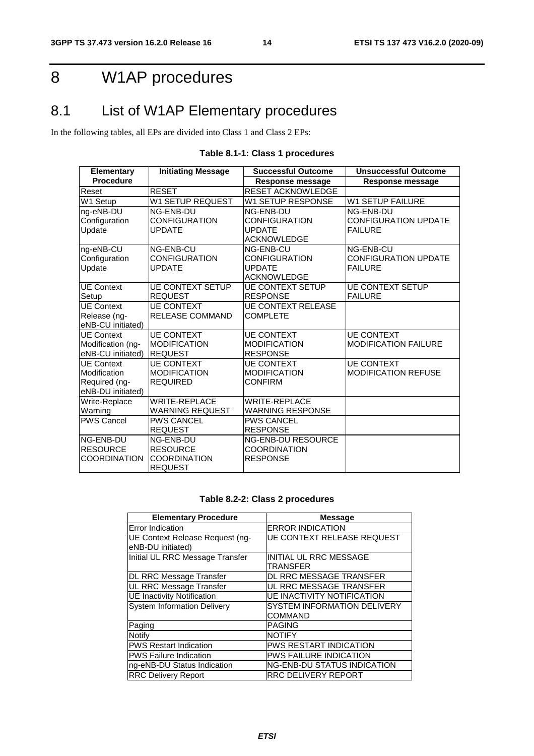# 8 W1AP procedures

## 8.1 List of W1AP Elementary procedures

In the following tables, all EPs are divided into Class 1 and Class 2 EPs:

**Table 8.1-1: Class 1 procedures**

| Elementary Procedure | Initiating Message | Successful Outcome | Unsuccessful Outcome |
|---|---|---|---|
| | | Response message | Response message |
| Reset | RESET | RESET ACKNOWLEDGE | |
| W1 Setup | W1 SETUP REQUEST | W1 SETUP RESPONSE | W1 SETUP FAILURE |
| ng-eNB-DU Configuration Update | NG-ENB-DU CONFIGURATION UPDATE | NG-ENB-DU CONFIGURATION UPDATE ACKNOWLEDGE | NG-ENB-DU CONFIGURATION UPDATE FAILURE |
| ng-eNB-CU Configuration Update | NG-ENB-CU CONFIGURATION UPDATE | NG-ENB-CU CONFIGURATION UPDATE ACKNOWLEDGE | NG-ENB-CU CONFIGURATION UPDATE FAILURE |
| UE Context Setup | UE CONTEXT SETUP REQUEST | UE CONTEXT SETUP RESPONSE | UE CONTEXT SETUP FAILURE |
| UE Context Release (ng-eNB-CU initiated) | UE CONTEXT RELEASE COMMAND | UE CONTEXT RELEASE COMPLETE | |
| UE Context Modification (ng-eNB-CU initiated) | UE CONTEXT MODIFICATION REQUEST | UE CONTEXT MODIFICATION RESPONSE | UE CONTEXT MODIFICATION FAILURE |
| UE Context Modification Required (ng-eNB-DU initiated) | UE CONTEXT MODIFICATION REQUIRED | UE CONTEXT MODIFICATION CONFIRM | UE CONTEXT MODIFICATION REFUSE |
| Write-Replace Warning | WRITE-REPLACE WARNING REQUEST | WRITE-REPLACE WARNING RESPONSE | |
| PWS Cancel | PWS CANCEL REQUEST | PWS CANCEL RESPONSE | |
| NG-ENB-DU RESOURCE COORDINATION | NG-ENB-DU RESOURCE COORDINATION REQUEST | NG-ENB-DU RESOURCE COORDINATION RESPONSE | |

**Table 8.2-2: Class 2 procedures**

| Elementary Procedure | Message |
|---|---|
| Error Indication | ERROR INDICATION |
| UE Context Release Request (ng-eNB-DU initiated) | UE CONTEXT RELEASE REQUEST |
| Initial UL RRC Message Transfer | INITIAL UL RRC MESSAGE TRANSFER |
| DL RRC Message Transfer | DL RRC MESSAGE TRANSFER |
| UL RRC Message Transfer | UL RRC MESSAGE TRANSFER |
| UE Inactivity Notification | UE INACTIVITY NOTIFICATION |
| System Information Delivery | SYSTEM INFORMATION DELIVERY COMMAND |
| Paging | PAGING |
| Notify | NOTIFY |
| PWS Restart Indication | PWS RESTART INDICATION |
| PWS Failure Indication | PWS FAILURE INDICATION |
| ng-eNB-DU Status Indication | NG-ENB-DU STATUS INDICATION |
| RRC Delivery Report | RRC DELIVERY REPORT |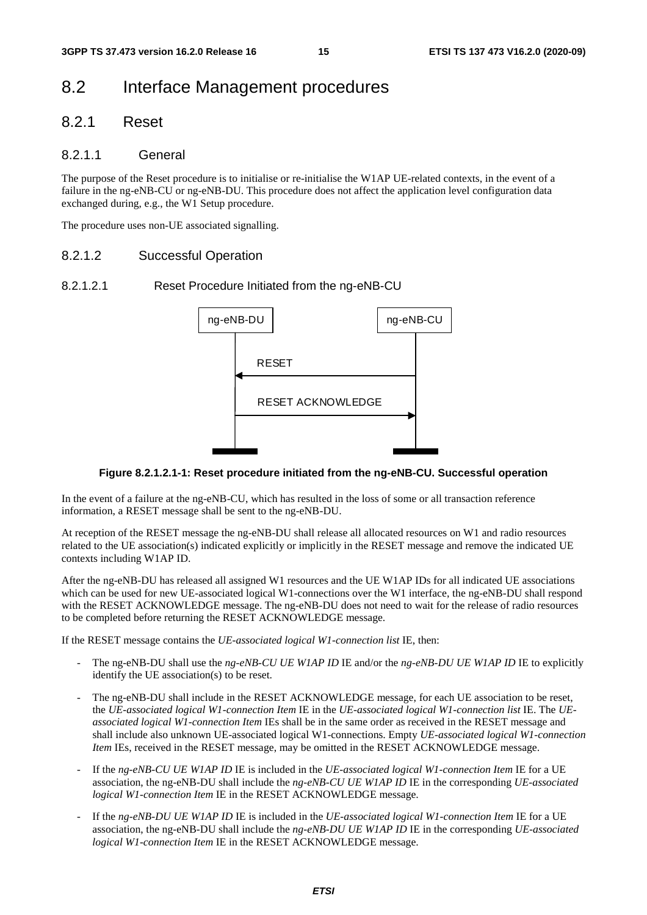# 8.2 Interface Management procedures

## 8.2.1 Reset

### 8.2.1.1 General

The purpose of the Reset procedure is to initialise or re-initialise the W1AP UE-related contexts, in the event of a failure in the ng-eNB-CU or ng-eNB-DU. This procedure does not affect the application level configuration data exchanged during, e.g., the W1 Setup procedure.

The procedure uses non-UE associated signalling.

### 8.2.1.2 Successful Operation

#### 8.2.1.2.1 Reset Procedure Initiated from the ng-eNB-CU

ng-eNB-DU | ng-eNB-CU

RESET

RESET ACKNOWLEDGE

**Figure 8.2.1.2.1-1: Reset procedure initiated from the ng-eNB-CU. Successful operation**

In the event of a failure at the ng-eNB-CU, which has resulted in the loss of some or all transaction reference information, a RESET message shall be sent to the ng-eNB-DU.

At reception of the RESET message the ng-eNB-DU shall release all allocated resources on W1 and radio resources related to the UE association(s) indicated explicitly or implicitly in the RESET message and remove the indicated UE contexts including W1AP ID.

After the ng-eNB-DU has released all assigned W1 resources and the UE W1AP IDs for all indicated UE associations which can be used for new UE-associated logical W1-connections over the W1 interface, the ng-eNB-DU shall respond with the RESET ACKNOWLEDGE message. The ng-eNB-DU does not need to wait for the release of radio resources to be completed before returning the RESET ACKNOWLEDGE message.

If the RESET message contains the *UE-associated logical W1-connection list* IE, then:

- The ng-eNB-DU shall use the *ng-eNB-CU UE W1AP ID* IE and/or the *ng-eNB-DU UE W1AP ID* IE to explicitly identify the UE association(s) to be reset.
- The ng-eNB-DU shall include in the RESET ACKNOWLEDGE message, for each UE association to be reset, the *UE-associated logical W1-connection Item* IE in the *UE-associated logical W1-connection list* IE. The *UE-associated logical W1-connection Item* IEs shall be in the same order as received in the RESET message and shall include also unknown UE-associated logical W1-connections. Empty *UE-associated logical W1-connection Item* IEs, received in the RESET message, may be omitted in the RESET ACKNOWLEDGE message.
- If the *ng-eNB-CU UE W1AP ID* IE is included in the *UE-associated logical W1-connection Item* IE for a UE association, the ng-eNB-DU shall include the *ng-eNB-CU UE W1AP ID* IE in the corresponding *UE-associated logical W1-connection Item* IE in the RESET ACKNOWLEDGE message.
- If the *ng-eNB-DU UE W1AP ID* IE is included in the *UE-associated logical W1-connection Item* IE for a UE association, the ng-eNB-DU shall include the *ng-eNB-DU UE W1AP ID* IE in the corresponding *UE-associated logical W1-connection Item* IE in the RESET ACKNOWLEDGE message.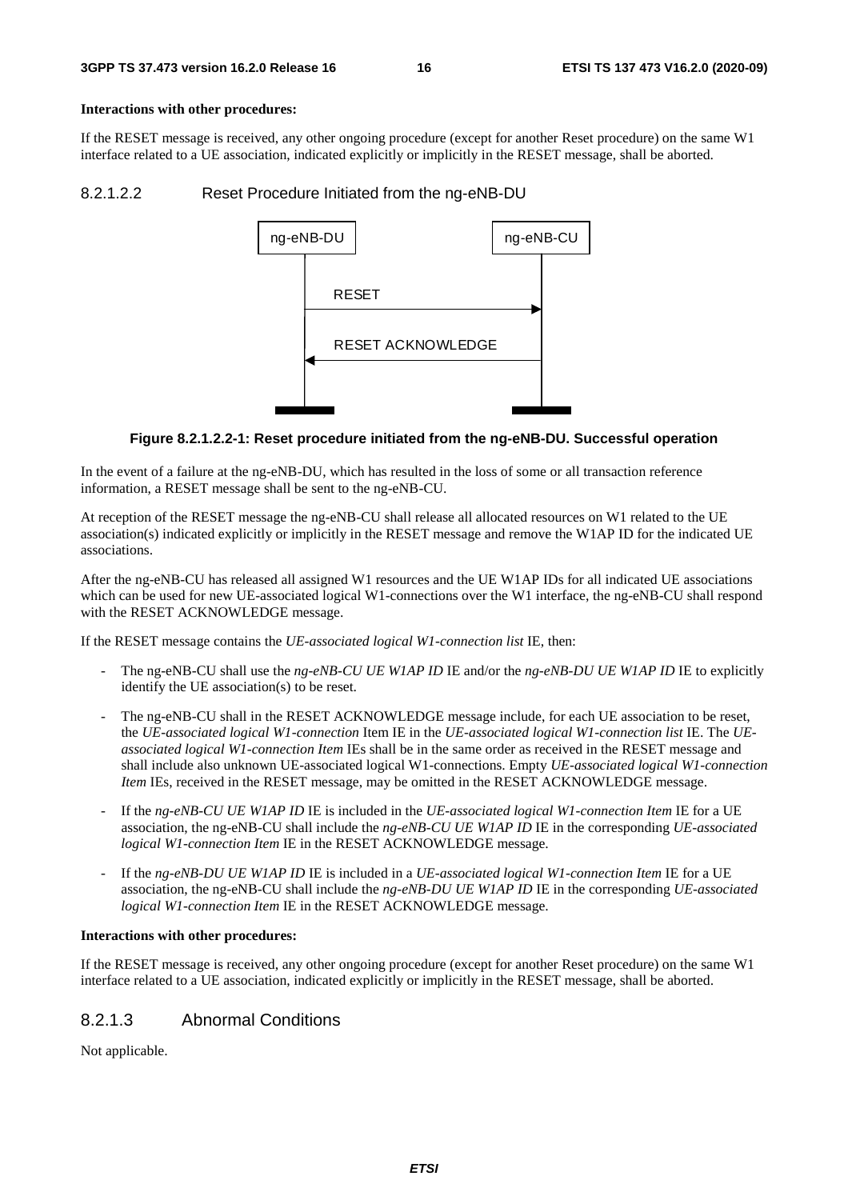**Interactions with other procedures:**

If the RESET message is received, any other ongoing procedure (except for another Reset procedure) on the same W1 interface related to a UE association, indicated explicitly or implicitly in the RESET message, shall be aborted.

#### 8.2.1.2.2 Reset Procedure Initiated from the ng-eNB-DU

**Figure 8.2.1.2.2-1: Reset procedure initiated from the ng-eNB-DU. Successful operation**

In the event of a failure at the ng-eNB-DU, which has resulted in the loss of some or all transaction reference information, a RESET message shall be sent to the ng-eNB-CU.

At reception of the RESET message the ng-eNB-CU shall release all allocated resources on W1 related to the UE association(s) indicated explicitly or implicitly in the RESET message and remove the W1AP ID for the indicated UE associations.

After the ng-eNB-CU has released all assigned W1 resources and the UE W1AP IDs for all indicated UE associations which can be used for new UE-associated logical W1-connections over the W1 interface, the ng-eNB-CU shall respond with the RESET ACKNOWLEDGE message.

If the RESET message contains the *UE-associated logical W1-connection list* IE, then:

- The ng-eNB-CU shall use the *ng-eNB-CU UE W1AP ID* IE and/or the *ng-eNB-DU UE W1AP ID* IE to explicitly identify the UE association(s) to be reset.
- The ng-eNB-CU shall in the RESET ACKNOWLEDGE message include, for each UE association to be reset, the *UE-associated logical W1-connection* Item IE in the *UE-associated logical W1-connection list* IE. The *UE-associated logical W1-connection Item* IEs shall be in the same order as received in the RESET message and shall include also unknown UE-associated logical W1-connections. Empty *UE-associated logical W1-connection Item* IEs, received in the RESET message, may be omitted in the RESET ACKNOWLEDGE message.
- If the *ng-eNB-CU UE W1AP ID* IE is included in the *UE-associated logical W1-connection Item* IE for a UE association, the ng-eNB-CU shall include the *ng-eNB-CU UE W1AP ID* IE in the corresponding *UE-associated logical W1-connection Item* IE in the RESET ACKNOWLEDGE message.
- If the *ng-eNB-DU UE W1AP ID* IE is included in a *UE-associated logical W1-connection Item* IE for a UE association, the ng-eNB-CU shall include the *ng-eNB-DU UE W1AP ID* IE in the corresponding *UE-associated logical W1-connection Item* IE in the RESET ACKNOWLEDGE message.

**Interactions with other procedures:**

If the RESET message is received, any other ongoing procedure (except for another Reset procedure) on the same W1 interface related to a UE association, indicated explicitly or implicitly in the RESET message, shall be aborted.

### 8.2.1.3 Abnormal Conditions

Not applicable.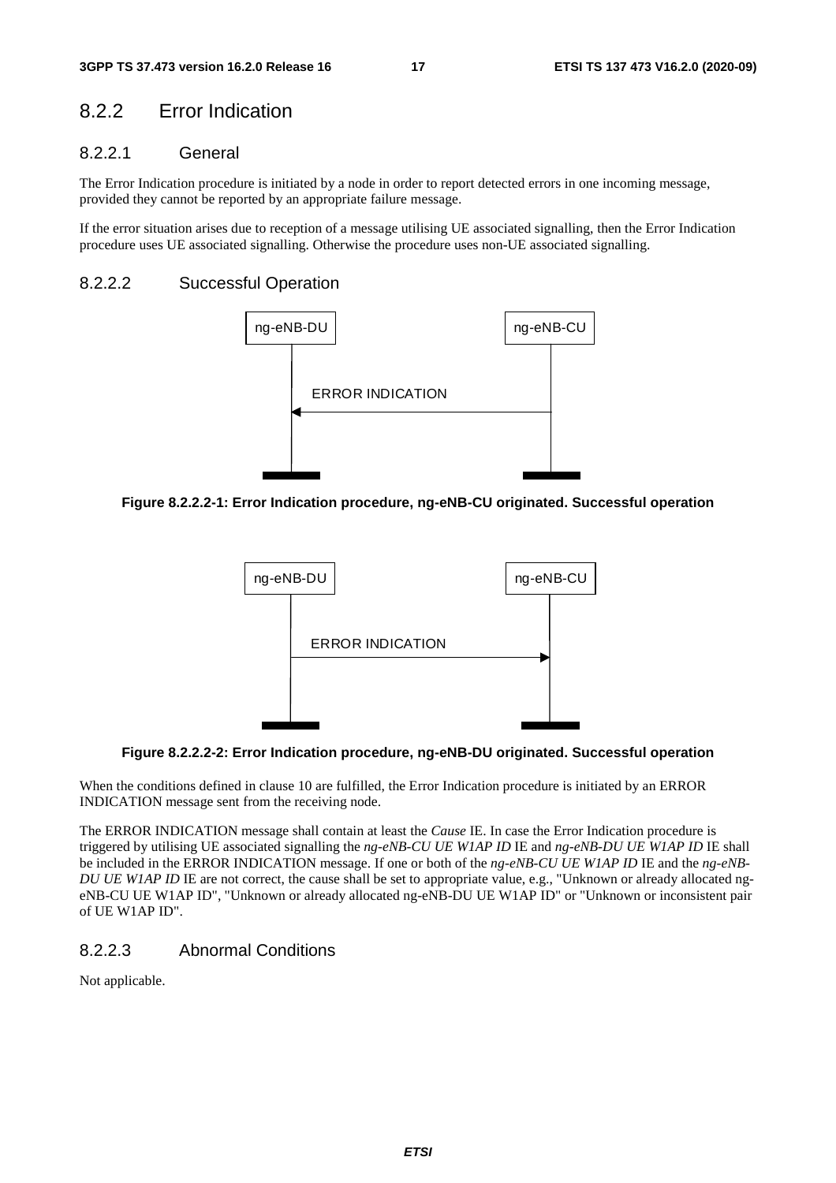## 8.2.2 Error Indication

### 8.2.2.1 General

The Error Indication procedure is initiated by a node in order to report detected errors in one incoming message, provided they cannot be reported by an appropriate failure message.

If the error situation arises due to reception of a message utilising UE associated signalling, then the Error Indication procedure uses UE associated signalling. Otherwise the procedure uses non-UE associated signalling.

### 8.2.2.2 Successful Operation

ng-eNB-DU | ng-eNB-CU

ERROR INDICATION

**Figure 8.2.2.2-1: Error Indication procedure, ng-eNB-CU originated. Successful operation**

ng-eNB-DU | ng-eNB-CU

ERROR INDICATION

**Figure 8.2.2.2-2: Error Indication procedure, ng-eNB-DU originated. Successful operation**

When the conditions defined in clause 10 are fulfilled, the Error Indication procedure is initiated by an ERROR INDICATION message sent from the receiving node.

The ERROR INDICATION message shall contain at least the *Cause* IE. In case the Error Indication procedure is triggered by utilising UE associated signalling the *ng-eNB-CU UE W1AP ID* IE and *ng-eNB-DU UE W1AP ID* IE shall be included in the ERROR INDICATION message. If one or both of the *ng-eNB-CU UE W1AP ID* IE and the *ng-eNB-DU UE W1AP ID* IE are not correct, the cause shall be set to appropriate value, e.g., "Unknown or already allocated ng-eNB-CU UE W1AP ID", "Unknown or already allocated ng-eNB-DU UE W1AP ID" or "Unknown or inconsistent pair of UE W1AP ID".

### 8.2.2.3 Abnormal Conditions

Not applicable.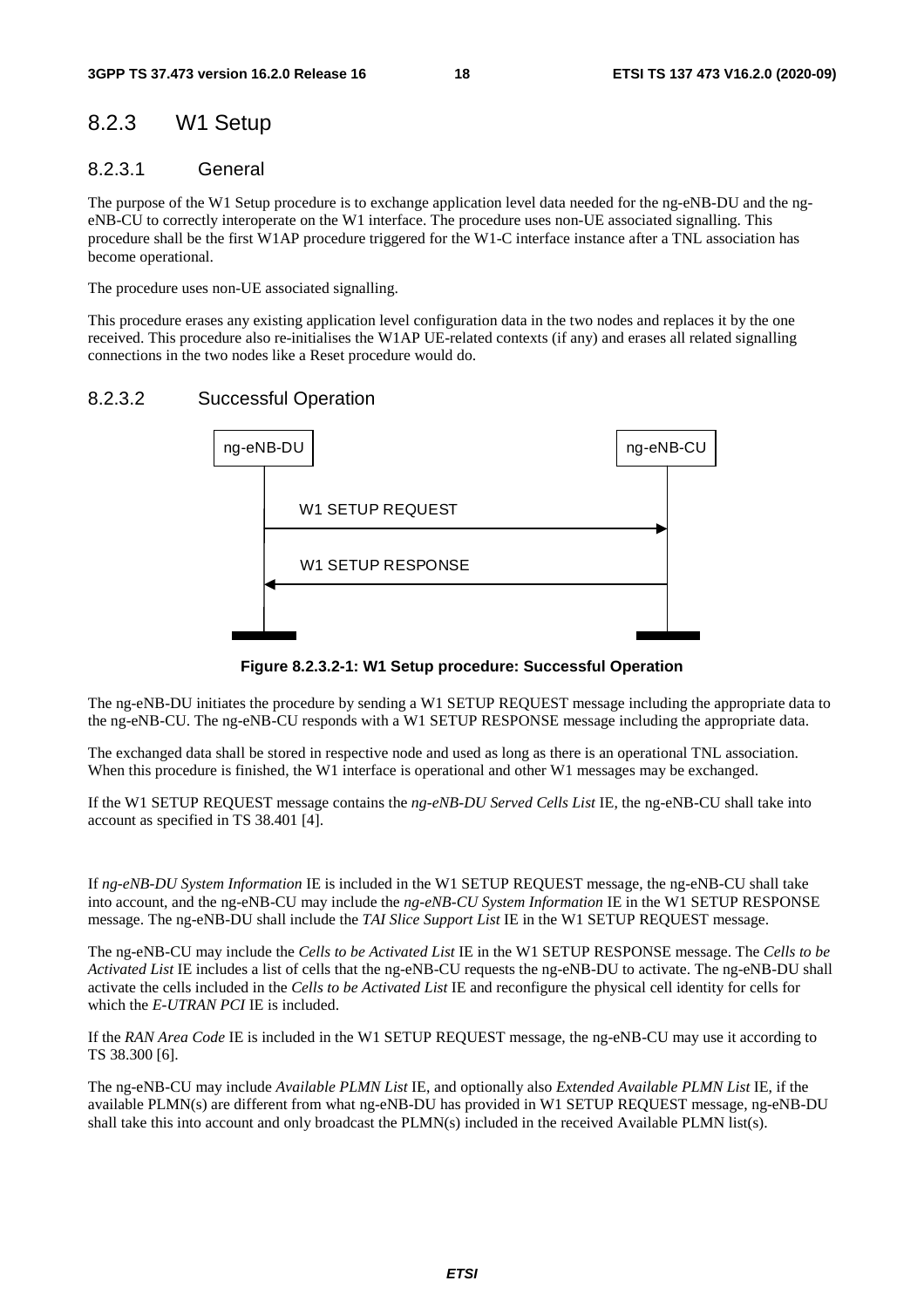### 8.2.3 W1 Setup

#### 8.2.3.1 General

The purpose of the W1 Setup procedure is to exchange application level data needed for the ng-eNB-DU and the ng-eNB-CU to correctly interoperate on the W1 interface. The procedure uses non-UE associated signalling. This procedure shall be the first W1AP procedure triggered for the W1-C interface instance after a TNL association has become operational.

The procedure uses non-UE associated signalling.

This procedure erases any existing application level configuration data in the two nodes and replaces it by the one received. This procedure also re-initialises the W1AP UE-related contexts (if any) and erases all related signalling connections in the two nodes like a Reset procedure would do.

#### 8.2.3.2 Successful Operation

ng-eNB-DU → ng-eNB-CU: W1 SETUP REQUEST

ng-eNB-CU → ng-eNB-DU: W1 SETUP RESPONSE

**Figure 8.2.3.2-1: W1 Setup procedure: Successful Operation**

The ng-eNB-DU initiates the procedure by sending a W1 SETUP REQUEST message including the appropriate data to the ng-eNB-CU. The ng-eNB-CU responds with a W1 SETUP RESPONSE message including the appropriate data.

The exchanged data shall be stored in respective node and used as long as there is an operational TNL association. When this procedure is finished, the W1 interface is operational and other W1 messages may be exchanged.

If the W1 SETUP REQUEST message contains the *ng-eNB-DU Served Cells List* IE, the ng-eNB-CU shall take into account as specified in TS 38.401 [4].

If *ng-eNB-DU System Information* IE is included in the W1 SETUP REQUEST message, the ng-eNB-CU shall take into account, and the ng-eNB-CU may include the *ng-eNB-CU System Information* IE in the W1 SETUP RESPONSE message. The ng-eNB-DU shall include the *TAI Slice Support List* IE in the W1 SETUP REQUEST message.

The ng-eNB-CU may include the *Cells to be Activated List* IE in the W1 SETUP RESPONSE message. The *Cells to be Activated List* IE includes a list of cells that the ng-eNB-CU requests the ng-eNB-DU to activate. The ng-eNB-DU shall activate the cells included in the *Cells to be Activated List* IE and reconfigure the physical cell identity for cells for which the *E-UTRAN PCI* IE is included.

If the *RAN Area Code* IE is included in the W1 SETUP REQUEST message, the ng-eNB-CU may use it according to TS 38.300 [6].

The ng-eNB-CU may include *Available PLMN List* IE, and optionally also *Extended Available PLMN List* IE, if the available PLMN(s) are different from what ng-eNB-DU has provided in W1 SETUP REQUEST message, ng-eNB-DU shall take this into account and only broadcast the PLMN(s) included in the received Available PLMN list(s).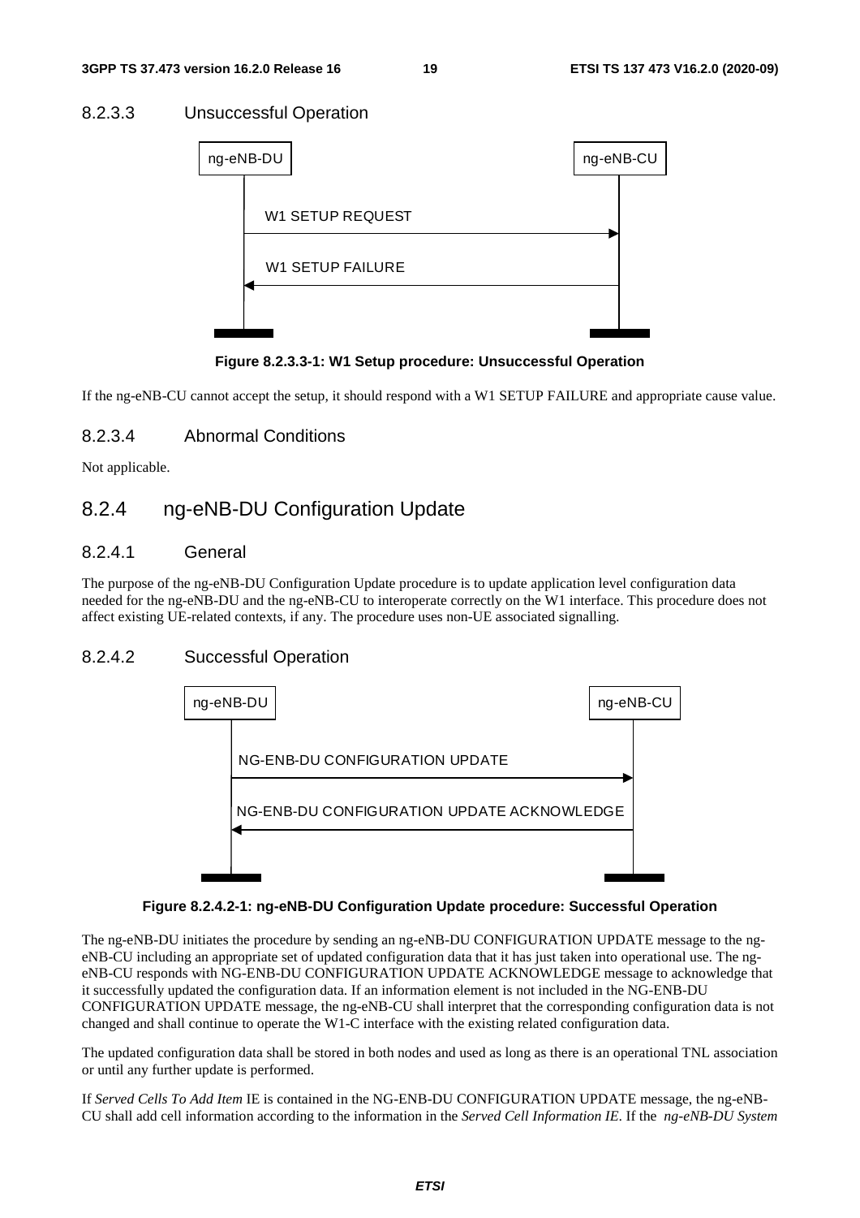#### 8.2.3.3 Unsuccessful Operation

Figure 8.2.3.3-1: W1 Setup procedure: Unsuccessful Operation

If the ng-eNB-CU cannot accept the setup, it should respond with a W1 SETUP FAILURE and appropriate cause value.

#### 8.2.3.4 Abnormal Conditions

Not applicable.

### 8.2.4 ng-eNB-DU Configuration Update

#### 8.2.4.1 General

The purpose of the ng-eNB-DU Configuration Update procedure is to update application level configuration data needed for the ng-eNB-DU and the ng-eNB-CU to interoperate correctly on the W1 interface. This procedure does not affect existing UE-related contexts, if any. The procedure uses non-UE associated signalling.

#### 8.2.4.2 Successful Operation

Figure 8.2.4.2-1: ng-eNB-DU Configuration Update procedure: Successful Operation

The ng-eNB-DU initiates the procedure by sending an ng-eNB-DU CONFIGURATION UPDATE message to the ng-eNB-CU including an appropriate set of updated configuration data that it has just taken into operational use. The ng-eNB-CU responds with NG-ENB-DU CONFIGURATION UPDATE ACKNOWLEDGE message to acknowledge that it successfully updated the configuration data. If an information element is not included in the NG-ENB-DU CONFIGURATION UPDATE message, the ng-eNB-CU shall interpret that the corresponding configuration data is not changed and shall continue to operate the W1-C interface with the existing related configuration data.

The updated configuration data shall be stored in both nodes and used as long as there is an operational TNL association or until any further update is performed.

If *Served Cells To Add Item* IE is contained in the NG-ENB-DU CONFIGURATION UPDATE message, the ng-eNB-CU shall add cell information according to the information in the *Served Cell Information IE*. If the *ng-eNB-DU System*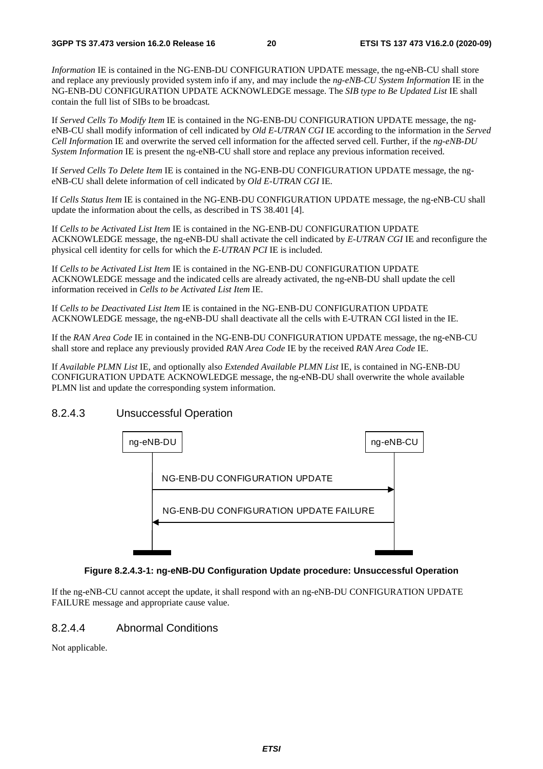*Information* IE is contained in the NG-ENB-DU CONFIGURATION UPDATE message, the ng-eNB-CU shall store and replace any previously provided system info if any, and may include the *ng-eNB-CU System Information* IE in the NG-ENB-DU CONFIGURATION UPDATE ACKNOWLEDGE message. The *SIB type to Be Updated List* IE shall contain the full list of SIBs to be broadcast.

If *Served Cells To Modify Item* IE is contained in the NG-ENB-DU CONFIGURATION UPDATE message, the ng-eNB-CU shall modify information of cell indicated by *Old E-UTRAN CGI* IE according to the information in the *Served Cell Information* IE and overwrite the served cell information for the affected served cell. Further, if the *ng-eNB-DU System Information* IE is present the ng-eNB-CU shall store and replace any previous information received.

If *Served Cells To Delete Item* IE is contained in the NG-ENB-DU CONFIGURATION UPDATE message, the ng-eNB-CU shall delete information of cell indicated by *Old E-UTRAN CGI* IE.

If *Cells Status Item* IE is contained in the NG-ENB-DU CONFIGURATION UPDATE message, the ng-eNB-CU shall update the information about the cells, as described in TS 38.401 [4].

If *Cells to be Activated List Item* IE is contained in the NG-ENB-DU CONFIGURATION UPDATE ACKNOWLEDGE message, the ng-eNB-DU shall activate the cell indicated by *E-UTRAN CGI* IE and reconfigure the physical cell identity for cells for which the *E-UTRAN PCI* IE is included.

If *Cells to be Activated List Item* IE is contained in the NG-ENB-DU CONFIGURATION UPDATE ACKNOWLEDGE message and the indicated cells are already activated, the ng-eNB-DU shall update the cell information received in *Cells to be Activated List Item* IE.

If *Cells to be Deactivated List Item* IE is contained in the NG-ENB-DU CONFIGURATION UPDATE ACKNOWLEDGE message, the ng-eNB-DU shall deactivate all the cells with E-UTRAN CGI listed in the IE.

If the *RAN Area Code* IE in contained in the NG-ENB-DU CONFIGURATION UPDATE message, the ng-eNB-CU shall store and replace any previously provided *RAN Area Code* IE by the received *RAN Area Code* IE.

If *Available PLMN List* IE, and optionally also *Extended Available PLMN List* IE, is contained in NG-ENB-DU CONFIGURATION UPDATE ACKNOWLEDGE message, the ng-eNB-DU shall overwrite the whole available PLMN list and update the corresponding system information.

#### 8.2.4.3 Unsuccessful Operation

ng-eNB-DU → ng-eNB-CU: NG-ENB-DU CONFIGURATION UPDATE

ng-eNB-CU → ng-eNB-DU: NG-ENB-DU CONFIGURATION UPDATE FAILURE

**Figure 8.2.4.3-1: ng-eNB-DU Configuration Update procedure: Unsuccessful Operation**

If the ng-eNB-CU cannot accept the update, it shall respond with an ng-eNB-DU CONFIGURATION UPDATE FAILURE message and appropriate cause value.

#### 8.2.4.4 Abnormal Conditions

Not applicable.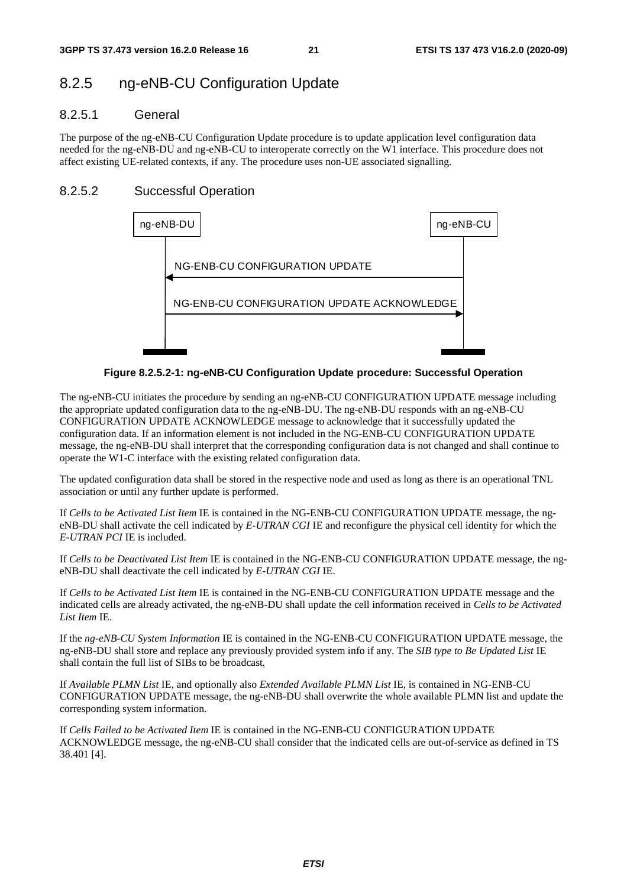## 8.2.5 ng-eNB-CU Configuration Update

### 8.2.5.1 General

The purpose of the ng-eNB-CU Configuration Update procedure is to update application level configuration data needed for the ng-eNB-DU and ng-eNB-CU to interoperate correctly on the W1 interface. This procedure does not affect existing UE-related contexts, if any. The procedure uses non-UE associated signalling.

### 8.2.5.2 Successful Operation

**Figure 8.2.5.2-1: ng-eNB-CU Configuration Update procedure: Successful Operation**

The ng-eNB-CU initiates the procedure by sending an ng-eNB-CU CONFIGURATION UPDATE message including the appropriate updated configuration data to the ng-eNB-DU. The ng-eNB-DU responds with an ng-eNB-CU CONFIGURATION UPDATE ACKNOWLEDGE message to acknowledge that it successfully updated the configuration data. If an information element is not included in the NG-ENB-CU CONFIGURATION UPDATE message, the ng-eNB-DU shall interpret that the corresponding configuration data is not changed and shall continue to operate the W1-C interface with the existing related configuration data.

The updated configuration data shall be stored in the respective node and used as long as there is an operational TNL association or until any further update is performed.

If *Cells to be Activated List Item* IE is contained in the NG-ENB-CU CONFIGURATION UPDATE message, the ng-eNB-DU shall activate the cell indicated by *E-UTRAN CGI* IE and reconfigure the physical cell identity for which the *E-UTRAN PCI* IE is included.

If *Cells to be Deactivated List Item* IE is contained in the NG-ENB-CU CONFIGURATION UPDATE message, the ng-eNB-DU shall deactivate the cell indicated by *E-UTRAN CGI* IE.

If *Cells to be Activated List Item* IE is contained in the NG-ENB-CU CONFIGURATION UPDATE message and the indicated cells are already activated, the ng-eNB-DU shall update the cell information received in *Cells to be Activated List Item* IE.

If the *ng-eNB-CU System Information* IE is contained in the NG-ENB-CU CONFIGURATION UPDATE message, the ng-eNB-DU shall store and replace any previously provided system info if any. The *SIB type to Be Updated List* IE shall contain the full list of SIBs to be broadcast.

If *Available PLMN List* IE, and optionally also *Extended Available PLMN List* IE, is contained in NG-ENB-CU CONFIGURATION UPDATE message, the ng-eNB-DU shall overwrite the whole available PLMN list and update the corresponding system information.

If *Cells Failed to be Activated Item* IE is contained in the NG-ENB-CU CONFIGURATION UPDATE ACKNOWLEDGE message, the ng-eNB-CU shall consider that the indicated cells are out-of-service as defined in TS 38.401 [4].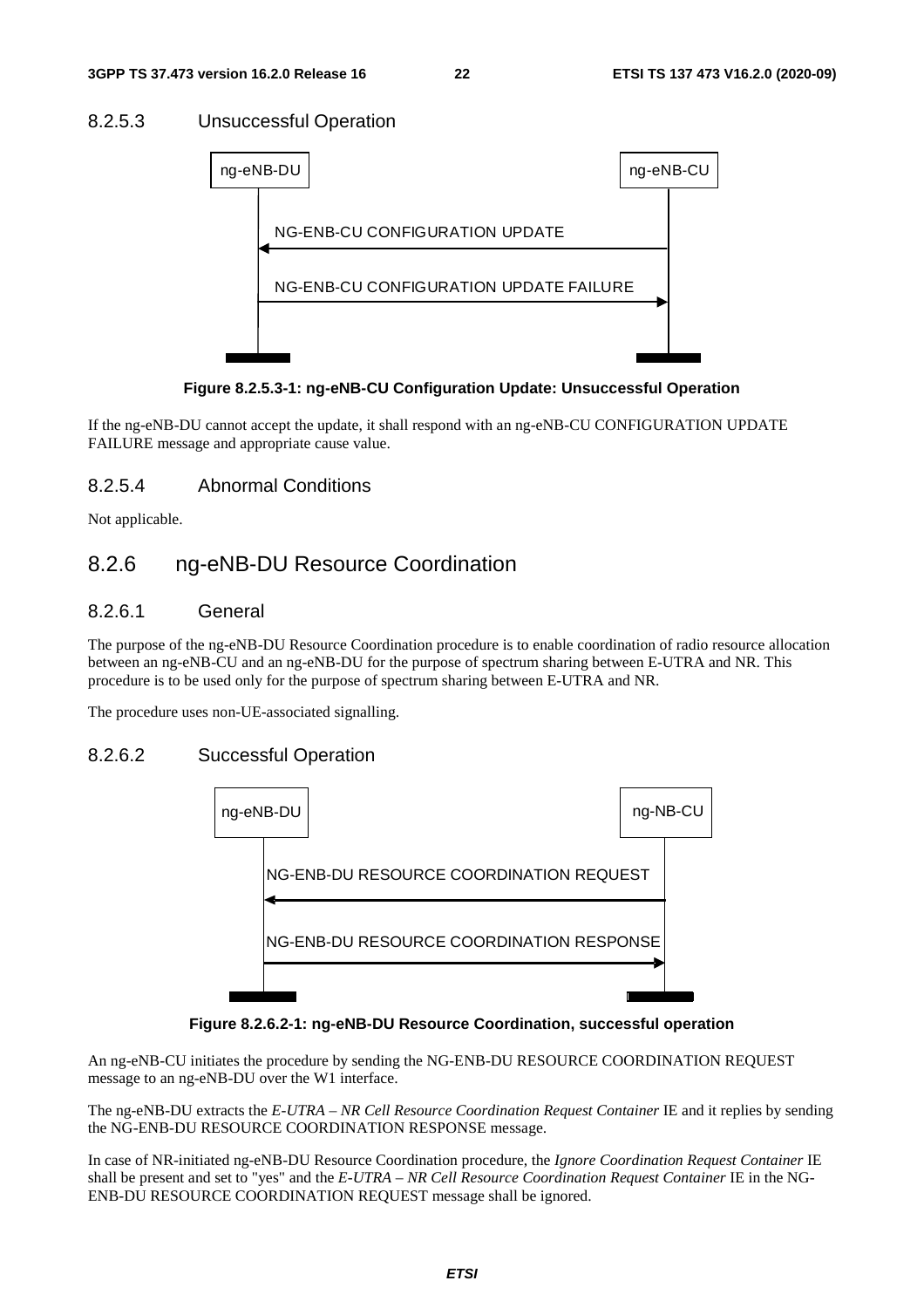#### 8.2.5.3 Unsuccessful Operation

ng-eNB-DU ng-eNB-CU

NG-ENB-CU CONFIGURATION UPDATE

NG-ENB-CU CONFIGURATION UPDATE FAILURE

**Figure 8.2.5.3-1: ng-eNB-CU Configuration Update: Unsuccessful Operation**

If the ng-eNB-DU cannot accept the update, it shall respond with an ng-eNB-CU CONFIGURATION UPDATE FAILURE message and appropriate cause value.

#### 8.2.5.4 Abnormal Conditions

Not applicable.

### 8.2.6 ng-eNB-DU Resource Coordination

#### 8.2.6.1 General

The purpose of the ng-eNB-DU Resource Coordination procedure is to enable coordination of radio resource allocation between an ng-eNB-CU and an ng-eNB-DU for the purpose of spectrum sharing between E-UTRA and NR. This procedure is to be used only for the purpose of spectrum sharing between E-UTRA and NR.

The procedure uses non-UE-associated signalling.

#### 8.2.6.2 Successful Operation

ng-eNB-DU ng-NB-CU

NG-ENB-DU RESOURCE COORDINATION REQUEST

NG-ENB-DU RESOURCE COORDINATION RESPONSE

**Figure 8.2.6.2-1: ng-eNB-DU Resource Coordination, successful operation**

An ng-eNB-CU initiates the procedure by sending the NG-ENB-DU RESOURCE COORDINATION REQUEST message to an ng-eNB-DU over the W1 interface.

The ng-eNB-DU extracts the *E-UTRA – NR Cell Resource Coordination Request Container* IE and it replies by sending the NG-ENB-DU RESOURCE COORDINATION RESPONSE message.

In case of NR-initiated ng-eNB-DU Resource Coordination procedure, the *Ignore Coordination Request Container* IE shall be present and set to "yes" and the *E-UTRA – NR Cell Resource Coordination Request Container* IE in the NG-ENB-DU RESOURCE COORDINATION REQUEST message shall be ignored.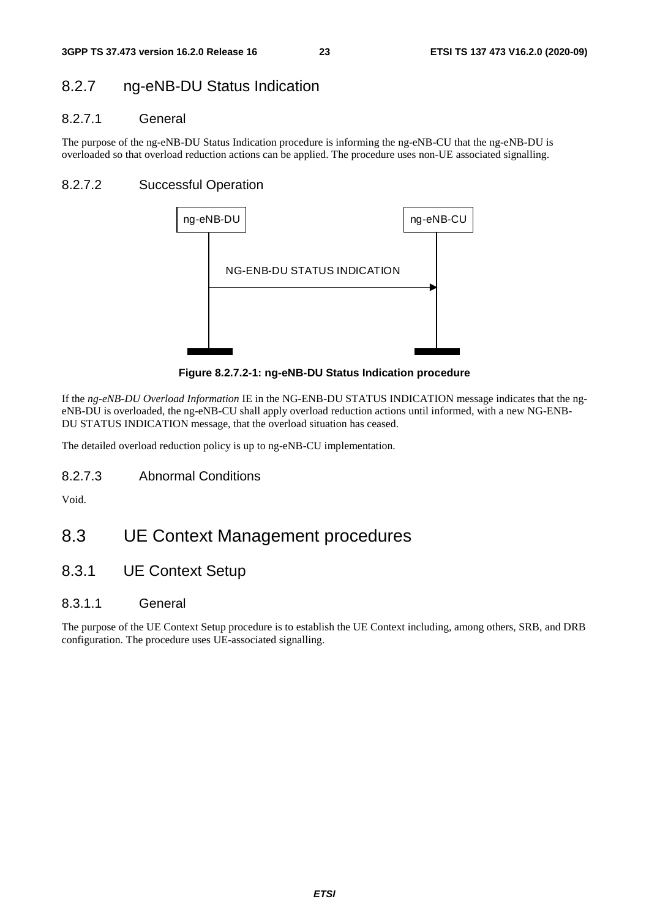### 8.2.7 ng-eNB-DU Status Indication

#### 8.2.7.1 General

The purpose of the ng-eNB-DU Status Indication procedure is informing the ng-eNB-CU that the ng-eNB-DU is overloaded so that overload reduction actions can be applied. The procedure uses non-UE associated signalling.

#### 8.2.7.2 Successful Operation

ng-eNB-DU → ng-eNB-CU: NG-ENB-DU STATUS INDICATION

**Figure 8.2.7.2-1: ng-eNB-DU Status Indication procedure**

If the *ng-eNB-DU Overload Information* IE in the NG-ENB-DU STATUS INDICATION message indicates that the ng-eNB-DU is overloaded, the ng-eNB-CU shall apply overload reduction actions until informed, with a new NG-ENB-DU STATUS INDICATION message, that the overload situation has ceased.

The detailed overload reduction policy is up to ng-eNB-CU implementation.

#### 8.2.7.3 Abnormal Conditions

Void.

## 8.3 UE Context Management procedures

### 8.3.1 UE Context Setup

#### 8.3.1.1 General

The purpose of the UE Context Setup procedure is to establish the UE Context including, among others, SRB, and DRB configuration. The procedure uses UE-associated signalling.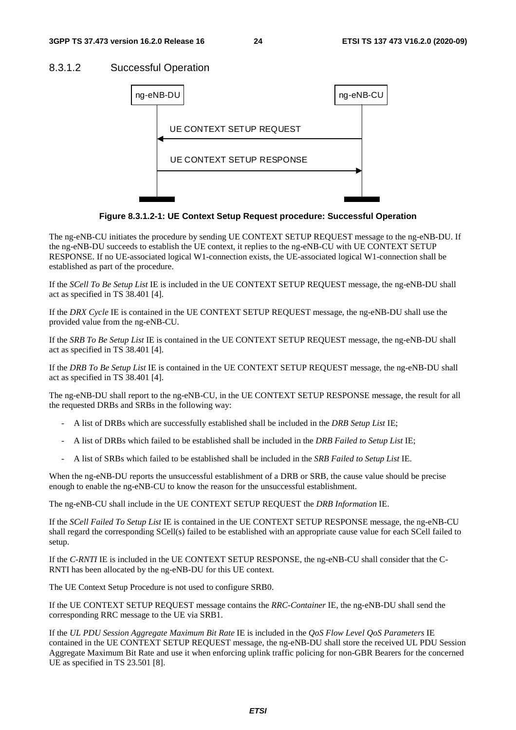#### 8.3.1.2 Successful Operation

Figure 8.3.1.2-1: UE Context Setup Request procedure: Successful Operation

The ng-eNB-CU initiates the procedure by sending UE CONTEXT SETUP REQUEST message to the ng-eNB-DU. If the ng-eNB-DU succeeds to establish the UE context, it replies to the ng-eNB-CU with UE CONTEXT SETUP RESPONSE. If no UE-associated logical W1-connection exists, the UE-associated logical W1-connection shall be established as part of the procedure.

If the *SCell To Be Setup List* IE is included in the UE CONTEXT SETUP REQUEST message, the ng-eNB-DU shall act as specified in TS 38.401 [4].

If the *DRX Cycle* IE is contained in the UE CONTEXT SETUP REQUEST message, the ng-eNB-DU shall use the provided value from the ng-eNB-CU.

If the *SRB To Be Setup List* IE is contained in the UE CONTEXT SETUP REQUEST message, the ng-eNB-DU shall act as specified in TS 38.401 [4].

If the *DRB To Be Setup List* IE is contained in the UE CONTEXT SETUP REQUEST message, the ng-eNB-DU shall act as specified in TS 38.401 [4].

The ng-eNB-DU shall report to the ng-eNB-CU, in the UE CONTEXT SETUP RESPONSE message, the result for all the requested DRBs and SRBs in the following way:

- A list of DRBs which are successfully established shall be included in the *DRB Setup List* IE;
- A list of DRBs which failed to be established shall be included in the *DRB Failed to Setup List* IE;
- A list of SRBs which failed to be established shall be included in the *SRB Failed to Setup List* IE.

When the ng-eNB-DU reports the unsuccessful establishment of a DRB or SRB, the cause value should be precise enough to enable the ng-eNB-CU to know the reason for the unsuccessful establishment.

The ng-eNB-CU shall include in the UE CONTEXT SETUP REQUEST the *DRB Information* IE.

If the *SCell Failed To Setup List* IE is contained in the UE CONTEXT SETUP RESPONSE message, the ng-eNB-CU shall regard the corresponding SCell(s) failed to be established with an appropriate cause value for each SCell failed to setup.

If the *C-RNTI* IE is included in the UE CONTEXT SETUP RESPONSE, the ng-eNB-CU shall consider that the C-RNTI has been allocated by the ng-eNB-DU for this UE context.

The UE Context Setup Procedure is not used to configure SRB0.

If the UE CONTEXT SETUP REQUEST message contains the *RRC-Container* IE, the ng-eNB-DU shall send the corresponding RRC message to the UE via SRB1.

If the *UL PDU Session Aggregate Maximum Bit Rate* IE is included in the *QoS Flow Level QoS Parameters* IE contained in the UE CONTEXT SETUP REQUEST message, the ng-eNB-DU shall store the received UL PDU Session Aggregate Maximum Bit Rate and use it when enforcing uplink traffic policing for non-GBR Bearers for the concerned UE as specified in TS 23.501 [8].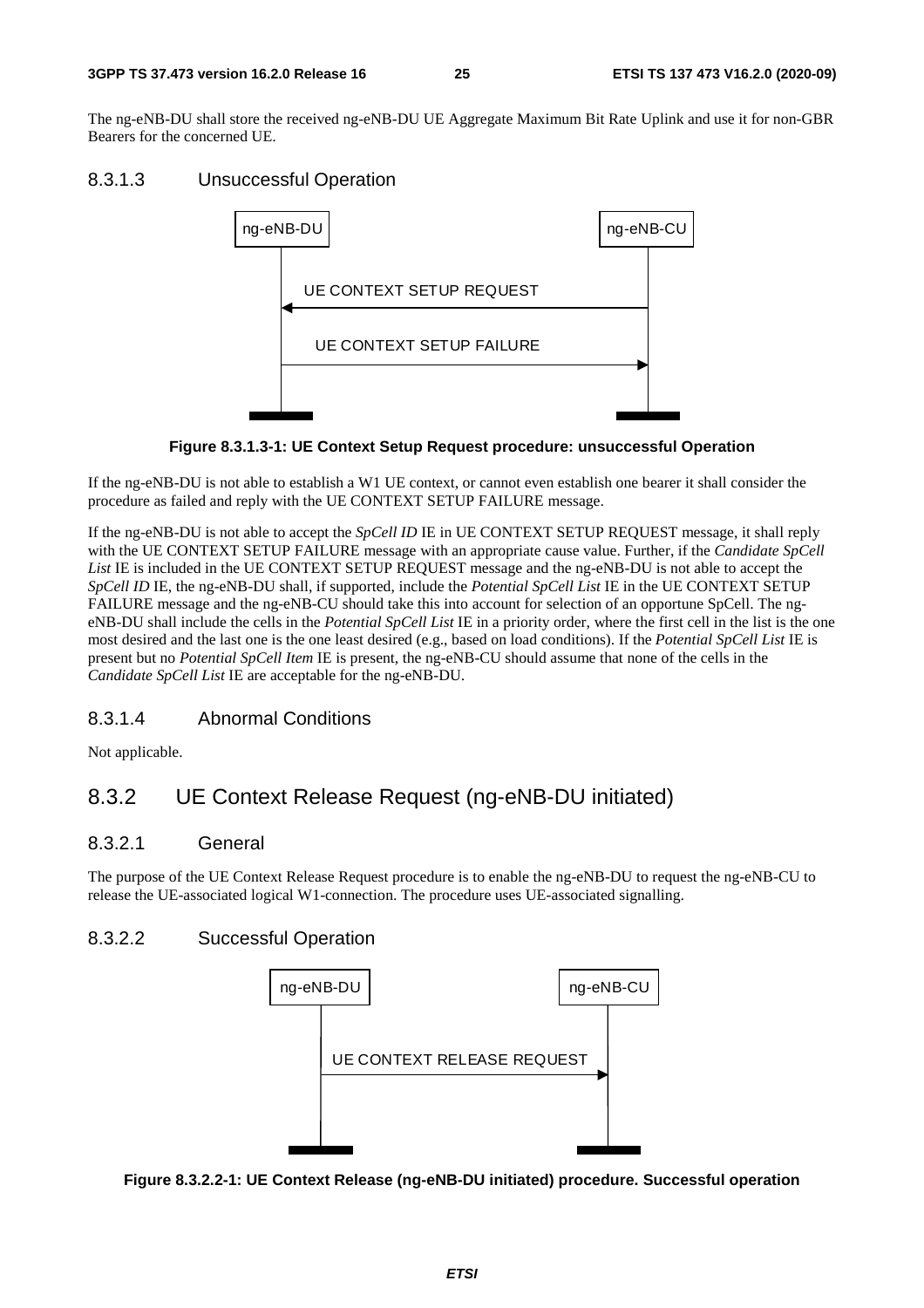The ng-eNB-DU shall store the received ng-eNB-DU UE Aggregate Maximum Bit Rate Uplink and use it for non-GBR Bearers for the concerned UE.

#### 8.3.1.3 Unsuccessful Operation

**Figure 8.3.1.3-1: UE Context Setup Request procedure: unsuccessful Operation**

If the ng-eNB-DU is not able to establish a W1 UE context, or cannot even establish one bearer it shall consider the procedure as failed and reply with the UE CONTEXT SETUP FAILURE message.

If the ng-eNB-DU is not able to accept the *SpCell ID* IE in UE CONTEXT SETUP REQUEST message, it shall reply with the UE CONTEXT SETUP FAILURE message with an appropriate cause value. Further, if the *Candidate SpCell List* IE is included in the UE CONTEXT SETUP REQUEST message and the ng-eNB-DU is not able to accept the *SpCell ID* IE, the ng-eNB-DU shall, if supported, include the *Potential SpCell List* IE in the UE CONTEXT SETUP FAILURE message and the ng-eNB-CU should take this into account for selection of an opportune SpCell. The ng-eNB-DU shall include the cells in the *Potential SpCell List* IE in a priority order, where the first cell in the list is the one most desired and the last one is the one least desired (e.g., based on load conditions). If the *Potential SpCell List* IE is present but no *Potential SpCell Item* IE is present, the ng-eNB-CU should assume that none of the cells in the *Candidate SpCell List* IE are acceptable for the ng-eNB-DU.

#### 8.3.1.4 Abnormal Conditions

Not applicable.

### 8.3.2 UE Context Release Request (ng-eNB-DU initiated)

#### 8.3.2.1 General

The purpose of the UE Context Release Request procedure is to enable the ng-eNB-DU to request the ng-eNB-CU to release the UE-associated logical W1-connection. The procedure uses UE-associated signalling.

#### 8.3.2.2 Successful Operation

**Figure 8.3.2.2-1: UE Context Release (ng-eNB-DU initiated) procedure. Successful operation**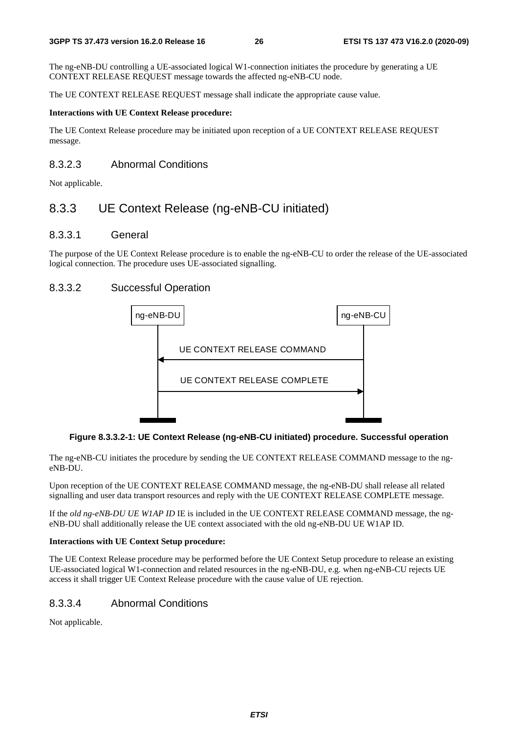The ng-eNB-DU controlling a UE-associated logical W1-connection initiates the procedure by generating a UE CONTEXT RELEASE REQUEST message towards the affected ng-eNB-CU node.

The UE CONTEXT RELEASE REQUEST message shall indicate the appropriate cause value.

**Interactions with UE Context Release procedure:**

The UE Context Release procedure may be initiated upon reception of a UE CONTEXT RELEASE REQUEST message.

#### 8.3.2.3 Abnormal Conditions

Not applicable.

### 8.3.3 UE Context Release (ng-eNB-CU initiated)

#### 8.3.3.1 General

The purpose of the UE Context Release procedure is to enable the ng-eNB-CU to order the release of the UE-associated logical connection. The procedure uses UE-associated signalling.

#### 8.3.3.2 Successful Operation

ng-eNB-DU ng-eNB-CU

UE CONTEXT RELEASE COMMAND

UE CONTEXT RELEASE COMPLETE

**Figure 8.3.3.2-1: UE Context Release (ng-eNB-CU initiated) procedure. Successful operation**

The ng-eNB-CU initiates the procedure by sending the UE CONTEXT RELEASE COMMAND message to the ng-eNB-DU.

Upon reception of the UE CONTEXT RELEASE COMMAND message, the ng-eNB-DU shall release all related signalling and user data transport resources and reply with the UE CONTEXT RELEASE COMPLETE message.

If the *old ng-eNB-DU UE W1AP ID* IE is included in the UE CONTEXT RELEASE COMMAND message, the ng-eNB-DU shall additionally release the UE context associated with the old ng-eNB-DU UE W1AP ID.

**Interactions with UE Context Setup procedure:**

The UE Context Release procedure may be performed before the UE Context Setup procedure to release an existing UE-associated logical W1-connection and related resources in the ng-eNB-DU, e.g. when ng-eNB-CU rejects UE access it shall trigger UE Context Release procedure with the cause value of UE rejection.

#### 8.3.3.4 Abnormal Conditions

Not applicable.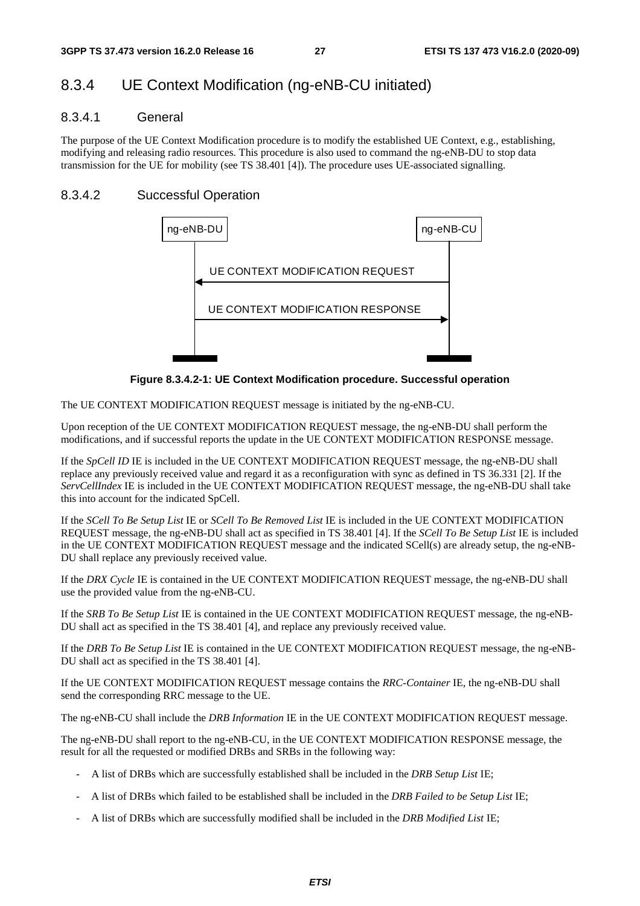## 8.3.4 UE Context Modification (ng-eNB-CU initiated)

### 8.3.4.1 General

The purpose of the UE Context Modification procedure is to modify the established UE Context, e.g., establishing, modifying and releasing radio resources. This procedure is also used to command the ng-eNB-DU to stop data transmission for the UE for mobility (see TS 38.401 [4]). The procedure uses UE-associated signalling.

### 8.3.4.2 Successful Operation

**Figure 8.3.4.2-1: UE Context Modification procedure. Successful operation**

The UE CONTEXT MODIFICATION REQUEST message is initiated by the ng-eNB-CU.

Upon reception of the UE CONTEXT MODIFICATION REQUEST message, the ng-eNB-DU shall perform the modifications, and if successful reports the update in the UE CONTEXT MODIFICATION RESPONSE message.

If the *SpCell ID* IE is included in the UE CONTEXT MODIFICATION REQUEST message, the ng-eNB-DU shall replace any previously received value and regard it as a reconfiguration with sync as defined in TS 36.331 [2]. If the *ServCellIndex* IE is included in the UE CONTEXT MODIFICATION REQUEST message, the ng-eNB-DU shall take this into account for the indicated SpCell.

If the *SCell To Be Setup List* IE or *SCell To Be Removed List* IE is included in the UE CONTEXT MODIFICATION REQUEST message, the ng-eNB-DU shall act as specified in TS 38.401 [4]. If the *SCell To Be Setup List* IE is included in the UE CONTEXT MODIFICATION REQUEST message and the indicated SCell(s) are already setup, the ng-eNB-DU shall replace any previously received value.

If the *DRX Cycle* IE is contained in the UE CONTEXT MODIFICATION REQUEST message, the ng-eNB-DU shall use the provided value from the ng-eNB-CU.

If the *SRB To Be Setup List* IE is contained in the UE CONTEXT MODIFICATION REQUEST message, the ng-eNB-DU shall act as specified in the TS 38.401 [4], and replace any previously received value.

If the *DRB To Be Setup List* IE is contained in the UE CONTEXT MODIFICATION REQUEST message, the ng-eNB-DU shall act as specified in the TS 38.401 [4].

If the UE CONTEXT MODIFICATION REQUEST message contains the *RRC-Container* IE, the ng-eNB-DU shall send the corresponding RRC message to the UE.

The ng-eNB-CU shall include the *DRB Information* IE in the UE CONTEXT MODIFICATION REQUEST message.

The ng-eNB-DU shall report to the ng-eNB-CU, in the UE CONTEXT MODIFICATION RESPONSE message, the result for all the requested or modified DRBs and SRBs in the following way:

- A list of DRBs which are successfully established shall be included in the *DRB Setup List* IE;
- A list of DRBs which failed to be established shall be included in the *DRB Failed to be Setup List* IE;
- A list of DRBs which are successfully modified shall be included in the *DRB Modified List* IE;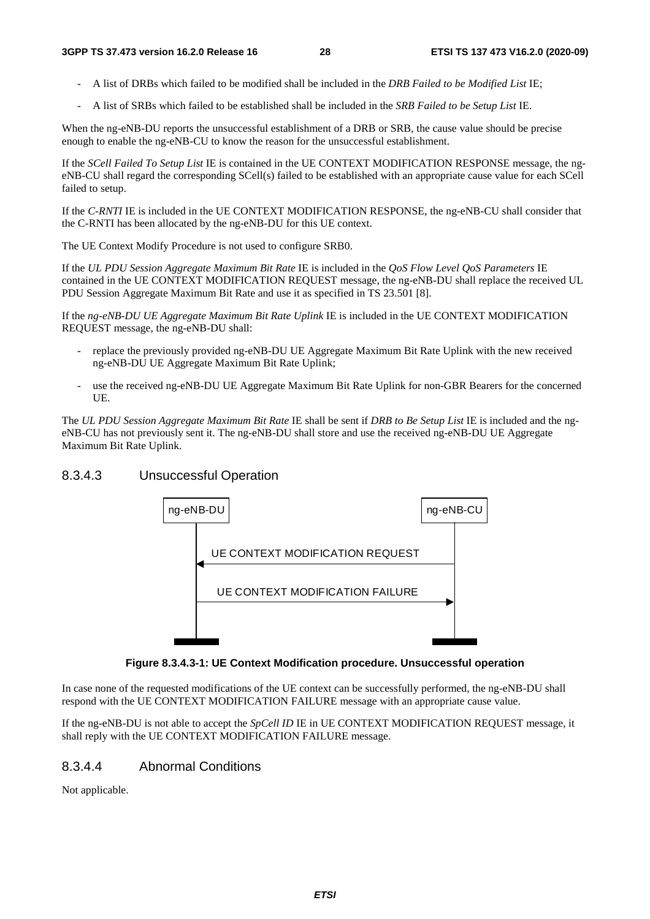- A list of DRBs which failed to be modified shall be included in the *DRB Failed to be Modified List* IE;

- A list of SRBs which failed to be established shall be included in the *SRB Failed to be Setup List* IE.

When the ng-eNB-DU reports the unsuccessful establishment of a DRB or SRB, the cause value should be precise enough to enable the ng-eNB-CU to know the reason for the unsuccessful establishment.

If the *SCell Failed To Setup List* IE is contained in the UE CONTEXT MODIFICATION RESPONSE message, the ng-eNB-CU shall regard the corresponding SCell(s) failed to be established with an appropriate cause value for each SCell failed to setup.

If the *C-RNTI* IE is included in the UE CONTEXT MODIFICATION RESPONSE, the ng-eNB-CU shall consider that the C-RNTI has been allocated by the ng-eNB-DU for this UE context.

The UE Context Modify Procedure is not used to configure SRB0.

If the *UL PDU Session Aggregate Maximum Bit Rate* IE is included in the *QoS Flow Level QoS Parameters* IE contained in the UE CONTEXT MODIFICATION REQUEST message, the ng-eNB-DU shall replace the received UL PDU Session Aggregate Maximum Bit Rate and use it as specified in TS 23.501 [8].

If the *ng-eNB-DU UE Aggregate Maximum Bit Rate Uplink* IE is included in the UE CONTEXT MODIFICATION REQUEST message, the ng-eNB-DU shall:

- replace the previously provided ng-eNB-DU UE Aggregate Maximum Bit Rate Uplink with the new received ng-eNB-DU UE Aggregate Maximum Bit Rate Uplink;

- use the received ng-eNB-DU UE Aggregate Maximum Bit Rate Uplink for non-GBR Bearers for the concerned UE.

The *UL PDU Session Aggregate Maximum Bit Rate* IE shall be sent if *DRB to Be Setup List* IE is included and the ng-eNB-CU has not previously sent it. The ng-eNB-DU shall store and use the received ng-eNB-DU UE Aggregate Maximum Bit Rate Uplink.

### 8.3.4.3 Unsuccessful Operation

ng-eNB-DU ng-eNB-CU

UE CONTEXT MODIFICATION REQUEST

UE CONTEXT MODIFICATION FAILURE

**Figure 8.3.4.3-1: UE Context Modification procedure. Unsuccessful operation**

In case none of the requested modifications of the UE context can be successfully performed, the ng-eNB-DU shall respond with the UE CONTEXT MODIFICATION FAILURE message with an appropriate cause value.

If the ng-eNB-DU is not able to accept the *SpCell ID* IE in UE CONTEXT MODIFICATION REQUEST message, it shall reply with the UE CONTEXT MODIFICATION FAILURE message.

### 8.3.4.4 Abnormal Conditions

Not applicable.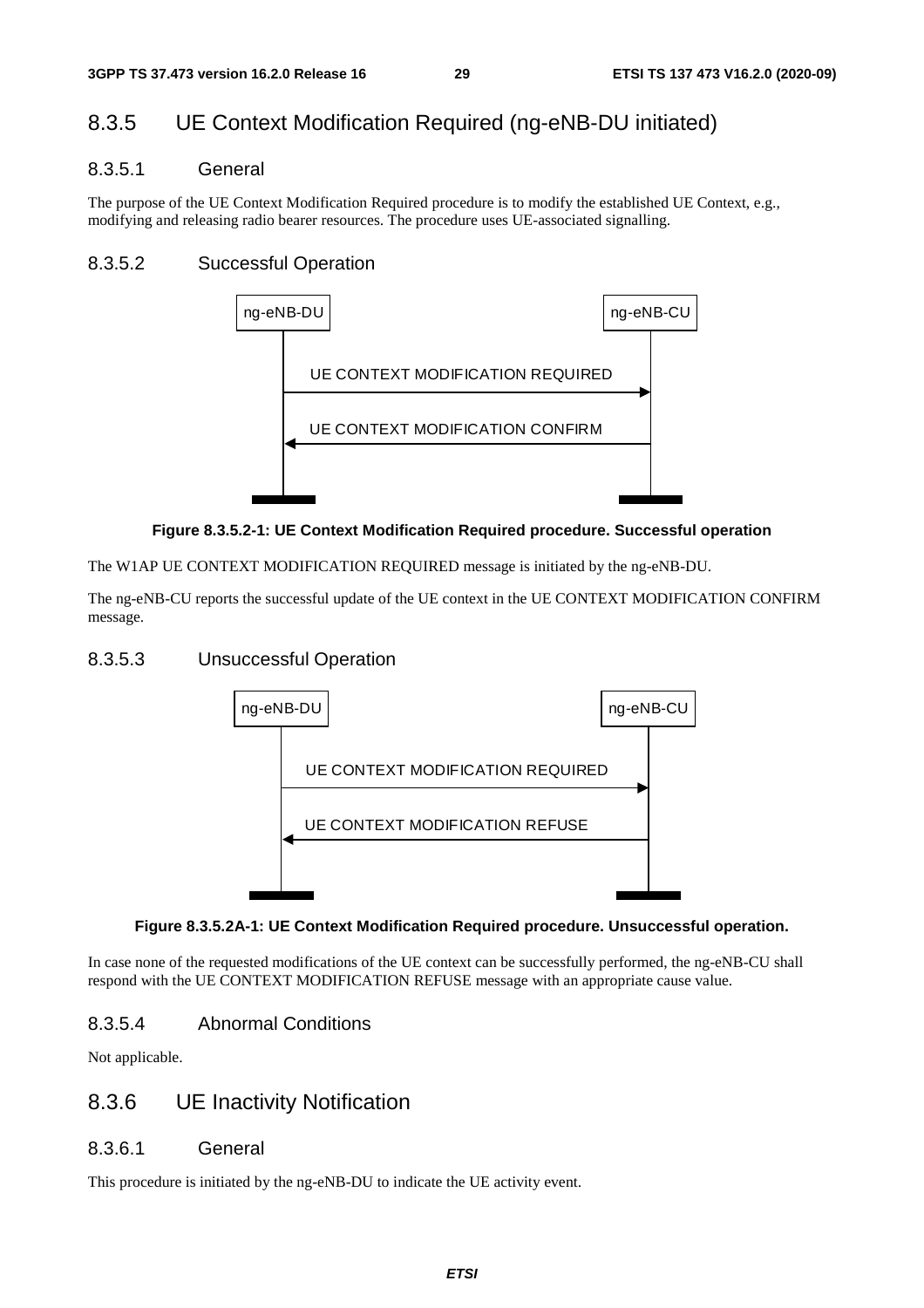### 8.3.5 UE Context Modification Required (ng-eNB-DU initiated)

#### 8.3.5.1 General

The purpose of the UE Context Modification Required procedure is to modify the established UE Context, e.g., modifying and releasing radio bearer resources. The procedure uses UE-associated signalling.

#### 8.3.5.2 Successful Operation

ng-eNB-DU | ng-eNB-CU

UE CONTEXT MODIFICATION REQUIRED

UE CONTEXT MODIFICATION CONFIRM

**Figure 8.3.5.2-1: UE Context Modification Required procedure. Successful operation**

The W1AP UE CONTEXT MODIFICATION REQUIRED message is initiated by the ng-eNB-DU.

The ng-eNB-CU reports the successful update of the UE context in the UE CONTEXT MODIFICATION CONFIRM message.

#### 8.3.5.3 Unsuccessful Operation

ng-eNB-DU | ng-eNB-CU

UE CONTEXT MODIFICATION REQUIRED

UE CONTEXT MODIFICATION REFUSE

**Figure 8.3.5.2A-1: UE Context Modification Required procedure. Unsuccessful operation.**

In case none of the requested modifications of the UE context can be successfully performed, the ng-eNB-CU shall respond with the UE CONTEXT MODIFICATION REFUSE message with an appropriate cause value.

#### 8.3.5.4 Abnormal Conditions

Not applicable.

### 8.3.6 UE Inactivity Notification

#### 8.3.6.1 General

This procedure is initiated by the ng-eNB-DU to indicate the UE activity event.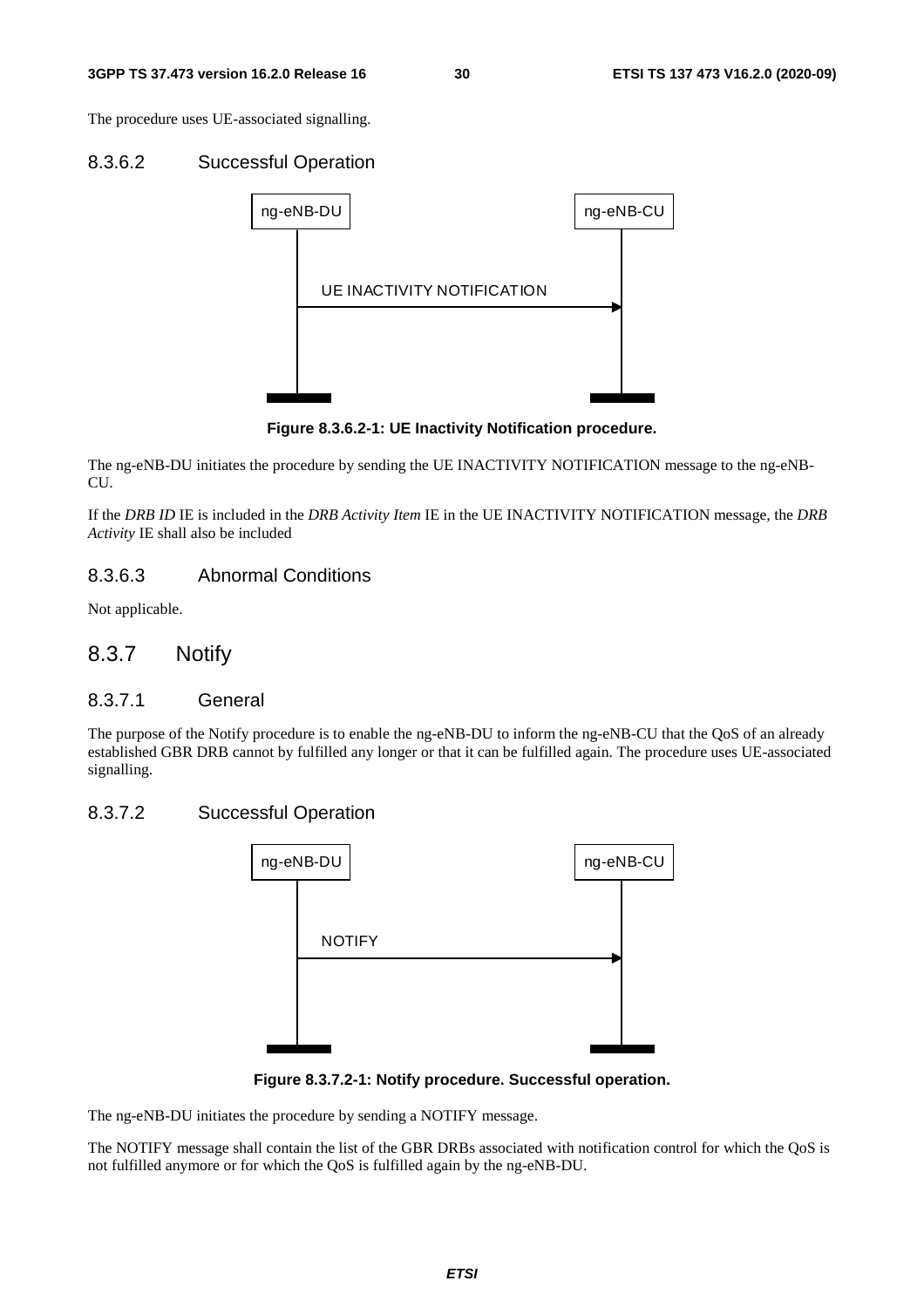The procedure uses UE-associated signalling.

#### 8.3.6.2 Successful Operation

Figure 8.3.6.2-1: UE Inactivity Notification procedure.

The ng-eNB-DU initiates the procedure by sending the UE INACTIVITY NOTIFICATION message to the ng-eNB-CU.

If the *DRB ID* IE is included in the *DRB Activity Item* IE in the UE INACTIVITY NOTIFICATION message, the *DRB Activity* IE shall also be included

#### 8.3.6.3 Abnormal Conditions

Not applicable.

### 8.3.7 Notify

#### 8.3.7.1 General

The purpose of the Notify procedure is to enable the ng-eNB-DU to inform the ng-eNB-CU that the QoS of an already established GBR DRB cannot by fulfilled any longer or that it can be fulfilled again. The procedure uses UE-associated signalling.

#### 8.3.7.2 Successful Operation

Figure 8.3.7.2-1: Notify procedure. Successful operation.

The ng-eNB-DU initiates the procedure by sending a NOTIFY message.

The NOTIFY message shall contain the list of the GBR DRBs associated with notification control for which the QoS is not fulfilled anymore or for which the QoS is fulfilled again by the ng-eNB-DU.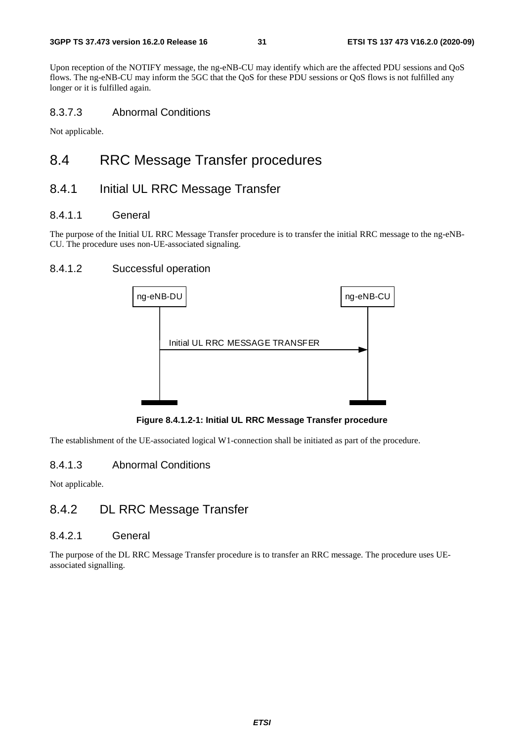Upon reception of the NOTIFY message, the ng-eNB-CU may identify which are the affected PDU sessions and QoS flows. The ng-eNB-CU may inform the 5GC that the QoS for these PDU sessions or QoS flows is not fulfilled any longer or it is fulfilled again.

#### 8.3.7.3 Abnormal Conditions

Not applicable.

## 8.4 RRC Message Transfer procedures

### 8.4.1 Initial UL RRC Message Transfer

#### 8.4.1.1 General

The purpose of the Initial UL RRC Message Transfer procedure is to transfer the initial RRC message to the ng-eNB-CU. The procedure uses non-UE-associated signaling.

#### 8.4.1.2 Successful operation

**Figure 8.4.1.2-1: Initial UL RRC Message Transfer procedure**

The establishment of the UE-associated logical W1-connection shall be initiated as part of the procedure.

#### 8.4.1.3 Abnormal Conditions

Not applicable.

### 8.4.2 DL RRC Message Transfer

#### 8.4.2.1 General

The purpose of the DL RRC Message Transfer procedure is to transfer an RRC message. The procedure uses UE-associated signalling.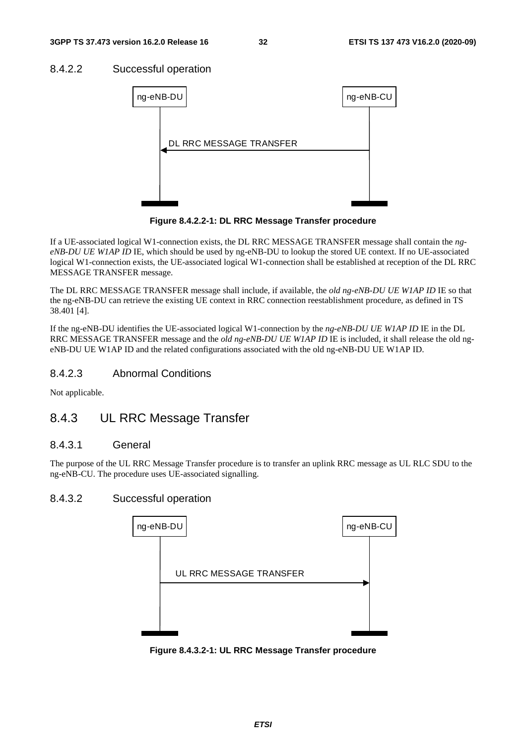#### 8.4.2.2 Successful operation

Figure 8.4.2.2-1: DL RRC Message Transfer procedure

If a UE-associated logical W1-connection exists, the DL RRC MESSAGE TRANSFER message shall contain the *ng-eNB-DU UE W1AP ID* IE, which should be used by ng-eNB-DU to lookup the stored UE context. If no UE-associated logical W1-connection exists, the UE-associated logical W1-connection shall be established at reception of the DL RRC MESSAGE TRANSFER message.

The DL RRC MESSAGE TRANSFER message shall include, if available, the *old ng-eNB-DU UE W1AP ID* IE so that the ng-eNB-DU can retrieve the existing UE context in RRC connection reestablishment procedure, as defined in TS 38.401 [4].

If the ng-eNB-DU identifies the UE-associated logical W1-connection by the *ng-eNB-DU UE W1AP ID* IE in the DL RRC MESSAGE TRANSFER message and the *old ng-eNB-DU UE W1AP ID* IE is included, it shall release the old ng-eNB-DU UE W1AP ID and the related configurations associated with the old ng-eNB-DU UE W1AP ID.

#### 8.4.2.3 Abnormal Conditions

Not applicable.

### 8.4.3 UL RRC Message Transfer

#### 8.4.3.1 General

The purpose of the UL RRC Message Transfer procedure is to transfer an uplink RRC message as UL RLC SDU to the ng-eNB-CU. The procedure uses UE-associated signalling.

#### 8.4.3.2 Successful operation

Figure 8.4.3.2-1: UL RRC Message Transfer procedure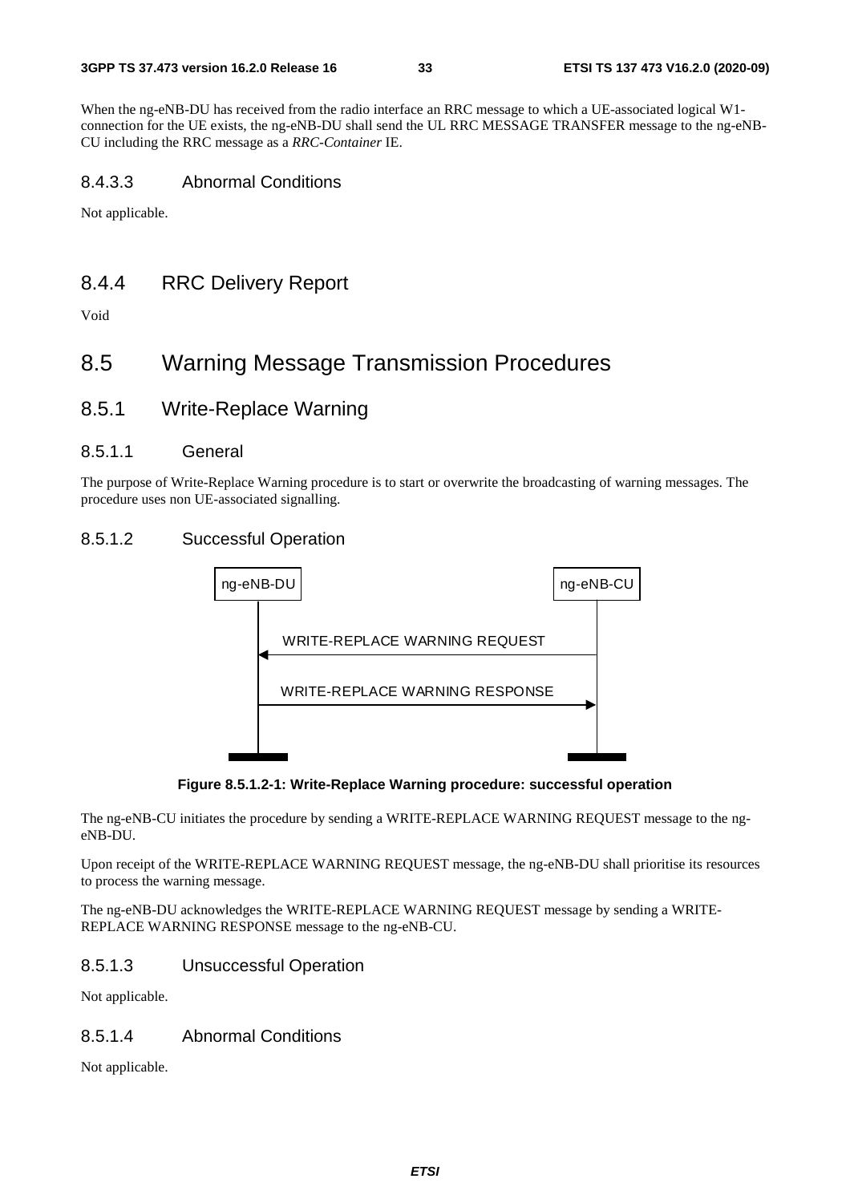When the ng-eNB-DU has received from the radio interface an RRC message to which a UE-associated logical W1-connection for the UE exists, the ng-eNB-DU shall send the UL RRC MESSAGE TRANSFER message to the ng-eNB-CU including the RRC message as a *RRC-Container* IE.

#### 8.4.3.3 Abnormal Conditions

Not applicable.

### 8.4.4 RRC Delivery Report

Void

## 8.5 Warning Message Transmission Procedures

### 8.5.1 Write-Replace Warning

#### 8.5.1.1 General

The purpose of Write-Replace Warning procedure is to start or overwrite the broadcasting of warning messages. The procedure uses non UE-associated signalling.

#### 8.5.1.2 Successful Operation

ng-eNB-DU ng-eNB-CU

WRITE-REPLACE WARNING REQUEST

WRITE-REPLACE WARNING RESPONSE

**Figure 8.5.1.2-1: Write-Replace Warning procedure: successful operation**

The ng-eNB-CU initiates the procedure by sending a WRITE-REPLACE WARNING REQUEST message to the ng-eNB-DU.

Upon receipt of the WRITE-REPLACE WARNING REQUEST message, the ng-eNB-DU shall prioritise its resources to process the warning message.

The ng-eNB-DU acknowledges the WRITE-REPLACE WARNING REQUEST message by sending a WRITE-REPLACE WARNING RESPONSE message to the ng-eNB-CU.

#### 8.5.1.3 Unsuccessful Operation

Not applicable.

#### 8.5.1.4 Abnormal Conditions

Not applicable.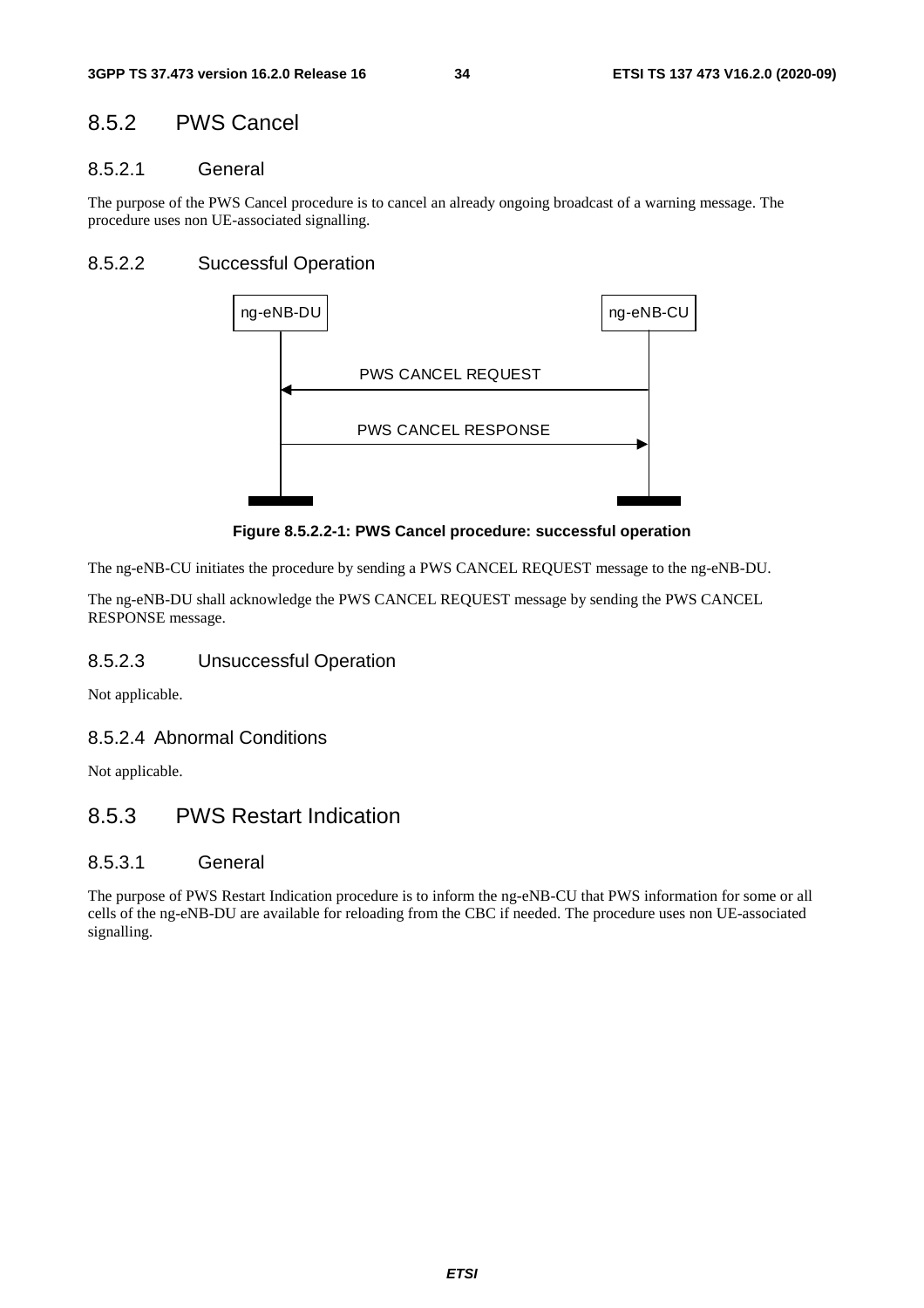### 8.5.2 PWS Cancel

#### 8.5.2.1 General

The purpose of the PWS Cancel procedure is to cancel an already ongoing broadcast of a warning message. The procedure uses non UE-associated signalling.

#### 8.5.2.2 Successful Operation

**Figure 8.5.2.2-1: PWS Cancel procedure: successful operation**

The ng-eNB-CU initiates the procedure by sending a PWS CANCEL REQUEST message to the ng-eNB-DU.

The ng-eNB-DU shall acknowledge the PWS CANCEL REQUEST message by sending the PWS CANCEL RESPONSE message.

#### 8.5.2.3 Unsuccessful Operation

Not applicable.

#### 8.5.2.4 Abnormal Conditions

Not applicable.

### 8.5.3 PWS Restart Indication

#### 8.5.3.1 General

The purpose of PWS Restart Indication procedure is to inform the ng-eNB-CU that PWS information for some or all cells of the ng-eNB-DU are available for reloading from the CBC if needed. The procedure uses non UE-associated signalling.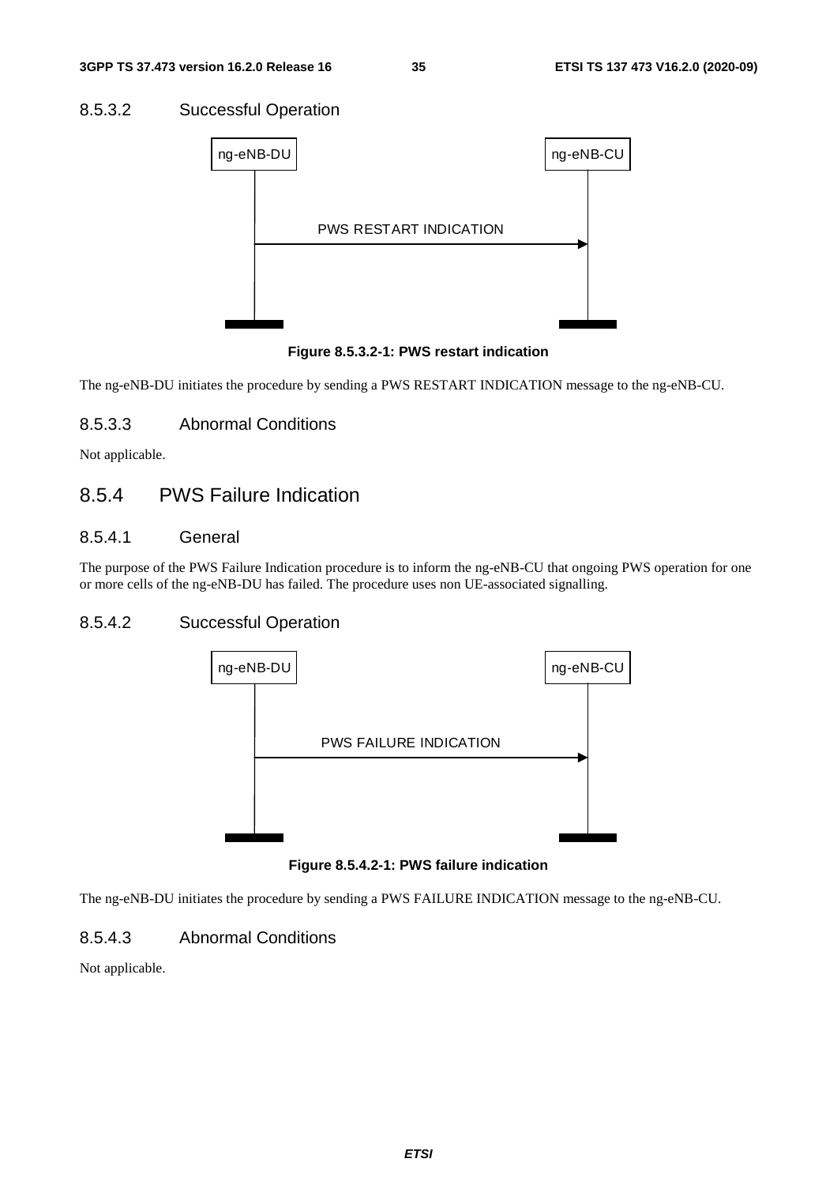#### 8.5.3.2 Successful Operation

Figure 8.5.3.2-1: PWS restart indication

The ng-eNB-DU initiates the procedure by sending a PWS RESTART INDICATION message to the ng-eNB-CU.

#### 8.5.3.3 Abnormal Conditions

Not applicable.

### 8.5.4 PWS Failure Indication

#### 8.5.4.1 General

The purpose of the PWS Failure Indication procedure is to inform the ng-eNB-CU that ongoing PWS operation for one or more cells of the ng-eNB-DU has failed. The procedure uses non UE-associated signalling.

#### 8.5.4.2 Successful Operation

Figure 8.5.4.2-1: PWS failure indication

The ng-eNB-DU initiates the procedure by sending a PWS FAILURE INDICATION message to the ng-eNB-CU.

#### 8.5.4.3 Abnormal Conditions

Not applicable.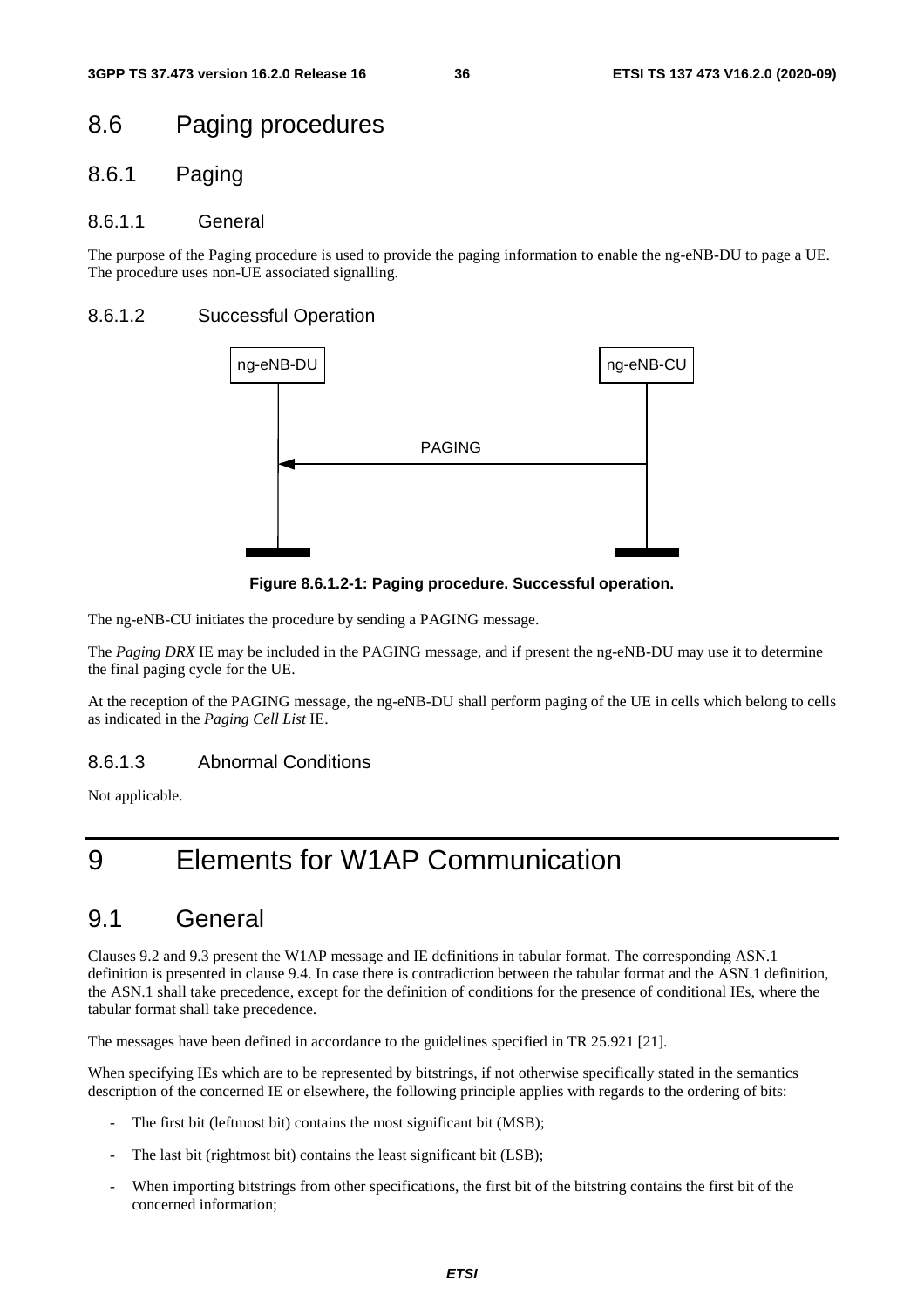## 8.6 Paging procedures

### 8.6.1 Paging

#### 8.6.1.1 General

The purpose of the Paging procedure is used to provide the paging information to enable the ng-eNB-DU to page a UE. The procedure uses non-UE associated signalling.

#### 8.6.1.2 Successful Operation

**Figure 8.6.1.2-1: Paging procedure. Successful operation.**

The ng-eNB-CU initiates the procedure by sending a PAGING message.

The *Paging DRX* IE may be included in the PAGING message, and if present the ng-eNB-DU may use it to determine the final paging cycle for the UE.

At the reception of the PAGING message, the ng-eNB-DU shall perform paging of the UE in cells which belong to cells as indicated in the *Paging Cell List* IE.

#### 8.6.1.3 Abnormal Conditions

Not applicable.

# 9 Elements for W1AP Communication

## 9.1 General

Clauses 9.2 and 9.3 present the W1AP message and IE definitions in tabular format. The corresponding ASN.1 definition is presented in clause 9.4. In case there is contradiction between the tabular format and the ASN.1 definition, the ASN.1 shall take precedence, except for the definition of conditions for the presence of conditional IEs, where the tabular format shall take precedence.

The messages have been defined in accordance to the guidelines specified in TR 25.921 [21].

When specifying IEs which are to be represented by bitstrings, if not otherwise specifically stated in the semantics description of the concerned IE or elsewhere, the following principle applies with regards to the ordering of bits:

- The first bit (leftmost bit) contains the most significant bit (MSB);
- The last bit (rightmost bit) contains the least significant bit (LSB);
- When importing bitstrings from other specifications, the first bit of the bitstring contains the first bit of the concerned information;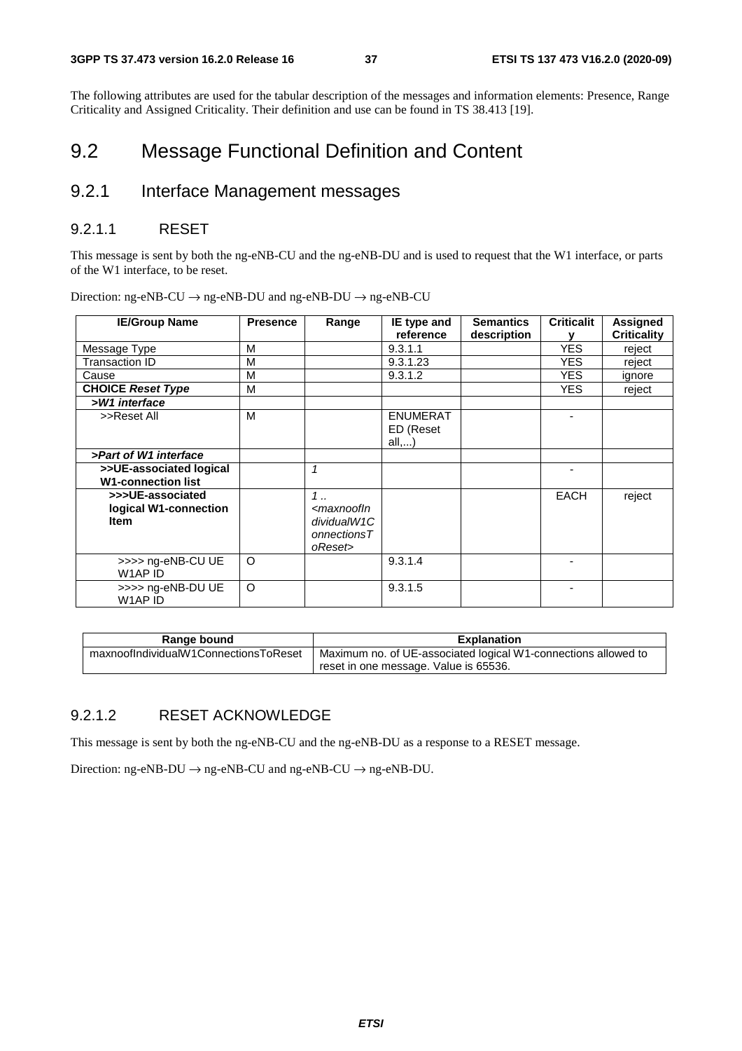The following attributes are used for the tabular description of the messages and information elements: Presence, Range Criticality and Assigned Criticality. Their definition and use can be found in TS 38.413 [19].

# 9.2 Message Functional Definition and Content

## 9.2.1 Interface Management messages

### 9.2.1.1 RESET

This message is sent by both the ng-eNB-CU and the ng-eNB-DU and is used to request that the W1 interface, or parts of the W1 interface, to be reset.

Direction: ng-eNB-CU → ng-eNB-DU and ng-eNB-DU → ng-eNB-CU

| IE/Group Name | Presence | Range | IE type and reference | Semantics description | Criticality | Assigned Criticality |
|---|---|---|---|---|---|---|
| Message Type | M | | 9.3.1.1 | | YES | reject |
| Transaction ID | M | | 9.3.1.23 | | YES | reject |
| Cause | M | | 9.3.1.2 | | YES | ignore |
| **CHOICE *Reset Type*** | M | | | | YES | reject |
| ***>W1 interface*** | | | | | | |
| >>Reset All | M | | ENUMERATED (Reset all,...) | | - | |
| ***>Part of W1 interface*** | | | | | | |
| **>>UE-associated logical W1-connection list** | | *1* | | | - | |
| **>>>UE-associated logical W1-connection Item** | | *1 .. <maxnoofIndividualW1ConnectionsToReset>* | | | EACH | reject |
| >>>> ng-eNB-CU UE W1AP ID | O | | 9.3.1.4 | | - | |
| >>>> ng-eNB-DU UE W1AP ID | O | | 9.3.1.5 | | - | |

| Range bound | Explanation |
|---|---|
| maxnoofIndividualW1ConnectionsToReset | Maximum no. of UE-associated logical W1-connections allowed to reset in one message. Value is 65536. |

### 9.2.1.2 RESET ACKNOWLEDGE

This message is sent by both the ng-eNB-CU and the ng-eNB-DU as a response to a RESET message.

Direction: ng-eNB-DU → ng-eNB-CU and ng-eNB-CU → ng-eNB-DU.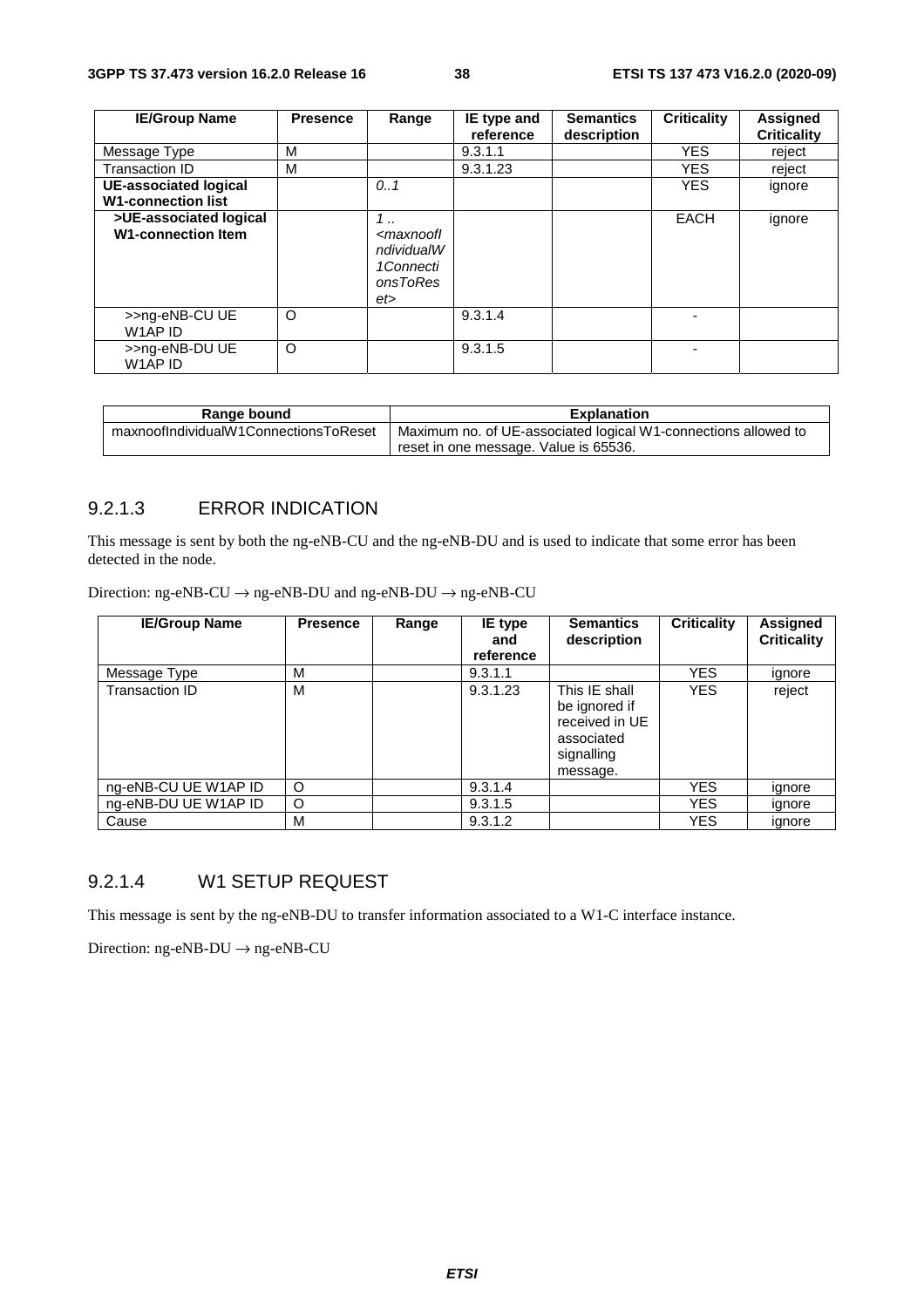| IE/Group Name | Presence | Range | IE type and reference | Semantics description | Criticality | Assigned Criticality |
|---|---|---|---|---|---|---|
| Message Type | M | | 9.3.1.1 | | YES | reject |
| Transaction ID | M | | 9.3.1.23 | | YES | reject |
| **UE-associated logical W1-connection list** | | *0..1* | | | YES | ignore |
| **>UE-associated logical W1-connection Item** | | *1 .. <maxnoofIndividualW1ConnectionsToReset>* | | | EACH | ignore |
| >>ng-eNB-CU UE W1AP ID | O | | 9.3.1.4 | | - | |
| >>ng-eNB-DU UE W1AP ID | O | | 9.3.1.5 | | - | |

| Range bound | Explanation |
|---|---|
| maxnoofIndividualW1ConnectionsToReset | Maximum no. of UE-associated logical W1-connections allowed to reset in one message. Value is 65536. |

### 9.2.1.3 ERROR INDICATION

This message is sent by both the ng-eNB-CU and the ng-eNB-DU and is used to indicate that some error has been detected in the node.

Direction: ng-eNB-CU → ng-eNB-DU and ng-eNB-DU → ng-eNB-CU

| IE/Group Name | Presence | Range | IE type and reference | Semantics description | Criticality | Assigned Criticality |
|---|---|---|---|---|---|---|
| Message Type | M | | 9.3.1.1 | | YES | ignore |
| Transaction ID | M | | 9.3.1.23 | This IE shall be ignored if received in UE associated signalling message. | YES | reject |
| ng-eNB-CU UE W1AP ID | O | | 9.3.1.4 | | YES | ignore |
| ng-eNB-DU UE W1AP ID | O | | 9.3.1.5 | | YES | ignore |
| Cause | M | | 9.3.1.2 | | YES | ignore |

### 9.2.1.4 W1 SETUP REQUEST

This message is sent by the ng-eNB-DU to transfer information associated to a W1-C interface instance.

Direction: ng-eNB-DU → ng-eNB-CU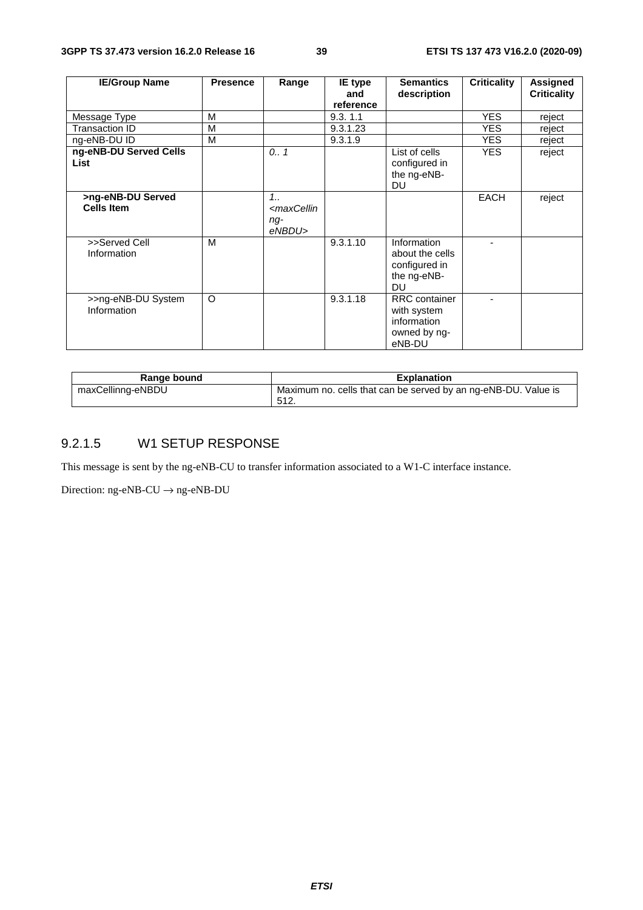| IE/Group Name | Presence | Range | IE type and reference | Semantics description | Criticality | Assigned Criticality |
|---|---|---|---|---|---|---|
| Message Type | M | | 9.3. 1.1 | | YES | reject |
| Transaction ID | M | | 9.3.1.23 | | YES | reject |
| ng-eNB-DU ID | M | | 9.3.1.9 | | YES | reject |
| **ng-eNB-DU Served Cells List** | | *0.. 1* | | List of cells configured in the ng-eNB-DU | YES | reject |
| **>ng-eNB-DU Served Cells Item** | | *1.. <maxCellinng-eNBDU>* | | | EACH | reject |
| >>Served Cell Information | M | | 9.3.1.10 | Information about the cells configured in the ng-eNB-DU | - | |
| >>ng-eNB-DU System Information | O | | 9.3.1.18 | RRC container with system information owned by ng-eNB-DU | - | |

| Range bound | Explanation |
|---|---|
| maxCellinng-eNBDU | Maximum no. cells that can be served by an ng-eNB-DU. Value is 512. |

### 9.2.1.5 W1 SETUP RESPONSE

This message is sent by the ng-eNB-CU to transfer information associated to a W1-C interface instance.

Direction: ng-eNB-CU → ng-eNB-DU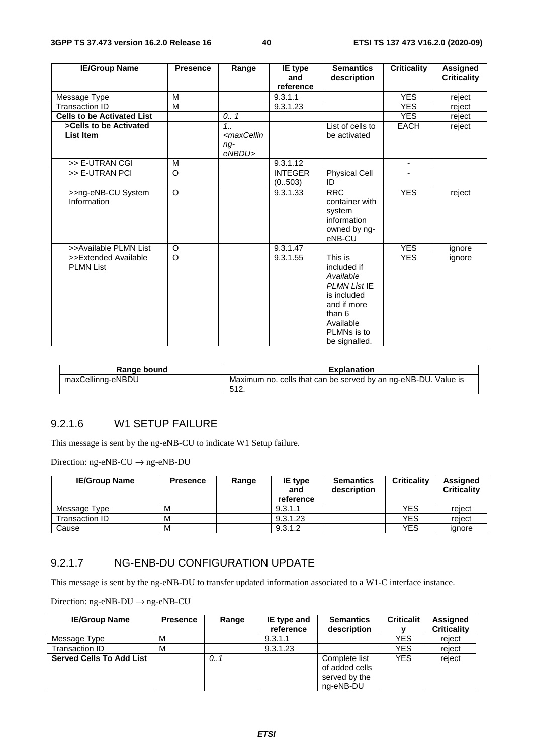| IE/Group Name | Presence | Range | IE type and reference | Semantics description | Criticality | Assigned Criticality |
|---|---|---|---|---|---|---|
| Message Type | M | | 9.3.1.1 | | YES | reject |
| Transaction ID | M | | 9.3.1.23 | | YES | reject |
| **Cells to be Activated List** | | *0.. 1* | | | YES | reject |
| **>Cells to be Activated List Item** | | *1.. <maxCellinng-eNBDU>* | | List of cells to be activated | EACH | reject |
| >> E-UTRAN CGI | M | | 9.3.1.12 | | - | |
| >> E-UTRAN PCI | O | | INTEGER (0..503) | Physical Cell ID | - | |
| >>ng-eNB-CU System Information | O | | 9.3.1.33 | RRC container with system information owned by ng-eNB-CU | YES | reject |
| >>Available PLMN List | O | | 9.3.1.47 | | YES | ignore |
| >>Extended Available PLMN List | O | | 9.3.1.55 | This is included if *Available PLMN List* IE is included and if more than 6 Available PLMNs is to be signalled. | YES | ignore |

| Range bound | Explanation |
|---|---|
| maxCellinng-eNBDU | Maximum no. cells that can be served by an ng-eNB-DU. Value is 512. |

### 9.2.1.6 W1 SETUP FAILURE

This message is sent by the ng-eNB-CU to indicate W1 Setup failure.

Direction: ng-eNB-CU → ng-eNB-DU

| IE/Group Name | Presence | Range | IE type and reference | Semantics description | Criticality | Assigned Criticality |
|---|---|---|---|---|---|---|
| Message Type | M | | 9.3.1.1 | | YES | reject |
| Transaction ID | M | | 9.3.1.23 | | YES | reject |
| Cause | M | | 9.3.1.2 | | YES | ignore |

### 9.2.1.7 NG-ENB-DU CONFIGURATION UPDATE

This message is sent by the ng-eNB-DU to transfer updated information associated to a W1-C interface instance.

Direction: ng-eNB-DU → ng-eNB-CU

| IE/Group Name | Presence | Range | IE type and reference | Semantics description | Criticality | Assigned Criticality |
|---|---|---|---|---|---|---|
| Message Type | M | | 9.3.1.1 | | YES | reject |
| Transaction ID | M | | 9.3.1.23 | | YES | reject |
| **Served Cells To Add List** | | *0..1* | | Complete list of added cells served by the ng-eNB-DU | YES | reject |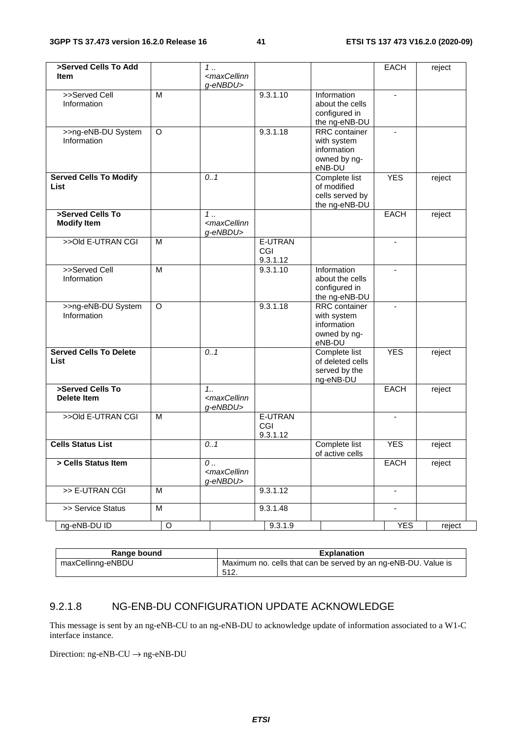| >Served Cells To Add Item | | 1 .. <maxCellinng-eNBDU> | | | EACH | reject |
|---|---|---|---|---|---|---|
| >>Served Cell Information | M | | 9.3.1.10 | Information about the cells configured in the ng-eNB-DU | - | |
| >>ng-eNB-DU System Information | O | | 9.3.1.18 | RRC container with system information owned by ng-eNB-DU | - | |
| **Served Cells To Modify List** | | 0..1 | | Complete list of modified cells served by the ng-eNB-DU | YES | reject |
| **>Served Cells To Modify Item** | | 1 .. <maxCellinng-eNBDU> | | | EACH | reject |
| >>Old E-UTRAN CGI | M | | E-UTRAN CGI 9.3.1.12 | | - | |
| >>Served Cell Information | M | | 9.3.1.10 | Information about the cells configured in the ng-eNB-DU | - | |
| >>ng-eNB-DU System Information | O | | 9.3.1.18 | RRC container with system information owned by ng-eNB-DU | - | |
| **Served Cells To Delete List** | | 0..1 | | Complete list of deleted cells served by the ng-eNB-DU | YES | reject |
| **>Served Cells To Delete Item** | | 1.. <maxCellinng-eNBDU> | | | EACH | reject |
| >>Old E-UTRAN CGI | M | | E-UTRAN CGI 9.3.1.12 | | - | |
| **Cells Status List** | | 0..1 | | Complete list of active cells | YES | reject |
| **> Cells Status Item** | | 0 .. <maxCellinng-eNBDU> | | | EACH | reject |
| >> E-UTRAN CGI | M | | 9.3.1.12 | | - | |
| >> Service Status | M | | 9.3.1.48 | | - | |
| ng-eNB-DU ID | O | | 9.3.1.9 | | YES | reject |

| Range bound | Explanation |
|---|---|
| maxCellinng-eNBDU | Maximum no. cells that can be served by an ng-eNB-DU. Value is 512. |

### 9.2.1.8 NG-ENB-DU CONFIGURATION UPDATE ACKNOWLEDGE

This message is sent by an ng-eNB-CU to an ng-eNB-DU to acknowledge update of information associated to a W1-C interface instance.

Direction: ng-eNB-CU → ng-eNB-DU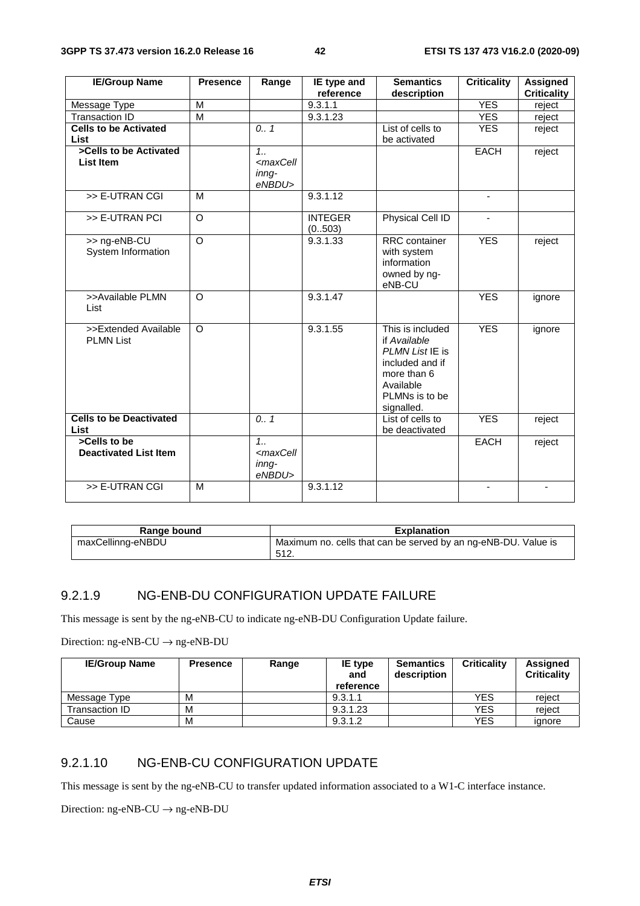| IE/Group Name | Presence | Range | IE type and reference | Semantics description | Criticality | Assigned Criticality |
|---|---|---|---|---|---|---|
| Message Type | M | | 9.3.1.1 | | YES | reject |
| Transaction ID | M | | 9.3.1.23 | | YES | reject |
| **Cells to be Activated List** | | *0.. 1* | | List of cells to be activated | YES | reject |
| **>Cells to be Activated List Item** | | *1.. <maxCellinng-eNBDU>* | | | EACH | reject |
| >> E-UTRAN CGI | M | | 9.3.1.12 | | - | |
| >> E-UTRAN PCI | O | | INTEGER (0..503) | Physical Cell ID | - | |
| >> ng-eNB-CU System Information | O | | 9.3.1.33 | RRC container with system information owned by ng-eNB-CU | YES | reject |
| >>Available PLMN List | O | | 9.3.1.47 | | YES | ignore |
| >>Extended Available PLMN List | O | | 9.3.1.55 | This is included if *Available PLMN List* IE is included and if more than 6 Available PLMNs is to be signalled. | YES | ignore |
| **Cells to be Deactivated List** | | *0.. 1* | | List of cells to be deactivated | YES | reject |
| **>Cells to be Deactivated List Item** | | *1.. <maxCellinng-eNBDU>* | | | EACH | reject |
| >> E-UTRAN CGI | M | | 9.3.1.12 | | - | - |

| Range bound | Explanation |
|---|---|
| maxCellinng-eNBDU | Maximum no. cells that can be served by an ng-eNB-DU. Value is 512. |

### 9.2.1.9 NG-ENB-DU CONFIGURATION UPDATE FAILURE

This message is sent by the ng-eNB-CU to indicate ng-eNB-DU Configuration Update failure.

Direction: ng-eNB-CU → ng-eNB-DU

| IE/Group Name | Presence | Range | IE type and reference | Semantics description | Criticality | Assigned Criticality |
|---|---|---|---|---|---|---|
| Message Type | M | | 9.3.1.1 | | YES | reject |
| Transaction ID | M | | 9.3.1.23 | | YES | reject |
| Cause | M | | 9.3.1.2 | | YES | ignore |

### 9.2.1.10 NG-ENB-CU CONFIGURATION UPDATE

This message is sent by the ng-eNB-CU to transfer updated information associated to a W1-C interface instance.

Direction: ng-eNB-CU → ng-eNB-DU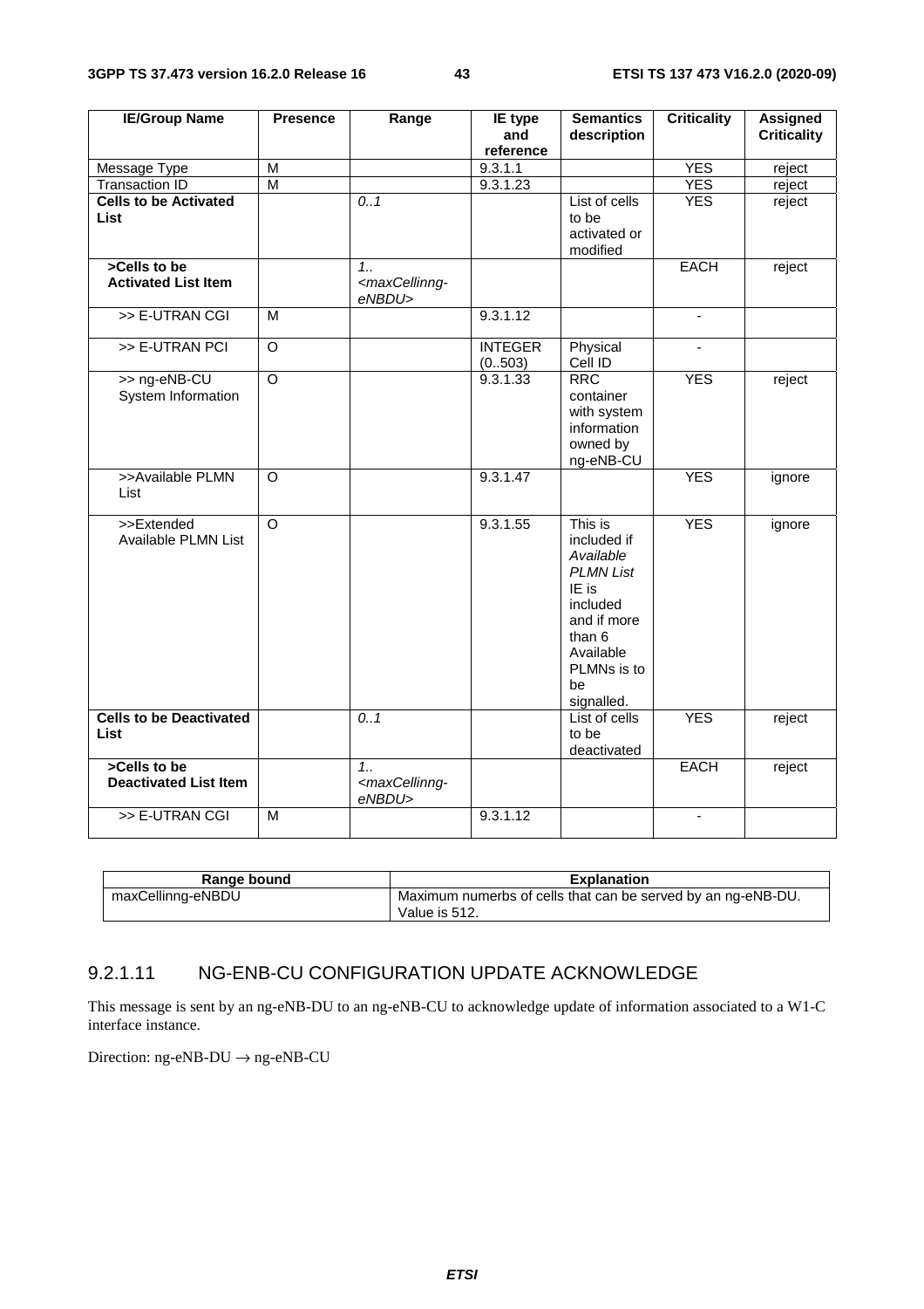| IE/Group Name | Presence | Range | IE type and reference | Semantics description | Criticality | Assigned Criticality |
|---|---|---|---|---|---|---|
| Message Type | M | | 9.3.1.1 | | YES | reject |
| Transaction ID | M | | 9.3.1.23 | | YES | reject |
| **Cells to be Activated List** | | *0..1* | | List of cells to be activated or modified | YES | reject |
| **>Cells to be Activated List Item** | | *1..<maxCellinng-eNBDU>* | | | EACH | reject |
| >> E-UTRAN CGI | M | | 9.3.1.12 | | - | |
| >> E-UTRAN PCI | O | | INTEGER (0..503) | Physical Cell ID | - | |
| >> ng-eNB-CU System Information | O | | 9.3.1.33 | RRC container with system information owned by ng-eNB-CU | YES | reject |
| >>Available PLMN List | O | | 9.3.1.47 | | YES | ignore |
| >>Extended Available PLMN List | O | | 9.3.1.55 | This is included if *Available PLMN List* IE is included and if more than 6 Available PLMNs is to be signalled. | YES | ignore |
| **Cells to be Deactivated List** | | *0..1* | | List of cells to be deactivated | YES | reject |
| **>Cells to be Deactivated List Item** | | *1..<maxCellinng-eNBDU>* | | | EACH | reject |
| >> E-UTRAN CGI | M | | 9.3.1.12 | | - | |

| Range bound | Explanation |
|---|---|
| maxCellinng-eNBDU | Maximum numerbs of cells that can be served by an ng-eNB-DU. Value is 512. |

### 9.2.1.11 NG-ENB-CU CONFIGURATION UPDATE ACKNOWLEDGE

This message is sent by an ng-eNB-DU to an ng-eNB-CU to acknowledge update of information associated to a W1-C interface instance.

Direction: ng-eNB-DU → ng-eNB-CU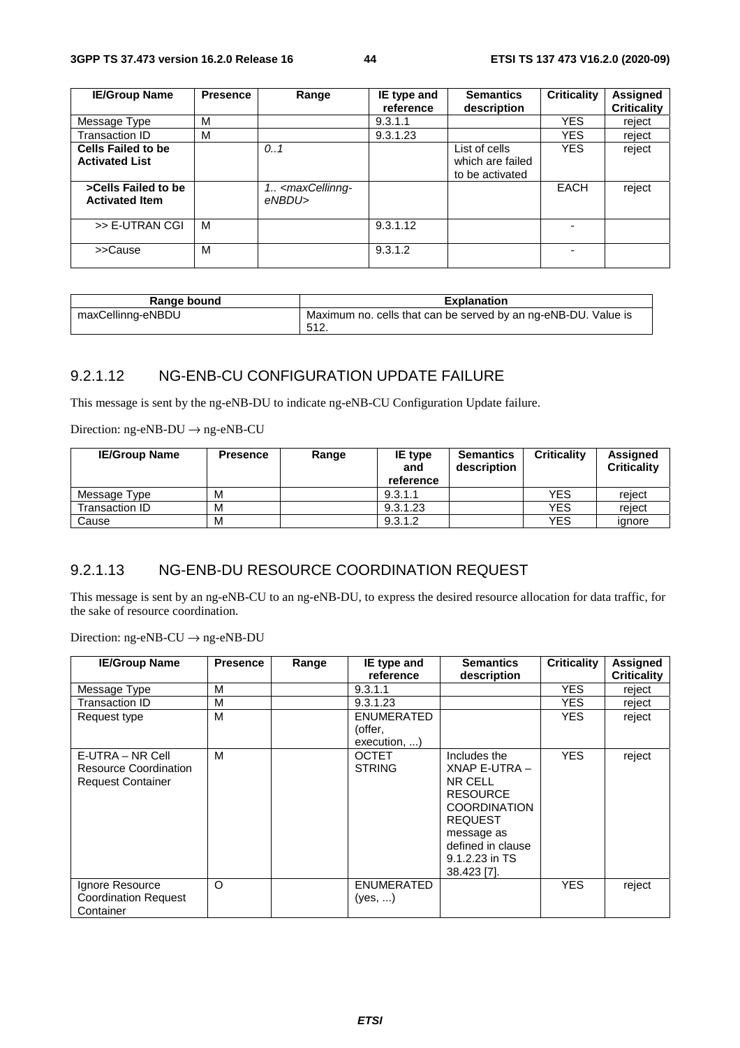| IE/Group Name | Presence | Range | IE type and reference | Semantics description | Criticality | Assigned Criticality |
|---|---|---|---|---|---|---|
| Message Type | M | | 9.3.1.1 | | YES | reject |
| Transaction ID | M | | 9.3.1.23 | | YES | reject |
| **Cells Failed to be Activated List** | | *0..1* | | List of cells which are failed to be activated | YES | reject |
| **>Cells Failed to be Activated Item** | | *1.. <maxCellinng-eNBDU>* | | | EACH | reject |
| >> E-UTRAN CGI | M | | 9.3.1.12 | | - | |
| >>Cause | M | | 9.3.1.2 | | - | |

| Range bound | Explanation |
|---|---|
| maxCellinng-eNBDU | Maximum no. cells that can be served by an ng-eNB-DU. Value is 512. |

### 9.2.1.12 NG-ENB-CU CONFIGURATION UPDATE FAILURE

This message is sent by the ng-eNB-DU to indicate ng-eNB-CU Configuration Update failure.

Direction: ng-eNB-DU → ng-eNB-CU

| IE/Group Name | Presence | Range | IE type and reference | Semantics description | Criticality | Assigned Criticality |
|---|---|---|---|---|---|---|
| Message Type | M | | 9.3.1.1 | | YES | reject |
| Transaction ID | M | | 9.3.1.23 | | YES | reject |
| Cause | M | | 9.3.1.2 | | YES | ignore |

### 9.2.1.13 NG-ENB-DU RESOURCE COORDINATION REQUEST

This message is sent by an ng-eNB-CU to an ng-eNB-DU, to express the desired resource allocation for data traffic, for the sake of resource coordination.

Direction: ng-eNB-CU → ng-eNB-DU

| IE/Group Name | Presence | Range | IE type and reference | Semantics description | Criticality | Assigned Criticality |
|---|---|---|---|---|---|---|
| Message Type | M | | 9.3.1.1 | | YES | reject |
| Transaction ID | M | | 9.3.1.23 | | YES | reject |
| Request type | M | | ENUMERATED (offer, execution, ...) | | YES | reject |
| E-UTRA – NR Cell Resource Coordination Request Container | M | | OCTET STRING | Includes the XNAP E-UTRA – NR CELL RESOURCE COORDINATION REQUEST message as defined in clause 9.1.2.23 in TS 38.423 [7]. | YES | reject |
| Ignore Resource Coordination Request Container | O | | ENUMERATED (yes, ...) | | YES | reject |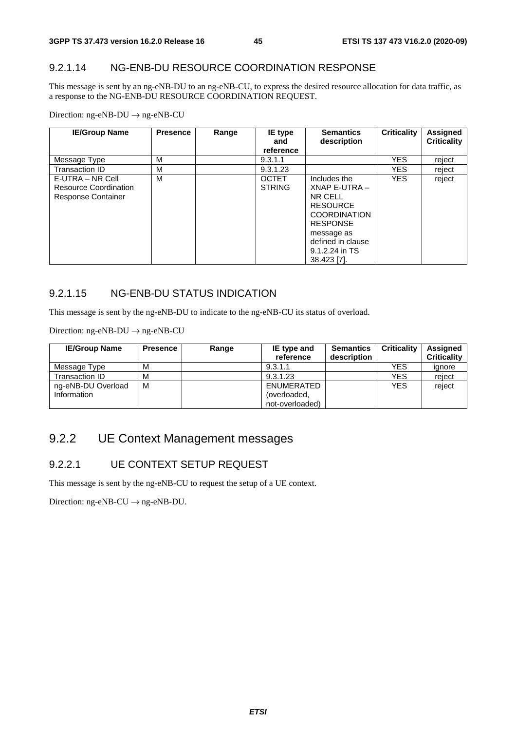#### 9.2.1.14 NG-ENB-DU RESOURCE COORDINATION RESPONSE

This message is sent by an ng-eNB-DU to an ng-eNB-CU, to express the desired resource allocation for data traffic, as a response to the NG-ENB-DU RESOURCE COORDINATION REQUEST.

Direction: ng-eNB-DU → ng-eNB-CU

| IE/Group Name | Presence | Range | IE type and reference | Semantics description | Criticality | Assigned Criticality |
|---|---|---|---|---|---|---|
| Message Type | M | | 9.3.1.1 | | YES | reject |
| Transaction ID | M | | 9.3.1.23 | | YES | reject |
| E-UTRA – NR Cell Resource Coordination Response Container | M | | OCTET STRING | Includes the XNAP E-UTRA – NR CELL RESOURCE COORDINATION RESPONSE message as defined in clause 9.1.2.24 in TS 38.423 [7]. | YES | reject |

#### 9.2.1.15 NG-ENB-DU STATUS INDICATION

This message is sent by the ng-eNB-DU to indicate to the ng-eNB-CU its status of overload.

Direction: ng-eNB-DU → ng-eNB-CU

| IE/Group Name | Presence | Range | IE type and reference | Semantics description | Criticality | Assigned Criticality |
|---|---|---|---|---|---|---|
| Message Type | M | | 9.3.1.1 | | YES | ignore |
| Transaction ID | M | | 9.3.1.23 | | YES | reject |
| ng-eNB-DU Overload Information | M | | ENUMERATED (overloaded, not-overloaded) | | YES | reject |

### 9.2.2 UE Context Management messages

#### 9.2.2.1 UE CONTEXT SETUP REQUEST

This message is sent by the ng-eNB-CU to request the setup of a UE context.

Direction: ng-eNB-CU → ng-eNB-DU.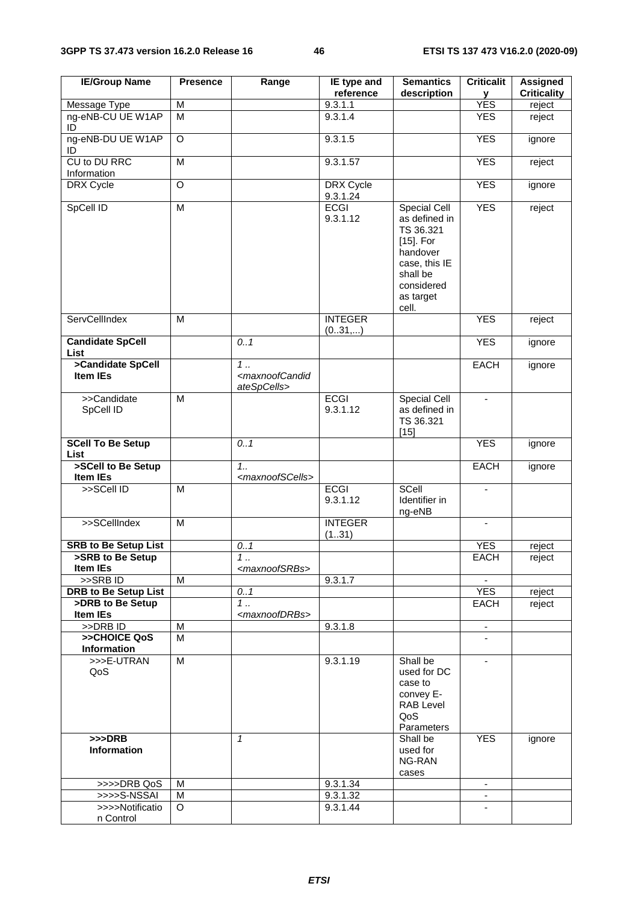| IE/Group Name | Presence | Range | IE type and reference | Semantics description | Criticality | Assigned Criticality |
|---|---|---|---|---|---|---|
| Message Type | M | | 9.3.1.1 | | YES | reject |
| ng-eNB-CU UE W1AP ID | M | | 9.3.1.4 | | YES | reject |
| ng-eNB-DU UE W1AP ID | O | | 9.3.1.5 | | YES | ignore |
| CU to DU RRC Information | M | | 9.3.1.57 | | YES | reject |
| DRX Cycle | O | | DRX Cycle 9.3.1.24 | | YES | ignore |
| SpCell ID | M | | ECGI 9.3.1.12 | Special Cell as defined in TS 36.321 [15]. For handover case, this IE shall be considered as target cell. | YES | reject |
| ServCellIndex | M | | INTEGER (0..31,...) | | YES | reject |
| **Candidate SpCell List** | | *0..1* | | | YES | ignore |
| **>Candidate SpCell Item IEs** | | *1 .. <maxnoofCandidateSpCells>* | | | EACH | ignore |
| >>Candidate SpCell ID | M | | ECGI 9.3.1.12 | Special Cell as defined in TS 36.321 [15] | - | |
| **SCell To Be Setup List** | | *0..1* | | | YES | ignore |
| **>SCell to Be Setup Item IEs** | | *1.. <maxnoofSCells>* | | | EACH | ignore |
| >>SCell ID | M | | ECGI 9.3.1.12 | SCell Identifier in ng-eNB | - | |
| >>SCellIndex | M | | INTEGER (1..31) | | - | |
| **SRB to Be Setup List** | | *0..1* | | | YES | reject |
| **>SRB to Be Setup Item IEs** | | *1 .. <maxnoofSRBs>* | | | EACH | reject |
| >>SRB ID | M | | 9.3.1.7 | | - | |
| **DRB to Be Setup List** | | *0..1* | | | YES | reject |
| **>DRB to Be Setup Item IEs** | | *1 .. <maxnoofDRBs>* | | | EACH | reject |
| >>DRB ID | M | | 9.3.1.8 | | - | |
| **>>CHOICE QoS Information** | M | | | | - | |
| >>>E-UTRAN QoS | M | | 9.3.1.19 | Shall be used for DC case to convey E-RAB Level QoS Parameters | - | |
| **>>>DRB Information** | | *1* | | Shall be used for NG-RAN cases | YES | ignore |
| >>>>DRB QoS | M | | 9.3.1.34 | | - | |
| >>>>S-NSSAI | M | | 9.3.1.32 | | - | |
| >>>>Notification Control | O | | 9.3.1.44 | | - | |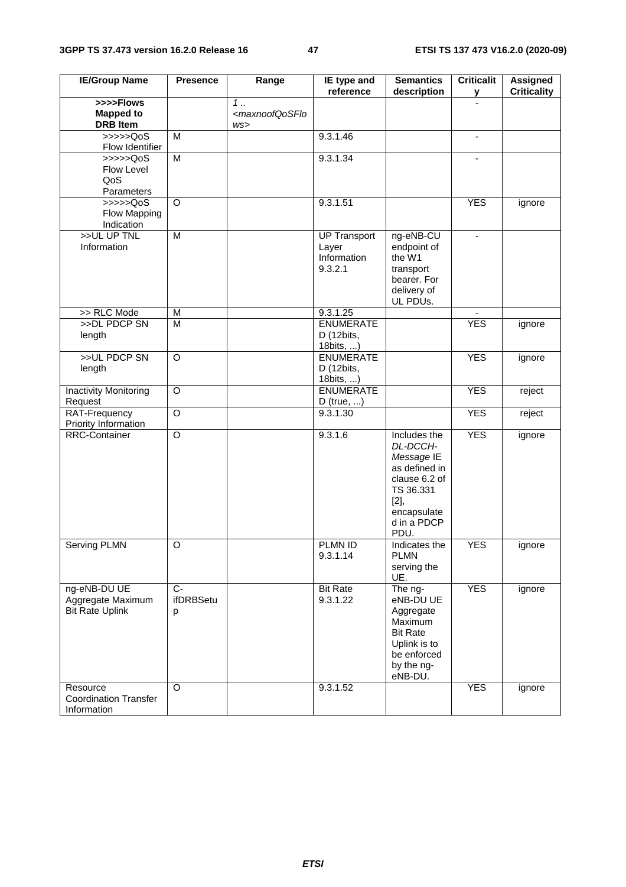| IE/Group Name | Presence | Range | IE type and reference | Semantics description | Criticality | Assigned Criticality |
|---|---|---|---|---|---|---|
| **>>>>Flows Mapped to DRB Item** | | *1 .. <maxnoofQoSFlows>* | | | - | |
| >>>>>QoS Flow Identifier | M | | 9.3.1.46 | | - | |
| >>>>>QoS Flow Level QoS Parameters | M | | 9.3.1.34 | | - | |
| >>>>>QoS Flow Mapping Indication | O | | 9.3.1.51 | | YES | ignore |
| >>UL UP TNL Information | M | | UP Transport Layer Information 9.3.2.1 | ng-eNB-CU endpoint of the W1 transport bearer. For delivery of UL PDUs. | - | |
| >> RLC Mode | M | | 9.3.1.25 | | - | |
| >>DL PDCP SN length | M | | ENUMERATED (12bits, 18bits, ...) | | YES | ignore |
| >>UL PDCP SN length | O | | ENUMERATED (12bits, 18bits, ...) | | YES | ignore |
| Inactivity Monitoring Request | O | | ENUMERATED (true, ...) | | YES | reject |
| RAT-Frequency Priority Information | O | | 9.3.1.30 | | YES | reject |
| RRC-Container | O | | 9.3.1.6 | Includes the *DL-DCCH-Message* IE as defined in clause 6.2 of TS 36.331 [2], encapsulated in a PDCP PDU. | YES | ignore |
| Serving PLMN | O | | PLMN ID 9.3.1.14 | Indicates the PLMN serving the UE. | YES | ignore |
| ng-eNB-DU UE Aggregate Maximum Bit Rate Uplink | C-ifDRBSetup | | Bit Rate 9.3.1.22 | The ng-eNB-DU UE Aggregate Maximum Bit Rate Uplink is to be enforced by the ng-eNB-DU. | YES | ignore |
| Resource Coordination Transfer Information | O | | 9.3.1.52 | | YES | ignore |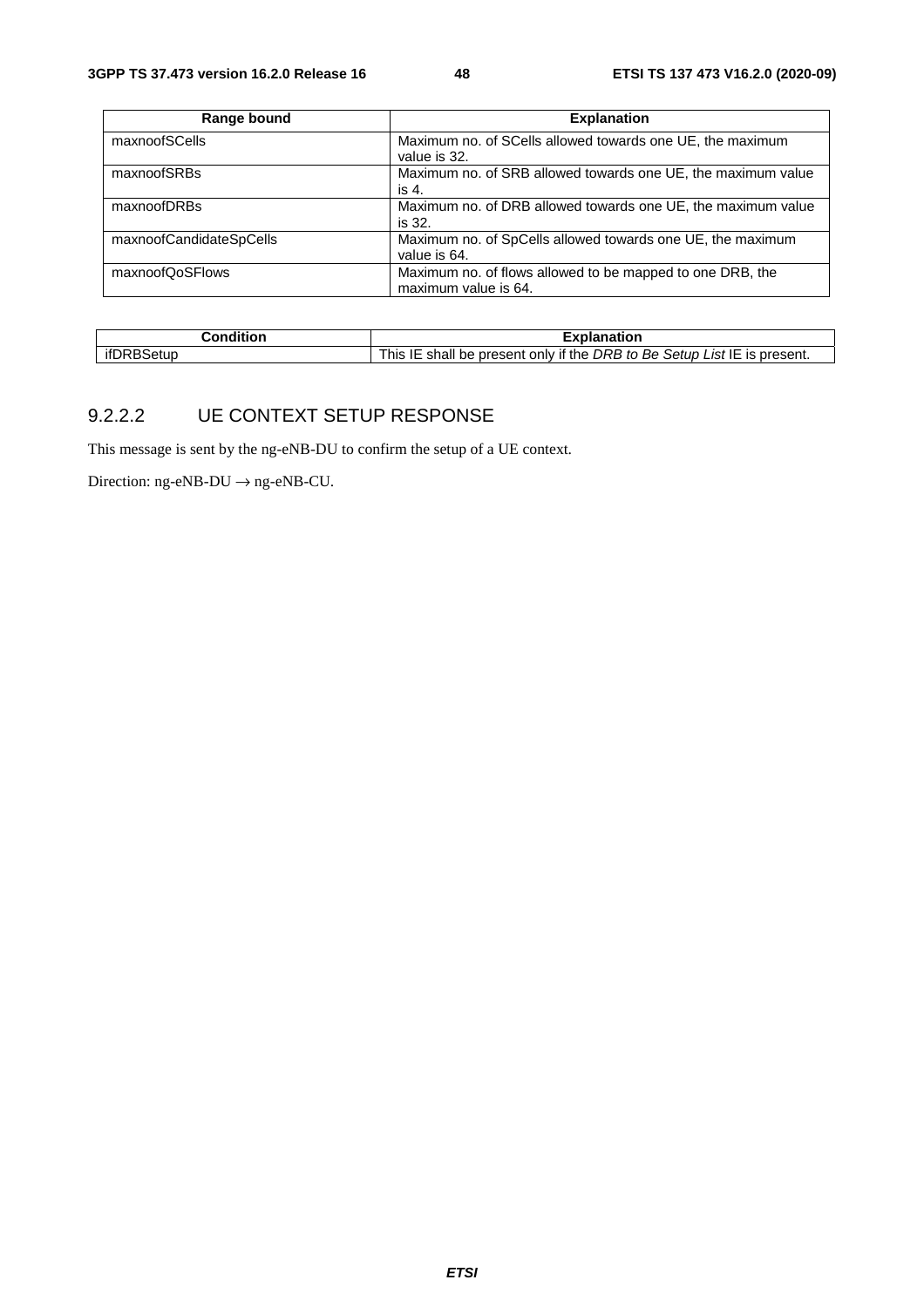| Range bound | Explanation |
|---|---|
| maxnoofSCells | Maximum no. of SCells allowed towards one UE, the maximum value is 32. |
| maxnoofSRBs | Maximum no. of SRB allowed towards one UE, the maximum value is 4. |
| maxnoofDRBs | Maximum no. of DRB allowed towards one UE, the maximum value is 32. |
| maxnoofCandidateSpCells | Maximum no. of SpCells allowed towards one UE, the maximum value is 64. |
| maxnoofQoSFlows | Maximum no. of flows allowed to be mapped to one DRB, the maximum value is 64. |

| Condition | Explanation |
|---|---|
| ifDRBSetup | This IE shall be present only if the *DRB to Be Setup List* IE is present. |

### 9.2.2.2 UE CONTEXT SETUP RESPONSE

This message is sent by the ng-eNB-DU to confirm the setup of a UE context.

Direction: ng-eNB-DU → ng-eNB-CU.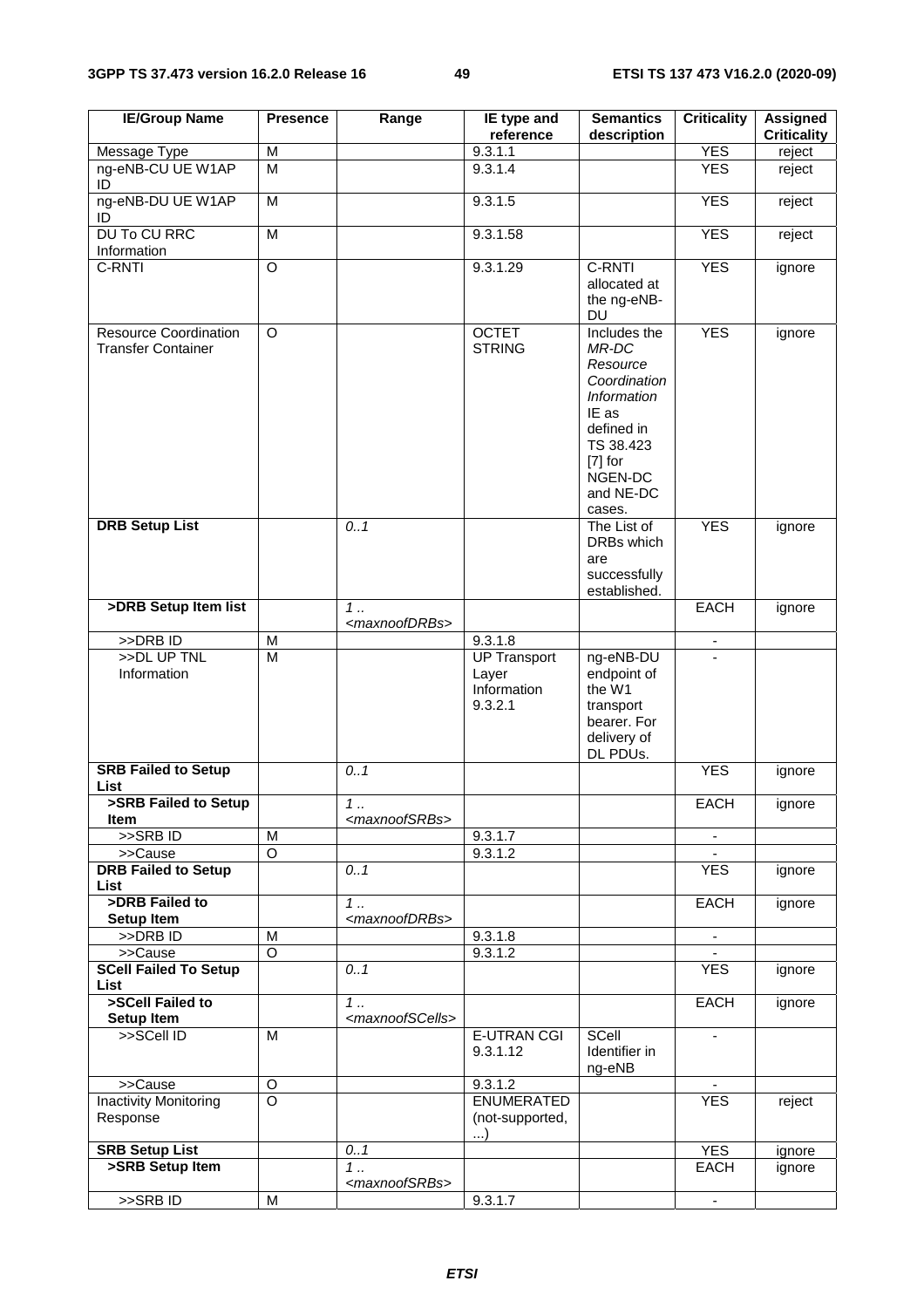| IE/Group Name | Presence | Range | IE type and reference | Semantics description | Criticality | Assigned Criticality |
|---|---|---|---|---|---|---|
| Message Type | M | | 9.3.1.1 | | YES | reject |
| ng-eNB-CU UE W1AP ID | M | | 9.3.1.4 | | YES | reject |
| ng-eNB-DU UE W1AP ID | M | | 9.3.1.5 | | YES | reject |
| DU To CU RRC Information | M | | 9.3.1.58 | | YES | reject |
| C-RNTI | O | | 9.3.1.29 | C-RNTI allocated at the ng-eNB-DU | YES | ignore |
| Resource Coordination Transfer Container | O | | OCTET STRING | Includes the *MR-DC Resource Coordination Information* IE as defined in TS 38.423 [7] for NGEN-DC and NE-DC cases. | YES | ignore |
| **DRB Setup List** | | *0..1* | | The List of DRBs which are successfully established. | YES | ignore |
| **>DRB Setup Item list** | | *1 .. <maxnoofDRBs>* | | | EACH | ignore |
| >>DRB ID | M | | 9.3.1.8 | | - | |
| >>DL UP TNL Information | M | | UP Transport Layer Information 9.3.2.1 | ng-eNB-DU endpoint of the W1 transport bearer. For delivery of DL PDUs. | - | |
| **SRB Failed to Setup List** | | *0..1* | | | YES | ignore |
| **>SRB Failed to Setup Item** | | *1 .. <maxnoofSRBs>* | | | EACH | ignore |
| >>SRB ID | M | | 9.3.1.7 | | - | |
| >>Cause | O | | 9.3.1.2 | | - | |
| **DRB Failed to Setup List** | | *0..1* | | | YES | ignore |
| **>DRB Failed to Setup Item** | | *1 .. <maxnoofDRBs>* | | | EACH | ignore |
| >>DRB ID | M | | 9.3.1.8 | | - | |
| >>Cause | O | | 9.3.1.2 | | - | |
| **SCell Failed To Setup List** | | *0..1* | | | YES | ignore |
| **>SCell Failed to Setup Item** | | *1 .. <maxnoofSCells>* | | | EACH | ignore |
| >>SCell ID | M | | E-UTRAN CGI 9.3.1.12 | SCell Identifier in ng-eNB | - | |
| >>Cause | O | | 9.3.1.2 | | - | |
| Inactivity Monitoring Response | O | | ENUMERATED (not-supported, ...) | | YES | reject |
| **SRB Setup List** | | *0..1* | | | YES | ignore |
| **>SRB Setup Item** | | *1 .. <maxnoofSRBs>* | | | EACH | ignore |
| >>SRB ID | M | | 9.3.1.7 | | - | |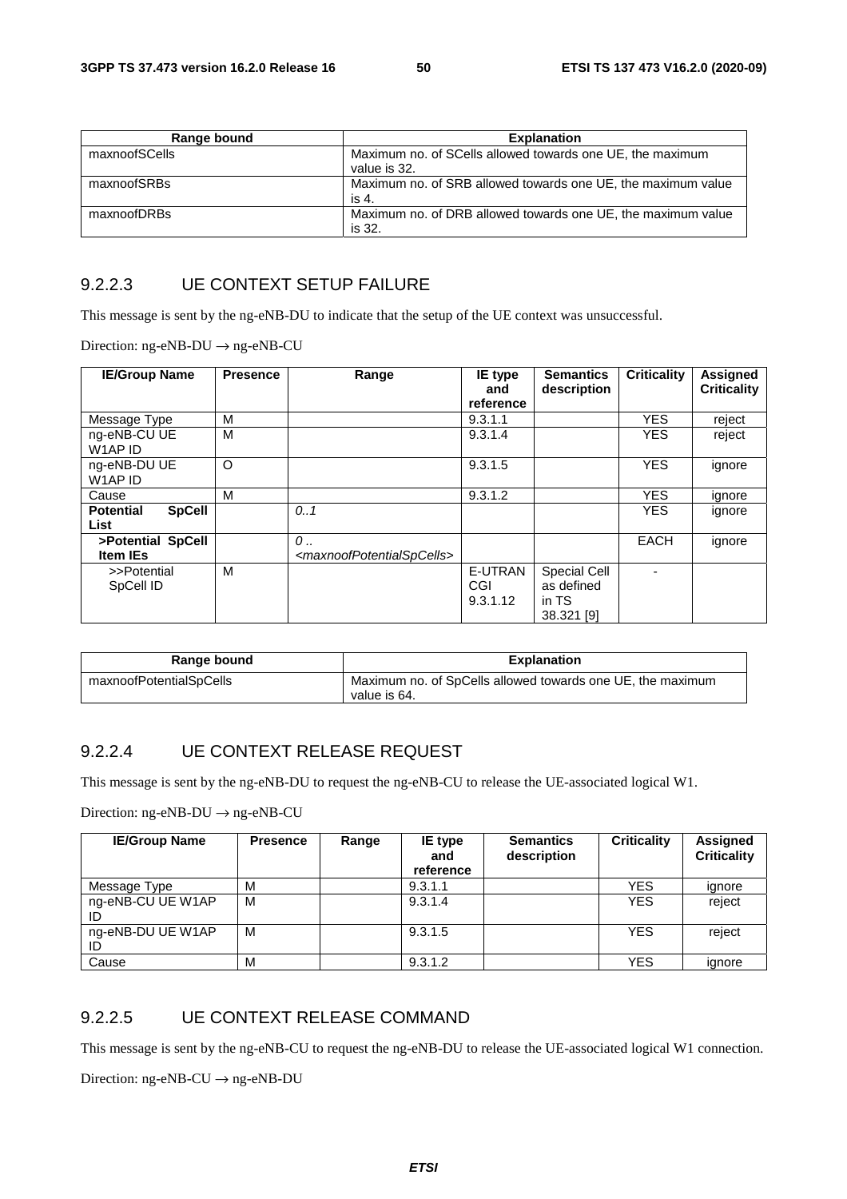| Range bound | Explanation |
| --- | --- |
| maxnoofSCells | Maximum no. of SCells allowed towards one UE, the maximum value is 32. |
| maxnoofSRBs | Maximum no. of SRB allowed towards one UE, the maximum value is 4. |
| maxnoofDRBs | Maximum no. of DRB allowed towards one UE, the maximum value is 32. |

### 9.2.2.3 UE CONTEXT SETUP FAILURE

This message is sent by the ng-eNB-DU to indicate that the setup of the UE context was unsuccessful.

Direction: ng-eNB-DU → ng-eNB-CU

| IE/Group Name | Presence | Range | IE type and reference | Semantics description | Criticality | Assigned Criticality |
| --- | --- | --- | --- | --- | --- | --- |
| Message Type | M | | 9.3.1.1 | | YES | reject |
| ng-eNB-CU UE W1AP ID | M | | 9.3.1.4 | | YES | reject |
| ng-eNB-DU UE W1AP ID | O | | 9.3.1.5 | | YES | ignore |
| Cause | M | | 9.3.1.2 | | YES | ignore |
| **Potential SpCell List** | | *0..1* | | | YES | ignore |
| **>Potential SpCell Item IEs** | | *0 .. <maxnoofPotentialSpCells>* | | | EACH | ignore |
| >>Potential SpCell ID | M | | E-UTRAN CGI 9.3.1.12 | Special Cell as defined in TS 38.321 [9] | - | |

| Range bound | Explanation |
| --- | --- |
| maxnoofPotentialSpCells | Maximum no. of SpCells allowed towards one UE, the maximum value is 64. |

### 9.2.2.4 UE CONTEXT RELEASE REQUEST

This message is sent by the ng-eNB-DU to request the ng-eNB-CU to release the UE-associated logical W1.

Direction: ng-eNB-DU → ng-eNB-CU

| IE/Group Name | Presence | Range | IE type and reference | Semantics description | Criticality | Assigned Criticality |
| --- | --- | --- | --- | --- | --- | --- |
| Message Type | M | | 9.3.1.1 | | YES | ignore |
| ng-eNB-CU UE W1AP ID | M | | 9.3.1.4 | | YES | reject |
| ng-eNB-DU UE W1AP ID | M | | 9.3.1.5 | | YES | reject |
| Cause | M | | 9.3.1.2 | | YES | ignore |

### 9.2.2.5 UE CONTEXT RELEASE COMMAND

This message is sent by the ng-eNB-CU to request the ng-eNB-DU to release the UE-associated logical W1 connection.

Direction: ng-eNB-CU → ng-eNB-DU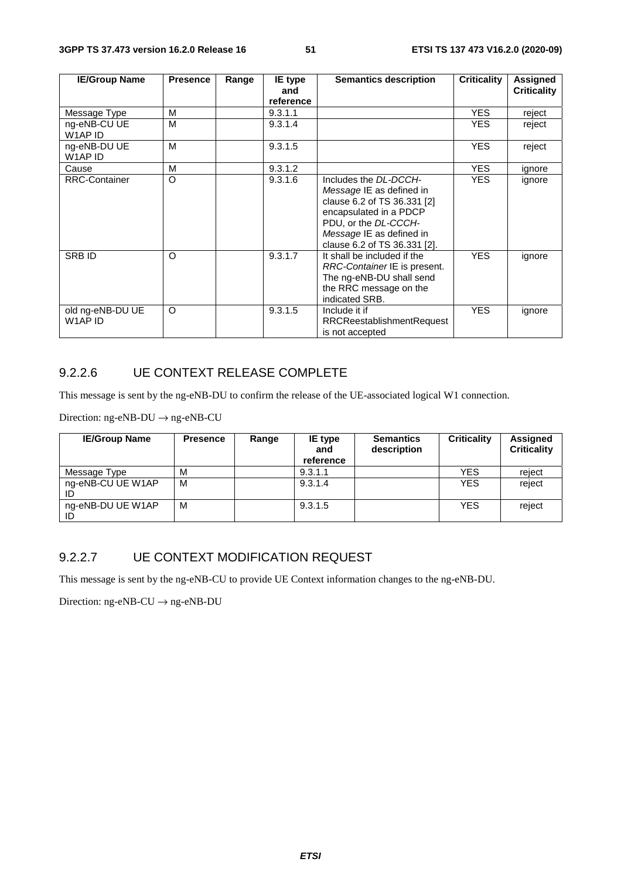| IE/Group Name | Presence | Range | IE type and reference | Semantics description | Criticality | Assigned Criticality |
|---|---|---|---|---|---|---|
| Message Type | M | | 9.3.1.1 | | YES | reject |
| ng-eNB-CU UE W1AP ID | M | | 9.3.1.4 | | YES | reject |
| ng-eNB-DU UE W1AP ID | M | | 9.3.1.5 | | YES | reject |
| Cause | M | | 9.3.1.2 | | YES | ignore |
| RRC-Container | O | | 9.3.1.6 | Includes the *DL-DCCH-Message* IE as defined in clause 6.2 of TS 36.331 [2] encapsulated in a PDCP PDU, or the *DL-CCCH-Message* IE as defined in clause 6.2 of TS 36.331 [2]. | YES | ignore |
| SRB ID | O | | 9.3.1.7 | It shall be included if the *RRC-Container* IE is present. The ng-eNB-DU shall send the RRC message on the indicated SRB. | YES | ignore |
| old ng-eNB-DU UE W1AP ID | O | | 9.3.1.5 | Include it if RRCReestablishmentRequest is not accepted | YES | ignore |

### 9.2.2.6 UE CONTEXT RELEASE COMPLETE

This message is sent by the ng-eNB-DU to confirm the release of the UE-associated logical W1 connection.

Direction: ng-eNB-DU → ng-eNB-CU

| IE/Group Name | Presence | Range | IE type and reference | Semantics description | Criticality | Assigned Criticality |
|---|---|---|---|---|---|---|
| Message Type | M | | 9.3.1.1 | | YES | reject |
| ng-eNB-CU UE W1AP ID | M | | 9.3.1.4 | | YES | reject |
| ng-eNB-DU UE W1AP ID | M | | 9.3.1.5 | | YES | reject |

### 9.2.2.7 UE CONTEXT MODIFICATION REQUEST

This message is sent by the ng-eNB-CU to provide UE Context information changes to the ng-eNB-DU.

Direction: ng-eNB-CU → ng-eNB-DU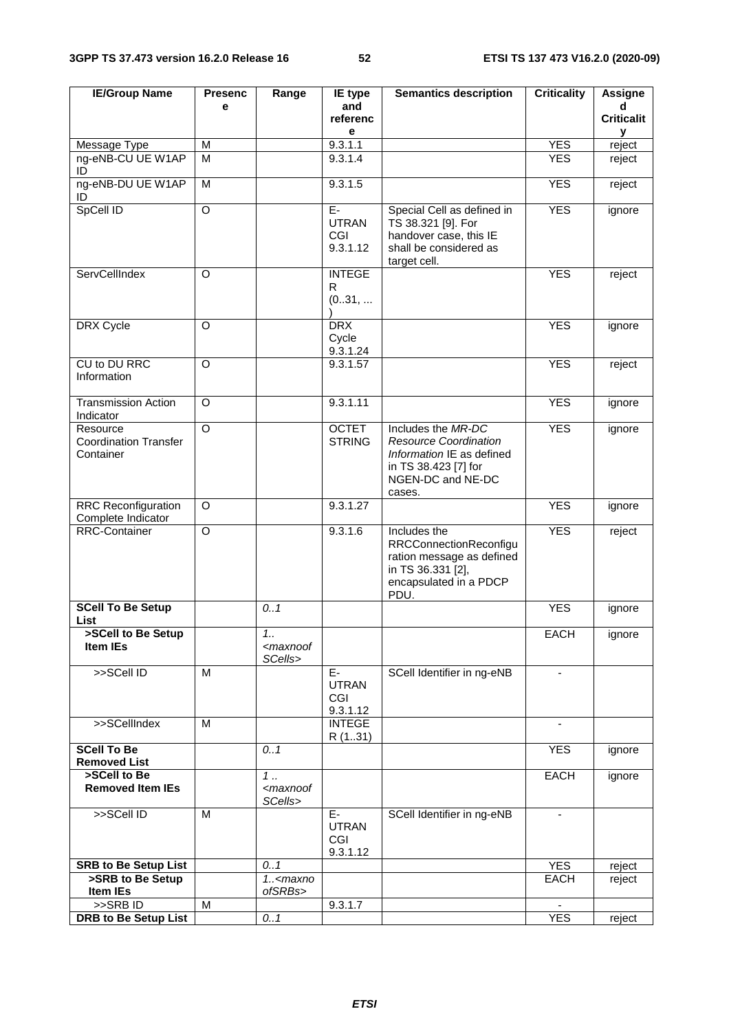| IE/Group Name | Presence | Range | IE type and reference | Semantics description | Criticality | Assigned Criticality |
|---|---|---|---|---|---|---|
| Message Type | M | | 9.3.1.1 | | YES | reject |
| ng-eNB-CU UE W1AP ID | M | | 9.3.1.4 | | YES | reject |
| ng-eNB-DU UE W1AP ID | M | | 9.3.1.5 | | YES | reject |
| SpCell ID | O | | E-UTRAN CGI 9.3.1.12 | Special Cell as defined in TS 38.321 [9]. For handover case, this IE shall be considered as target cell. | YES | ignore |
| ServCellIndex | O | | INTEGER (0..31, ...) | | YES | reject |
| DRX Cycle | O | | DRX Cycle 9.3.1.24 | | YES | ignore |
| CU to DU RRC Information | O | | 9.3.1.57 | | YES | reject |
| Transmission Action Indicator | O | | 9.3.1.11 | | YES | ignore |
| Resource Coordination Transfer Container | O | | OCTET STRING | Includes the *MR-DC Resource Coordination Information* IE as defined in TS 38.423 [7] for NGEN-DC and NE-DC cases. | YES | ignore |
| RRC Reconfiguration Complete Indicator | O | | 9.3.1.27 | | YES | ignore |
| RRC-Container | O | | 9.3.1.6 | Includes the RRCConnectionReconfiguration message as defined in TS 36.331 [2], encapsulated in a PDCP PDU. | YES | reject |
| **SCell To Be Setup List** | | *0..1* | | | YES | ignore |
| **>SCell to Be Setup Item IEs** | | *1..<maxnoofSCells>* | | | EACH | ignore |
| >>SCell ID | M | | E-UTRAN CGI 9.3.1.12 | SCell Identifier in ng-eNB | - | |
| >>SCellIndex | M | | INTEGER (1..31) | | - | |
| **SCell To Be Removed List** | | *0..1* | | | YES | ignore |
| **>SCell to Be Removed Item IEs** | | *1 ..<maxnoofSCells>* | | | EACH | ignore |
| >>SCell ID | M | | E-UTRAN CGI 9.3.1.12 | SCell Identifier in ng-eNB | - | |
| **SRB to Be Setup List** | | *0..1* | | | YES | reject |
| **>SRB to Be Setup Item IEs** | | *1..<maxnoofSRBs>* | | | EACH | reject |
| >>SRB ID | M | | 9.3.1.7 | | - | |
| **DRB to Be Setup List** | | *0..1* | | | YES | reject |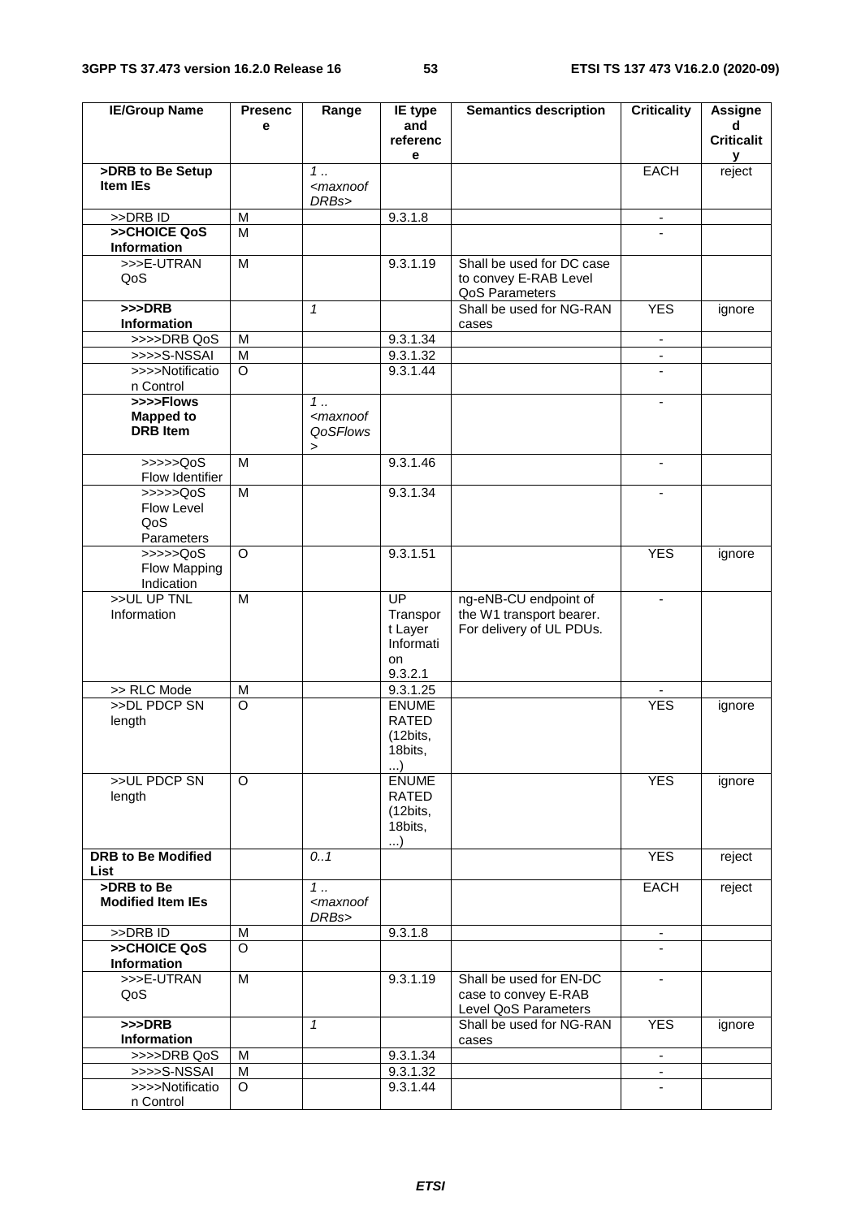| IE/Group Name | Presence | Range | IE type and reference | Semantics description | Criticality | Assigned Criticality |
|---|---|---|---|---|---|---|
| **>DRB to Be Setup Item IEs** | | *1 .. <maxnoofDRBs>* | | | EACH | reject |
| >>DRB ID | M | | 9.3.1.8 | | - | |
| **>>CHOICE QoS Information** | M | | | | - | |
| >>>E-UTRAN QoS | M | | 9.3.1.19 | Shall be used for DC case to convey E-RAB Level QoS Parameters | | |
| **>>>DRB Information** | | *1* | | Shall be used for NG-RAN cases | YES | ignore |
| >>>>DRB QoS | M | | 9.3.1.34 | | - | |
| >>>>S-NSSAI | M | | 9.3.1.32 | | - | |
| >>>>Notification Control | O | | 9.3.1.44 | | - | |
| **>>>>Flows Mapped to DRB Item** | | *1 .. <maxnoofQoSFlows>* | | | - | |
| >>>>>QoS Flow Identifier | M | | 9.3.1.46 | | - | |
| >>>>>QoS Flow Level QoS Parameters | M | | 9.3.1.34 | | - | |
| >>>>>QoS Flow Mapping Indication | O | | 9.3.1.51 | | YES | ignore |
| >>UL UP TNL Information | M | | UP Transport Layer Information 9.3.2.1 | ng-eNB-CU endpoint of the W1 transport bearer. For delivery of UL PDUs. | - | |
| >> RLC Mode | M | | 9.3.1.25 | | - | |
| >>DL PDCP SN length | O | | ENUMERATED (12bits, 18bits, ...) | | YES | ignore |
| >>UL PDCP SN length | O | | ENUMERATED (12bits, 18bits, ...) | | YES | ignore |
| **DRB to Be Modified List** | | *0..1* | | | YES | reject |
| **>DRB to Be Modified Item IEs** | | *1 .. <maxnoofDRBs>* | | | EACH | reject |
| >>DRB ID | M | | 9.3.1.8 | | - | |
| **>>CHOICE QoS Information** | O | | | | - | |
| >>>E-UTRAN QoS | M | | 9.3.1.19 | Shall be used for EN-DC case to convey E-RAB Level QoS Parameters | - | |
| **>>>DRB Information** | | *1* | | Shall be used for NG-RAN cases | YES | ignore |
| >>>>DRB QoS | M | | 9.3.1.34 | | - | |
| >>>>S-NSSAI | M | | 9.3.1.32 | | - | |
| >>>>Notification Control | O | | 9.3.1.44 | | - | |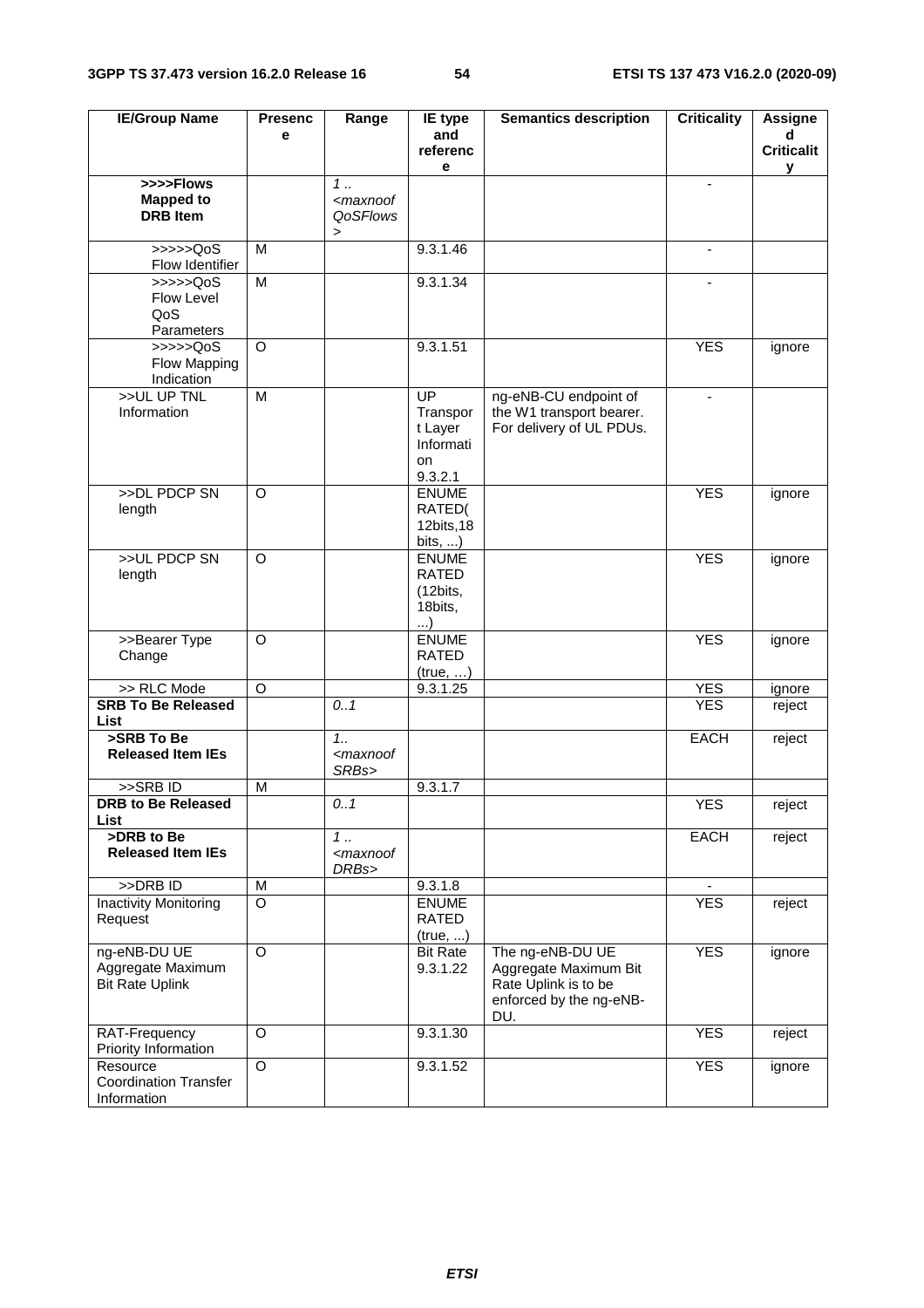| IE/Group Name | Presence | Range | IE type and reference | Semantics description | Criticality | Assigned Criticality |
|---|---|---|---|---|---|---|
| **>>>>Flows Mapped to DRB Item** | | *1 .. <maxnoofQoSFlows>* | | | - | |
| >>>>>QoS Flow Identifier | M | | 9.3.1.46 | | - | |
| >>>>>QoS Flow Level QoS Parameters | M | | 9.3.1.34 | | - | |
| >>>>>QoS Flow Mapping Indication | O | | 9.3.1.51 | | YES | ignore |
| >>UL UP TNL Information | M | | UP Transport Layer Information 9.3.2.1 | ng-eNB-CU endpoint of the W1 transport bearer. For delivery of UL PDUs. | - | |
| >>DL PDCP SN length | O | | ENUMERATED( 12bits,18 bits, ...) | | YES | ignore |
| >>UL PDCP SN length | O | | ENUMERATED (12bits, 18bits, ...) | | YES | ignore |
| >>Bearer Type Change | O | | ENUMERATED (true, …) | | YES | ignore |
| >> RLC Mode | O | | 9.3.1.25 | | YES | ignore |
| **SRB To Be Released List** | | *0..1* | | | YES | reject |
| **>SRB To Be Released Item IEs** | | *1.. <maxnoofSRBs>* | | | EACH | reject |
| >>SRB ID | M | | 9.3.1.7 | | | |
| **DRB to Be Released List** | | *0..1* | | | YES | reject |
| **>DRB to Be Released Item IEs** | | *1 .. <maxnoofDRBs>* | | | EACH | reject |
| >>DRB ID | M | | 9.3.1.8 | | - | |
| Inactivity Monitoring Request | O | | ENUMERATED (true, ...) | | YES | reject |
| ng-eNB-DU UE Aggregate Maximum Bit Rate Uplink | O | | Bit Rate 9.3.1.22 | The ng-eNB-DU UE Aggregate Maximum Bit Rate Uplink is to be enforced by the ng-eNB-DU. | YES | ignore |
| RAT-Frequency Priority Information | O | | 9.3.1.30 | | YES | reject |
| Resource Coordination Transfer Information | O | | 9.3.1.52 | | YES | ignore |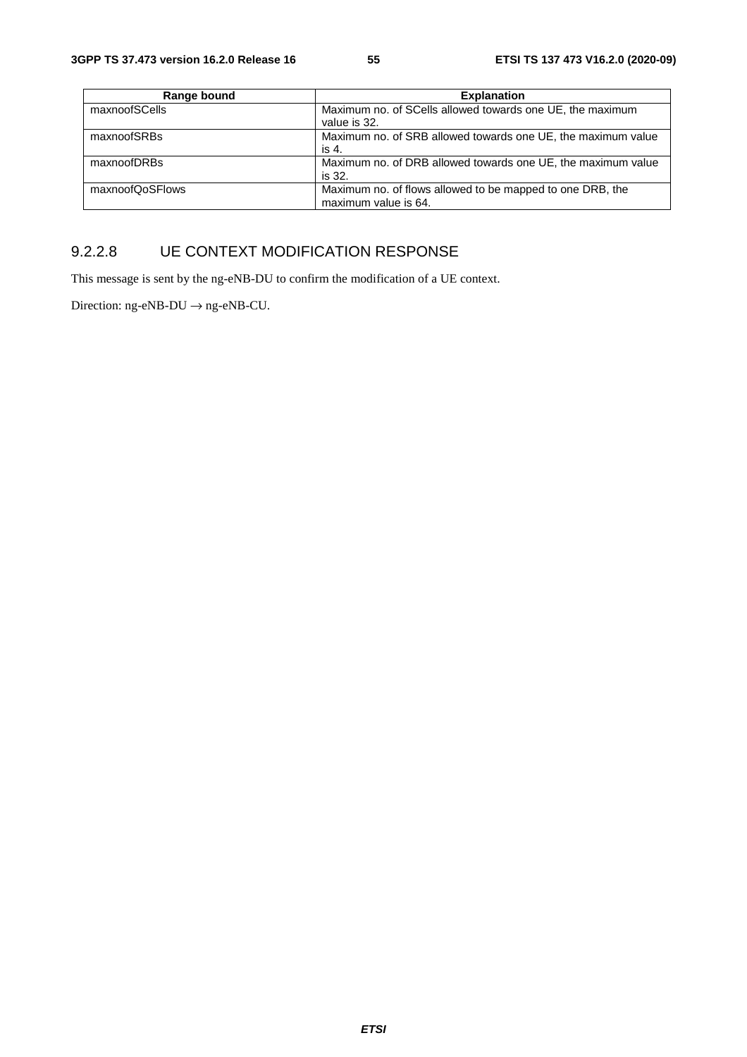| Range bound | Explanation |
| --- | --- |
| maxnoofSCells | Maximum no. of SCells allowed towards one UE, the maximum value is 32. |
| maxnoofSRBs | Maximum no. of SRB allowed towards one UE, the maximum value is 4. |
| maxnoofDRBs | Maximum no. of DRB allowed towards one UE, the maximum value is 32. |
| maxnoofQoSFlows | Maximum no. of flows allowed to be mapped to one DRB, the maximum value is 64. |

### 9.2.2.8 UE CONTEXT MODIFICATION RESPONSE

This message is sent by the ng-eNB-DU to confirm the modification of a UE context.

Direction: ng-eNB-DU → ng-eNB-CU.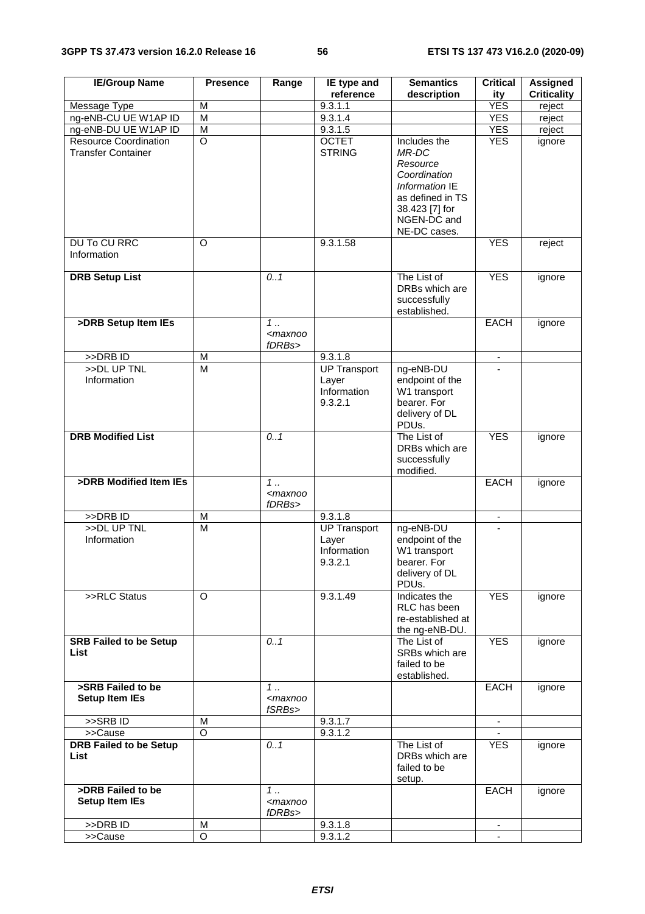| IE/Group Name | Presence | Range | IE type and reference | Semantics description | Criticality | Assigned Criticality |
|---|---|---|---|---|---|---|
| Message Type | M | | 9.3.1.1 | | YES | reject |
| ng-eNB-CU UE W1AP ID | M | | 9.3.1.4 | | YES | reject |
| ng-eNB-DU UE W1AP ID | M | | 9.3.1.5 | | YES | reject |
| Resource Coordination Transfer Container | O | | OCTET STRING | Includes the *MR-DC Resource Coordination Information* IE as defined in TS 38.423 [7] for NGEN-DC and NE-DC cases. | YES | ignore |
| DU To CU RRC Information | O | | 9.3.1.58 | | YES | reject |
| **DRB Setup List** | | *0..1* | | The List of DRBs which are successfully established. | YES | ignore |
| **>DRB Setup Item IEs** | | *1 .. <maxnoofDRBs>* | | | EACH | ignore |
| >>DRB ID | M | | 9.3.1.8 | | - | |
| >>DL UP TNL Information | M | | UP Transport Layer Information 9.3.2.1 | ng-eNB-DU endpoint of the W1 transport bearer. For delivery of DL PDUs. | - | |
| **DRB Modified List** | | *0..1* | | The List of DRBs which are successfully modified. | YES | ignore |
| **>DRB Modified Item IEs** | | *1 .. <maxnoofDRBs>* | | | EACH | ignore |
| >>DRB ID | M | | 9.3.1.8 | | - | |
| >>DL UP TNL Information | M | | UP Transport Layer Information 9.3.2.1 | ng-eNB-DU endpoint of the W1 transport bearer. For delivery of DL PDUs. | - | |
| >>RLC Status | O | | 9.3.1.49 | Indicates the RLC has been re-established at the ng-eNB-DU. | YES | ignore |
| **SRB Failed to be Setup List** | | *0..1* | | The List of SRBs which are failed to be established. | YES | ignore |
| **>SRB Failed to be Setup Item IEs** | | *1 .. <maxnoofSRBs>* | | | EACH | ignore |
| >>SRB ID | M | | 9.3.1.7 | | - | |
| >>Cause | O | | 9.3.1.2 | | - | |
| **DRB Failed to be Setup List** | | *0..1* | | The List of DRBs which are failed to be setup. | YES | ignore |
| **>DRB Failed to be Setup Item IEs** | | *1 .. <maxnoofDRBs>* | | | EACH | ignore |
| >>DRB ID | M | | 9.3.1.8 | | - | |
| >>Cause | O | | 9.3.1.2 | | - | |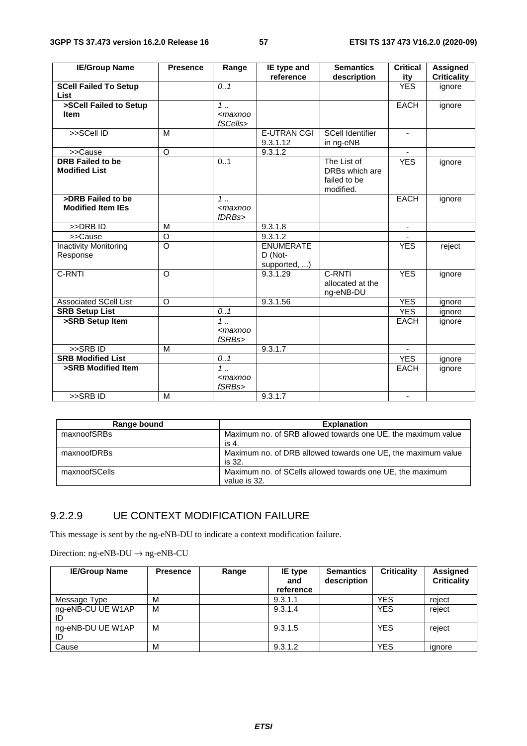| IE/Group Name | Presence | Range | IE type and reference | Semantics description | Criticality | Assigned Criticality |
|---|---|---|---|---|---|---|
| **SCell Failed To Setup List** | | *0..1* | | | YES | ignore |
| **>SCell Failed to Setup Item** | | *1 .. <maxnoofSCells>* | | | EACH | ignore |
| >>SCell ID | M | | E-UTRAN CGI 9.3.1.12 | SCell Identifier in ng-eNB | - | |
| >>Cause | O | | 9.3.1.2 | | - | |
| **DRB Failed to be Modified List** | | 0..1 | | The List of DRBs which are failed to be modified. | YES | ignore |
| **>DRB Failed to be Modified Item IEs** | | *1 .. <maxnoofDRBs>* | | | EACH | ignore |
| >>DRB ID | M | | 9.3.1.8 | | - | |
| >>Cause | O | | 9.3.1.2 | | - | |
| Inactivity Monitoring Response | O | | ENUMERATED (Not-supported, ...) | | YES | reject |
| C-RNTI | O | | 9.3.1.29 | C-RNTI allocated at the ng-eNB-DU | YES | ignore |
| Associated SCell List | O | | 9.3.1.56 | | YES | ignore |
| **SRB Setup List** | | *0..1* | | | YES | ignore |
| **>SRB Setup Item** | | *1 .. <maxnoofSRBs>* | | | EACH | ignore |
| >>SRB ID | M | | 9.3.1.7 | | - | |
| **SRB Modified List** | | *0..1* | | | YES | ignore |
| **>SRB Modified Item** | | *1 .. <maxnoofSRBs>* | | | EACH | ignore |
| >>SRB ID | M | | 9.3.1.7 | | - | |

| Range bound | Explanation |
|---|---|
| maxnoofSRBs | Maximum no. of SRB allowed towards one UE, the maximum value is 4. |
| maxnoofDRBs | Maximum no. of DRB allowed towards one UE, the maximum value is 32. |
| maxnoofSCells | Maximum no. of SCells allowed towards one UE, the maximum value is 32. |

### 9.2.2.9 UE CONTEXT MODIFICATION FAILURE

This message is sent by the ng-eNB-DU to indicate a context modification failure.

Direction: ng-eNB-DU → ng-eNB-CU

| IE/Group Name | Presence | Range | IE type and reference | Semantics description | Criticality | Assigned Criticality |
|---|---|---|---|---|---|---|
| Message Type | M | | 9.3.1.1 | | YES | reject |
| ng-eNB-CU UE W1AP ID | M | | 9.3.1.4 | | YES | reject |
| ng-eNB-DU UE W1AP ID | M | | 9.3.1.5 | | YES | reject |
| Cause | M | | 9.3.1.2 | | YES | ignore |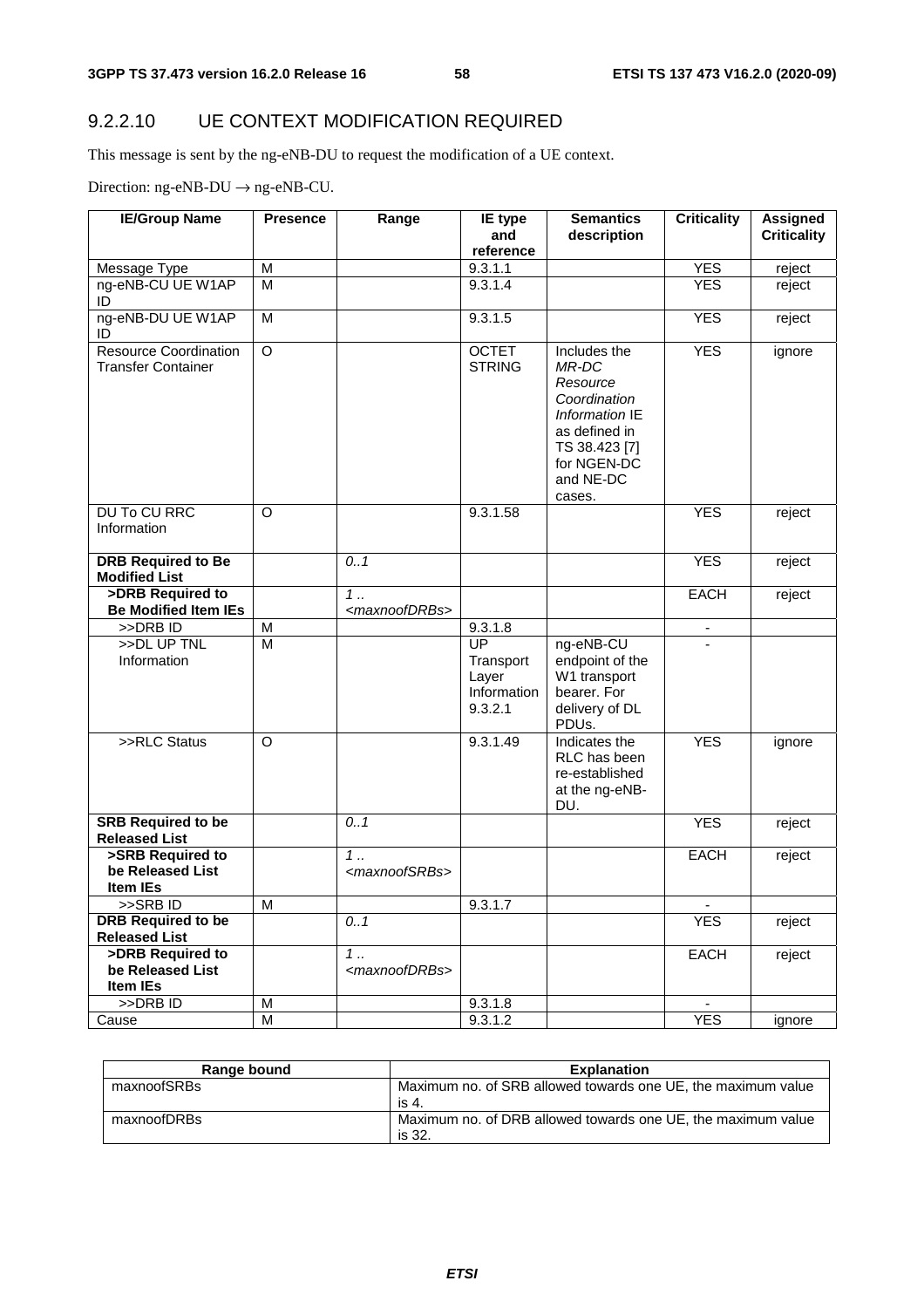### 9.2.2.10 UE CONTEXT MODIFICATION REQUIRED

This message is sent by the ng-eNB-DU to request the modification of a UE context.

Direction: ng-eNB-DU → ng-eNB-CU.

| IE/Group Name | Presence | Range | IE type and reference | Semantics description | Criticality | Assigned Criticality |
|---|---|---|---|---|---|---|
| Message Type | M | | 9.3.1.1 | | YES | reject |
| ng-eNB-CU UE W1AP ID | M | | 9.3.1.4 | | YES | reject |
| ng-eNB-DU UE W1AP ID | M | | 9.3.1.5 | | YES | reject |
| Resource Coordination Transfer Container | O | | OCTET STRING | Includes the *MR-DC Resource Coordination Information* IE as defined in TS 38.423 [7] for NGEN-DC and NE-DC cases. | YES | ignore |
| DU To CU RRC Information | O | | 9.3.1.58 | | YES | reject |
| **DRB Required to Be Modified List** | | *0..1* | | | YES | reject |
| **>DRB Required to Be Modified Item IEs** | | *1 .. <maxnoofDRBs>* | | | EACH | reject |
| >>DRB ID | M | | 9.3.1.8 | | - | |
| >>DL UP TNL Information | M | | UP Transport Layer Information 9.3.2.1 | ng-eNB-CU endpoint of the W1 transport bearer. For delivery of DL PDUs. | - | |
| >>RLC Status | O | | 9.3.1.49 | Indicates the RLC has been re-established at the ng-eNB-DU. | YES | ignore |
| **SRB Required to be Released List** | | *0..1* | | | YES | reject |
| **>SRB Required to be Released List Item IEs** | | *1 .. <maxnoofSRBs>* | | | EACH | reject |
| >>SRB ID | M | | 9.3.1.7 | | - | |
| **DRB Required to be Released List** | | *0..1* | | | YES | reject |
| **>DRB Required to be Released List Item IEs** | | *1 .. <maxnoofDRBs>* | | | EACH | reject |
| >>DRB ID | M | | 9.3.1.8 | | - | |
| Cause | M | | 9.3.1.2 | | YES | ignore |

| Range bound | Explanation |
|---|---|
| maxnoofSRBs | Maximum no. of SRB allowed towards one UE, the maximum value is 4. |
| maxnoofDRBs | Maximum no. of DRB allowed towards one UE, the maximum value is 32. |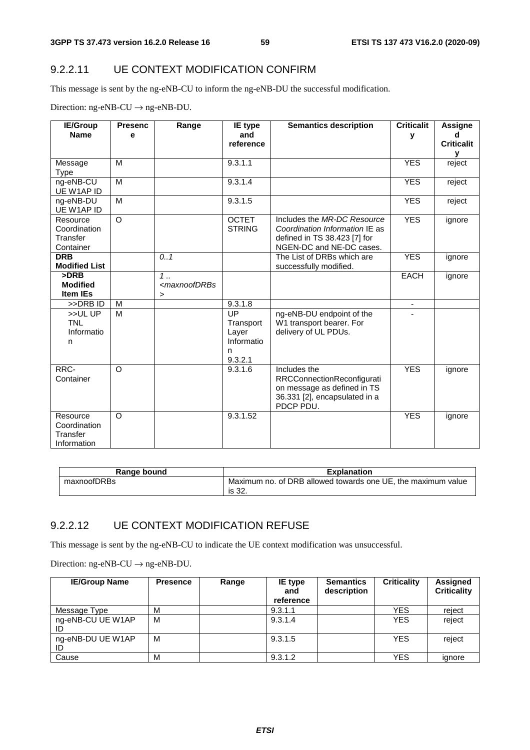### 9.2.2.11 UE CONTEXT MODIFICATION CONFIRM

This message is sent by the ng-eNB-CU to inform the ng-eNB-DU the successful modification.

Direction: ng-eNB-CU → ng-eNB-DU.

| IE/Group Name | Presence | Range | IE type and reference | Semantics description | Criticality | Assigned Criticality |
|---|---|---|---|---|---|---|
| Message Type | M | | 9.3.1.1 | | YES | reject |
| ng-eNB-CU UE W1AP ID | M | | 9.3.1.4 | | YES | reject |
| ng-eNB-DU UE W1AP ID | M | | 9.3.1.5 | | YES | reject |
| Resource Coordination Transfer Container | O | | OCTET STRING | Includes the *MR-DC Resource Coordination Information* IE as defined in TS 38.423 [7] for NGEN-DC and NE-DC cases. | YES | ignore |
| **DRB Modified List** | | *0..1* | | The List of DRBs which are successfully modified. | YES | ignore |
| **>DRB Modified Item IEs** | | *1 .. <maxnoofDRBs>* | | | EACH | ignore |
| >>DRB ID | M | | 9.3.1.8 | | - | |
| >>UL UP TNL Information | M | | UP Transport Layer Information 9.3.2.1 | ng-eNB-DU endpoint of the W1 transport bearer. For delivery of UL PDUs. | - | |
| RRC-Container | O | | 9.3.1.6 | Includes the RRCConnectionReconfiguration message as defined in TS 36.331 [2], encapsulated in a PDCP PDU. | YES | ignore |
| Resource Coordination Transfer Information | O | | 9.3.1.52 | | YES | ignore |

| Range bound | Explanation |
|---|---|
| maxnoofDRBs | Maximum no. of DRB allowed towards one UE, the maximum value is 32. |

### 9.2.2.12 UE CONTEXT MODIFICATION REFUSE

This message is sent by the ng-eNB-CU to indicate the UE context modification was unsuccessful.

Direction: ng-eNB-CU → ng-eNB-DU.

| IE/Group Name | Presence | Range | IE type and reference | Semantics description | Criticality | Assigned Criticality |
|---|---|---|---|---|---|---|
| Message Type | M | | 9.3.1.1 | | YES | reject |
| ng-eNB-CU UE W1AP ID | M | | 9.3.1.4 | | YES | reject |
| ng-eNB-DU UE W1AP ID | M | | 9.3.1.5 | | YES | reject |
| Cause | M | | 9.3.1.2 | | YES | ignore |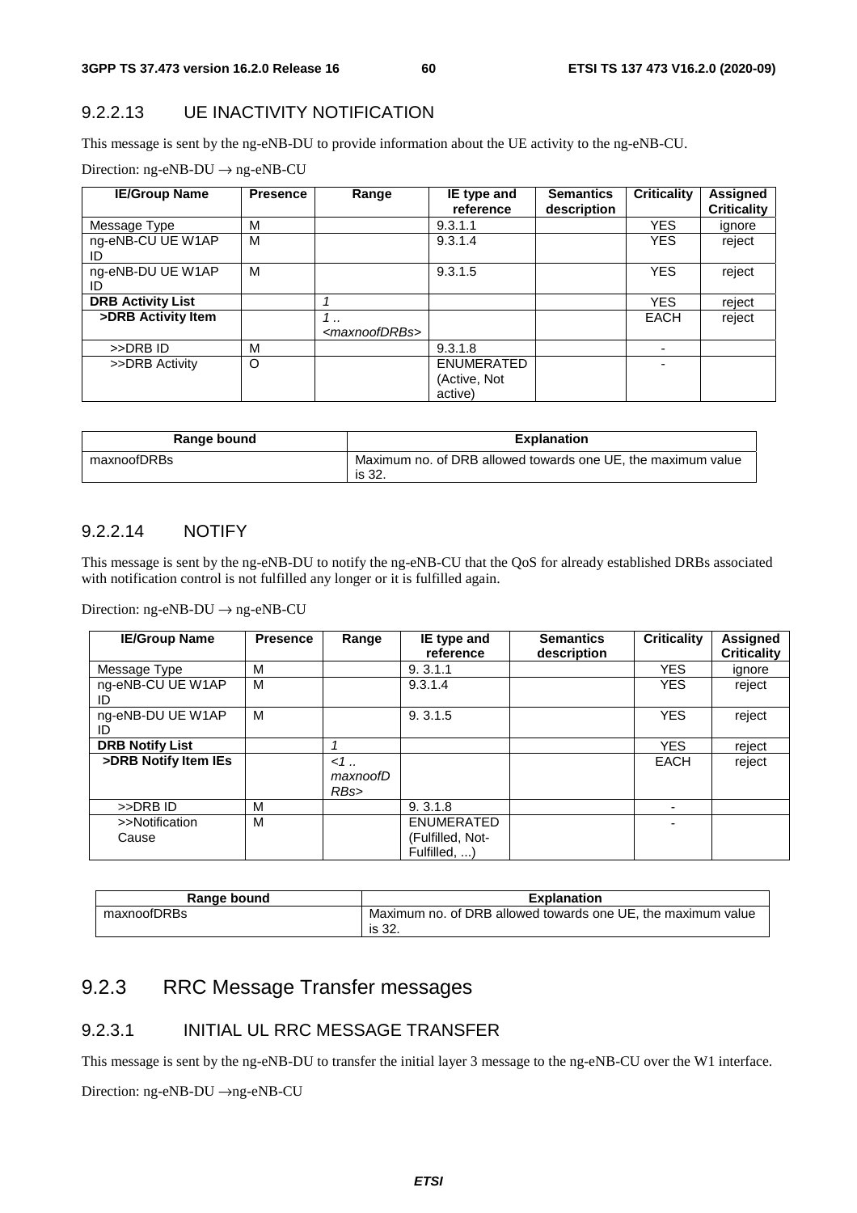### 9.2.2.13 UE INACTIVITY NOTIFICATION

This message is sent by the ng-eNB-DU to provide information about the UE activity to the ng-eNB-CU.

Direction: ng-eNB-DU → ng-eNB-CU

| IE/Group Name | Presence | Range | IE type and reference | Semantics description | Criticality | Assigned Criticality |
|---|---|---|---|---|---|---|
| Message Type | M | | 9.3.1.1 | | YES | ignore |
| ng-eNB-CU UE W1AP ID | M | | 9.3.1.4 | | YES | reject |
| ng-eNB-DU UE W1AP ID | M | | 9.3.1.5 | | YES | reject |
| **DRB Activity List** | | *1* | | | YES | reject |
| **>DRB Activity Item** | | *1 .. <maxnoofDRBs>* | | | EACH | reject |
| >>DRB ID | M | | 9.3.1.8 | | - | |
| >>DRB Activity | O | | ENUMERATED (Active, Not active) | | - | |

| Range bound | Explanation |
|---|---|
| maxnoofDRBs | Maximum no. of DRB allowed towards one UE, the maximum value is 32. |

### 9.2.2.14 NOTIFY

This message is sent by the ng-eNB-DU to notify the ng-eNB-CU that the QoS for already established DRBs associated with notification control is not fulfilled any longer or it is fulfilled again.

Direction: ng-eNB-DU → ng-eNB-CU

| IE/Group Name | Presence | Range | IE type and reference | Semantics description | Criticality | Assigned Criticality |
|---|---|---|---|---|---|---|
| Message Type | M | | 9. 3.1.1 | | YES | ignore |
| ng-eNB-CU UE W1AP ID | M | | 9.3.1.4 | | YES | reject |
| ng-eNB-DU UE W1AP ID | M | | 9. 3.1.5 | | YES | reject |
| **DRB Notify List** | | *1* | | | YES | reject |
| **>DRB Notify Item IEs** | | *<1 .. maxnoofDRBs>* | | | EACH | reject |
| >>DRB ID | M | | 9. 3.1.8 | | - | |
| >>Notification Cause | M | | ENUMERATED (Fulfilled, Not-Fulfilled, ...) | | - | |

| Range bound | Explanation |
|---|---|
| maxnoofDRBs | Maximum no. of DRB allowed towards one UE, the maximum value is 32. |

## 9.2.3 RRC Message Transfer messages

### 9.2.3.1 INITIAL UL RRC MESSAGE TRANSFER

This message is sent by the ng-eNB-DU to transfer the initial layer 3 message to the ng-eNB-CU over the W1 interface.

Direction: ng-eNB-DU →ng-eNB-CU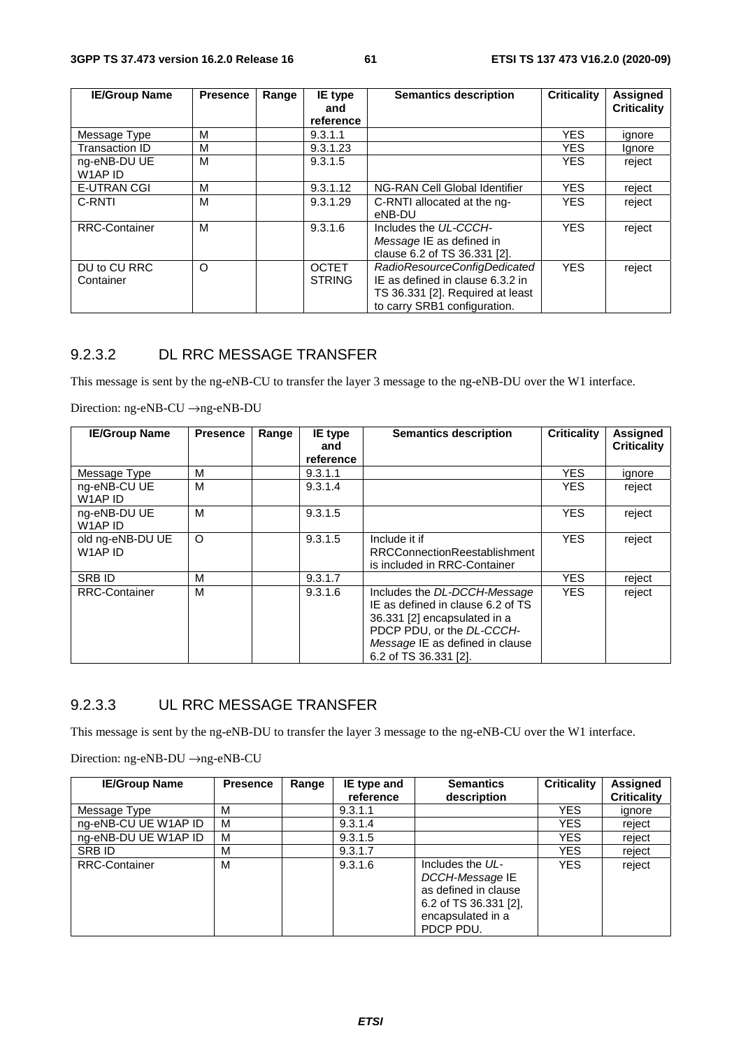| IE/Group Name | Presence | Range | IE type and reference | Semantics description | Criticality | Assigned Criticality |
|---|---|---|---|---|---|---|
| Message Type | M | | 9.3.1.1 | | YES | ignore |
| Transaction ID | M | | 9.3.1.23 | | YES | Ignore |
| ng-eNB-DU UE W1AP ID | M | | 9.3.1.5 | | YES | reject |
| E-UTRAN CGI | M | | 9.3.1.12 | NG-RAN Cell Global Identifier | YES | reject |
| C-RNTI | M | | 9.3.1.29 | C-RNTI allocated at the ng-eNB-DU | YES | reject |
| RRC-Container | M | | 9.3.1.6 | Includes the *UL-CCCH-Message* IE as defined in clause 6.2 of TS 36.331 [2]. | YES | reject |
| DU to CU RRC Container | O | | OCTET STRING | *RadioResourceConfigDedicated* IE as defined in clause 6.3.2 in TS 36.331 [2]. Required at least to carry SRB1 configuration. | YES | reject |

### 9.2.3.2 DL RRC MESSAGE TRANSFER

This message is sent by the ng-eNB-CU to transfer the layer 3 message to the ng-eNB-DU over the W1 interface.

Direction: ng-eNB-CU →ng-eNB-DU

| IE/Group Name | Presence | Range | IE type and reference | Semantics description | Criticality | Assigned Criticality |
|---|---|---|---|---|---|---|
| Message Type | M | | 9.3.1.1 | | YES | ignore |
| ng-eNB-CU UE W1AP ID | M | | 9.3.1.4 | | YES | reject |
| ng-eNB-DU UE W1AP ID | M | | 9.3.1.5 | | YES | reject |
| old ng-eNB-DU UE W1AP ID | O | | 9.3.1.5 | Include it if RRCConnectionReestablishment is included in RRC-Container | YES | reject |
| SRB ID | M | | 9.3.1.7 | | YES | reject |
| RRC-Container | M | | 9.3.1.6 | Includes the *DL-DCCH-Message* IE as defined in clause 6.2 of TS 36.331 [2] encapsulated in a PDCP PDU, or the *DL-CCCH-Message* IE as defined in clause 6.2 of TS 36.331 [2]. | YES | reject |

### 9.2.3.3 UL RRC MESSAGE TRANSFER

This message is sent by the ng-eNB-DU to transfer the layer 3 message to the ng-eNB-CU over the W1 interface.

Direction: ng-eNB-DU →ng-eNB-CU

| IE/Group Name | Presence | Range | IE type and reference | Semantics description | Criticality | Assigned Criticality |
|---|---|---|---|---|---|---|
| Message Type | M | | 9.3.1.1 | | YES | ignore |
| ng-eNB-CU UE W1AP ID | M | | 9.3.1.4 | | YES | reject |
| ng-eNB-DU UE W1AP ID | M | | 9.3.1.5 | | YES | reject |
| SRB ID | M | | 9.3.1.7 | | YES | reject |
| RRC-Container | M | | 9.3.1.6 | Includes the *UL-DCCH-Message* IE as defined in clause 6.2 of TS 36.331 [2], encapsulated in a PDCP PDU. | YES | reject |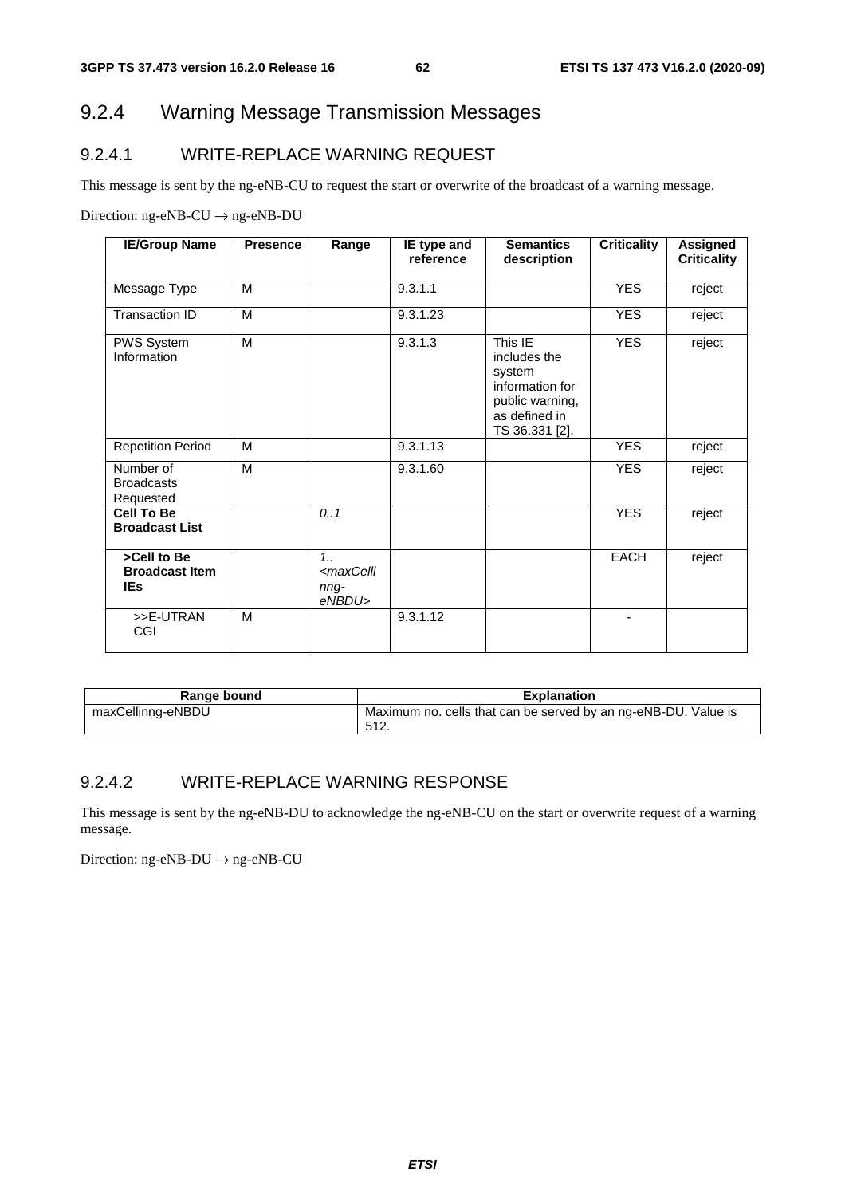## 9.2.4 Warning Message Transmission Messages

### 9.2.4.1 WRITE-REPLACE WARNING REQUEST

This message is sent by the ng-eNB-CU to request the start or overwrite of the broadcast of a warning message.

Direction: ng-eNB-CU → ng-eNB-DU

| IE/Group Name | Presence | Range | IE type and reference | Semantics description | Criticality | Assigned Criticality |
|---|---|---|---|---|---|---|
| Message Type | M | | 9.3.1.1 | | YES | reject |
| Transaction ID | M | | 9.3.1.23 | | YES | reject |
| PWS System Information | M | | 9.3.1.3 | This IE includes the system information for public warning, as defined in TS 36.331 [2]. | YES | reject |
| Repetition Period | M | | 9.3.1.13 | | YES | reject |
| Number of Broadcasts Requested | M | | 9.3.1.60 | | YES | reject |
| **Cell To Be Broadcast List** | | *0..1* | | | YES | reject |
| **>Cell to Be Broadcast Item IEs** | | *1..<maxCellinng-eNBDU>* | | | EACH | reject |
| >>E-UTRAN CGI | M | | 9.3.1.12 | | - | |

| Range bound | Explanation |
|---|---|
| maxCellinng-eNBDU | Maximum no. cells that can be served by an ng-eNB-DU. Value is 512. |

### 9.2.4.2 WRITE-REPLACE WARNING RESPONSE

This message is sent by the ng-eNB-DU to acknowledge the ng-eNB-CU on the start or overwrite request of a warning message.

Direction: ng-eNB-DU → ng-eNB-CU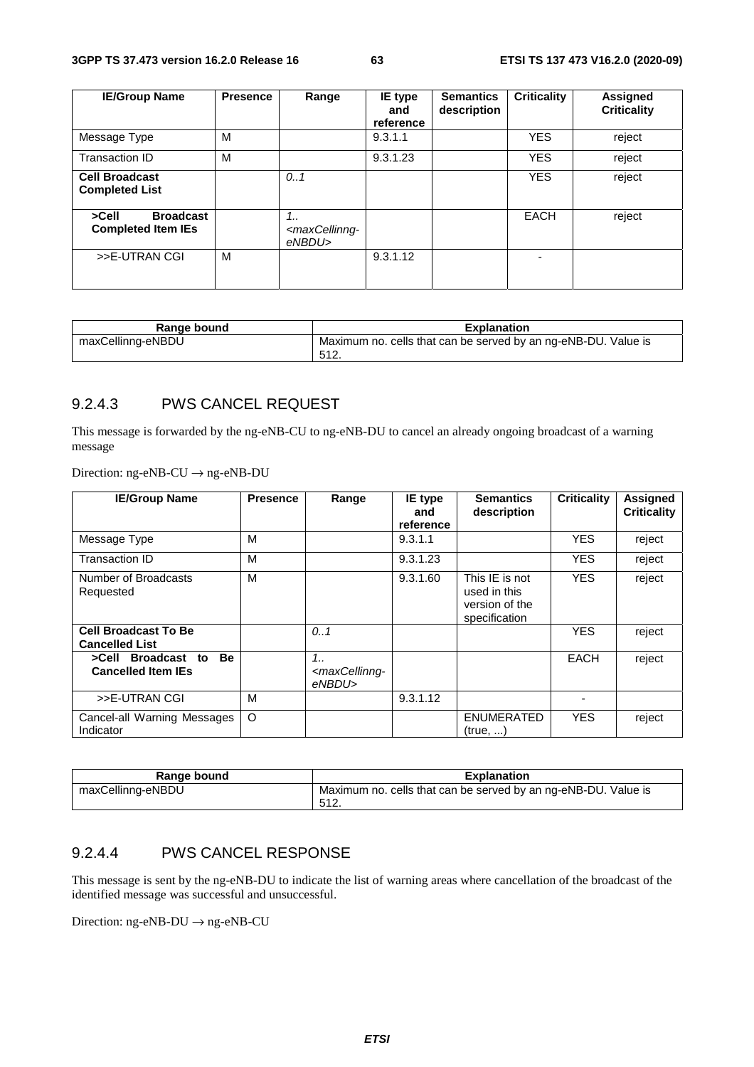| IE/Group Name | Presence | Range | IE type and reference | Semantics description | Criticality | Assigned Criticality |
|---|---|---|---|---|---|---|
| Message Type | M | | 9.3.1.1 | | YES | reject |
| Transaction ID | M | | 9.3.1.23 | | YES | reject |
| **Cell Broadcast Completed List** | | *0..1* | | | YES | reject |
| **>Cell Broadcast Completed Item IEs** | | *1..<maxCellinng-eNBDU>* | | | EACH | reject |
| >>E-UTRAN CGI | M | | 9.3.1.12 | | - | |

| Range bound | Explanation |
|---|---|
| maxCellinng-eNBDU | Maximum no. cells that can be served by an ng-eNB-DU. Value is 512. |

### 9.2.4.3 PWS CANCEL REQUEST

This message is forwarded by the ng-eNB-CU to ng-eNB-DU to cancel an already ongoing broadcast of a warning message

Direction: ng-eNB-CU → ng-eNB-DU

| IE/Group Name | Presence | Range | IE type and reference | Semantics description | Criticality | Assigned Criticality |
|---|---|---|---|---|---|---|
| Message Type | M | | 9.3.1.1 | | YES | reject |
| Transaction ID | M | | 9.3.1.23 | | YES | reject |
| Number of Broadcasts Requested | M | | 9.3.1.60 | This IE is not used in this version of the specification | YES | reject |
| **Cell Broadcast To Be Cancelled List** | | *0..1* | | | YES | reject |
| **>Cell Broadcast to Be Cancelled Item IEs** | | *1..<maxCellinng-eNBDU>* | | | EACH | reject |
| >>E-UTRAN CGI | M | | 9.3.1.12 | | - | |
| Cancel-all Warning Messages Indicator | O | | | ENUMERATED (true, ...) | YES | reject |

| Range bound | Explanation |
|---|---|
| maxCellinng-eNBDU | Maximum no. cells that can be served by an ng-eNB-DU. Value is 512. |

### 9.2.4.4 PWS CANCEL RESPONSE

This message is sent by the ng-eNB-DU to indicate the list of warning areas where cancellation of the broadcast of the identified message was successful and unsuccessful.

Direction: ng-eNB-DU → ng-eNB-CU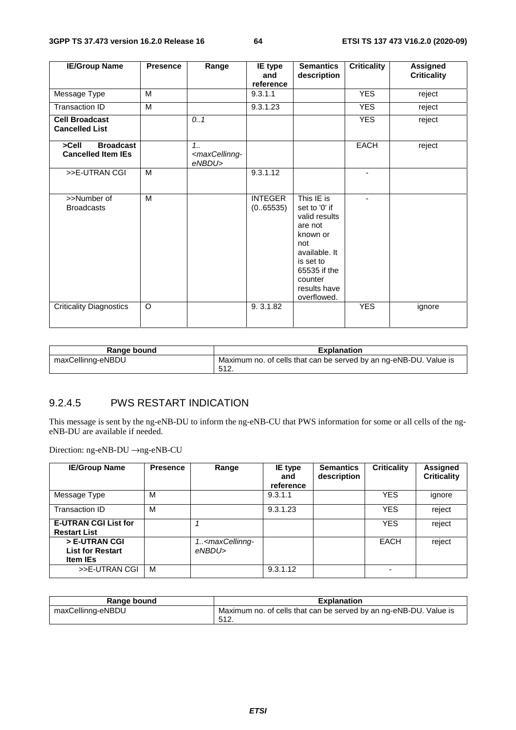| IE/Group Name | Presence | Range | IE type and reference | Semantics description | Criticality | Assigned Criticality |
|---|---|---|---|---|---|---|
| Message Type | M | | 9.3.1.1 | | YES | reject |
| Transaction ID | M | | 9.3.1.23 | | YES | reject |
| **Cell Broadcast Cancelled List** | | *0..1* | | | YES | reject |
| **>Cell Broadcast Cancelled Item IEs** | | *1..<maxCellinng-eNBDU>* | | | EACH | reject |
| >>E-UTRAN CGI | M | | 9.3.1.12 | | - | |
| >>Number of Broadcasts | M | | INTEGER (0..65535) | This IE is set to '0' if valid results are not known or not available. It is set to 65535 if the counter results have overflowed. | - | |
| Criticality Diagnostics | O | | 9. 3.1.82 | | YES | ignore |

| Range bound | Explanation |
|---|---|
| maxCellinng-eNBDU | Maximum no. of cells that can be served by an ng-eNB-DU. Value is 512. |

### 9.2.4.5 PWS RESTART INDICATION

This message is sent by the ng-eNB-DU to inform the ng-eNB-CU that PWS information for some or all cells of the ng-eNB-DU are available if needed.

Direction: ng-eNB-DU →ng-eNB-CU

| IE/Group Name | Presence | Range | IE type and reference | Semantics description | Criticality | Assigned Criticality |
|---|---|---|---|---|---|---|
| Message Type | M | | 9.3.1.1 | | YES | ignore |
| Transaction ID | M | | 9.3.1.23 | | YES | reject |
| **E-UTRAN CGI List for Restart List** | | *1* | | | YES | reject |
| **> E-UTRAN CGI List for Restart Item IEs** | | *1..<maxCellinng-eNBDU>* | | | EACH | reject |
| >>E-UTRAN CGI | M | | 9.3.1.12 | | - | |

| Range bound | Explanation |
|---|---|
| maxCellinng-eNBDU | Maximum no. of cells that can be served by an ng-eNB-DU. Value is 512. |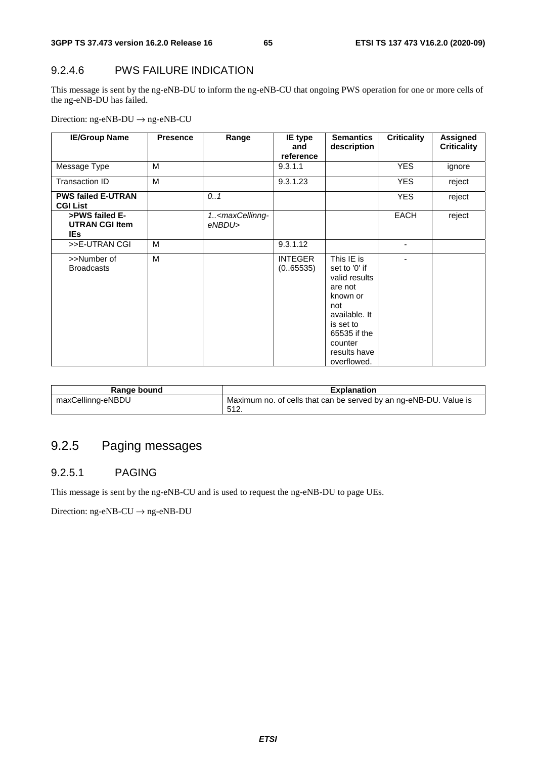### 9.2.4.6 PWS FAILURE INDICATION

This message is sent by the ng-eNB-DU to inform the ng-eNB-CU that ongoing PWS operation for one or more cells of the ng-eNB-DU has failed.

Direction: ng-eNB-DU → ng-eNB-CU

| IE/Group Name | Presence | Range | IE type and reference | Semantics description | Criticality | Assigned Criticality |
|---|---|---|---|---|---|---|
| Message Type | M | | 9.3.1.1 | | YES | ignore |
| Transaction ID | M | | 9.3.1.23 | | YES | reject |
| **PWS failed E-UTRAN CGI List** | | *0..1* | | | YES | reject |
| **>PWS failed E-UTRAN CGI Item IEs** | | *1..<maxCellinng-eNBDU>* | | | EACH | reject |
| >>E-UTRAN CGI | M | | 9.3.1.12 | | - | |
| >>Number of Broadcasts | M | | INTEGER (0..65535) | This IE is set to '0' if valid results are not known or not available. It is set to 65535 if the counter results have overflowed. | - | |

| Range bound | Explanation |
|---|---|
| maxCellinng-eNBDU | Maximum no. of cells that can be served by an ng-eNB-DU. Value is 512. |

## 9.2.5 Paging messages

### 9.2.5.1 PAGING

This message is sent by the ng-eNB-CU and is used to request the ng-eNB-DU to page UEs.

Direction: ng-eNB-CU → ng-eNB-DU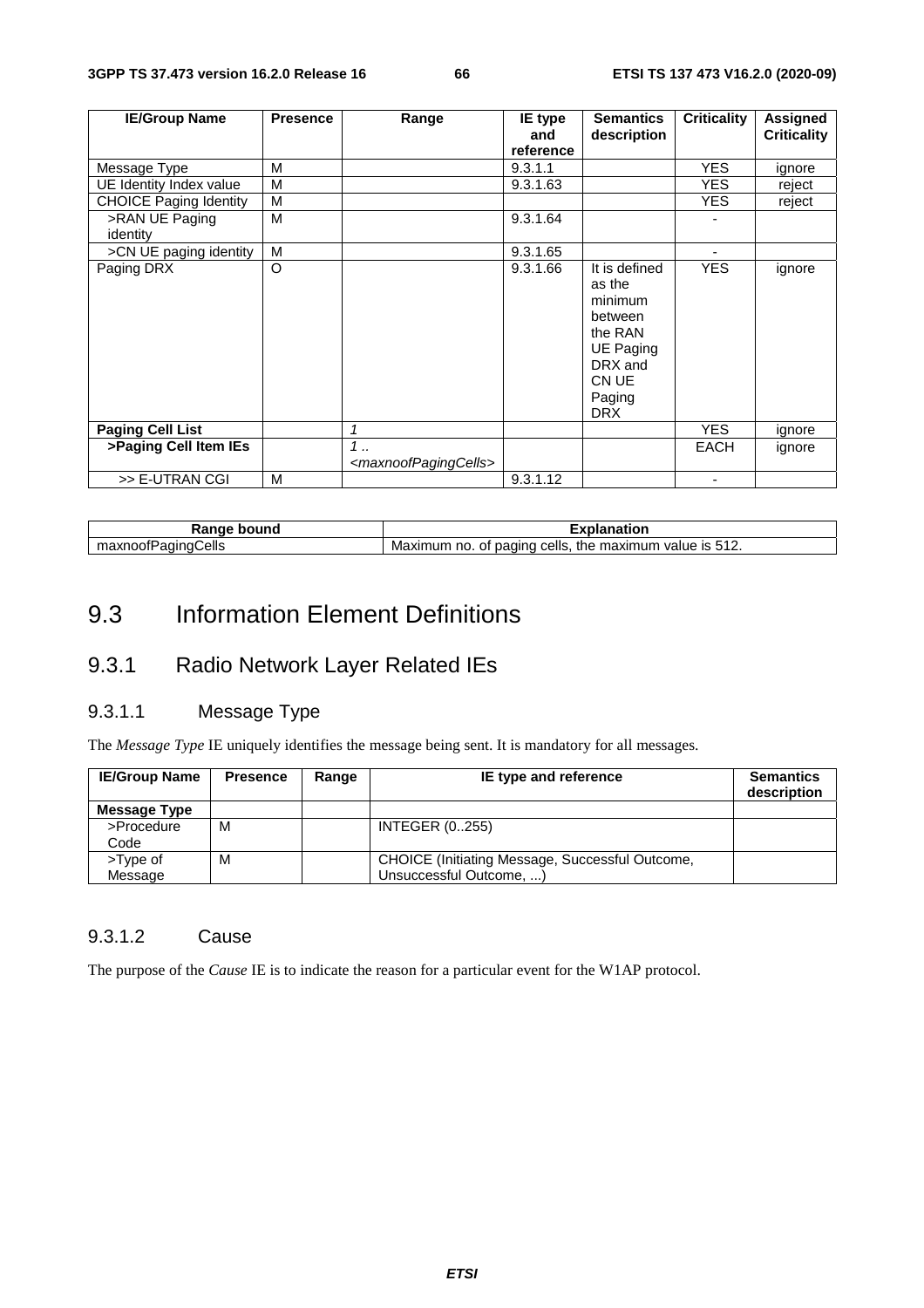| IE/Group Name | Presence | Range | IE type and reference | Semantics description | Criticality | Assigned Criticality |
|---|---|---|---|---|---|---|
| Message Type | M | | 9.3.1.1 | | YES | ignore |
| UE Identity Index value | M | | 9.3.1.63 | | YES | reject |
| CHOICE Paging Identity | M | | | | YES | reject |
| >RAN UE Paging identity | M | | 9.3.1.64 | | - | |
| >CN UE paging identity | M | | 9.3.1.65 | | - | |
| Paging DRX | O | | 9.3.1.66 | It is defined as the minimum between the RAN UE Paging DRX and CN UE Paging DRX | YES | ignore |
| **Paging Cell List** | | *1* | | | YES | ignore |
| **>Paging Cell Item IEs** | | *1 .. <maxnoofPagingCells>* | | | EACH | ignore |
| >> E-UTRAN CGI | M | | 9.3.1.12 | | - | |

| Range bound | Explanation |
|---|---|
| maxnoofPagingCells | Maximum no. of paging cells, the maximum value is 512. |

# 9.3 Information Element Definitions

## 9.3.1 Radio Network Layer Related IEs

### 9.3.1.1 Message Type

The *Message Type* IE uniquely identifies the message being sent. It is mandatory for all messages.

| IE/Group Name | Presence | Range | IE type and reference | Semantics description |
|---|---|---|---|---|
| **Message Type** | | | | |
| >Procedure Code | M | | INTEGER (0..255) | |
| >Type of Message | M | | CHOICE (Initiating Message, Successful Outcome, Unsuccessful Outcome, ...) | |

### 9.3.1.2 Cause

The purpose of the *Cause* IE is to indicate the reason for a particular event for the W1AP protocol.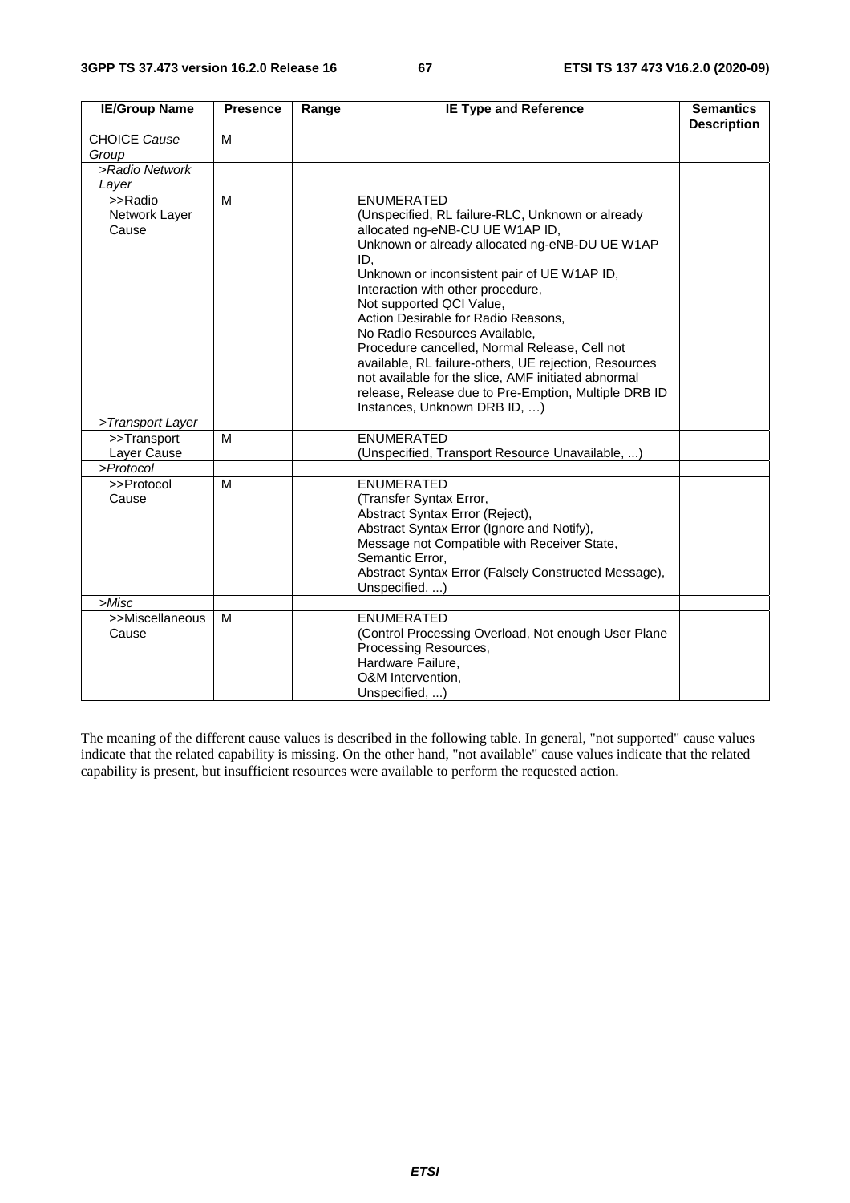| IE/Group Name | Presence | Range | IE Type and Reference | Semantics Description |
|---|---|---|---|---|
| CHOICE *Cause Group* | M | | | |
| *>Radio Network Layer* | | | | |
| >>Radio Network Layer Cause | M | | ENUMERATED (Unspecified, RL failure-RLC, Unknown or already allocated ng-eNB-CU UE W1AP ID, Unknown or already allocated ng-eNB-DU UE W1AP ID, Unknown or inconsistent pair of UE W1AP ID, Interaction with other procedure, Not supported QCI Value, Action Desirable for Radio Reasons, No Radio Resources Available, Procedure cancelled, Normal Release, Cell not available, RL failure-others, UE rejection, Resources not available for the slice, AMF initiated abnormal release, Release due to Pre-Emption, Multiple DRB ID Instances, Unknown DRB ID, …) | |
| *>Transport Layer* | | | | |
| >>Transport Layer Cause | M | | ENUMERATED (Unspecified, Transport Resource Unavailable, ...) | |
| *>Protocol* | | | | |
| >>Protocol Cause | M | | ENUMERATED (Transfer Syntax Error, Abstract Syntax Error (Reject), Abstract Syntax Error (Ignore and Notify), Message not Compatible with Receiver State, Semantic Error, Abstract Syntax Error (Falsely Constructed Message), Unspecified, ...) | |
| *>Misc* | | | | |
| >>Miscellaneous Cause | M | | ENUMERATED (Control Processing Overload, Not enough User Plane Processing Resources, Hardware Failure, O&M Intervention, Unspecified, ...) | |

The meaning of the different cause values is described in the following table. In general, "not supported" cause values indicate that the related capability is missing. On the other hand, "not available" cause values indicate that the related capability is present, but insufficient resources were available to perform the requested action.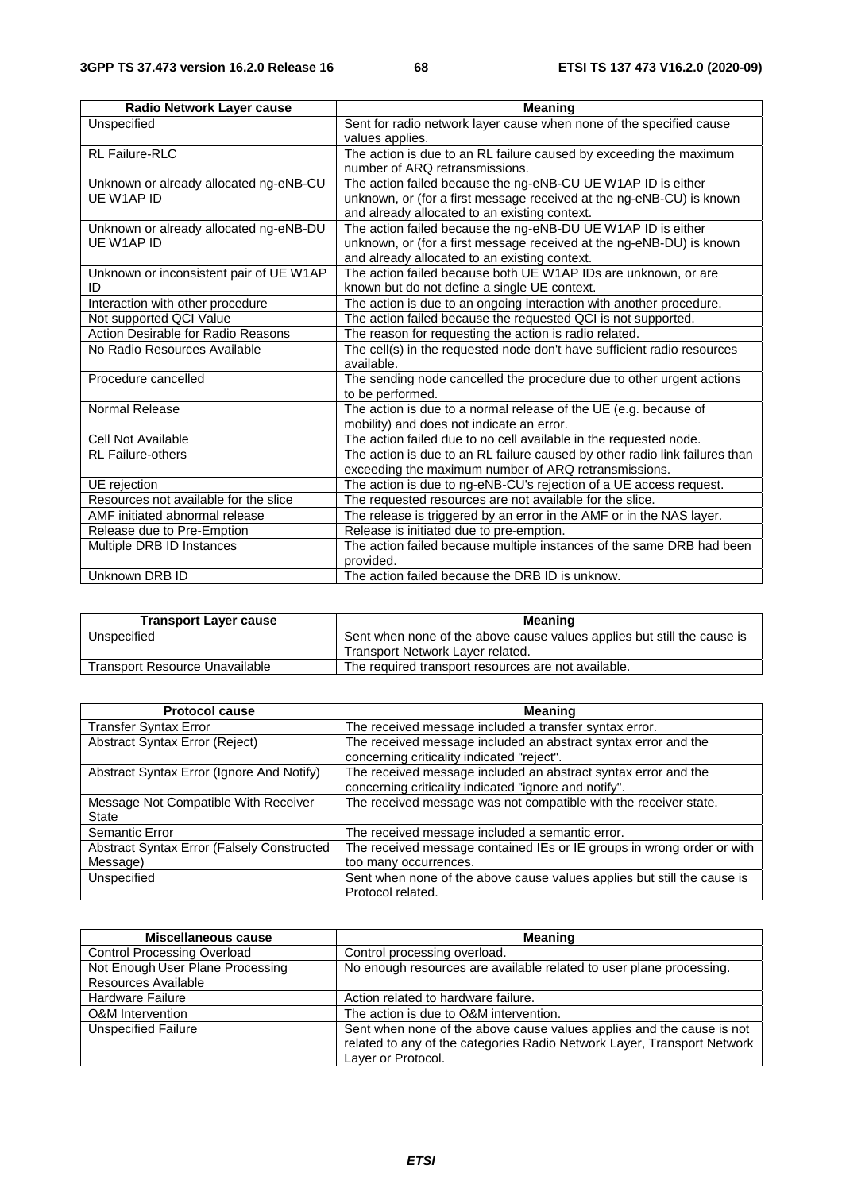| Radio Network Layer cause | Meaning |
| --- | --- |
| Unspecified | Sent for radio network layer cause when none of the specified cause values applies. |
| RL Failure-RLC | The action is due to an RL failure caused by exceeding the maximum number of ARQ retransmissions. |
| Unknown or already allocated ng-eNB-CU UE W1AP ID | The action failed because the ng-eNB-CU UE W1AP ID is either unknown, or (for a first message received at the ng-eNB-CU) is known and already allocated to an existing context. |
| Unknown or already allocated ng-eNB-DU UE W1AP ID | The action failed because the ng-eNB-DU UE W1AP ID is either unknown, or (for a first message received at the ng-eNB-DU) is known and already allocated to an existing context. |
| Unknown or inconsistent pair of UE W1AP ID | The action failed because both UE W1AP IDs are unknown, or are known but do not define a single UE context. |
| Interaction with other procedure | The action is due to an ongoing interaction with another procedure. |
| Not supported QCI Value | The action failed because the requested QCI is not supported. |
| Action Desirable for Radio Reasons | The reason for requesting the action is radio related. |
| No Radio Resources Available | The cell(s) in the requested node don't have sufficient radio resources available. |
| Procedure cancelled | The sending node cancelled the procedure due to other urgent actions to be performed. |
| Normal Release | The action is due to a normal release of the UE (e.g. because of mobility) and does not indicate an error. |
| Cell Not Available | The action failed due to no cell available in the requested node. |
| RL Failure-others | The action is due to an RL failure caused by other radio link failures than exceeding the maximum number of ARQ retransmissions. |
| UE rejection | The action is due to ng-eNB-CU's rejection of a UE access request. |
| Resources not available for the slice | The requested resources are not available for the slice. |
| AMF initiated abnormal release | The release is triggered by an error in the AMF or in the NAS layer. |
| Release due to Pre-Emption | Release is initiated due to pre-emption. |
| Multiple DRB ID Instances | The action failed because multiple instances of the same DRB had been provided. |
| Unknown DRB ID | The action failed because the DRB ID is unknow. |

| Transport Layer cause | Meaning |
| --- | --- |
| Unspecified | Sent when none of the above cause values applies but still the cause is Transport Network Layer related. |
| Transport Resource Unavailable | The required transport resources are not available. |

| Protocol cause | Meaning |
| --- | --- |
| Transfer Syntax Error | The received message included a transfer syntax error. |
| Abstract Syntax Error (Reject) | The received message included an abstract syntax error and the concerning criticality indicated "reject". |
| Abstract Syntax Error (Ignore And Notify) | The received message included an abstract syntax error and the concerning criticality indicated "ignore and notify". |
| Message Not Compatible With Receiver State | The received message was not compatible with the receiver state. |
| Semantic Error | The received message included a semantic error. |
| Abstract Syntax Error (Falsely Constructed Message) | The received message contained IEs or IE groups in wrong order or with too many occurrences. |
| Unspecified | Sent when none of the above cause values applies but still the cause is Protocol related. |

| Miscellaneous cause | Meaning |
| --- | --- |
| Control Processing Overload | Control processing overload. |
| Not Enough User Plane Processing Resources Available | No enough resources are available related to user plane processing. |
| Hardware Failure | Action related to hardware failure. |
| O&M Intervention | The action is due to O&M intervention. |
| Unspecified Failure | Sent when none of the above cause values applies and the cause is not related to any of the categories Radio Network Layer, Transport Network Layer or Protocol. |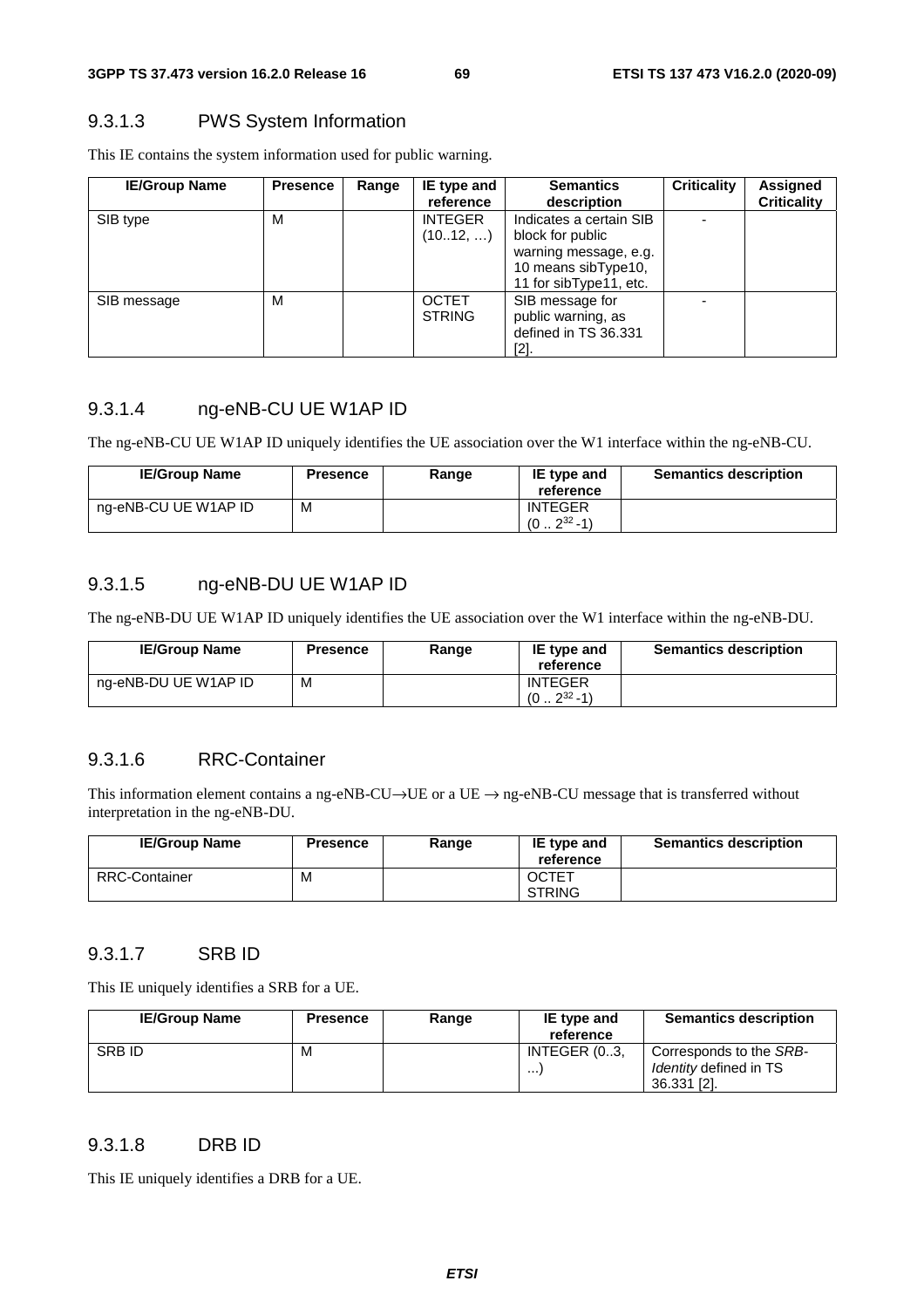### 9.3.1.3 PWS System Information

This IE contains the system information used for public warning.

| IE/Group Name | Presence | Range | IE type and reference | Semantics description | Criticality | Assigned Criticality |
|---|---|---|---|---|---|---|
| SIB type | M | | INTEGER (10..12, …) | Indicates a certain SIB block for public warning message, e.g. 10 means sibType10, 11 for sibType11, etc. | - | |
| SIB message | M | | OCTET STRING | SIB message for public warning, as defined in TS 36.331 [2]. | - | |

### 9.3.1.4 ng-eNB-CU UE W1AP ID

The ng-eNB-CU UE W1AP ID uniquely identifies the UE association over the W1 interface within the ng-eNB-CU.

| IE/Group Name | Presence | Range | IE type and reference | Semantics description |
|---|---|---|---|---|
| ng-eNB-CU UE W1AP ID | M | | INTEGER ($0 .. 2^{32}-1$) | |

### 9.3.1.5 ng-eNB-DU UE W1AP ID

The ng-eNB-DU UE W1AP ID uniquely identifies the UE association over the W1 interface within the ng-eNB-DU.

| IE/Group Name | Presence | Range | IE type and reference | Semantics description |
|---|---|---|---|---|
| ng-eNB-DU UE W1AP ID | M | | INTEGER ($0 .. 2^{32}-1$) | |

### 9.3.1.6 RRC-Container

This information element contains a ng-eNB-CU→UE or a UE → ng-eNB-CU message that is transferred without interpretation in the ng-eNB-DU.

| IE/Group Name | Presence | Range | IE type and reference | Semantics description |
|---|---|---|---|---|
| RRC-Container | M | | OCTET STRING | |

### 9.3.1.7 SRB ID

This IE uniquely identifies a SRB for a UE.

| IE/Group Name | Presence | Range | IE type and reference | Semantics description |
|---|---|---|---|---|
| SRB ID | M | | INTEGER (0..3, ...) | Corresponds to the *SRB-Identity* defined in TS 36.331 [2]. |

### 9.3.1.8 DRB ID

This IE uniquely identifies a DRB for a UE.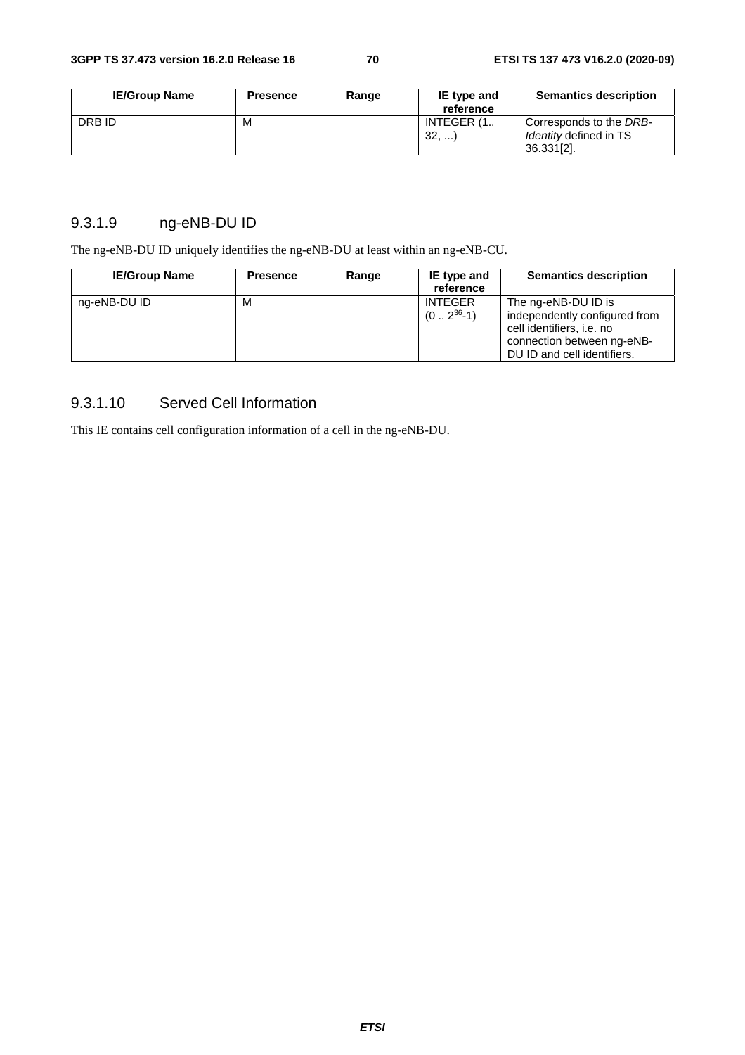| IE/Group Name | Presence | Range | IE type and reference | Semantics description |
|---|---|---|---|---|
| DRB ID | M | | INTEGER (1.. 32, ...) | Corresponds to the *DRB-Identity* defined in TS 36.331[2]. |

### 9.3.1.9 ng-eNB-DU ID

The ng-eNB-DU ID uniquely identifies the ng-eNB-DU at least within an ng-eNB-CU.

| IE/Group Name | Presence | Range | IE type and reference | Semantics description |
|---|---|---|---|---|
| ng-eNB-DU ID | M | | INTEGER ($0 .. 2^{36}-1$) | The ng-eNB-DU ID is independently configured from cell identifiers, i.e. no connection between ng-eNB-DU ID and cell identifiers. |

### 9.3.1.10 Served Cell Information

This IE contains cell configuration information of a cell in the ng-eNB-DU.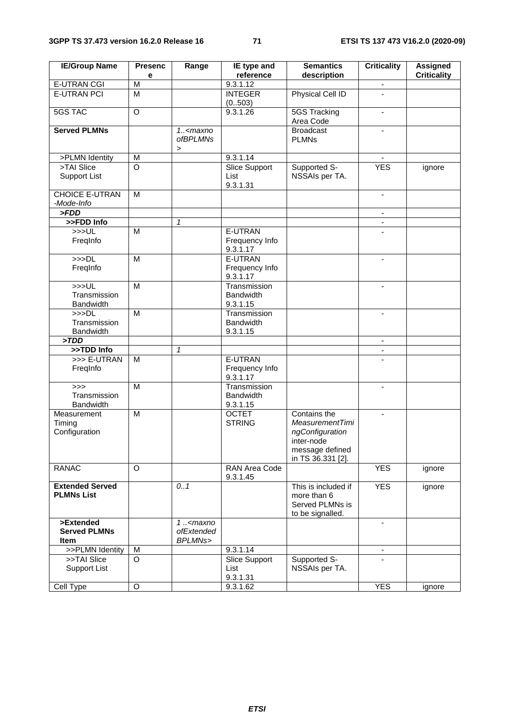| IE/Group Name | Presence | Range | IE type and reference | Semantics description | Criticality | Assigned Criticality |
|---|---|---|---|---|---|---|
| E-UTRAN CGI | M | | 9.3.1.12 | | - | |
| E-UTRAN PCI | M | | INTEGER (0..503) | Physical Cell ID | - | |
| 5GS TAC | O | | 9.3.1.26 | 5GS Tracking Area Code | - | |
| **Served PLMNs** | | *1..<maxnoofBPLMNs>* | | Broadcast PLMNs | - | |
| >PLMN Identity | M | | 9.3.1.14 | | - | |
| >TAI Slice Support List | O | | Slice Support List 9.3.1.31 | Supported S-NSSAIs per TA. | YES | ignore |
| CHOICE E-UTRAN *-Mode-Info* | M | | | | - | |
| ***>FDD*** | | | | | - | |
| **>>FDD Info** | | *1* | | | - | |
| >>>UL FreqInfo | M | | E-UTRAN Frequency Info 9.3.1.17 | | - | |
| >>>DL FreqInfo | M | | E-UTRAN Frequency Info 9.3.1.17 | | - | |
| >>>UL Transmission Bandwidth | M | | Transmission Bandwidth 9.3.1.15 | | - | |
| >>>DL Transmission Bandwidth | M | | Transmission Bandwidth 9.3.1.15 | | - | |
| ***>TDD*** | | | | | - | |
| **>>TDD Info** | | *1* | | | - | |
| >>> E-UTRAN FreqInfo | M | | E-UTRAN Frequency Info 9.3.1.17 | | - | |
| >>> Transmission Bandwidth | M | | Transmission Bandwidth 9.3.1.15 | | - | |
| Measurement Timing Configuration | M | | OCTET STRING | Contains the *MeasurementTimingConfiguration* inter-node message defined in TS 36.331 [2]. | - | |
| RANAC | O | | RAN Area Code 9.3.1.45 | | YES | ignore |
| **Extended Served PLMNs List** | | *0..1* | | This is included if more than 6 Served PLMNs is to be signalled. | YES | ignore |
| **>Extended Served PLMNs Item** | | *1 ..<maxnoofExtendedBPLMNs>* | | | - | |
| >>PLMN Identity | M | | 9.3.1.14 | | - | |
| >>TAI Slice Support List | O | | Slice Support List 9.3.1.31 | Supported S-NSSAIs per TA. | - | |
| Cell Type | O | | 9.3.1.62 | | YES | ignore |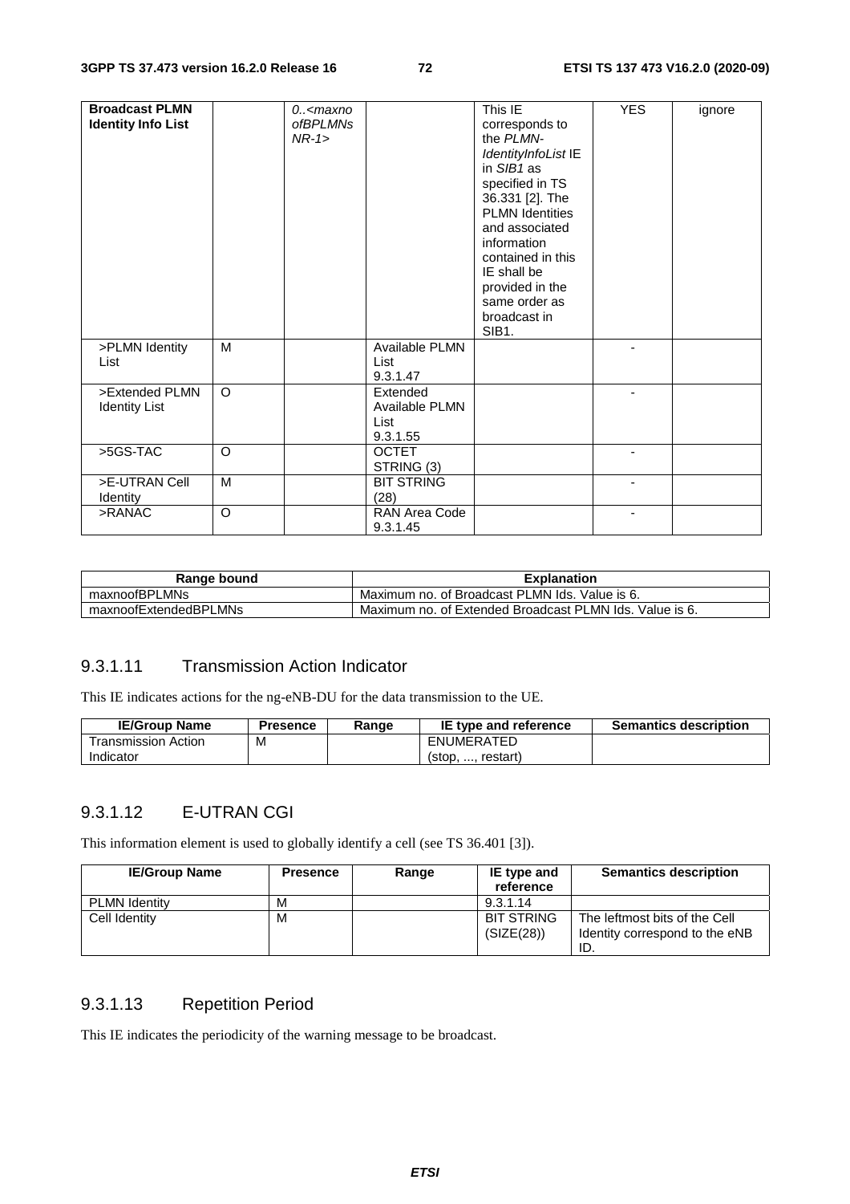| Broadcast PLMN Identity Info List | | 0..<maxnoofBPLMNsNR-1> | | This IE corresponds to the *PLMN-IdentityInfoList* IE in *SIB1* as specified in TS 36.331 [2]. The PLMN Identities and associated information contained in this IE shall be provided in the same order as broadcast in SIB1. | YES | ignore |
|---|---|---|---|---|---|---|
| >PLMN Identity List | M | | Available PLMN List 9.3.1.47 | | - | |
| >Extended PLMN Identity List | O | | Extended Available PLMN List 9.3.1.55 | | - | |
| >5GS-TAC | O | | OCTET STRING (3) | | - | |
| >E-UTRAN Cell Identity | M | | BIT STRING (28) | | - | |
| >RANAC | O | | RAN Area Code 9.3.1.45 | | - | |

| Range bound | Explanation |
|---|---|
| maxnoofBPLMNs | Maximum no. of Broadcast PLMN Ids. Value is 6. |
| maxnoofExtendedBPLMNs | Maximum no. of Extended Broadcast PLMN Ids. Value is 6. |

### 9.3.1.11 Transmission Action Indicator

This IE indicates actions for the ng-eNB-DU for the data transmission to the UE.

| IE/Group Name | Presence | Range | IE type and reference | Semantics description |
|---|---|---|---|---|
| Transmission Action Indicator | M | | ENUMERATED (stop, ..., restart) | |

### 9.3.1.12 E-UTRAN CGI

This information element is used to globally identify a cell (see TS 36.401 [3]).

| IE/Group Name | Presence | Range | IE type and reference | Semantics description |
|---|---|---|---|---|
| PLMN Identity | M | | 9.3.1.14 | |
| Cell Identity | M | | BIT STRING (SIZE(28)) | The leftmost bits of the Cell Identity correspond to the eNB ID. |

### 9.3.1.13 Repetition Period

This IE indicates the periodicity of the warning message to be broadcast.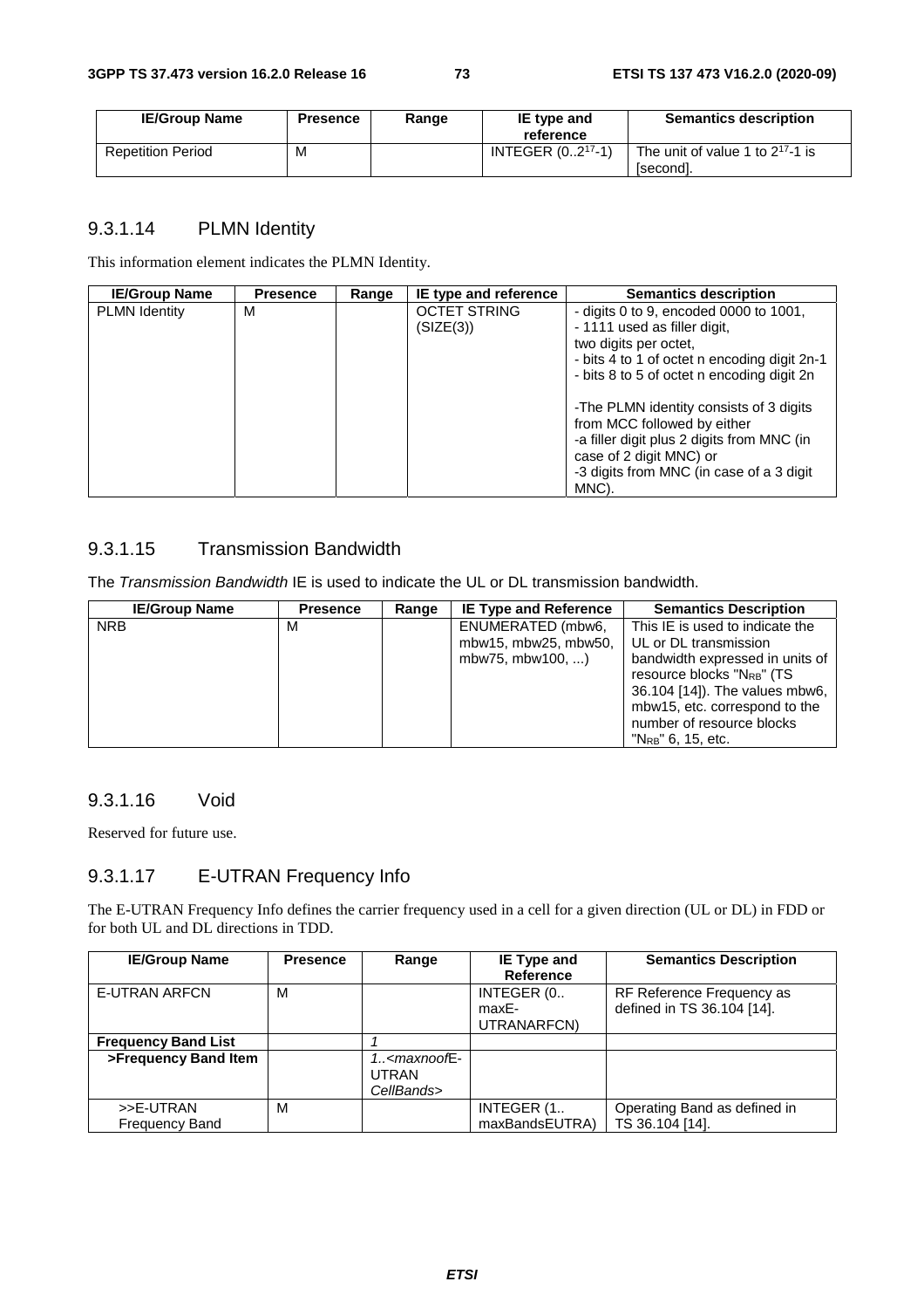| IE/Group Name | Presence | Range | IE type and reference | Semantics description |
|---|---|---|---|---|
| Repetition Period | M | | INTEGER ($0..2^{17}$-1) | The unit of value 1 to $2^{17}$-1 is [second]. |

### 9.3.1.14 PLMN Identity

This information element indicates the PLMN Identity.

| IE/Group Name | Presence | Range | IE type and reference | Semantics description |
|---|---|---|---|---|
| PLMN Identity | M | | OCTET STRING (SIZE(3)) | - digits 0 to 9, encoded 0000 to 1001,<br>- 1111 used as filler digit,<br>two digits per octet,<br>- bits 4 to 1 of octet n encoding digit 2n-1<br>- bits 8 to 5 of octet n encoding digit 2n<br><br>-The PLMN identity consists of 3 digits from MCC followed by either<br>-a filler digit plus 2 digits from MNC (in case of 2 digit MNC) or<br>-3 digits from MNC (in case of a 3 digit MNC). |

### 9.3.1.15 Transmission Bandwidth

The *Transmission Bandwidth* IE is used to indicate the UL or DL transmission bandwidth.

| IE/Group Name | Presence | Range | IE Type and Reference | Semantics Description |
|---|---|---|---|---|
| NRB | M | | ENUMERATED (mbw6, mbw15, mbw25, mbw50, mbw75, mbw100, ...) | This IE is used to indicate the UL or DL transmission bandwidth expressed in units of resource blocks "$N_{RB}$" (TS 36.104 [14]). The values mbw6, mbw15, etc. correspond to the number of resource blocks "$N_{RB}$" 6, 15, etc. |

### 9.3.1.16 Void

Reserved for future use.

### 9.3.1.17 E-UTRAN Frequency Info

The E-UTRAN Frequency Info defines the carrier frequency used in a cell for a given direction (UL or DL) in FDD or for both UL and DL directions in TDD.

| IE/Group Name | Presence | Range | IE Type and Reference | Semantics Description |
|---|---|---|---|---|
| E-UTRAN ARFCN | M | | INTEGER (0.. maxE-UTRANARFCN) | RF Reference Frequency as defined in TS 36.104 [14]. |
| **Frequency Band List** | | *1* | | |
| **>Frequency Band Item** | | *1..<maxnoofE-UTRAN CellBands>* | | |
| >>E-UTRAN Frequency Band | M | | INTEGER (1.. maxBandsEUTRA) | Operating Band as defined in TS 36.104 [14]. |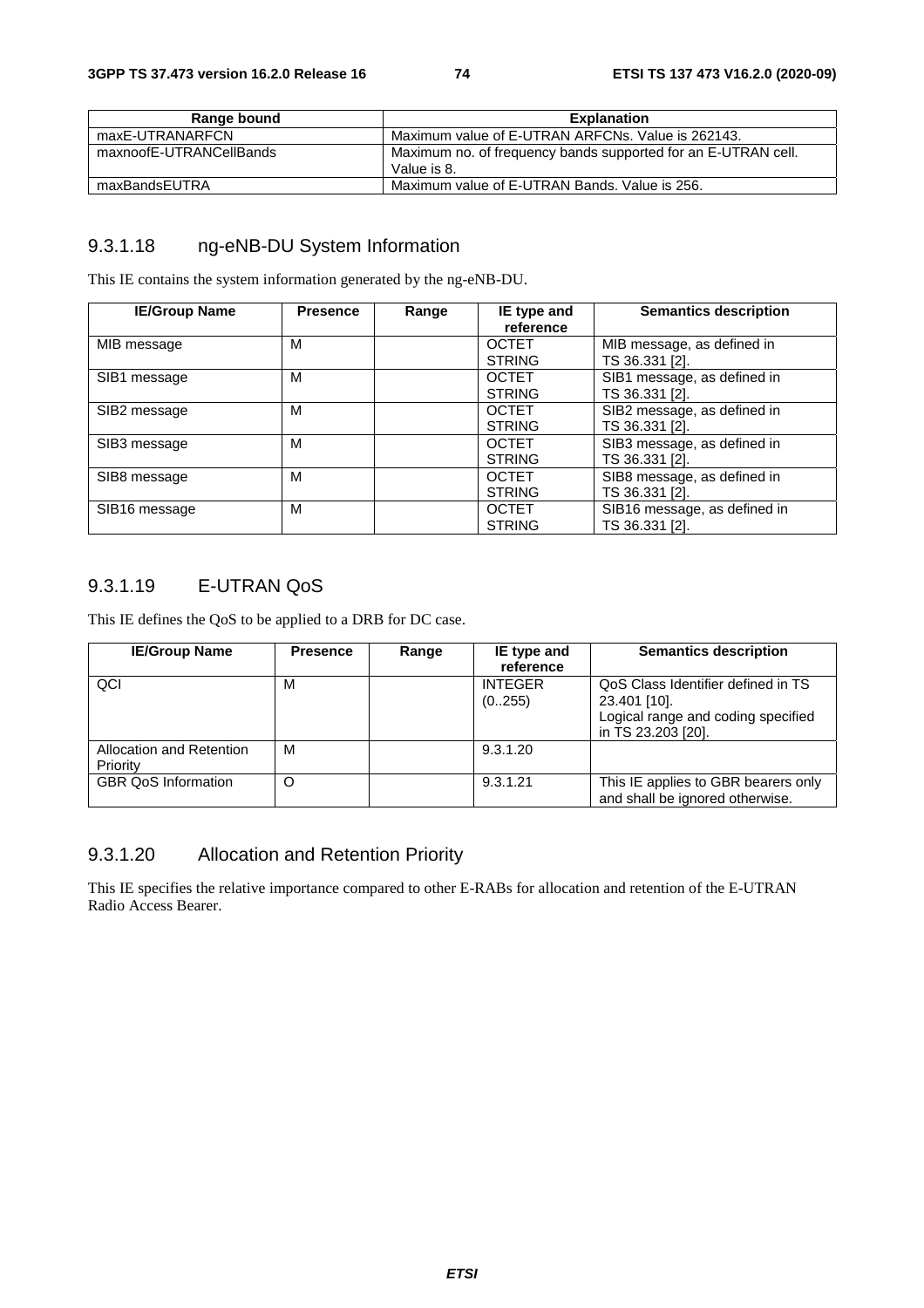| Range bound | Explanation |
| --- | --- |
| maxE-UTRANARFCN | Maximum value of E-UTRAN ARFCNs. Value is 262143. |
| maxnoofE-UTRANCellBands | Maximum no. of frequency bands supported for an E-UTRAN cell. Value is 8. |
| maxBandsEUTRA | Maximum value of E-UTRAN Bands. Value is 256. |

### 9.3.1.18 ng-eNB-DU System Information

This IE contains the system information generated by the ng-eNB-DU.

| IE/Group Name | Presence | Range | IE type and reference | Semantics description |
| --- | --- | --- | --- | --- |
| MIB message | M | | OCTET STRING | MIB message, as defined in TS 36.331 [2]. |
| SIB1 message | M | | OCTET STRING | SIB1 message, as defined in TS 36.331 [2]. |
| SIB2 message | M | | OCTET STRING | SIB2 message, as defined in TS 36.331 [2]. |
| SIB3 message | M | | OCTET STRING | SIB3 message, as defined in TS 36.331 [2]. |
| SIB8 message | M | | OCTET STRING | SIB8 message, as defined in TS 36.331 [2]. |
| SIB16 message | M | | OCTET STRING | SIB16 message, as defined in TS 36.331 [2]. |

### 9.3.1.19 E-UTRAN QoS

This IE defines the QoS to be applied to a DRB for DC case.

| IE/Group Name | Presence | Range | IE type and reference | Semantics description |
| --- | --- | --- | --- | --- |
| QCI | M | | INTEGER (0..255) | QoS Class Identifier defined in TS 23.401 [10]. Logical range and coding specified in TS 23.203 [20]. |
| Allocation and Retention Priority | M | | 9.3.1.20 | |
| GBR QoS Information | O | | 9.3.1.21 | This IE applies to GBR bearers only and shall be ignored otherwise. |

### 9.3.1.20 Allocation and Retention Priority

This IE specifies the relative importance compared to other E-RABs for allocation and retention of the E-UTRAN Radio Access Bearer.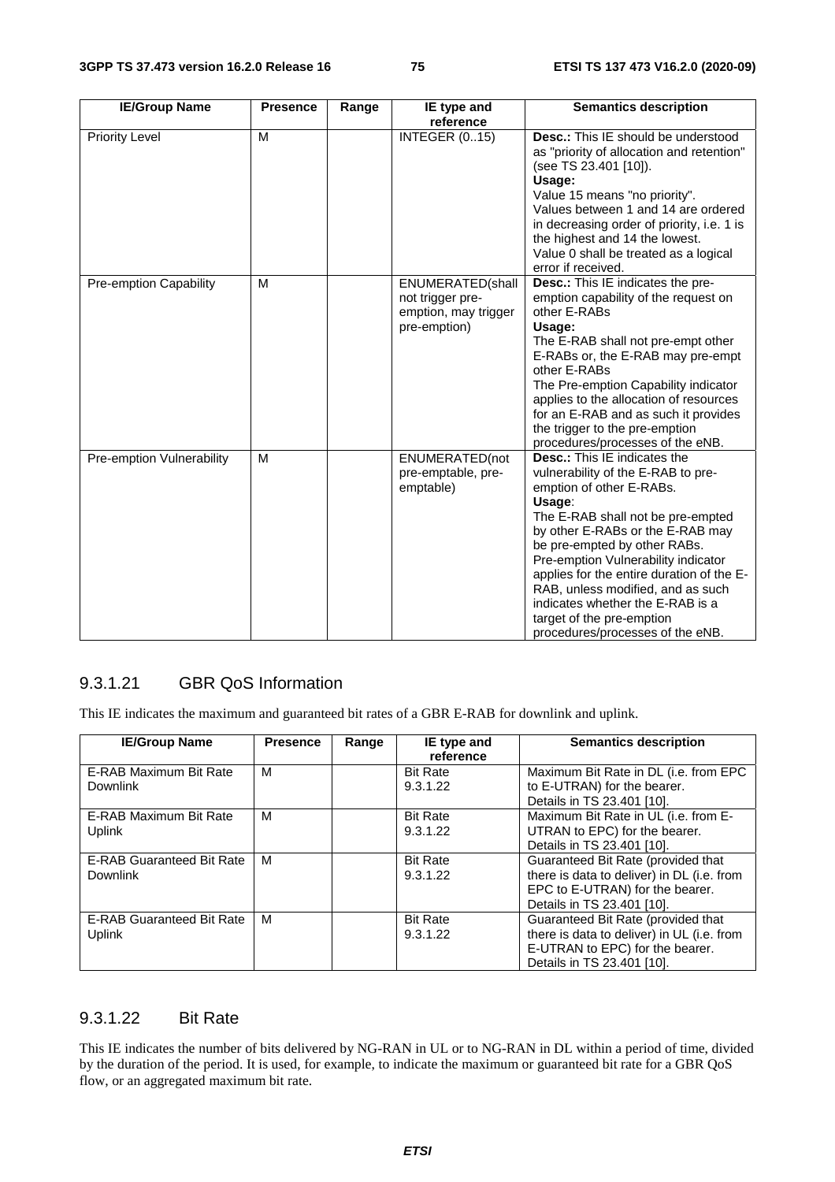| IE/Group Name | Presence | Range | IE type and reference | Semantics description |
|---|---|---|---|---|
| Priority Level | M | | INTEGER (0..15) | **Desc.:** This IE should be understood as "priority of allocation and retention" (see TS 23.401 [10]).<br>**Usage:**<br>Value 15 means "no priority".<br>Values between 1 and 14 are ordered in decreasing order of priority, i.e. 1 is the highest and 14 the lowest.<br>Value 0 shall be treated as a logical error if received. |
| Pre-emption Capability | M | | ENUMERATED(shall not trigger pre-emption, may trigger pre-emption) | **Desc.:** This IE indicates the pre-emption capability of the request on other E-RABs<br>**Usage:**<br>The E-RAB shall not pre-empt other E-RABs or, the E-RAB may pre-empt other E-RABs<br>The Pre-emption Capability indicator applies to the allocation of resources for an E-RAB and as such it provides the trigger to the pre-emption procedures/processes of the eNB. |
| Pre-emption Vulnerability | M | | ENUMERATED(not pre-emptable, pre-emptable) | **Desc.:** This IE indicates the vulnerability of the E-RAB to pre-emption of other E-RABs.<br>**Usage**:<br>The E-RAB shall not be pre-empted by other E-RABs or the E-RAB may be pre-empted by other RABs.<br>Pre-emption Vulnerability indicator applies for the entire duration of the E-RAB, unless modified, and as such indicates whether the E-RAB is a target of the pre-emption procedures/processes of the eNB. |

### 9.3.1.21 GBR QoS Information

This IE indicates the maximum and guaranteed bit rates of a GBR E-RAB for downlink and uplink.

| IE/Group Name | Presence | Range | IE type and reference | Semantics description |
|---|---|---|---|---|
| E-RAB Maximum Bit Rate Downlink | M | | Bit Rate 9.3.1.22 | Maximum Bit Rate in DL (i.e. from EPC to E-UTRAN) for the bearer. Details in TS 23.401 [10]. |
| E-RAB Maximum Bit Rate Uplink | M | | Bit Rate 9.3.1.22 | Maximum Bit Rate in UL (i.e. from E-UTRAN to EPC) for the bearer. Details in TS 23.401 [10]. |
| E-RAB Guaranteed Bit Rate Downlink | M | | Bit Rate 9.3.1.22 | Guaranteed Bit Rate (provided that there is data to deliver) in DL (i.e. from EPC to E-UTRAN) for the bearer. Details in TS 23.401 [10]. |
| E-RAB Guaranteed Bit Rate Uplink | M | | Bit Rate 9.3.1.22 | Guaranteed Bit Rate (provided that there is data to deliver) in UL (i.e. from E-UTRAN to EPC) for the bearer. Details in TS 23.401 [10]. |

### 9.3.1.22 Bit Rate

This IE indicates the number of bits delivered by NG-RAN in UL or to NG-RAN in DL within a period of time, divided by the duration of the period. It is used, for example, to indicate the maximum or guaranteed bit rate for a GBR QoS flow, or an aggregated maximum bit rate.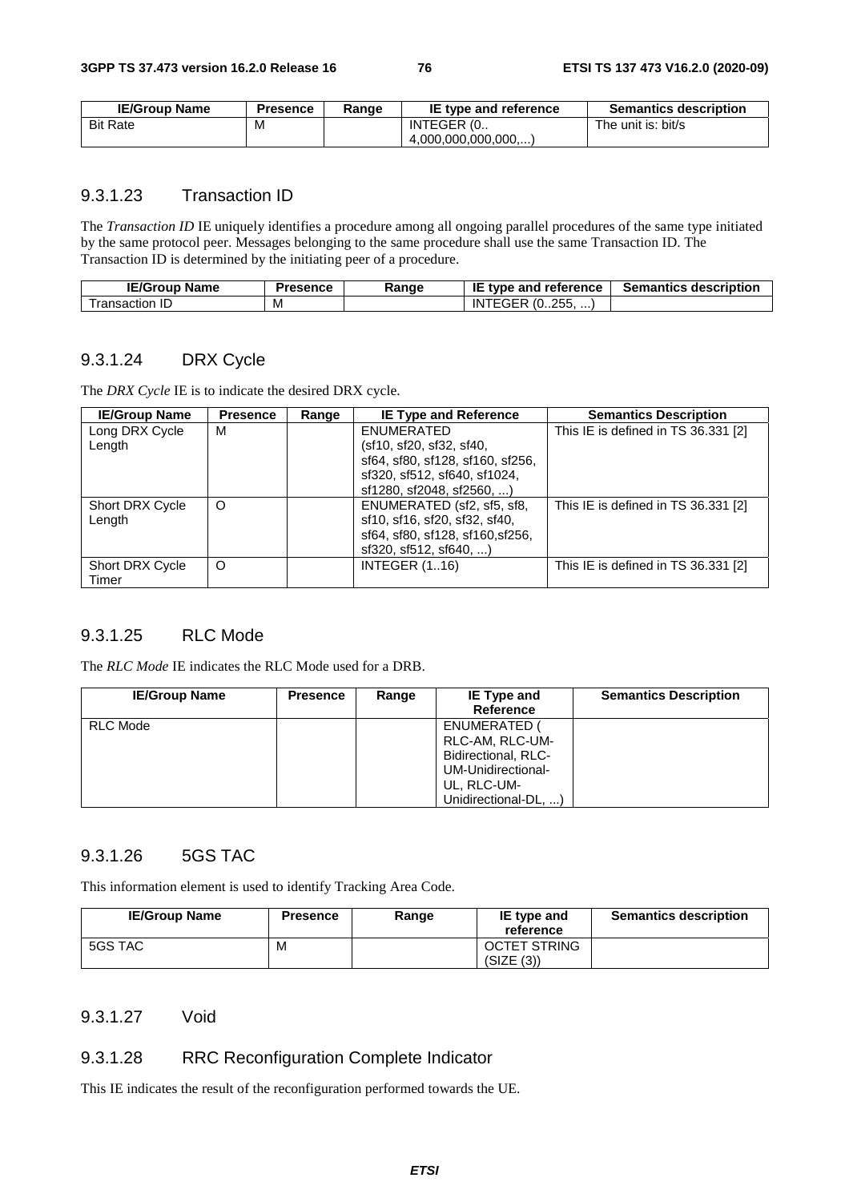| IE/Group Name | Presence | Range | IE type and reference | Semantics description |
|---|---|---|---|---|
| Bit Rate | M | | INTEGER (0.. 4,000,000,000,000,...) | The unit is: bit/s |

### 9.3.1.23 Transaction ID

The *Transaction ID* IE uniquely identifies a procedure among all ongoing parallel procedures of the same type initiated by the same protocol peer. Messages belonging to the same procedure shall use the same Transaction ID. The Transaction ID is determined by the initiating peer of a procedure.

| IE/Group Name | Presence | Range | IE type and reference | Semantics description |
|---|---|---|---|---|
| Transaction ID | M | | INTEGER (0..255, ...) | |

### 9.3.1.24 DRX Cycle

The *DRX Cycle* IE is to indicate the desired DRX cycle.

| IE/Group Name | Presence | Range | IE Type and Reference | Semantics Description |
|---|---|---|---|---|
| Long DRX Cycle Length | M | | ENUMERATED (sf10, sf20, sf32, sf40, sf64, sf80, sf128, sf160, sf256, sf320, sf512, sf640, sf1024, sf1280, sf2048, sf2560, ...) | This IE is defined in TS 36.331 [2] |
| Short DRX Cycle Length | O | | ENUMERATED (sf2, sf5, sf8, sf10, sf16, sf20, sf32, sf40, sf64, sf80, sf128, sf160,sf256, sf320, sf512, sf640, ...) | This IE is defined in TS 36.331 [2] |
| Short DRX Cycle Timer | O | | INTEGER (1..16) | This IE is defined in TS 36.331 [2] |

### 9.3.1.25 RLC Mode

The *RLC Mode* IE indicates the RLC Mode used for a DRB.

| IE/Group Name | Presence | Range | IE Type and Reference | Semantics Description |
|---|---|---|---|---|
| RLC Mode | | | ENUMERATED ( RLC-AM, RLC-UM-Bidirectional, RLC-UM-Unidirectional-UL, RLC-UM-Unidirectional-DL, ...) | |

### 9.3.1.26 5GS TAC

This information element is used to identify Tracking Area Code.

| IE/Group Name | Presence | Range | IE type and reference | Semantics description |
|---|---|---|---|---|
| 5GS TAC | M | | OCTET STRING (SIZE (3)) | |

### 9.3.1.27 Void

### 9.3.1.28 RRC Reconfiguration Complete Indicator

This IE indicates the result of the reconfiguration performed towards the UE.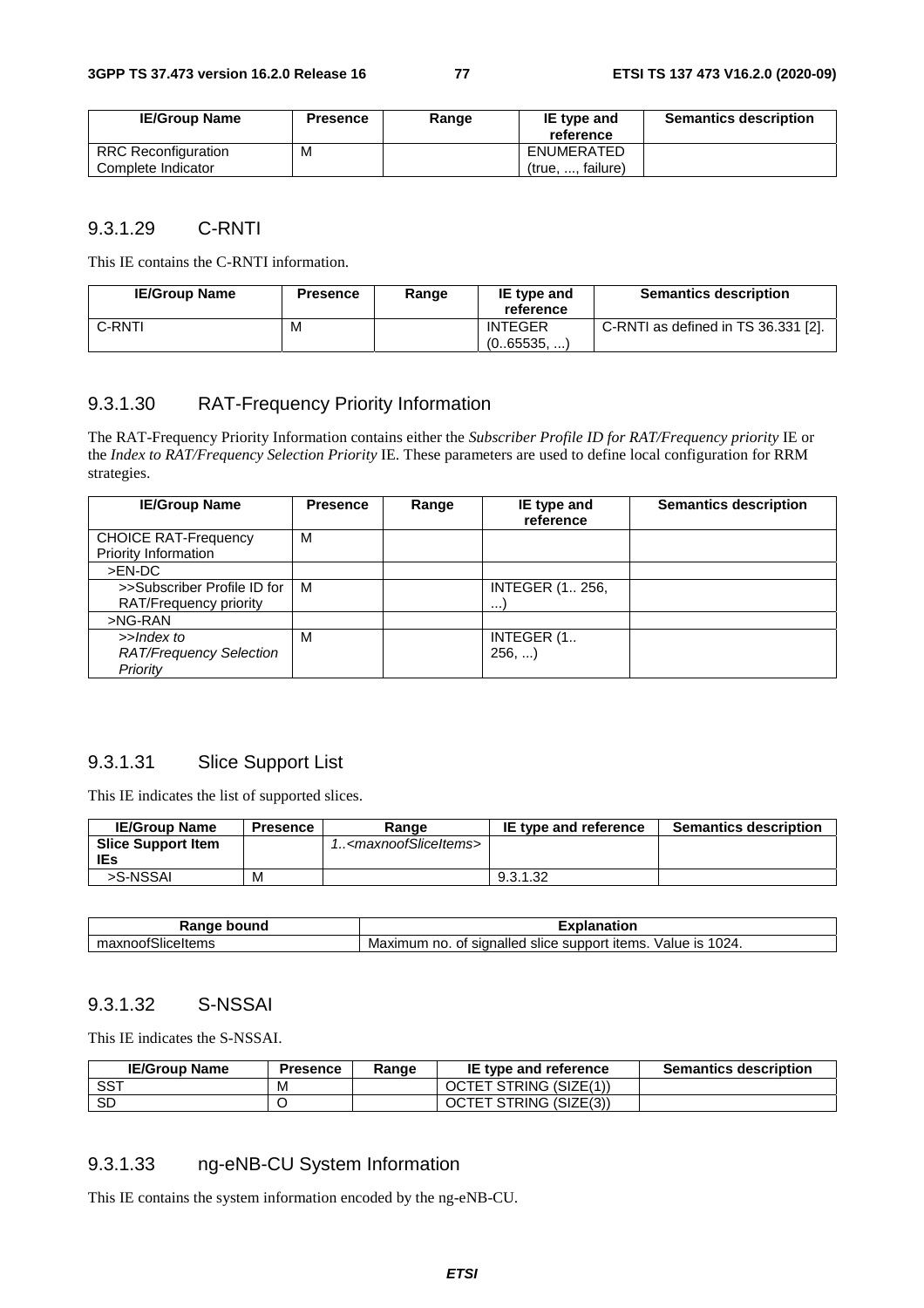| IE/Group Name | Presence | Range | IE type and reference | Semantics description |
|---|---|---|---|---|
| RRC Reconfiguration Complete Indicator | M | | ENUMERATED (true, ..., failure) | |

### 9.3.1.29 C-RNTI

This IE contains the C-RNTI information.

| IE/Group Name | Presence | Range | IE type and reference | Semantics description |
|---|---|---|---|---|
| C-RNTI | M | | INTEGER (0..65535, ...) | C-RNTI as defined in TS 36.331 [2]. |

### 9.3.1.30 RAT-Frequency Priority Information

The RAT-Frequency Priority Information contains either the *Subscriber Profile ID for RAT/Frequency priority* IE or the *Index to RAT/Frequency Selection Priority* IE. These parameters are used to define local configuration for RRM strategies.

| IE/Group Name | Presence | Range | IE type and reference | Semantics description |
|---|---|---|---|---|
| CHOICE RAT-Frequency Priority Information | M | | | |
| >EN-DC | | | | |
| >>Subscriber Profile ID for RAT/Frequency priority | M | | INTEGER (1.. 256, ...) | |
| >NG-RAN | | | | |
| *>>Index to RAT/Frequency Selection Priority* | M | | INTEGER (1.. 256, ...) | |

### 9.3.1.31 Slice Support List

This IE indicates the list of supported slices.

| IE/Group Name | Presence | Range | IE type and reference | Semantics description |
|---|---|---|---|---|
| **Slice Support Item IEs** | | *1..<maxnoofSliceItems>* | | |
| >S-NSSAI | M | | 9.3.1.32 | |

| Range bound | Explanation |
|---|---|
| maxnoofSliceItems | Maximum no. of signalled slice support items. Value is 1024. |

### 9.3.1.32 S-NSSAI

This IE indicates the S-NSSAI.

| IE/Group Name | Presence | Range | IE type and reference | Semantics description |
|---|---|---|---|---|
| SST | M | | OCTET STRING (SIZE(1)) | |
| SD | O | | OCTET STRING (SIZE(3)) | |

### 9.3.1.33 ng-eNB-CU System Information

This IE contains the system information encoded by the ng-eNB-CU.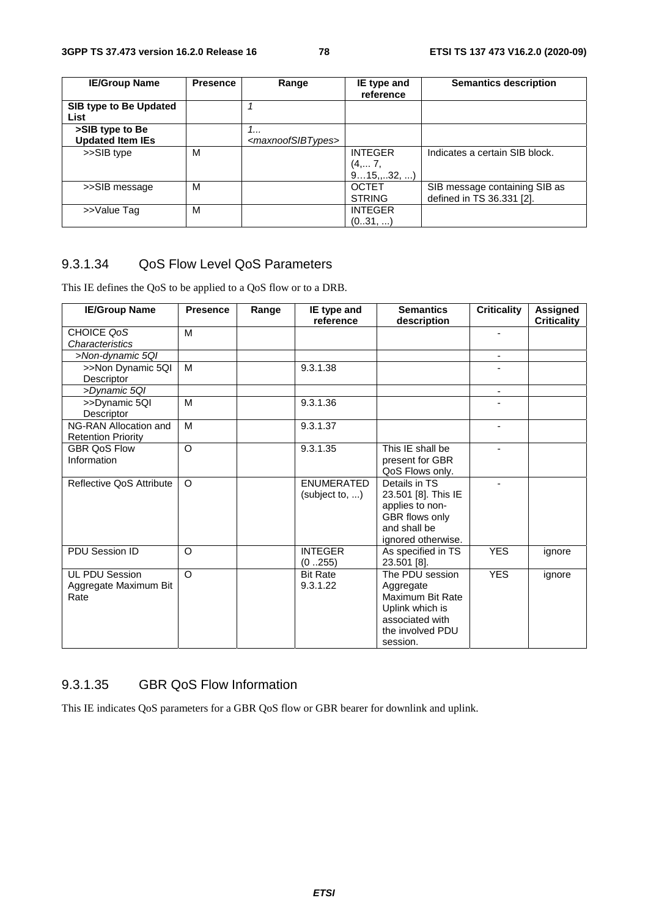| IE/Group Name | Presence | Range | IE type and reference | Semantics description |
|---|---|---|---|---|
| **SIB type to Be Updated List** | | *1* | | |
| **>SIB type to Be Updated Item IEs** | | *1...<maxnoofSIBTypes>* | | |
| >>SIB type | M | | INTEGER (4,... 7, 9…15,..32, ...) | Indicates a certain SIB block. |
| >>SIB message | M | | OCTET STRING | SIB message containing SIB as defined in TS 36.331 [2]. |
| >>Value Tag | M | | INTEGER (0..31, ...) | |

### 9.3.1.34 QoS Flow Level QoS Parameters

This IE defines the QoS to be applied to a QoS flow or to a DRB.

| IE/Group Name | Presence | Range | IE type and reference | Semantics description | Criticality | Assigned Criticality |
|---|---|---|---|---|---|---|
| CHOICE *QoS Characteristics* | M | | | | - | |
| *>Non-dynamic 5QI* | | | | | - | |
| >>Non Dynamic 5QI Descriptor | M | | 9.3.1.38 | | - | |
| *>Dynamic 5QI* | | | | | - | |
| >>Dynamic 5QI Descriptor | M | | 9.3.1.36 | | - | |
| NG-RAN Allocation and Retention Priority | M | | 9.3.1.37 | | - | |
| GBR QoS Flow Information | O | | 9.3.1.35 | This IE shall be present for GBR QoS Flows only. | - | |
| Reflective QoS Attribute | O | | ENUMERATED (subject to, ...) | Details in TS 23.501 [8]. This IE applies to non-GBR flows only and shall be ignored otherwise. | - | |
| PDU Session ID | O | | INTEGER (0 ..255) | As specified in TS 23.501 [8]. | YES | ignore |
| UL PDU Session Aggregate Maximum Bit Rate | O | | Bit Rate 9.3.1.22 | The PDU session Aggregate Maximum Bit Rate Uplink which is associated with the involved PDU session. | YES | ignore |

### 9.3.1.35 GBR QoS Flow Information

This IE indicates QoS parameters for a GBR QoS flow or GBR bearer for downlink and uplink.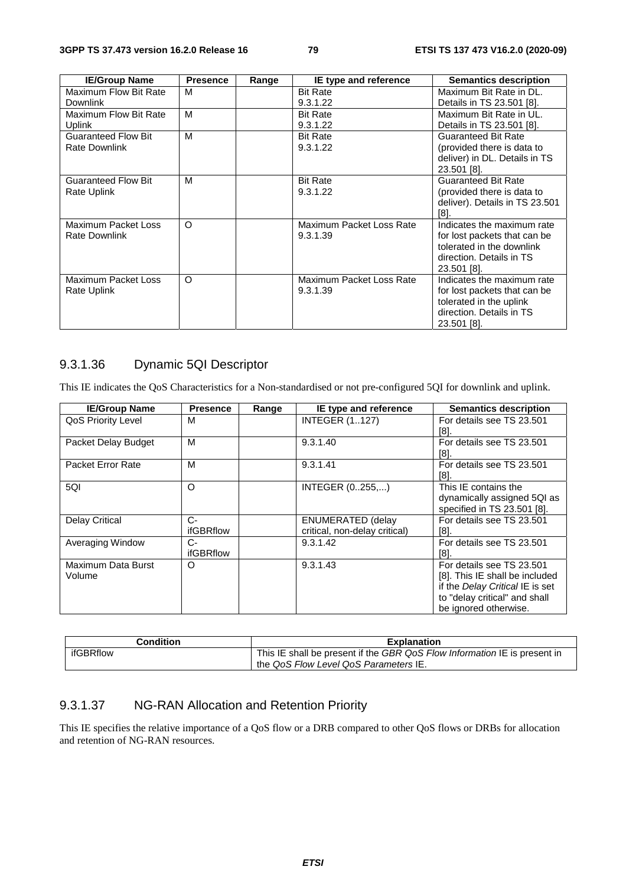| IE/Group Name | Presence | Range | IE type and reference | Semantics description |
|---|---|---|---|---|
| Maximum Flow Bit Rate Downlink | M | | Bit Rate 9.3.1.22 | Maximum Bit Rate in DL. Details in TS 23.501 [8]. |
| Maximum Flow Bit Rate Uplink | M | | Bit Rate 9.3.1.22 | Maximum Bit Rate in UL. Details in TS 23.501 [8]. |
| Guaranteed Flow Bit Rate Downlink | M | | Bit Rate 9.3.1.22 | Guaranteed Bit Rate (provided there is data to deliver) in DL. Details in TS 23.501 [8]. |
| Guaranteed Flow Bit Rate Uplink | M | | Bit Rate 9.3.1.22 | Guaranteed Bit Rate (provided there is data to deliver). Details in TS 23.501 [8]. |
| Maximum Packet Loss Rate Downlink | O | | Maximum Packet Loss Rate 9.3.1.39 | Indicates the maximum rate for lost packets that can be tolerated in the downlink direction. Details in TS 23.501 [8]. |
| Maximum Packet Loss Rate Uplink | O | | Maximum Packet Loss Rate 9.3.1.39 | Indicates the maximum rate for lost packets that can be tolerated in the uplink direction. Details in TS 23.501 [8]. |

### 9.3.1.36 Dynamic 5QI Descriptor

This IE indicates the QoS Characteristics for a Non-standardised or not pre-configured 5QI for downlink and uplink.

| IE/Group Name | Presence | Range | IE type and reference | Semantics description |
|---|---|---|---|---|
| QoS Priority Level | M | | INTEGER (1..127) | For details see TS 23.501 [8]. |
| Packet Delay Budget | M | | 9.3.1.40 | For details see TS 23.501 [8]. |
| Packet Error Rate | M | | 9.3.1.41 | For details see TS 23.501 [8]. |
| 5QI | O | | INTEGER (0..255,...) | This IE contains the dynamically assigned 5QI as specified in TS 23.501 [8]. |
| Delay Critical | C-ifGBRflow | | ENUMERATED (delay critical, non-delay critical) | For details see TS 23.501 [8]. |
| Averaging Window | C-ifGBRflow | | 9.3.1.42 | For details see TS 23.501 [8]. |
| Maximum Data Burst Volume | O | | 9.3.1.43 | For details see TS 23.501 [8]. This IE shall be included if the *Delay Critical* IE is set to "delay critical" and shall be ignored otherwise. |

| Condition | Explanation |
|---|---|
| ifGBRflow | This IE shall be present if the *GBR QoS Flow Information* IE is present in the *QoS Flow Level QoS Parameters* IE. |

### 9.3.1.37 NG-RAN Allocation and Retention Priority

This IE specifies the relative importance of a QoS flow or a DRB compared to other QoS flows or DRBs for allocation and retention of NG-RAN resources.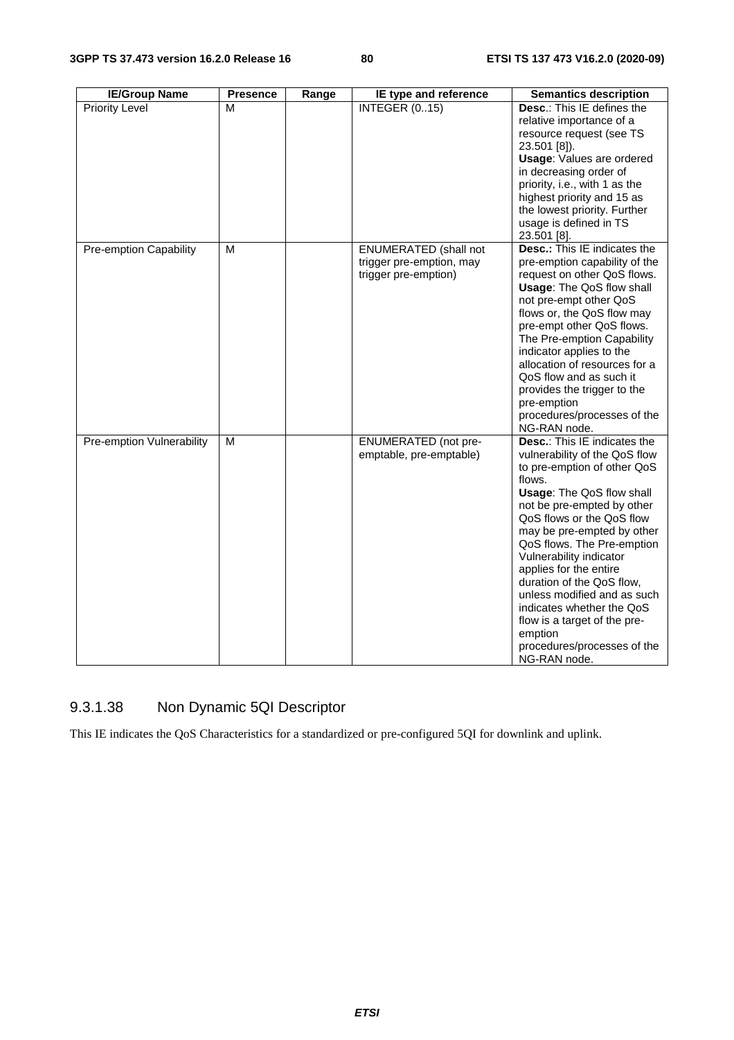| IE/Group Name | Presence | Range | IE type and reference | Semantics description |
|---|---|---|---|---|
| Priority Level | M | | INTEGER (0..15) | **Desc**.: This IE defines the relative importance of a resource request (see TS 23.501 [8]). **Usage**: Values are ordered in decreasing order of priority, i.e., with 1 as the highest priority and 15 as the lowest priority. Further usage is defined in TS 23.501 [8]. |
| Pre-emption Capability | M | | ENUMERATED (shall not trigger pre-emption, may trigger pre-emption) | **Desc.:** This IE indicates the pre-emption capability of the request on other QoS flows. **Usage**: The QoS flow shall not pre-empt other QoS flows or, the QoS flow may pre-empt other QoS flows. The Pre-emption Capability indicator applies to the allocation of resources for a QoS flow and as such it provides the trigger to the pre-emption procedures/processes of the NG-RAN node. |
| Pre-emption Vulnerability | M | | ENUMERATED (not pre-emptable, pre-emptable) | **Desc.**: This IE indicates the vulnerability of the QoS flow to pre-emption of other QoS flows. **Usage**: The QoS flow shall not be pre-empted by other QoS flows or the QoS flow may be pre-empted by other QoS flows. The Pre-emption Vulnerability indicator applies for the entire duration of the QoS flow, unless modified and as such indicates whether the QoS flow is a target of the pre-emption procedures/processes of the NG-RAN node. |

### 9.3.1.38 Non Dynamic 5QI Descriptor

This IE indicates the QoS Characteristics for a standardized or pre-configured 5QI for downlink and uplink.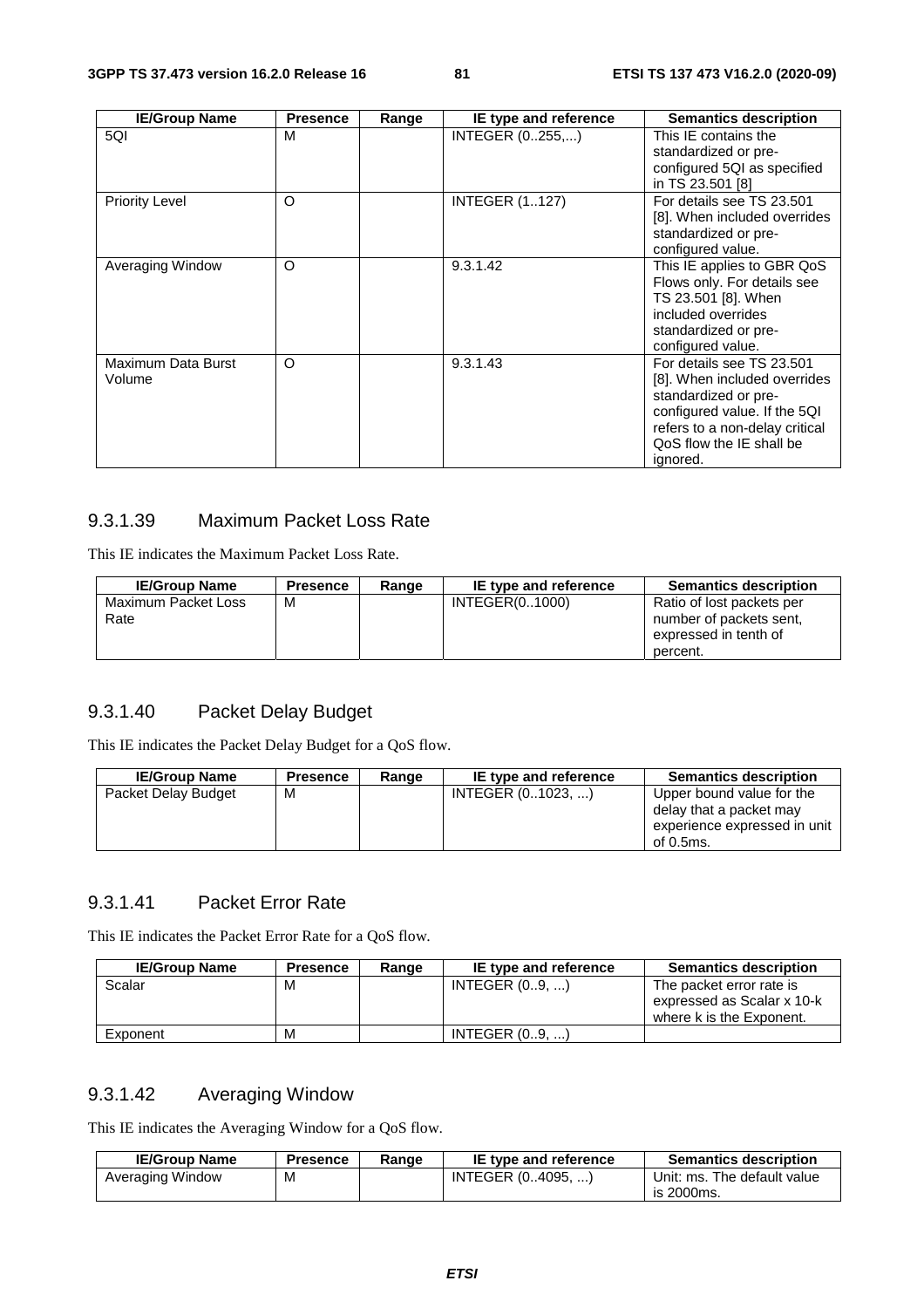| IE/Group Name | Presence | Range | IE type and reference | Semantics description |
|---|---|---|---|---|
| 5QI | M | | INTEGER (0..255,...) | This IE contains the standardized or pre-configured 5QI as specified in TS 23.501 [8] |
| Priority Level | O | | INTEGER (1..127) | For details see TS 23.501 [8]. When included overrides standardized or pre-configured value. |
| Averaging Window | O | | 9.3.1.42 | This IE applies to GBR QoS Flows only. For details see TS 23.501 [8]. When included overrides standardized or pre-configured value. |
| Maximum Data Burst Volume | O | | 9.3.1.43 | For details see TS 23.501 [8]. When included overrides standardized or pre-configured value. If the 5QI refers to a non-delay critical QoS flow the IE shall be ignored. |

### 9.3.1.39 Maximum Packet Loss Rate

This IE indicates the Maximum Packet Loss Rate.

| IE/Group Name | Presence | Range | IE type and reference | Semantics description |
|---|---|---|---|---|
| Maximum Packet Loss Rate | M | | INTEGER(0..1000) | Ratio of lost packets per number of packets sent, expressed in tenth of percent. |

### 9.3.1.40 Packet Delay Budget

This IE indicates the Packet Delay Budget for a QoS flow.

| IE/Group Name | Presence | Range | IE type and reference | Semantics description |
|---|---|---|---|---|
| Packet Delay Budget | M | | INTEGER (0..1023, ...) | Upper bound value for the delay that a packet may experience expressed in unit of 0.5ms. |

### 9.3.1.41 Packet Error Rate

This IE indicates the Packet Error Rate for a QoS flow.

| IE/Group Name | Presence | Range | IE type and reference | Semantics description |
|---|---|---|---|---|
| Scalar | M | | INTEGER (0..9, ...) | The packet error rate is expressed as Scalar x 10-k where k is the Exponent. |
| Exponent | M | | INTEGER (0..9, ...) | |

### 9.3.1.42 Averaging Window

This IE indicates the Averaging Window for a QoS flow.

| IE/Group Name | Presence | Range | IE type and reference | Semantics description |
|---|---|---|---|---|
| Averaging Window | M | | INTEGER (0..4095, ...) | Unit: ms. The default value is 2000ms. |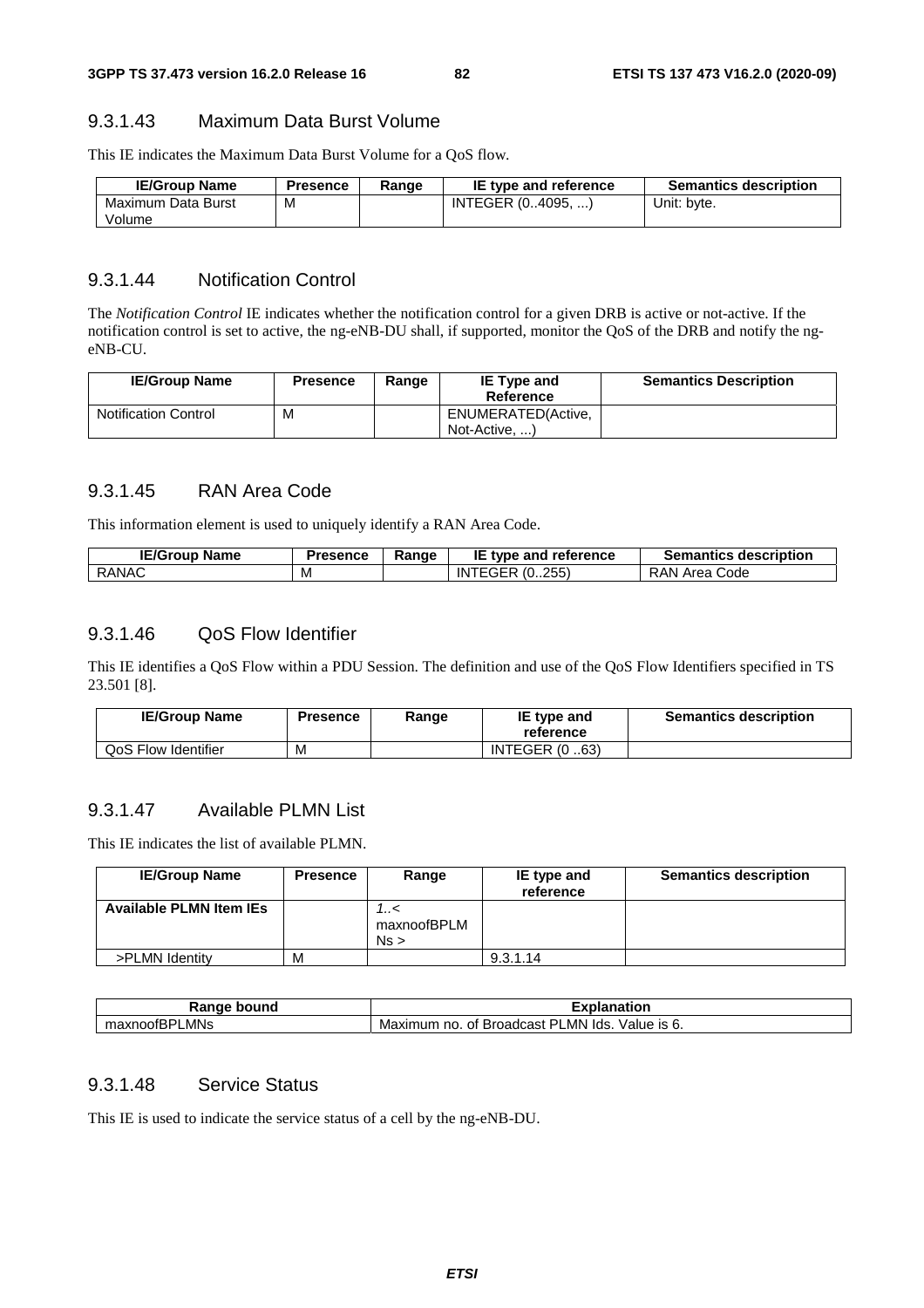### 9.3.1.43 Maximum Data Burst Volume

This IE indicates the Maximum Data Burst Volume for a QoS flow.

| IE/Group Name | Presence | Range | IE type and reference | Semantics description |
|---|---|---|---|---|
| Maximum Data Burst Volume | M | | INTEGER (0..4095, ...) | Unit: byte. |

### 9.3.1.44 Notification Control

The *Notification Control* IE indicates whether the notification control for a given DRB is active or not-active. If the notification control is set to active, the ng-eNB-DU shall, if supported, monitor the QoS of the DRB and notify the ng-eNB-CU.

| IE/Group Name | Presence | Range | IE Type and Reference | Semantics Description |
|---|---|---|---|---|
| Notification Control | M | | ENUMERATED(Active, Not-Active, ...) | |

### 9.3.1.45 RAN Area Code

This information element is used to uniquely identify a RAN Area Code.

| IE/Group Name | Presence | Range | IE type and reference | Semantics description |
|---|---|---|---|---|
| RANAC | M | | INTEGER (0..255) | RAN Area Code |

### 9.3.1.46 QoS Flow Identifier

This IE identifies a QoS Flow within a PDU Session. The definition and use of the QoS Flow Identifiers specified in TS 23.501 [8].

| IE/Group Name | Presence | Range | IE type and reference | Semantics description |
|---|---|---|---|---|
| QoS Flow Identifier | M | | INTEGER (0 ..63) | |

### 9.3.1.47 Available PLMN List

This IE indicates the list of available PLMN.

| IE/Group Name | Presence | Range | IE type and reference | Semantics description |
|---|---|---|---|---|
| **Available PLMN Item IEs** | | *1..<maxnoofBPLMNs>* | | |
| >PLMN Identity | M | | 9.3.1.14 | |

| Range bound | Explanation |
|---|---|
| maxnoofBPLMNs | Maximum no. of Broadcast PLMN Ids. Value is 6. |

### 9.3.1.48 Service Status

This IE is used to indicate the service status of a cell by the ng-eNB-DU.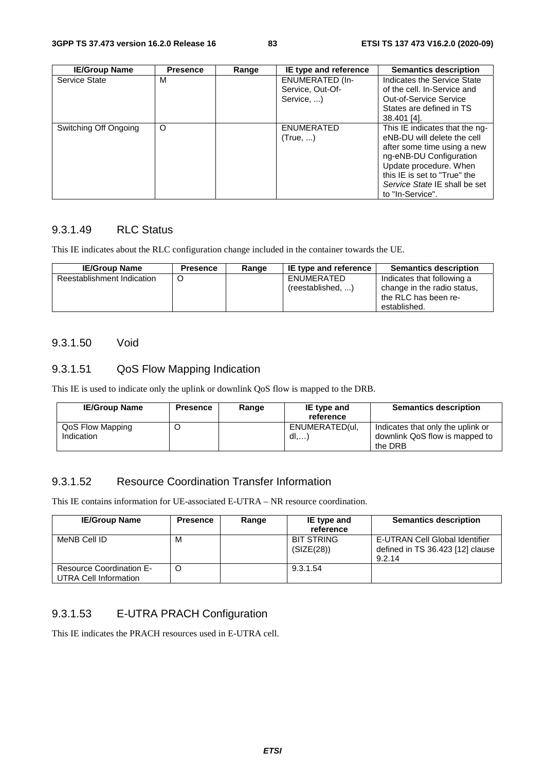| IE/Group Name | Presence | Range | IE type and reference | Semantics description |
|---|---|---|---|---|
| Service State | M | | ENUMERATED (In-Service, Out-Of-Service, ...) | Indicates the Service State of the cell. In-Service and Out-of-Service Service States are defined in TS 38.401 [4]. |
| Switching Off Ongoing | O | | ENUMERATED (True, ...) | This IE indicates that the ng-eNB-DU will delete the cell after some time using a new ng-eNB-DU Configuration Update procedure. When this IE is set to "True" the *Service State* IE shall be set to "In-Service". |

### 9.3.1.49 RLC Status

This IE indicates about the RLC configuration change included in the container towards the UE.

| IE/Group Name | Presence | Range | IE type and reference | Semantics description |
|---|---|---|---|---|
| Reestablishment Indication | O | | ENUMERATED (reestablished, ...) | Indicates that following a change in the radio status, the RLC has been re-established. |

### 9.3.1.50 Void

### 9.3.1.51 QoS Flow Mapping Indication

This IE is used to indicate only the uplink or downlink QoS flow is mapped to the DRB.

| IE/Group Name | Presence | Range | IE type and reference | Semantics description |
|---|---|---|---|---|
| QoS Flow Mapping Indication | O | | ENUMERATED(ul, dl,…) | Indicates that only the uplink or downlink QoS flow is mapped to the DRB |

### 9.3.1.52 Resource Coordination Transfer Information

This IE contains information for UE-associated E-UTRA – NR resource coordination.

| IE/Group Name | Presence | Range | IE type and reference | Semantics description |
|---|---|---|---|---|
| MeNB Cell ID | M | | BIT STRING (SIZE(28)) | E-UTRAN Cell Global Identifier defined in TS 36.423 [12] clause 9.2.14 |
| Resource Coordination E-UTRA Cell Information | O | | 9.3.1.54 | |

### 9.3.1.53 E-UTRA PRACH Configuration

This IE indicates the PRACH resources used in E-UTRA cell.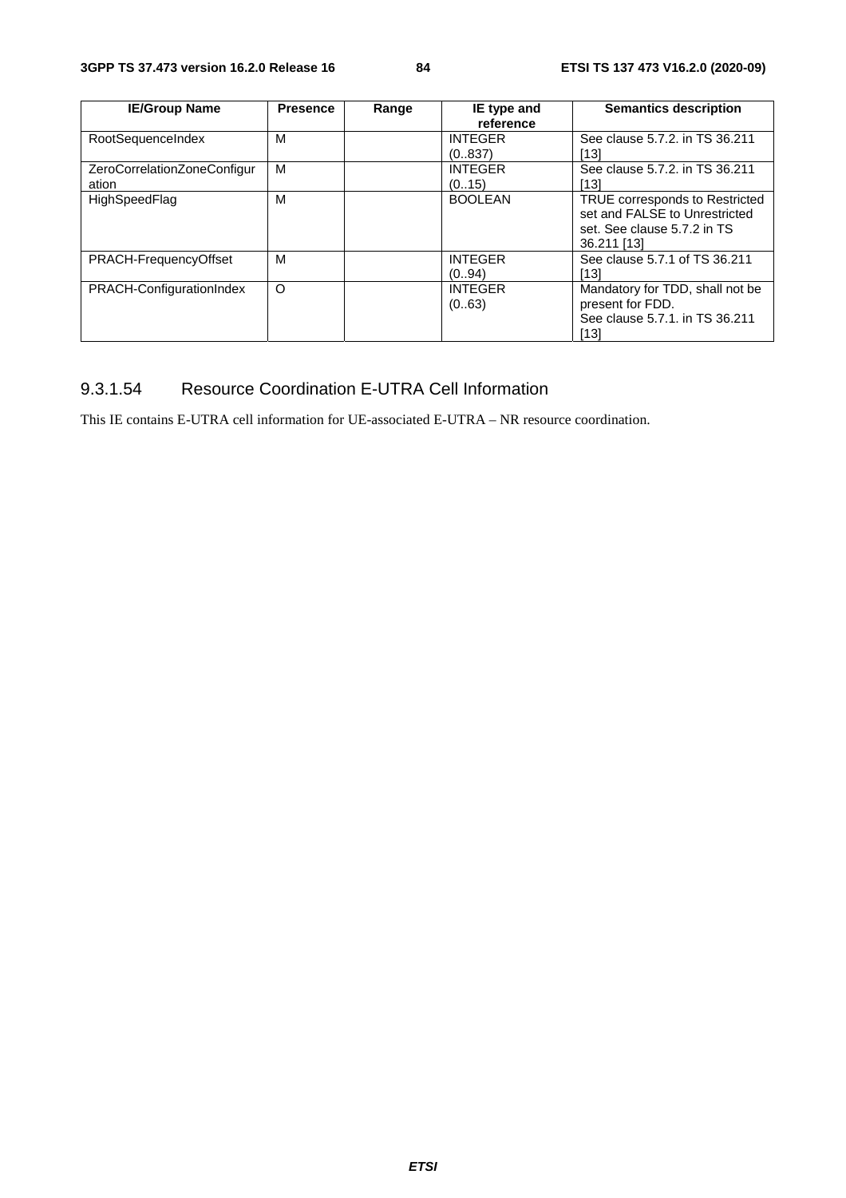| IE/Group Name | Presence | Range | IE type and reference | Semantics description |
| --- | --- | --- | --- | --- |
| RootSequenceIndex | M | | INTEGER (0..837) | See clause 5.7.2. in TS 36.211 [13] |
| ZeroCorrelationZoneConfiguration | M | | INTEGER (0..15) | See clause 5.7.2. in TS 36.211 [13] |
| HighSpeedFlag | M | | BOOLEAN | TRUE corresponds to Restricted set and FALSE to Unrestricted set. See clause 5.7.2 in TS 36.211 [13] |
| PRACH-FrequencyOffset | M | | INTEGER (0..94) | See clause 5.7.1 of TS 36.211 [13] |
| PRACH-ConfigurationIndex | O | | INTEGER (0..63) | Mandatory for TDD, shall not be present for FDD. See clause 5.7.1. in TS 36.211 [13] |

### 9.3.1.54 Resource Coordination E-UTRA Cell Information

This IE contains E-UTRA cell information for UE-associated E-UTRA – NR resource coordination.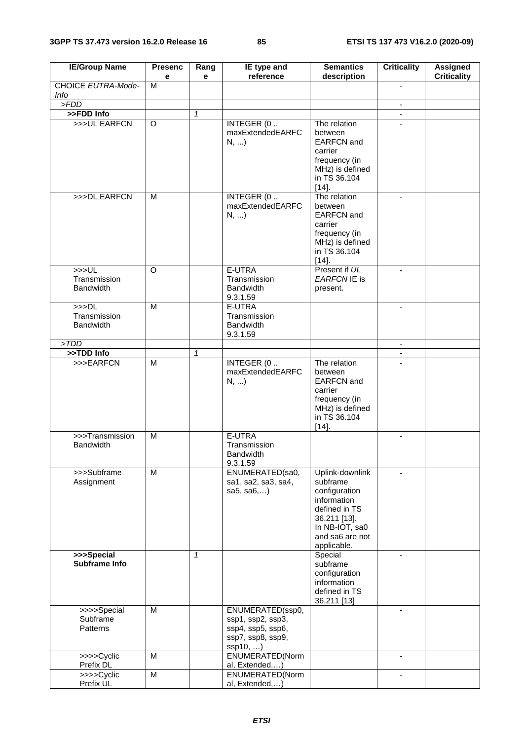| IE/Group Name | Presence | Range | IE type and reference | Semantics description | Criticality | Assigned Criticality |
|---|---|---|---|---|---|---|
| CHOICE *EUTRA-Mode-Info* | M | | | | - | |
| *>FDD* | | | | | - | |
| **>>FDD Info** | | *1* | | | - | |
| >>>UL EARFCN | O | | INTEGER (0 .. maxExtendedEARFCN, ...) | The relation between EARFCN and carrier frequency (in MHz) is defined in TS 36.104 [14]. | - | |
| >>>DL EARFCN | M | | INTEGER (0 .. maxExtendedEARFCN, ...) | The relation between EARFCN and carrier frequency (in MHz) is defined in TS 36.104 [14]. | - | |
| >>>UL Transmission Bandwidth | O | | E-UTRA Transmission Bandwidth 9.3.1.59 | Present if *UL EARFCN* IE is present. | - | |
| >>>DL Transmission Bandwidth | M | | E-UTRA Transmission Bandwidth 9.3.1.59 | | - | |
| *>TDD* | | | | | - | |
| **>>TDD Info** | | *1* | | | - | |
| >>>EARFCN | M | | INTEGER (0 .. maxExtendedEARFCN, ...) | The relation between EARFCN and carrier frequency (in MHz) is defined in TS 36.104 [14]. | - | |
| >>>Transmission Bandwidth | M | | E-UTRA Transmission Bandwidth 9.3.1.59 | | - | |
| >>>Subframe Assignment | M | | ENUMERATED(sa0, sa1, sa2, sa3, sa4, sa5, sa6,…) | Uplink-downlink subframe configuration information defined in TS 36.211 [13]. In NB-IOT, sa0 and sa6 are not applicable. | - | |
| **>>>Special Subframe Info** | | *1* | | Special subframe configuration information defined in TS 36.211 [13] | - | |
| >>>>Special Subframe Patterns | M | | ENUMERATED(ssp0, ssp1, ssp2, ssp3, ssp4, ssp5, ssp6, ssp7, ssp8, ssp9, ssp10, …) | | - | |
| >>>>Cyclic Prefix DL | M | | ENUMERATED(Normal, Extended,…) | | - | |
| >>>>Cyclic Prefix UL | M | | ENUMERATED(Normal, Extended,…) | | - | |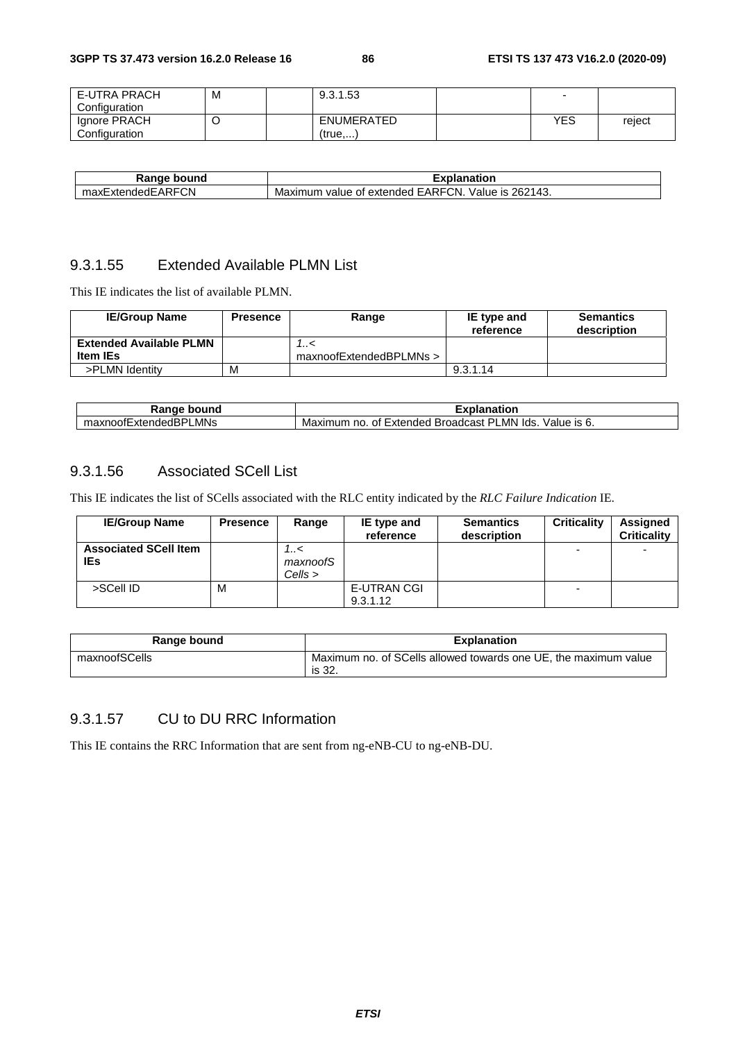| E-UTRA PRACH Configuration | M | | 9.3.1.53 | | - | |
|---|---|---|---|---|---|---|
| Ignore PRACH Configuration | O | | ENUMERATED (true,...) | | YES | reject |

| Range bound | Explanation |
|---|---|
| maxExtendedEARFCN | Maximum value of extended EARFCN. Value is 262143. |

### 9.3.1.55 Extended Available PLMN List

This IE indicates the list of available PLMN.

| IE/Group Name | Presence | Range | IE type and reference | Semantics description |
|---|---|---|---|---|
| **Extended Available PLMN Item IEs** | | *1..<maxnoofExtendedBPLMNs>* | | |
| >PLMN Identity | M | | 9.3.1.14 | |

| Range bound | Explanation |
|---|---|
| maxnoofExtendedBPLMNs | Maximum no. of Extended Broadcast PLMN Ids. Value is 6. |

### 9.3.1.56 Associated SCell List

This IE indicates the list of SCells associated with the RLC entity indicated by the *RLC Failure Indication* IE.

| IE/Group Name | Presence | Range | IE type and reference | Semantics description | Criticality | Assigned Criticality |
|---|---|---|---|---|---|---|
| **Associated SCell Item IEs** | | *1..<maxnoofSCells>* | | | - | - |
| >SCell ID | M | | E-UTRAN CGI 9.3.1.12 | | - | |

| Range bound | Explanation |
|---|---|
| maxnoofSCells | Maximum no. of SCells allowed towards one UE, the maximum value is 32. |

### 9.3.1.57 CU to DU RRC Information

This IE contains the RRC Information that are sent from ng-eNB-CU to ng-eNB-DU.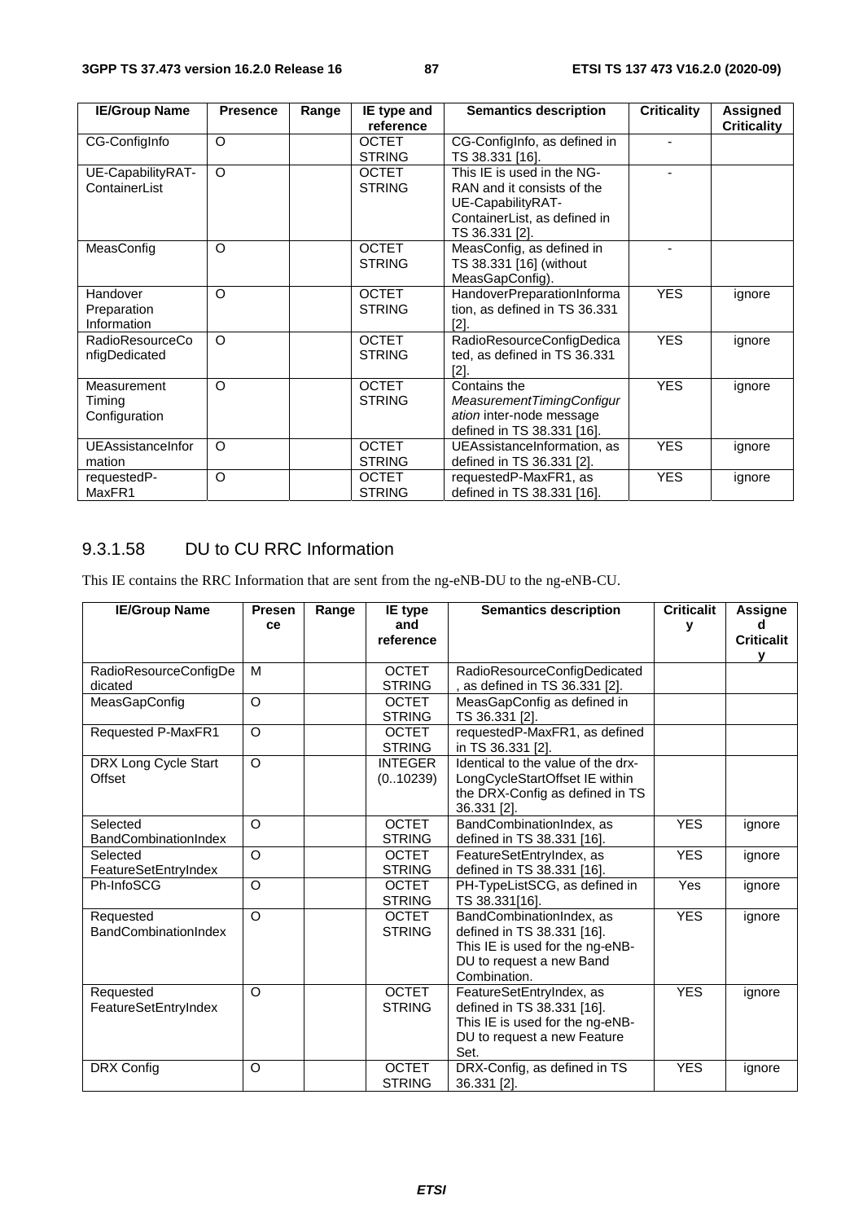| IE/Group Name | Presence | Range | IE type and reference | Semantics description | Criticality | Assigned Criticality |
|---|---|---|---|---|---|---|
| CG-ConfigInfo | O | | OCTET STRING | CG-ConfigInfo, as defined in TS 38.331 [16]. | - | |
| UE-CapabilityRAT-ContainerList | O | | OCTET STRING | This IE is used in the NG-RAN and it consists of the UE-CapabilityRAT-ContainerList, as defined in TS 36.331 [2]. | - | |
| MeasConfig | O | | OCTET STRING | MeasConfig, as defined in TS 38.331 [16] (without MeasGapConfig). | - | |
| Handover Preparation Information | O | | OCTET STRING | HandoverPreparationInformation, as defined in TS 36.331 [2]. | YES | ignore |
| RadioResourceConfigDedicated | O | | OCTET STRING | RadioResourceConfigDedicated, as defined in TS 36.331 [2]. | YES | ignore |
| Measurement Timing Configuration | O | | OCTET STRING | Contains the *MeasurementTimingConfiguration* inter-node message defined in TS 38.331 [16]. | YES | ignore |
| UEAssistanceInformation | O | | OCTET STRING | UEAssistanceInformation, as defined in TS 36.331 [2]. | YES | ignore |
| requestedP-MaxFR1 | O | | OCTET STRING | requestedP-MaxFR1, as defined in TS 38.331 [16]. | YES | ignore |

### 9.3.1.58 DU to CU RRC Information

This IE contains the RRC Information that are sent from the ng-eNB-DU to the ng-eNB-CU.

| IE/Group Name | Presence | Range | IE type and reference | Semantics description | Criticality | Assigned Criticality |
|---|---|---|---|---|---|---|
| RadioResourceConfigDedicated | M | | OCTET STRING | RadioResourceConfigDedicated, as defined in TS 36.331 [2]. | | |
| MeasGapConfig | O | | OCTET STRING | MeasGapConfig as defined in TS 36.331 [2]. | | |
| Requested P-MaxFR1 | O | | OCTET STRING | requestedP-MaxFR1, as defined in TS 36.331 [2]. | | |
| DRX Long Cycle Start Offset | O | | INTEGER (0..10239) | Identical to the value of the drx-LongCycleStartOffset IE within the DRX-Config as defined in TS 36.331 [2]. | | |
| Selected BandCombinationIndex | O | | OCTET STRING | BandCombinationIndex, as defined in TS 38.331 [16]. | YES | ignore |
| Selected FeatureSetEntryIndex | O | | OCTET STRING | FeatureSetEntryIndex, as defined in TS 38.331 [16]. | YES | ignore |
| Ph-InfoSCG | O | | OCTET STRING | PH-TypeListSCG, as defined in TS 38.331[16]. | Yes | ignore |
| Requested BandCombinationIndex | O | | OCTET STRING | BandCombinationIndex, as defined in TS 38.331 [16]. This IE is used for the ng-eNB-DU to request a new Band Combination. | YES | ignore |
| Requested FeatureSetEntryIndex | O | | OCTET STRING | FeatureSetEntryIndex, as defined in TS 38.331 [16]. This IE is used for the ng-eNB-DU to request a new Feature Set. | YES | ignore |
| DRX Config | O | | OCTET STRING | DRX-Config, as defined in TS 36.331 [2]. | YES | ignore |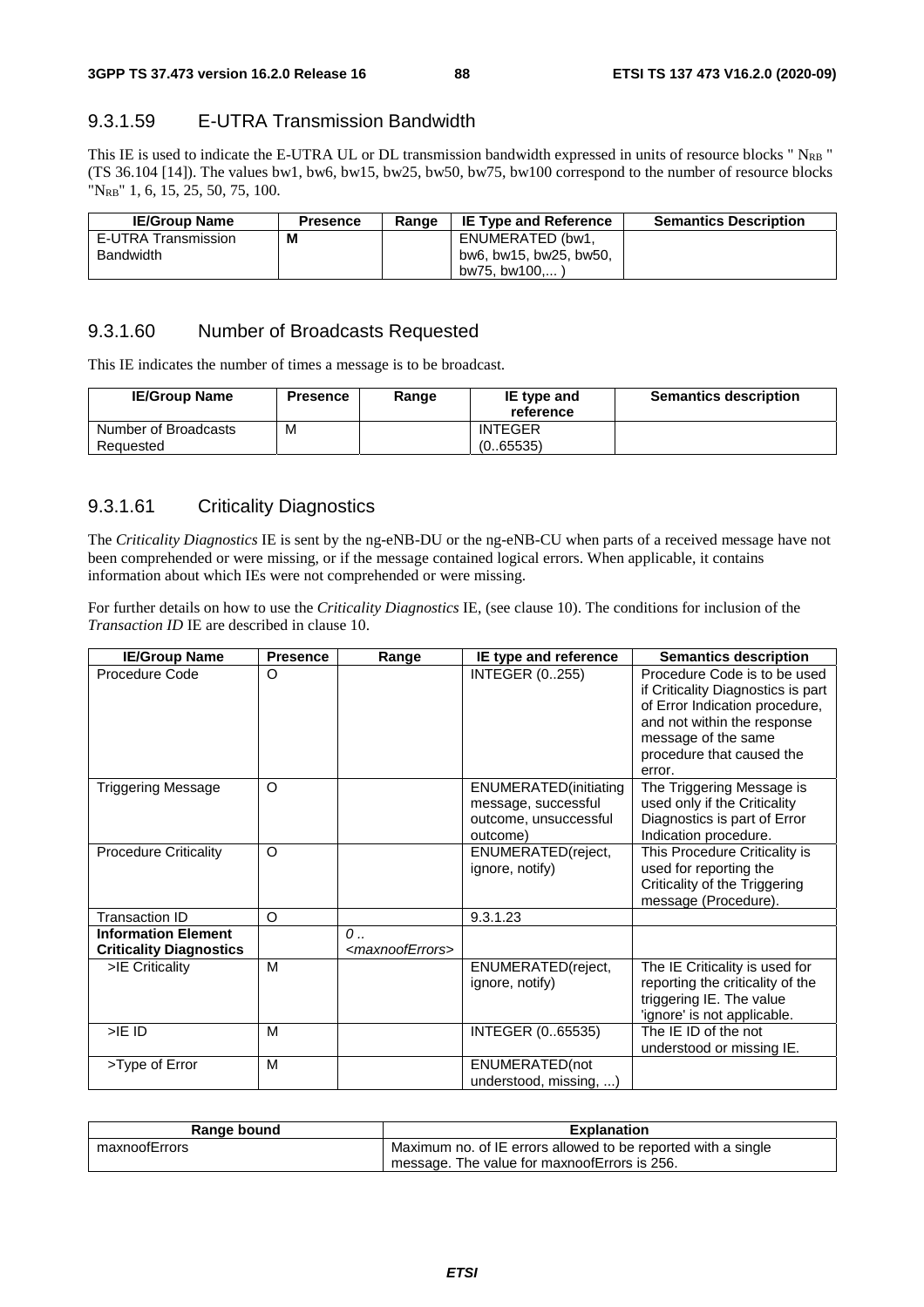### 9.3.1.59 E-UTRA Transmission Bandwidth

This IE is used to indicate the E-UTRA UL or DL transmission bandwidth expressed in units of resource blocks " $N_{RB}$ " (TS 36.104 [14]). The values bw1, bw6, bw15, bw25, bw50, bw75, bw100 correspond to the number of resource blocks "$N_{RB}$" 1, 6, 15, 25, 50, 75, 100.

| IE/Group Name | Presence | Range | IE Type and Reference | Semantics Description |
|---|---|---|---|---|
| E-UTRA Transmission Bandwidth | M | | ENUMERATED (bw1, bw6, bw15, bw25, bw50, bw75, bw100,... ) | |

### 9.3.1.60 Number of Broadcasts Requested

This IE indicates the number of times a message is to be broadcast.

| IE/Group Name | Presence | Range | IE type and reference | Semantics description |
|---|---|---|---|---|
| Number of Broadcasts Requested | M | | INTEGER (0..65535) | |

### 9.3.1.61 Criticality Diagnostics

The *Criticality Diagnostics* IE is sent by the ng-eNB-DU or the ng-eNB-CU when parts of a received message have not been comprehended or were missing, or if the message contained logical errors. When applicable, it contains information about which IEs were not comprehended or were missing.

For further details on how to use the *Criticality Diagnostics* IE, (see clause 10). The conditions for inclusion of the *Transaction ID* IE are described in clause 10.

| IE/Group Name | Presence | Range | IE type and reference | Semantics description |
|---|---|---|---|---|
| Procedure Code | O | | INTEGER (0..255) | Procedure Code is to be used if Criticality Diagnostics is part of Error Indication procedure, and not within the response message of the same procedure that caused the error. |
| Triggering Message | O | | ENUMERATED(initiating message, successful outcome, unsuccessful outcome) | The Triggering Message is used only if the Criticality Diagnostics is part of Error Indication procedure. |
| Procedure Criticality | O | | ENUMERATED(reject, ignore, notify) | This Procedure Criticality is used for reporting the Criticality of the Triggering message (Procedure). |
| Transaction ID | O | | 9.3.1.23 | |
| **Information Element Criticality Diagnostics** | | *0 .. <maxnoofErrors>* | | |
| >IE Criticality | M | | ENUMERATED(reject, ignore, notify) | The IE Criticality is used for reporting the criticality of the triggering IE. The value 'ignore' is not applicable. |
| >IE ID | M | | INTEGER (0..65535) | The IE ID of the not understood or missing IE. |
| >Type of Error | M | | ENUMERATED(not understood, missing, ...) | |

| Range bound | Explanation |
|---|---|
| maxnoofErrors | Maximum no. of IE errors allowed to be reported with a single message. The value for maxnoofErrors is 256. |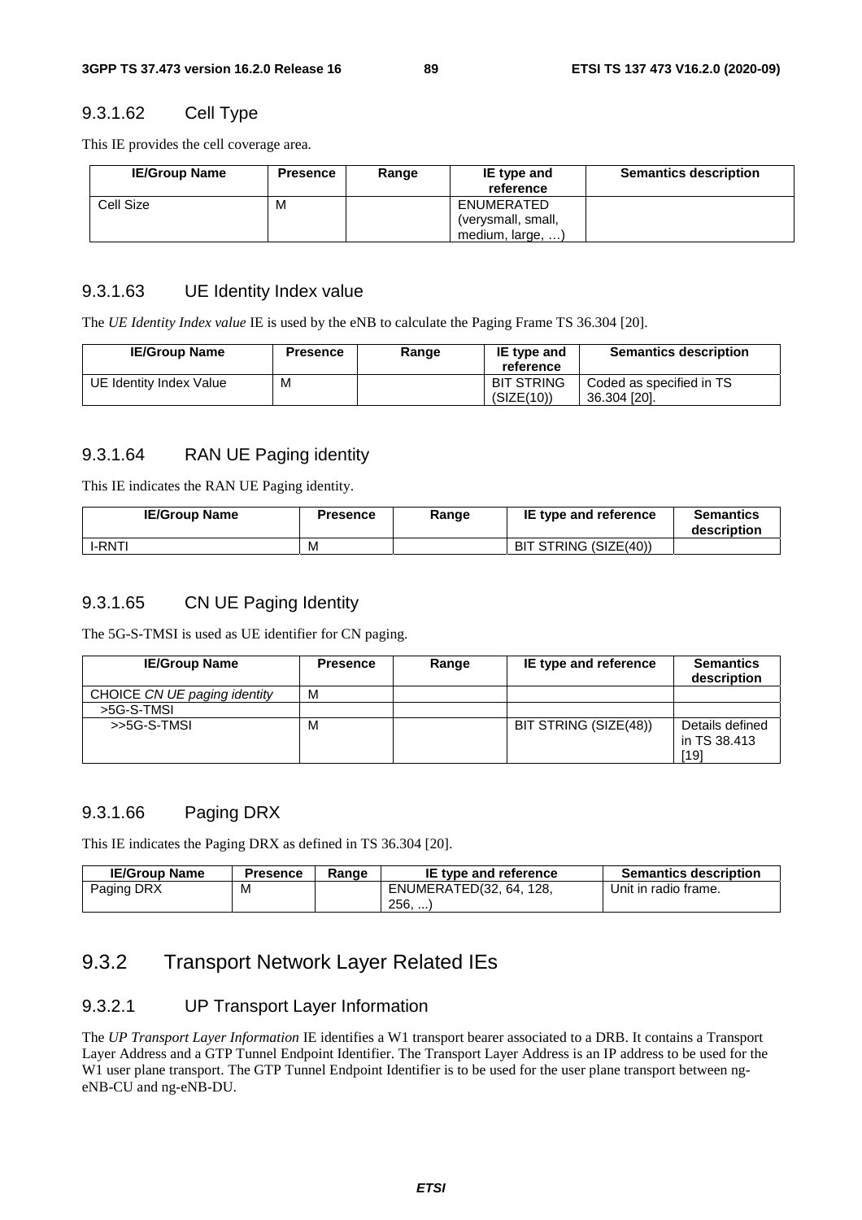### 9.3.1.62 Cell Type

This IE provides the cell coverage area.

| IE/Group Name | Presence | Range | IE type and reference | Semantics description |
|---|---|---|---|---|
| Cell Size | M | | ENUMERATED (verysmall, small, medium, large, …) | |

### 9.3.1.63 UE Identity Index value

The *UE Identity Index value* IE is used by the eNB to calculate the Paging Frame TS 36.304 [20].

| IE/Group Name | Presence | Range | IE type and reference | Semantics description |
|---|---|---|---|---|
| UE Identity Index Value | M | | BIT STRING (SIZE(10)) | Coded as specified in TS 36.304 [20]. |

### 9.3.1.64 RAN UE Paging identity

This IE indicates the RAN UE Paging identity.

| IE/Group Name | Presence | Range | IE type and reference | Semantics description |
|---|---|---|---|---|
| I-RNTI | M | | BIT STRING (SIZE(40)) | |

### 9.3.1.65 CN UE Paging Identity

The 5G-S-TMSI is used as UE identifier for CN paging.

| IE/Group Name | Presence | Range | IE type and reference | Semantics description |
|---|---|---|---|---|
| CHOICE *CN UE paging identity* | M | | | |
| >5G-S-TMSI | | | | |
| >>5G-S-TMSI | M | | BIT STRING (SIZE(48)) | Details defined in TS 38.413 [19] |

### 9.3.1.66 Paging DRX

This IE indicates the Paging DRX as defined in TS 36.304 [20].

| IE/Group Name | Presence | Range | IE type and reference | Semantics description |
|---|---|---|---|---|
| Paging DRX | M | | ENUMERATED(32, 64, 128, 256, ...) | Unit in radio frame. |

## 9.3.2 Transport Network Layer Related IEs

### 9.3.2.1 UP Transport Layer Information

The *UP Transport Layer Information* IE identifies a W1 transport bearer associated to a DRB. It contains a Transport Layer Address and a GTP Tunnel Endpoint Identifier. The Transport Layer Address is an IP address to be used for the W1 user plane transport. The GTP Tunnel Endpoint Identifier is to be used for the user plane transport between ng-eNB-CU and ng-eNB-DU.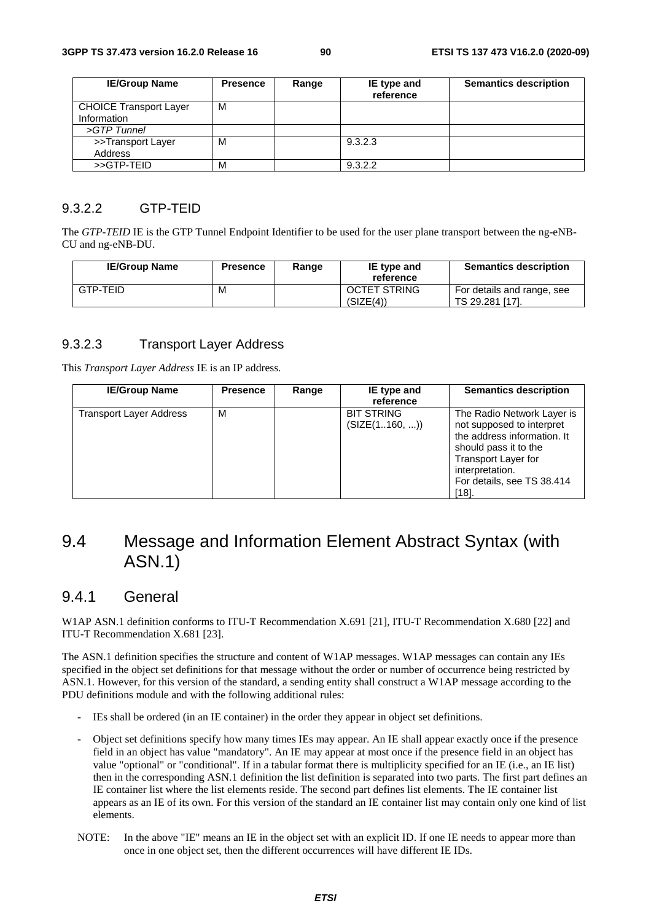| IE/Group Name | Presence | Range | IE type and reference | Semantics description |
|---|---|---|---|---|
| CHOICE Transport Layer Information | M | | | |
| *>GTP Tunnel* | | | | |
| >>Transport Layer Address | M | | 9.3.2.3 | |
| >>GTP-TEID | M | | 9.3.2.2 | |

### 9.3.2.2 GTP-TEID

The *GTP-TEID* IE is the GTP Tunnel Endpoint Identifier to be used for the user plane transport between the ng-eNB-CU and ng-eNB-DU.

| IE/Group Name | Presence | Range | IE type and reference | Semantics description |
|---|---|---|---|---|
| GTP-TEID | M | | OCTET STRING (SIZE(4)) | For details and range, see TS 29.281 [17]. |

### 9.3.2.3 Transport Layer Address

This *Transport Layer Address* IE is an IP address.

| IE/Group Name | Presence | Range | IE type and reference | Semantics description |
|---|---|---|---|---|
| Transport Layer Address | M | | BIT STRING (SIZE(1..160, ...)) | The Radio Network Layer is not supposed to interpret the address information. It should pass it to the Transport Layer for interpretation. For details, see TS 38.414 [18]. |

## 9.4 Message and Information Element Abstract Syntax (with ASN.1)

### 9.4.1 General

W1AP ASN.1 definition conforms to ITU-T Recommendation X.691 [21], ITU-T Recommendation X.680 [22] and ITU-T Recommendation X.681 [23].

The ASN.1 definition specifies the structure and content of W1AP messages. W1AP messages can contain any IEs specified in the object set definitions for that message without the order or number of occurrence being restricted by ASN.1. However, for this version of the standard, a sending entity shall construct a W1AP message according to the PDU definitions module and with the following additional rules:

- IEs shall be ordered (in an IE container) in the order they appear in object set definitions.
- Object set definitions specify how many times IEs may appear. An IE shall appear exactly once if the presence field in an object has value "mandatory". An IE may appear at most once if the presence field in an object has value "optional" or "conditional". If in a tabular format there is multiplicity specified for an IE (i.e., an IE list) then in the corresponding ASN.1 definition the list definition is separated into two parts. The first part defines an IE container list where the list elements reside. The second part defines list elements. The IE container list appears as an IE of its own. For this version of the standard an IE container list may contain only one kind of list elements.

NOTE: In the above "IE" means an IE in the object set with an explicit ID. If one IE needs to appear more than once in one object set, then the different occurrences will have different IE IDs.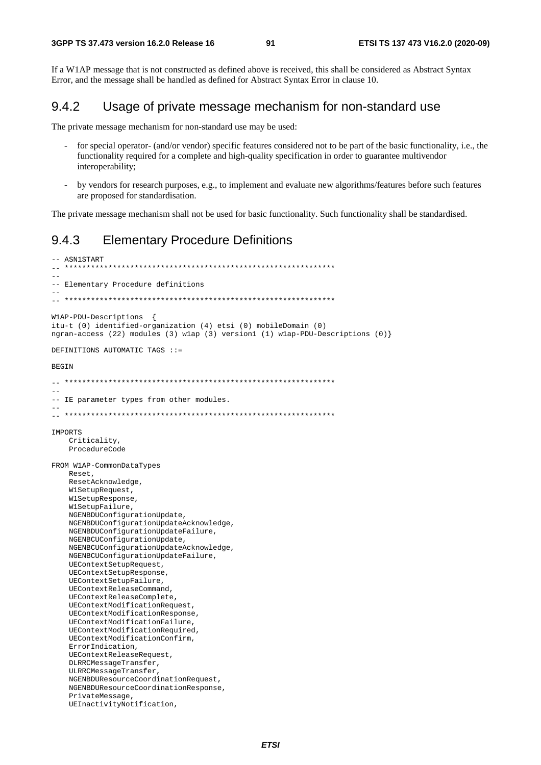If a W1AP message that is not constructed as defined above is received, this shall be considered as Abstract Syntax Error, and the message shall be handled as defined for Abstract Syntax Error in clause 10.

## 9.4.2 Usage of private message mechanism for non-standard use

The private message mechanism for non-standard use may be used:

- for special operator- (and/or vendor) specific features considered not to be part of the basic functionality, i.e., the functionality required for a complete and high-quality specification in order to guarantee multivendor interoperability;
- by vendors for research purposes, e.g., to implement and evaluate new algorithms/features before such features are proposed for standardisation.

The private message mechanism shall not be used for basic functionality. Such functionality shall be standardised.

## 9.4.3 Elementary Procedure Definitions

```
-- ASN1START
-- **************************************************************
--
-- Elementary Procedure definitions
--
-- **************************************************************

W1AP-PDU-Descriptions  {
itu-t (0) identified-organization (4) etsi (0) mobileDomain (0)
ngran-access (22) modules (3) w1ap (3) version1 (1) w1ap-PDU-Descriptions (0)}

DEFINITIONS AUTOMATIC TAGS ::=

BEGIN

-- **************************************************************
--
-- IE parameter types from other modules.
--
-- **************************************************************

IMPORTS
    Criticality,
    ProcedureCode

FROM W1AP-CommonDataTypes
    Reset,
    ResetAcknowledge,
    W1SetupRequest,
    W1SetupResponse,
    W1SetupFailure,
    NGENBDUConfigurationUpdate,
    NGENBDUConfigurationUpdateAcknowledge,
    NGENBDUConfigurationUpdateFailure,
    NGENBCUConfigurationUpdate,
    NGENBCUConfigurationUpdateAcknowledge,
    NGENBCUConfigurationUpdateFailure,
    UEContextSetupRequest,
    UEContextSetupResponse,
    UEContextSetupFailure,
    UEContextReleaseCommand,
    UEContextReleaseComplete,
    UEContextModificationRequest,
    UEContextModificationResponse,
    UEContextModificationFailure,
    UEContextModificationRequired,
    UEContextModificationConfirm,
    ErrorIndication,
    UEContextReleaseRequest,
    DLRRCMessageTransfer,
    ULRRCMessageTransfer,
    NGENBDUResourceCoordinationRequest,
    NGENBDUResourceCoordinationResponse,
    PrivateMessage,
    UEInactivityNotification,
```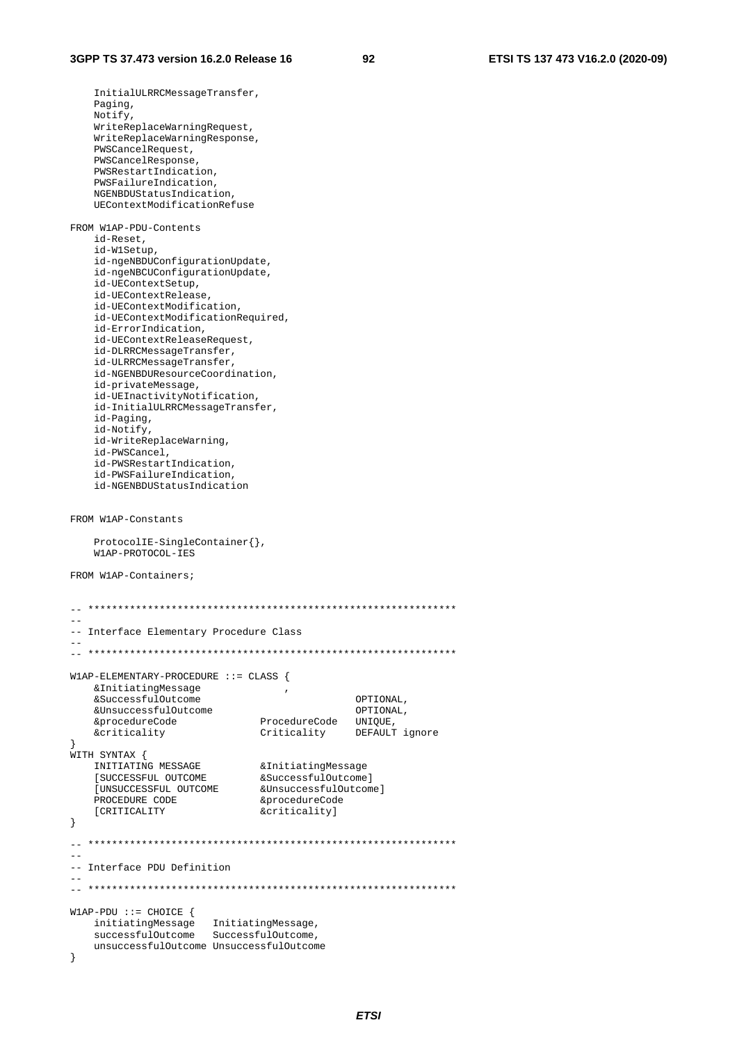```
	InitialULRRCMessageTransfer,
	Paging,
	Notify,
	WriteReplaceWarningRequest,
	WriteReplaceWarningResponse,
	PWSCancelRequest,
	PWSCancelResponse,
	PWSRestartIndication,
	PWSFailureIndication,
	NGENBDUStatusIndication,
	UEContextModificationRefuse

FROM W1AP-PDU-Contents
	id-Reset,
	id-W1Setup,
	id-ngeNBDUConfigurationUpdate,
	id-ngeNBCUConfigurationUpdate,
	id-UEContextSetup,
	id-UEContextRelease,
	id-UEContextModification,
	id-UEContextModificationRequired,
	id-ErrorIndication,
	id-UEContextReleaseRequest,
	id-DLRRCMessageTransfer,
	id-ULRRCMessageTransfer,
	id-NGENBDUResourceCoordination,
	id-privateMessage,
	id-UEInactivityNotification,
	id-InitialULRRCMessageTransfer,
	id-Paging,
	id-Notify,
	id-WriteReplaceWarning,
	id-PWSCancel,
	id-PWSRestartIndication,
	id-PWSFailureIndication,
	id-NGENBDUStatusIndication


FROM W1AP-Constants

	ProtocolIE-SingleContainer{},
	W1AP-PROTOCOL-IES

FROM W1AP-Containers;


-- **************************************************************
--
-- Interface Elementary Procedure Class
--
-- **************************************************************

W1AP-ELEMENTARY-PROCEDURE ::= CLASS {
	&InitiatingMessage				,
	&SuccessfulOutcome							OPTIONAL,
	&UnsuccessfulOutcome						OPTIONAL,
	&procedureCode				ProcedureCode	UNIQUE,
	&criticality				Criticality		DEFAULT ignore
}
WITH SYNTAX {
	INITIATING MESSAGE			&InitiatingMessage
	[SUCCESSFUL OUTCOME			&SuccessfulOutcome]
	[UNSUCCESSFUL OUTCOME		&UnsuccessfulOutcome]
	PROCEDURE CODE				&procedureCode
	[CRITICALITY				&criticality]
}

-- **************************************************************
--
-- Interface PDU Definition
--
-- **************************************************************

W1AP-PDU ::= CHOICE {
	initiatingMessage	InitiatingMessage,
	successfulOutcome	SuccessfulOutcome,
	unsuccessfulOutcome UnsuccessfulOutcome
}
```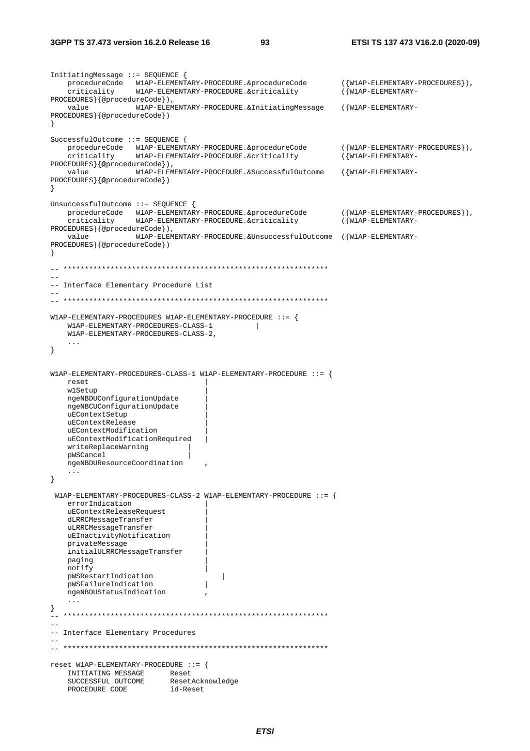```
InitiatingMessage ::= SEQUENCE {
	procedureCode	W1AP-ELEMENTARY-PROCEDURE.&procedureCode		({W1AP-ELEMENTARY-PROCEDURES}),
	criticality	W1AP-ELEMENTARY-PROCEDURE.&criticality		({W1AP-ELEMENTARY-PROCEDURES}{@procedureCode}),
	value		W1AP-ELEMENTARY-PROCEDURE.&InitiatingMessage	({W1AP-ELEMENTARY-PROCEDURES}{@procedureCode})
}

SuccessfulOutcome ::= SEQUENCE {
	procedureCode	W1AP-ELEMENTARY-PROCEDURE.&procedureCode		({W1AP-ELEMENTARY-PROCEDURES}),
	criticality	W1AP-ELEMENTARY-PROCEDURE.&criticality		({W1AP-ELEMENTARY-PROCEDURES}{@procedureCode}),
	value		W1AP-ELEMENTARY-PROCEDURE.&SuccessfulOutcome	({W1AP-ELEMENTARY-PROCEDURES}{@procedureCode})
}

UnsuccessfulOutcome ::= SEQUENCE {
	procedureCode	W1AP-ELEMENTARY-PROCEDURE.&procedureCode		({W1AP-ELEMENTARY-PROCEDURES}),
	criticality	W1AP-ELEMENTARY-PROCEDURE.&criticality		({W1AP-ELEMENTARY-PROCEDURES}{@procedureCode}),
	value		W1AP-ELEMENTARY-PROCEDURE.&UnsuccessfulOutcome	({W1AP-ELEMENTARY-PROCEDURES}{@procedureCode})
}

-- **************************************************************
--
-- Interface Elementary Procedure List
--
-- **************************************************************

W1AP-ELEMENTARY-PROCEDURES W1AP-ELEMENTARY-PROCEDURE ::= {
	W1AP-ELEMENTARY-PROCEDURES-CLASS-1		|
	W1AP-ELEMENTARY-PROCEDURES-CLASS-2,
	...
}


W1AP-ELEMENTARY-PROCEDURES-CLASS-1 W1AP-ELEMENTARY-PROCEDURE ::= {
	reset							|
	w1Setup							|
	ngeNBDUConfigurationUpdate		|
	ngeNBCUConfigurationUpdate		|
	uEContextSetup					|
	uEContextRelease				|
	uEContextModification			|
	uEContextModificationRequired	|
	writeReplaceWarning			|
	pWSCancel					|
	ngeNBDUResourceCoordination		,
	...
}

 W1AP-ELEMENTARY-PROCEDURES-CLASS-2 W1AP-ELEMENTARY-PROCEDURE ::= {
	errorIndication					|
	uEContextReleaseRequest			|
	dLRRCMessageTransfer			|
	uLRRCMessageTransfer			|
	uEInactivityNotification		|
	privateMessage					|
	initialULRRCMessageTransfer		|
	paging							|
	notify							|
	pWSRestartIndication				|
	pWSFailureIndication			|
	ngeNBDUStatusIndication			,
	...
}
-- **************************************************************
--
-- Interface Elementary Procedures
--
-- **************************************************************

reset W1AP-ELEMENTARY-PROCEDURE ::= {
	INITIATING MESSAGE		Reset
	SUCCESSFUL OUTCOME		ResetAcknowledge
	PROCEDURE CODE			id-Reset
```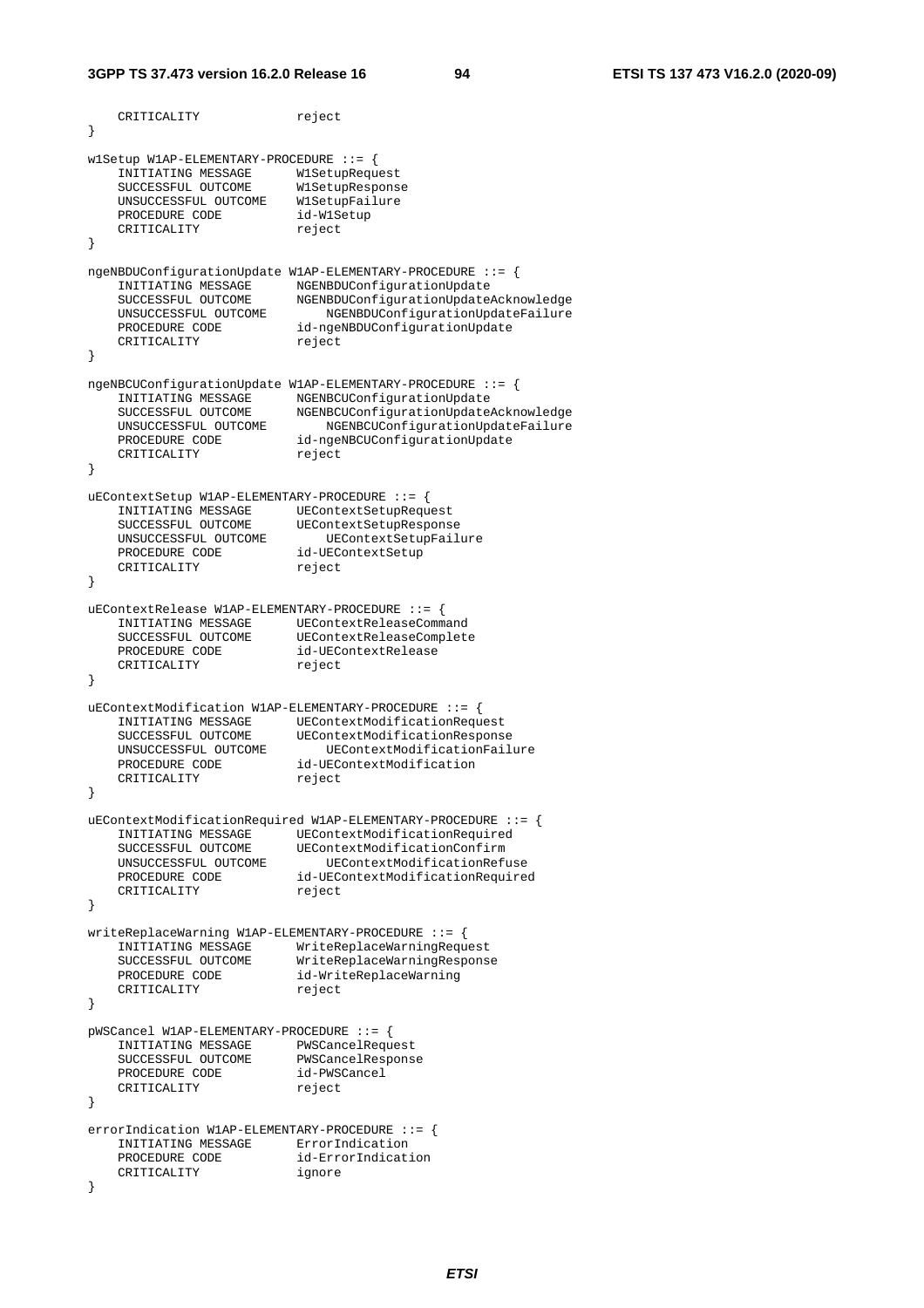```
	CRITICALITY				reject
}

w1Setup W1AP-ELEMENTARY-PROCEDURE ::= {
	INITIATING MESSAGE		W1SetupRequest
	SUCCESSFUL OUTCOME		W1SetupResponse
	UNSUCCESSFUL OUTCOME	W1SetupFailure
	PROCEDURE CODE			id-W1Setup
	CRITICALITY				reject
}

ngeNBDUConfigurationUpdate W1AP-ELEMENTARY-PROCEDURE ::= {
	INITIATING MESSAGE		NGENBDUConfigurationUpdate
	SUCCESSFUL OUTCOME		NGENBDUConfigurationUpdateAcknowledge
	UNSUCCESSFUL OUTCOME		NGENBDUConfigurationUpdateFailure
	PROCEDURE CODE			id-ngeNBDUConfigurationUpdate
	CRITICALITY				reject
}

ngeNBCUConfigurationUpdate W1AP-ELEMENTARY-PROCEDURE ::= {
	INITIATING MESSAGE		NGENBCUConfigurationUpdate
	SUCCESSFUL OUTCOME		NGENBCUConfigurationUpdateAcknowledge
	UNSUCCESSFUL OUTCOME		NGENBCUConfigurationUpdateFailure
	PROCEDURE CODE			id-ngeNBCUConfigurationUpdate
	CRITICALITY				reject
}

uEContextSetup W1AP-ELEMENTARY-PROCEDURE ::= {
	INITIATING MESSAGE		UEContextSetupRequest
	SUCCESSFUL OUTCOME		UEContextSetupResponse
	UNSUCCESSFUL OUTCOME		UEContextSetupFailure
	PROCEDURE CODE			id-UEContextSetup
	CRITICALITY				reject
}

uEContextRelease W1AP-ELEMENTARY-PROCEDURE ::= {
	INITIATING MESSAGE		UEContextReleaseCommand
	SUCCESSFUL OUTCOME		UEContextReleaseComplete
	PROCEDURE CODE			id-UEContextRelease
	CRITICALITY				reject
}

uEContextModification W1AP-ELEMENTARY-PROCEDURE ::= {
	INITIATING MESSAGE		UEContextModificationRequest
	SUCCESSFUL OUTCOME		UEContextModificationResponse
	UNSUCCESSFUL OUTCOME		UEContextModificationFailure
	PROCEDURE CODE			id-UEContextModification
	CRITICALITY				reject
}

uEContextModificationRequired W1AP-ELEMENTARY-PROCEDURE ::= {
	INITIATING MESSAGE		UEContextModificationRequired
	SUCCESSFUL OUTCOME		UEContextModificationConfirm
	UNSUCCESSFUL OUTCOME		UEContextModificationRefuse
	PROCEDURE CODE			id-UEContextModificationRequired
	CRITICALITY				reject
}

writeReplaceWarning W1AP-ELEMENTARY-PROCEDURE ::= {
	INITIATING MESSAGE		WriteReplaceWarningRequest
	SUCCESSFUL OUTCOME		WriteReplaceWarningResponse
	PROCEDURE CODE			id-WriteReplaceWarning
	CRITICALITY				reject
}

pWSCancel W1AP-ELEMENTARY-PROCEDURE ::= {
	INITIATING MESSAGE		PWSCancelRequest
	SUCCESSFUL OUTCOME		PWSCancelResponse
	PROCEDURE CODE			id-PWSCancel
	CRITICALITY				reject
}

errorIndication W1AP-ELEMENTARY-PROCEDURE ::= {
	INITIATING MESSAGE		ErrorIndication
	PROCEDURE CODE			id-ErrorIndication
	CRITICALITY				ignore
}
```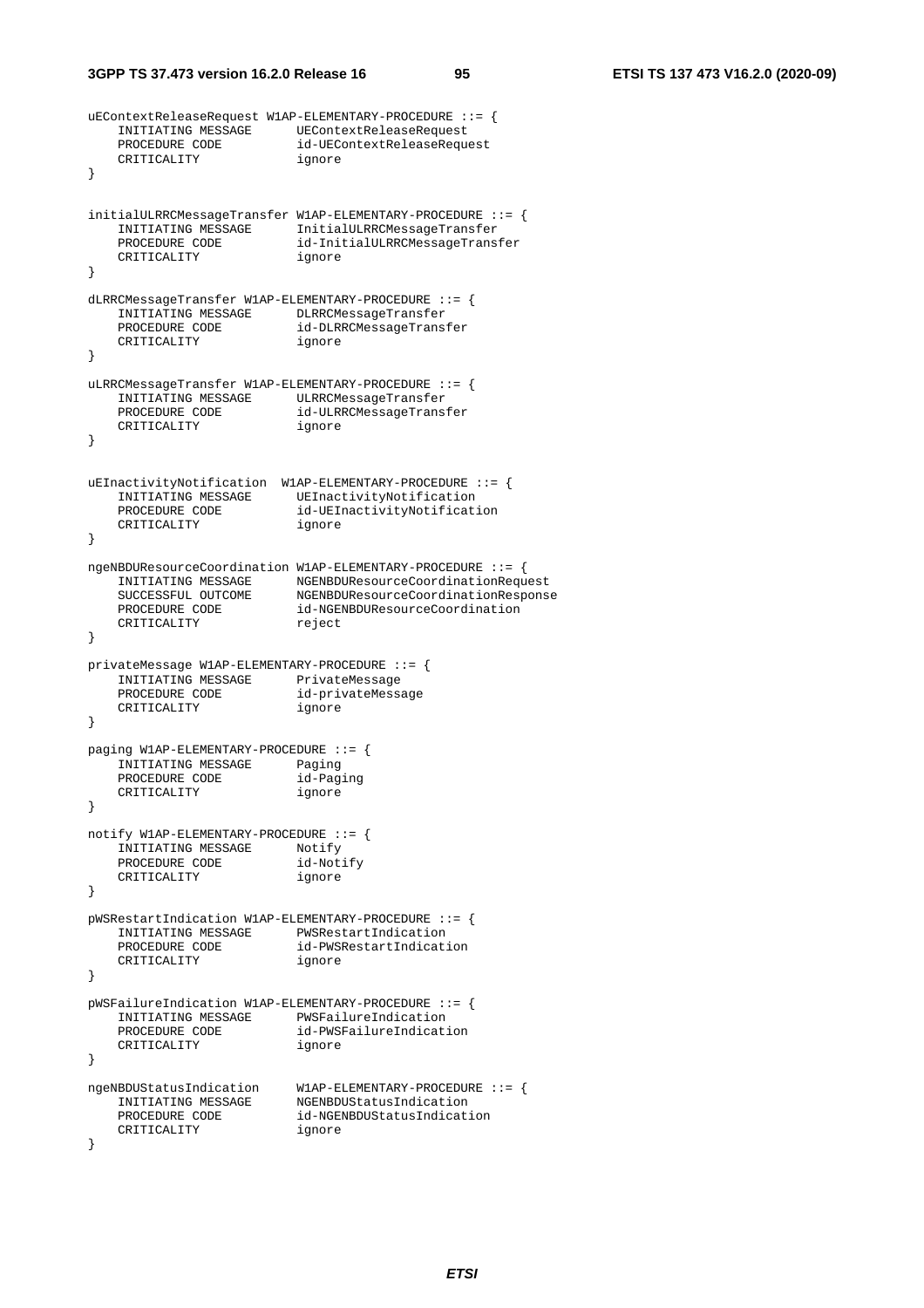```
uEContextReleaseRequest W1AP-ELEMENTARY-PROCEDURE ::= {
    INITIATING MESSAGE      UEContextReleaseRequest
    PROCEDURE CODE          id-UEContextReleaseRequest
    CRITICALITY             ignore
}


initialULRRCMessageTransfer W1AP-ELEMENTARY-PROCEDURE ::= {
    INITIATING MESSAGE      InitialULRRCMessageTransfer
    PROCEDURE CODE          id-InitialULRRCMessageTransfer
    CRITICALITY             ignore
}

dLRRCMessageTransfer W1AP-ELEMENTARY-PROCEDURE ::= {
    INITIATING MESSAGE      DLRRCMessageTransfer
    PROCEDURE CODE          id-DLRRCMessageTransfer
    CRITICALITY             ignore
}

uLRRCMessageTransfer W1AP-ELEMENTARY-PROCEDURE ::= {
    INITIATING MESSAGE      ULRRCMessageTransfer
    PROCEDURE CODE          id-ULRRCMessageTransfer
    CRITICALITY             ignore
}


uEInactivityNotification  W1AP-ELEMENTARY-PROCEDURE ::= {
    INITIATING MESSAGE      UEInactivityNotification
    PROCEDURE CODE          id-UEInactivityNotification
    CRITICALITY             ignore
}

ngeNBDUResourceCoordination W1AP-ELEMENTARY-PROCEDURE ::= {
    INITIATING MESSAGE      NGENBDUResourceCoordinationRequest
    SUCCESSFUL OUTCOME      NGENBDUResourceCoordinationResponse
    PROCEDURE CODE          id-NGENBDUResourceCoordination
    CRITICALITY             reject
}

privateMessage W1AP-ELEMENTARY-PROCEDURE ::= {
    INITIATING MESSAGE      PrivateMessage
    PROCEDURE CODE          id-privateMessage
    CRITICALITY             ignore
}

paging W1AP-ELEMENTARY-PROCEDURE ::= {
    INITIATING MESSAGE      Paging
    PROCEDURE CODE          id-Paging
    CRITICALITY             ignore
}

notify W1AP-ELEMENTARY-PROCEDURE ::= {
    INITIATING MESSAGE      Notify
    PROCEDURE CODE          id-Notify
    CRITICALITY             ignore
}

pWSRestartIndication W1AP-ELEMENTARY-PROCEDURE ::= {
    INITIATING MESSAGE      PWSRestartIndication
    PROCEDURE CODE          id-PWSRestartIndication
    CRITICALITY             ignore
}

pWSFailureIndication W1AP-ELEMENTARY-PROCEDURE ::= {
    INITIATING MESSAGE      PWSFailureIndication
    PROCEDURE CODE          id-PWSFailureIndication
    CRITICALITY             ignore
}

ngeNBDUStatusIndication     W1AP-ELEMENTARY-PROCEDURE ::= {
    INITIATING MESSAGE      NGENBDUStatusIndication
    PROCEDURE CODE          id-NGENBDUStatusIndication
    CRITICALITY             ignore
}
```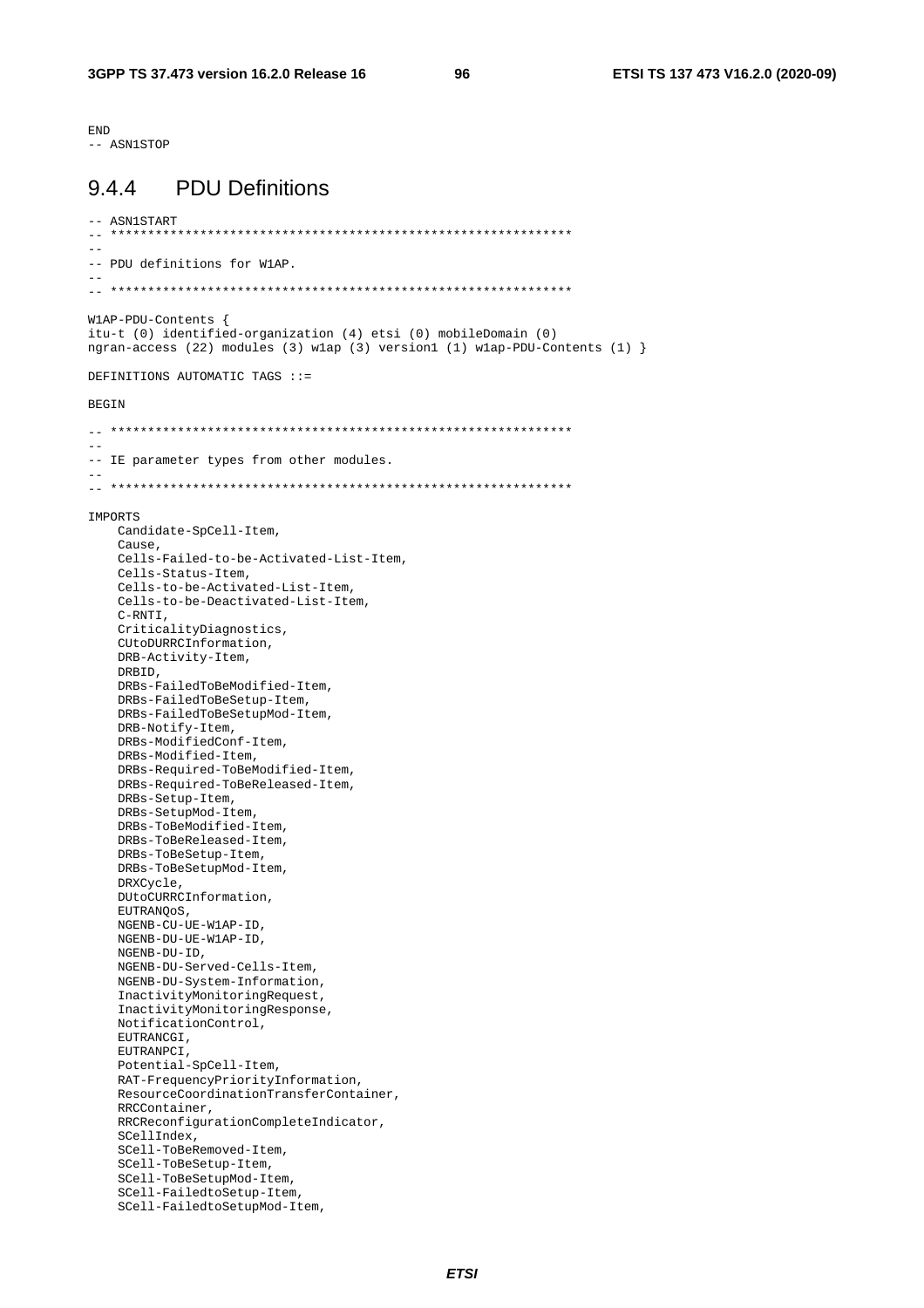```
END
-- ASN1STOP
```

### 9.4.4 PDU Definitions

```
-- ASN1START
-- **************************************************************
--
-- PDU definitions for W1AP.
--
-- **************************************************************

W1AP-PDU-Contents {
itu-t (0) identified-organization (4) etsi (0) mobileDomain (0)
ngran-access (22) modules (3) w1ap (3) version1 (1) w1ap-PDU-Contents (1) }

DEFINITIONS AUTOMATIC TAGS ::=

BEGIN

-- **************************************************************
--
-- IE parameter types from other modules.
--
-- **************************************************************

IMPORTS
    Candidate-SpCell-Item,
    Cause,
    Cells-Failed-to-be-Activated-List-Item,
    Cells-Status-Item,
    Cells-to-be-Activated-List-Item,
    Cells-to-be-Deactivated-List-Item,
    C-RNTI,
    CriticalityDiagnostics,
    CUtoDURRCInformation,
    DRB-Activity-Item,
    DRBID,
    DRBs-FailedToBeModified-Item,
    DRBs-FailedToBeSetup-Item,
    DRBs-FailedToBeSetupMod-Item,
    DRB-Notify-Item,
    DRBs-ModifiedConf-Item,
    DRBs-Modified-Item,
    DRBs-Required-ToBeModified-Item,
    DRBs-Required-ToBeReleased-Item,
    DRBs-Setup-Item,
    DRBs-SetupMod-Item,
    DRBs-ToBeModified-Item,
    DRBs-ToBeReleased-Item,
    DRBs-ToBeSetup-Item,
    DRBs-ToBeSetupMod-Item,
    DRXCycle,
    DUtoCURRCInformation,
    EUTRANQoS,
    NGENB-CU-UE-W1AP-ID,
    NGENB-DU-UE-W1AP-ID,
    NGENB-DU-ID,
    NGENB-DU-Served-Cells-Item,
    NGENB-DU-System-Information,
    InactivityMonitoringRequest,
    InactivityMonitoringResponse,
    NotificationControl,
    EUTRANCGI,
    EUTRANPCI,
    Potential-SpCell-Item,
    RAT-FrequencyPriorityInformation,
    ResourceCoordinationTransferContainer,
    RRCContainer,
    RRCReconfigurationCompleteIndicator,
    SCellIndex,
    SCell-ToBeRemoved-Item,
    SCell-ToBeSetup-Item,
    SCell-ToBeSetupMod-Item,
    SCell-FailedtoSetup-Item,
    SCell-FailedtoSetupMod-Item,
```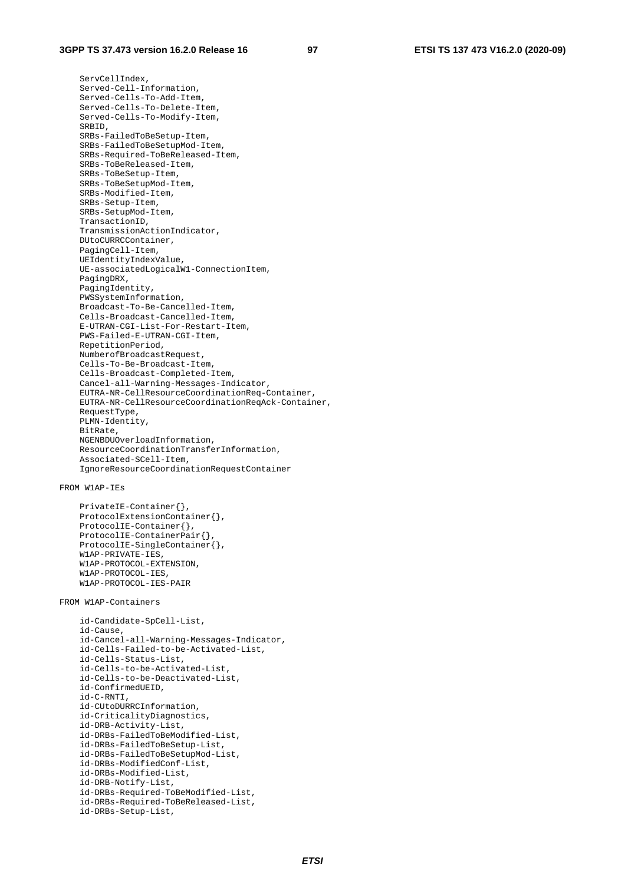```
	ServCellIndex,
	Served-Cell-Information,
	Served-Cells-To-Add-Item,
	Served-Cells-To-Delete-Item,
	Served-Cells-To-Modify-Item,
	SRBID,
	SRBs-FailedToBeSetup-Item,
	SRBs-FailedToBeSetupMod-Item,
	SRBs-Required-ToBeReleased-Item,
	SRBs-ToBeReleased-Item,
	SRBs-ToBeSetup-Item,
	SRBs-ToBeSetupMod-Item,
	SRBs-Modified-Item,
	SRBs-Setup-Item,
	SRBs-SetupMod-Item,
	TransactionID,
	TransmissionActionIndicator,
	DUtoCURRCContainer,
	PagingCell-Item,
	UEIdentityIndexValue,
	UE-associatedLogicalW1-ConnectionItem,
	PagingDRX,
	PagingIdentity,
	PWSSystemInformation,
	Broadcast-To-Be-Cancelled-Item,
	Cells-Broadcast-Cancelled-Item,
	E-UTRAN-CGI-List-For-Restart-Item,
	PWS-Failed-E-UTRAN-CGI-Item,
	RepetitionPeriod,
	NumberofBroadcastRequest,
	Cells-To-Be-Broadcast-Item,
	Cells-Broadcast-Completed-Item,
	Cancel-all-Warning-Messages-Indicator,
	EUTRA-NR-CellResourceCoordinationReq-Container,
	EUTRA-NR-CellResourceCoordinationReqAck-Container,
	RequestType,
	PLMN-Identity,
	BitRate,
	NGENBDUOverloadInformation,
	ResourceCoordinationTransferInformation,
	Associated-SCell-Item,
	IgnoreResourceCoordinationRequestContainer

FROM W1AP-IEs

	PrivateIE-Container{},
	ProtocolExtensionContainer{},
	ProtocolIE-Container{},
	ProtocolIE-ContainerPair{},
	ProtocolIE-SingleContainer{},
	W1AP-PRIVATE-IES,
	W1AP-PROTOCOL-EXTENSION,
	W1AP-PROTOCOL-IES,
	W1AP-PROTOCOL-IES-PAIR

FROM W1AP-Containers

	id-Candidate-SpCell-List,
	id-Cause,
	id-Cancel-all-Warning-Messages-Indicator,
	id-Cells-Failed-to-be-Activated-List,
	id-Cells-Status-List,
	id-Cells-to-be-Activated-List,
	id-Cells-to-be-Deactivated-List,
	id-ConfirmedUEID,
	id-C-RNTI,
	id-CUtoDURRCInformation,
	id-CriticalityDiagnostics,
	id-DRB-Activity-List,
	id-DRBs-FailedToBeModified-List,
	id-DRBs-FailedToBeSetup-List,
	id-DRBs-FailedToBeSetupMod-List,
	id-DRBs-ModifiedConf-List,
	id-DRBs-Modified-List,
	id-DRB-Notify-List,
	id-DRBs-Required-ToBeModified-List,
	id-DRBs-Required-ToBeReleased-List,
	id-DRBs-Setup-List,
```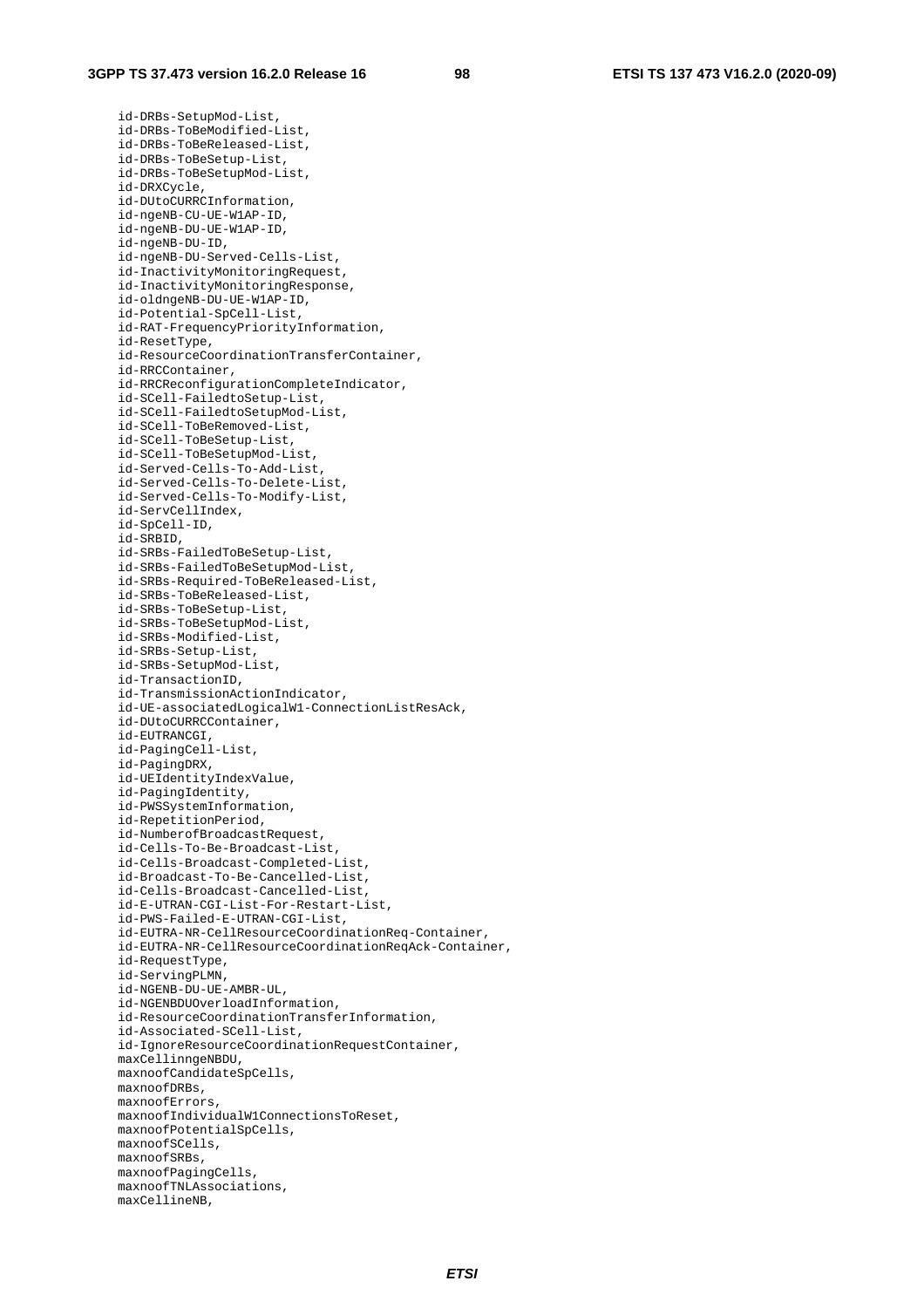```
	id-DRBs-SetupMod-List,
	id-DRBs-ToBeModified-List,
	id-DRBs-ToBeReleased-List,
	id-DRBs-ToBeSetup-List,
	id-DRBs-ToBeSetupMod-List,
	id-DRXCycle,
	id-DUtoCURRCInformation,
	id-ngeNB-CU-UE-W1AP-ID,
	id-ngeNB-DU-UE-W1AP-ID,
	id-ngeNB-DU-ID,
	id-ngeNB-DU-Served-Cells-List,
	id-InactivityMonitoringRequest,
	id-InactivityMonitoringResponse,
	id-oldngeNB-DU-UE-W1AP-ID,
	id-Potential-SpCell-List,
	id-RAT-FrequencyPriorityInformation,
	id-ResetType,
	id-ResourceCoordinationTransferContainer,
	id-RRCContainer,
	id-RRCReconfigurationCompleteIndicator,
	id-SCell-FailedtoSetup-List,
	id-SCell-FailedtoSetupMod-List,
	id-SCell-ToBeRemoved-List,
	id-SCell-ToBeSetup-List,
	id-SCell-ToBeSetupMod-List,
	id-Served-Cells-To-Add-List,
	id-Served-Cells-To-Delete-List,
	id-Served-Cells-To-Modify-List,
	id-ServCellIndex,
	id-SpCell-ID,
	id-SRBID,
	id-SRBs-FailedToBeSetup-List,
	id-SRBs-FailedToBeSetupMod-List,
	id-SRBs-Required-ToBeReleased-List,
	id-SRBs-ToBeReleased-List,
	id-SRBs-ToBeSetup-List,
	id-SRBs-ToBeSetupMod-List,
	id-SRBs-Modified-List,
	id-SRBs-Setup-List,
	id-SRBs-SetupMod-List,
	id-TransactionID,
	id-TransmissionActionIndicator,
	id-UE-associatedLogicalW1-ConnectionListResAck,
	id-DUtoCURRCContainer,
	id-EUTRANCGI,
	id-PagingCell-List,
	id-PagingDRX,
	id-UEIdentityIndexValue,
	id-PagingIdentity,
	id-PWSSystemInformation,
	id-RepetitionPeriod,
	id-NumberofBroadcastRequest,
	id-Cells-To-Be-Broadcast-List,
	id-Cells-Broadcast-Completed-List,
	id-Broadcast-To-Be-Cancelled-List,
	id-Cells-Broadcast-Cancelled-List,
	id-E-UTRAN-CGI-List-For-Restart-List,
	id-PWS-Failed-E-UTRAN-CGI-List,
	id-EUTRA-NR-CellResourceCoordinationReq-Container,
	id-EUTRA-NR-CellResourceCoordinationReqAck-Container,
	id-RequestType,
	id-ServingPLMN,
	id-NGENB-DU-UE-AMBR-UL,
	id-NGENBDUOverloadInformation,
	id-ResourceCoordinationTransferInformation,
	id-Associated-SCell-List,
	id-IgnoreResourceCoordinationRequestContainer,
	maxCellinngeNBDU,
	maxnoofCandidateSpCells,
	maxnoofDRBs,
	maxnoofErrors,
	maxnoofIndividualW1ConnectionsToReset,
	maxnoofPotentialSpCells,
	maxnoofSCells,
	maxnoofSRBs,
	maxnoofPagingCells,
	maxnoofTNLAssociations,
	maxCellineNB,
```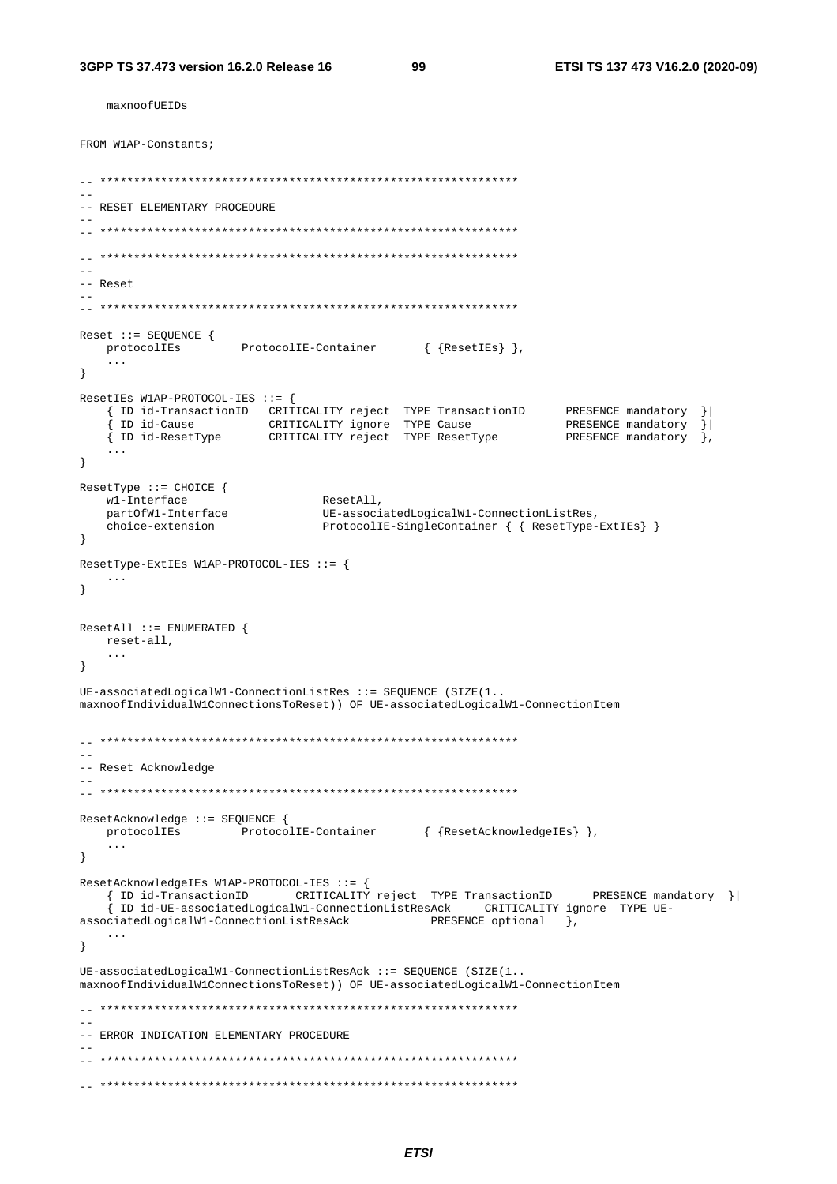```
	maxnoofUEIDs

FROM W1AP-Constants;

-- **************************************************************
--
-- RESET ELEMENTARY PROCEDURE
--
-- **************************************************************

-- **************************************************************
--
-- Reset
--
-- **************************************************************

Reset ::= SEQUENCE {
	protocolIEs			ProtocolIE-Container		{ {ResetIEs} },
	...
}

ResetIEs W1AP-PROTOCOL-IES ::= {
	{ ID id-TransactionID	CRITICALITY reject	TYPE TransactionID		PRESENCE mandatory	}|
	{ ID id-Cause			CRITICALITY ignore	TYPE Cause				PRESENCE mandatory	}|
	{ ID id-ResetType		CRITICALITY reject	TYPE ResetType			PRESENCE mandatory	},
	...
}

ResetType ::= CHOICE {
	w1-Interface					ResetAll,
	partOfW1-Interface				UE-associatedLogicalW1-ConnectionListRes,
	choice-extension				ProtocolIE-SingleContainer { { ResetType-ExtIEs} }
}

ResetType-ExtIEs W1AP-PROTOCOL-IES ::= {
	...
}


ResetAll ::= ENUMERATED {
	reset-all,
	...
}

UE-associatedLogicalW1-ConnectionListRes ::= SEQUENCE (SIZE(1..
maxnoofIndividualW1ConnectionsToReset)) OF UE-associatedLogicalW1-ConnectionItem


-- **************************************************************
--
-- Reset Acknowledge
--
-- **************************************************************

ResetAcknowledge ::= SEQUENCE {
	protocolIEs			ProtocolIE-Container		{ {ResetAcknowledgeIEs} },
	...
}

ResetAcknowledgeIEs W1AP-PROTOCOL-IES ::= {
	{ ID id-TransactionID		CRITICALITY reject	TYPE TransactionID		PRESENCE mandatory	}|
	{ ID id-UE-associatedLogicalW1-ConnectionListResAck	CRITICALITY ignore	TYPE UE-
associatedLogicalW1-ConnectionListResAck			PRESENCE optional	},
	...
}

UE-associatedLogicalW1-ConnectionListResAck ::= SEQUENCE (SIZE(1..
maxnoofIndividualW1ConnectionsToReset)) OF UE-associatedLogicalW1-ConnectionItem

-- **************************************************************
--
-- ERROR INDICATION ELEMENTARY PROCEDURE
--
-- **************************************************************

-- **************************************************************
```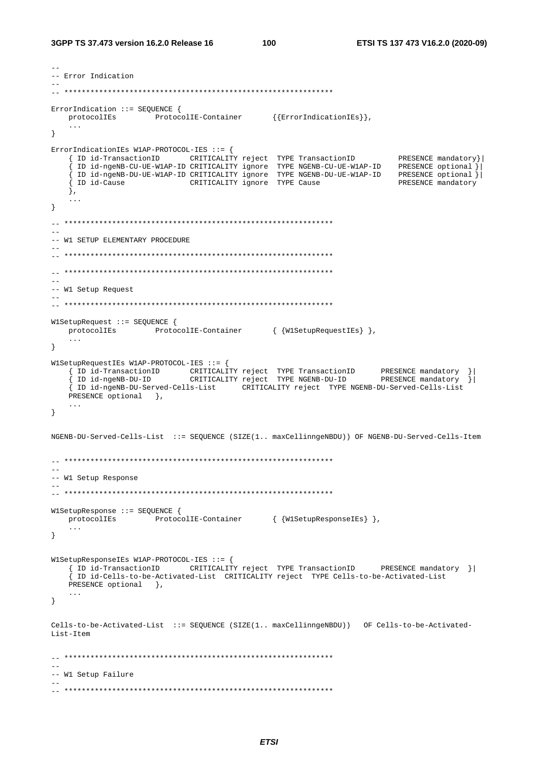```
--
-- Error Indication
--
-- **************************************************************

ErrorIndication ::= SEQUENCE {
    protocolIEs         ProtocolIE-Container        {{ErrorIndicationIEs}},
    ...
}

ErrorIndicationIEs W1AP-PROTOCOL-IES ::= {
    { ID id-TransactionID         CRITICALITY reject  TYPE TransactionID          PRESENCE mandatory}|
    { ID id-ngeNB-CU-UE-W1AP-ID CRITICALITY ignore  TYPE NGENB-CU-UE-W1AP-ID    PRESENCE optional }|
    { ID id-ngeNB-DU-UE-W1AP-ID CRITICALITY ignore  TYPE NGENB-DU-UE-W1AP-ID    PRESENCE optional }|
    { ID id-Cause               CRITICALITY ignore  TYPE Cause                  PRESENCE mandatory
    },
    ...
}

-- **************************************************************
--
-- W1 SETUP ELEMENTARY PROCEDURE
--
-- **************************************************************

-- **************************************************************
--
-- W1 Setup Request
--
-- **************************************************************

W1SetupRequest ::= SEQUENCE {
    protocolIEs         ProtocolIE-Container        { {W1SetupRequestIEs} },
    ...
}

W1SetupRequestIEs W1AP-PROTOCOL-IES ::= {
    { ID id-TransactionID        CRITICALITY reject  TYPE TransactionID      PRESENCE mandatory  }|
    { ID id-ngeNB-DU-ID          CRITICALITY reject  TYPE NGENB-DU-ID        PRESENCE mandatory  }|
    { ID id-ngeNB-DU-Served-Cells-List      CRITICALITY reject  TYPE NGENB-DU-Served-Cells-List
    PRESENCE optional   },
    ...
}


NGENB-DU-Served-Cells-List  ::= SEQUENCE (SIZE(1.. maxCellinngeNBDU)) OF NGENB-DU-Served-Cells-Item


-- **************************************************************
--
-- W1 Setup Response
--
-- **************************************************************

W1SetupResponse ::= SEQUENCE {
    protocolIEs         ProtocolIE-Container        { {W1SetupResponseIEs} },
    ...
}


W1SetupResponseIEs W1AP-PROTOCOL-IES ::= {
    { ID id-TransactionID        CRITICALITY reject  TYPE TransactionID      PRESENCE mandatory  }|
    { ID id-Cells-to-be-Activated-List  CRITICALITY reject  TYPE Cells-to-be-Activated-List
    PRESENCE optional   },
    ...
}

Cells-to-be-Activated-List  ::= SEQUENCE (SIZE(1.. maxCellinngeNBDU))   OF Cells-to-be-Activated-
List-Item


-- **************************************************************
--
-- W1 Setup Failure
--
-- **************************************************************
```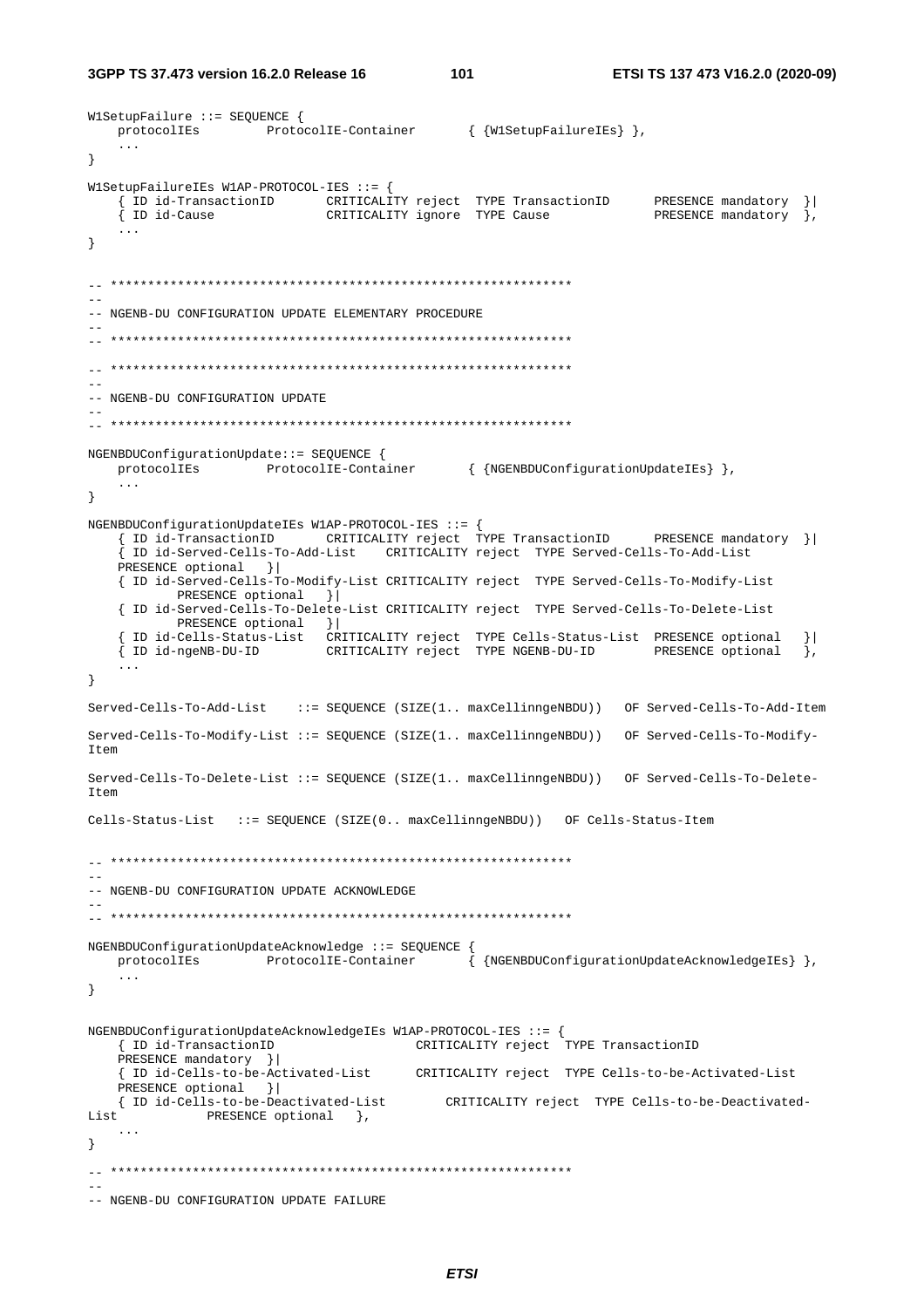```
W1SetupFailure ::= SEQUENCE {
    protocolIEs         ProtocolIE-Container       { {W1SetupFailureIEs} },
    ...
}

W1SetupFailureIEs W1AP-PROTOCOL-IES ::= {
    { ID id-TransactionID       CRITICALITY reject  TYPE TransactionID      PRESENCE mandatory  }|
    { ID id-Cause               CRITICALITY ignore  TYPE Cause              PRESENCE mandatory  },
    ...
}


-- **************************************************************
--
-- NGENB-DU CONFIGURATION UPDATE ELEMENTARY PROCEDURE
--
-- **************************************************************

-- **************************************************************
--
-- NGENB-DU CONFIGURATION UPDATE
--
-- **************************************************************

NGENBDUConfigurationUpdate::= SEQUENCE {
    protocolIEs         ProtocolIE-Container       { {NGENBDUConfigurationUpdateIEs} },
    ...
}

NGENBDUConfigurationUpdateIEs W1AP-PROTOCOL-IES ::= {
    { ID id-TransactionID       CRITICALITY reject  TYPE TransactionID      PRESENCE mandatory  }|
    { ID id-Served-Cells-To-Add-List    CRITICALITY reject  TYPE Served-Cells-To-Add-List
    PRESENCE optional   }|
    { ID id-Served-Cells-To-Modify-List CRITICALITY reject  TYPE Served-Cells-To-Modify-List
            PRESENCE optional   }|
    { ID id-Served-Cells-To-Delete-List CRITICALITY reject  TYPE Served-Cells-To-Delete-List
            PRESENCE optional   }|
    { ID id-Cells-Status-List   CRITICALITY reject  TYPE Cells-Status-List  PRESENCE optional   }|
    { ID id-ngeNB-DU-ID         CRITICALITY reject  TYPE NGENB-DU-ID        PRESENCE optional   },
    ...
}

Served-Cells-To-Add-List    ::= SEQUENCE (SIZE(1.. maxCellinngeNBDU))   OF Served-Cells-To-Add-Item

Served-Cells-To-Modify-List ::= SEQUENCE (SIZE(1.. maxCellinngeNBDU))   OF Served-Cells-To-Modify-
Item

Served-Cells-To-Delete-List ::= SEQUENCE (SIZE(1.. maxCellinngeNBDU))   OF Served-Cells-To-Delete-
Item

Cells-Status-List   ::= SEQUENCE (SIZE(0.. maxCellinngeNBDU))   OF Cells-Status-Item


-- **************************************************************
--
-- NGENB-DU CONFIGURATION UPDATE ACKNOWLEDGE
--
-- **************************************************************

NGENBDUConfigurationUpdateAcknowledge ::= SEQUENCE {
    protocolIEs         ProtocolIE-Container       { {NGENBDUConfigurationUpdateAcknowledgeIEs} },
    ...
}


NGENBDUConfigurationUpdateAcknowledgeIEs W1AP-PROTOCOL-IES ::= {
    { ID id-TransactionID                   CRITICALITY reject  TYPE TransactionID
    PRESENCE mandatory  }|
    { ID id-Cells-to-be-Activated-List      CRITICALITY reject  TYPE Cells-to-be-Activated-List
    PRESENCE optional   }|
    { ID id-Cells-to-be-Deactivated-List        CRITICALITY reject  TYPE Cells-to-be-Deactivated-
List            PRESENCE optional   },
    ...
}

-- **************************************************************
--
-- NGENB-DU CONFIGURATION UPDATE FAILURE
```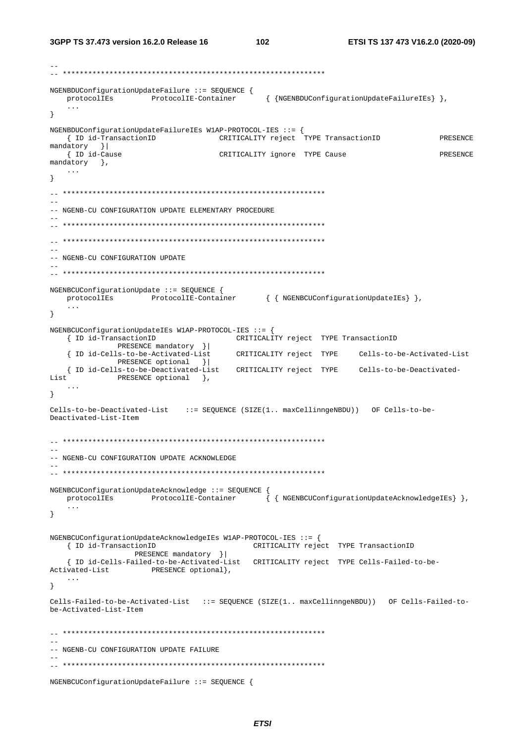```
--
-- **************************************************************

NGENBDUConfigurationUpdateFailure ::= SEQUENCE {
    protocolIEs         ProtocolIE-Container       { {NGENBDUConfigurationUpdateFailureIEs} },
    ...
}

NGENBDUConfigurationUpdateFailureIEs W1AP-PROTOCOL-IES ::= {
    { ID id-TransactionID              CRITICALITY reject  TYPE TransactionID              PRESENCE
mandatory   }|
    { ID id-Cause                      CRITICALITY ignore  TYPE Cause                      PRESENCE
mandatory   },
    ...
}

-- **************************************************************
--
-- NGENB-CU CONFIGURATION UPDATE ELEMENTARY PROCEDURE
--
-- **************************************************************

-- **************************************************************
--
-- NGENB-CU CONFIGURATION UPDATE
--
-- **************************************************************

NGENBCUConfigurationUpdate ::= SEQUENCE {
    protocolIEs         ProtocolIE-Container       { { NGENBCUConfigurationUpdateIEs} },
    ...
}

NGENBCUConfigurationUpdateIEs W1AP-PROTOCOL-IES ::= {
    { ID id-TransactionID                   CRITICALITY reject  TYPE TransactionID
            PRESENCE mandatory  }|
    { ID id-Cells-to-be-Activated-List      CRITICALITY reject  TYPE     Cells-to-be-Activated-List
            PRESENCE optional   }|
    { ID id-Cells-to-be-Deactivated-List    CRITICALITY reject  TYPE     Cells-to-be-Deactivated-
List            PRESENCE optional   },
    ...
}

Cells-to-be-Deactivated-List    ::= SEQUENCE (SIZE(1.. maxCellinngeNBDU))   OF Cells-to-be-
Deactivated-List-Item


-- **************************************************************
--
-- NGENB-CU CONFIGURATION UPDATE ACKNOWLEDGE
--
-- **************************************************************

NGENBCUConfigurationUpdateAcknowledge ::= SEQUENCE {
    protocolIEs         ProtocolIE-Container       { { NGENBCUConfigurationUpdateAcknowledgeIEs} },
    ...
}


NGENBCUConfigurationUpdateAcknowledgeIEs W1AP-PROTOCOL-IES ::= {
    { ID id-TransactionID                       CRITICALITY reject  TYPE TransactionID
                PRESENCE mandatory  }|
    { ID id-Cells-Failed-to-be-Activated-List   CRITICALITY reject  TYPE Cells-Failed-to-be-
Activated-List          PRESENCE optional},
    ...
}

Cells-Failed-to-be-Activated-List   ::= SEQUENCE (SIZE(1.. maxCellinngeNBDU))   OF Cells-Failed-to-
be-Activated-List-Item


-- **************************************************************
--
-- NGENB-CU CONFIGURATION UPDATE FAILURE
--
-- **************************************************************

NGENBCUConfigurationUpdateFailure ::= SEQUENCE {
```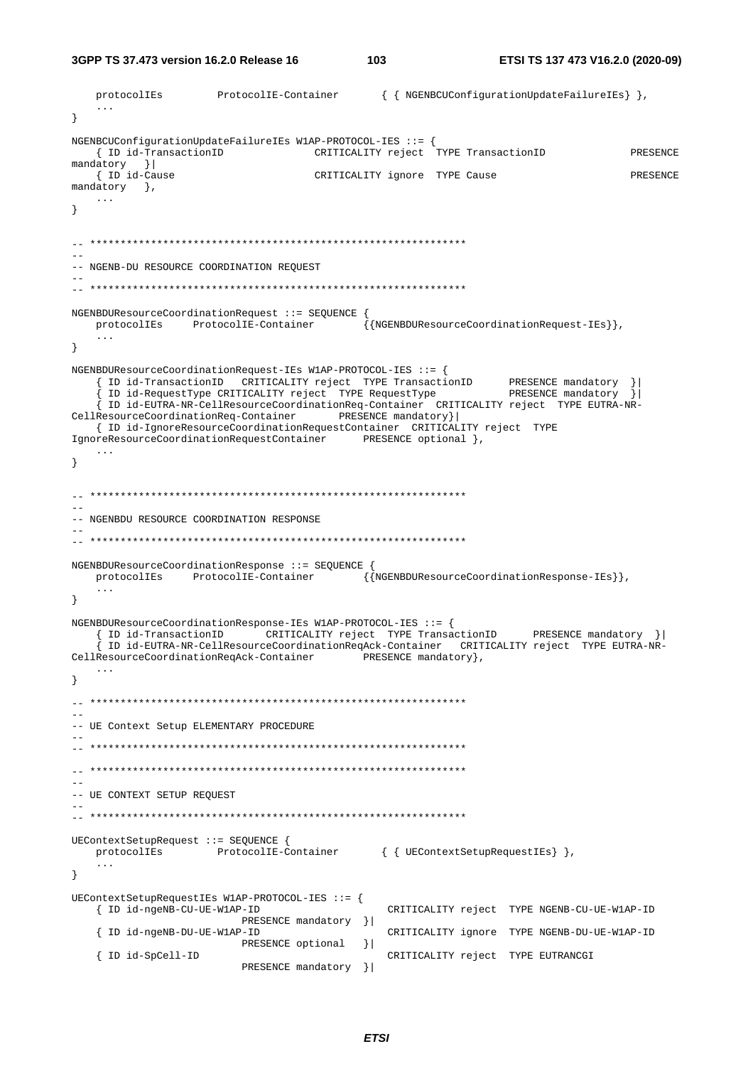```
	protocolIEs		ProtocolIE-Container		{ { NGENBCUConfigurationUpdateFailureIEs} },
	...
}

NGENBCUConfigurationUpdateFailureIEs W1AP-PROTOCOL-IES ::= {
	{ ID id-TransactionID				CRITICALITY reject	TYPE TransactionID				PRESENCE mandatory	}|
	{ ID id-Cause					CRITICALITY ignore	TYPE Cause					PRESENCE mandatory	},
	...
}


-- **************************************************************
--
-- NGENB-DU RESOURCE COORDINATION REQUEST
--
-- **************************************************************

NGENBDUResourceCoordinationRequest ::= SEQUENCE {
	protocolIEs		ProtocolIE-Container		{{NGENBDUResourceCoordinationRequest-IEs}},
	...
}

NGENBDUResourceCoordinationRequest-IEs W1AP-PROTOCOL-IES ::= {
	{ ID id-TransactionID	CRITICALITY reject	TYPE TransactionID		PRESENCE mandatory	}|
	{ ID id-RequestType CRITICALITY reject	TYPE RequestType			PRESENCE mandatory	}|
	{ ID id-EUTRA-NR-CellResourceCoordinationReq-Container	CRITICALITY reject	TYPE EUTRA-NR-CellResourceCoordinationReq-Container		PRESENCE mandatory}|
	{ ID id-IgnoreResourceCoordinationRequestContainer	CRITICALITY reject	TYPE IgnoreResourceCoordinationRequestContainer		PRESENCE optional },
	...
}


-- **************************************************************
--
-- NGENBDU RESOURCE COORDINATION RESPONSE
--
-- **************************************************************

NGENBDUResourceCoordinationResponse ::= SEQUENCE {
	protocolIEs		ProtocolIE-Container		{{NGENBDUResourceCoordinationResponse-IEs}},
	...
}

NGENBDUResourceCoordinationResponse-IEs W1AP-PROTOCOL-IES ::= {
	{ ID id-TransactionID		CRITICALITY reject	TYPE TransactionID		PRESENCE mandatory	}|
	{ ID id-EUTRA-NR-CellResourceCoordinationReqAck-Container	CRITICALITY reject	TYPE EUTRA-NR-CellResourceCoordinationReqAck-Container		PRESENCE mandatory},
	...
}

-- **************************************************************
--
-- UE Context Setup ELEMENTARY PROCEDURE
--
-- **************************************************************

-- **************************************************************
--
-- UE CONTEXT SETUP REQUEST
--
-- **************************************************************

UEContextSetupRequest ::= SEQUENCE {
	protocolIEs		ProtocolIE-Container		{ { UEContextSetupRequestIEs} },
	...
}

UEContextSetupRequestIEs W1AP-PROTOCOL-IES ::= {
	{ ID id-ngeNB-CU-UE-W1AP-ID					CRITICALITY reject	TYPE NGENB-CU-UE-W1AP-ID
				PRESENCE mandatory	}|
	{ ID id-ngeNB-DU-UE-W1AP-ID					CRITICALITY ignore	TYPE NGENB-DU-UE-W1AP-ID
				PRESENCE optional	}|
	{ ID id-SpCell-ID						CRITICALITY reject	TYPE EUTRANCGI
				PRESENCE mandatory	}|
```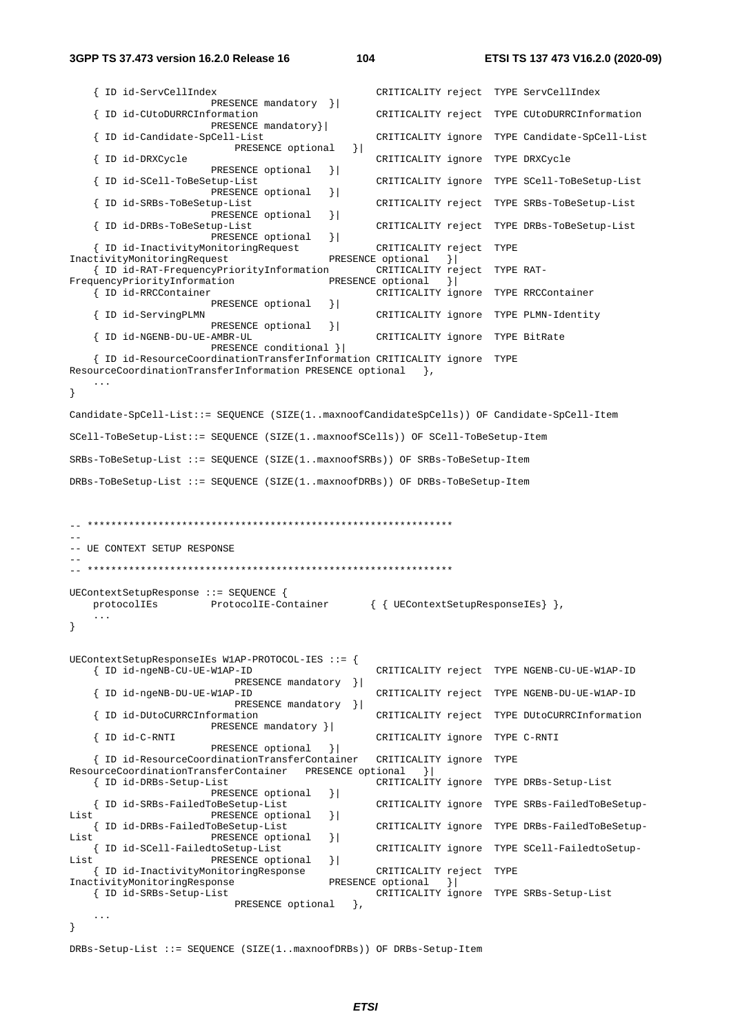```
	{ ID id-ServCellIndex							CRITICALITY reject	TYPE ServCellIndex
						PRESENCE mandatory	}|
	{ ID id-CUtoDURRCInformation					CRITICALITY reject	TYPE CUtoDURRCInformation
						PRESENCE mandatory}|
	{ ID id-Candidate-SpCell-List					CRITICALITY ignore	TYPE Candidate-SpCell-List
							PRESENCE optional	}|
	{ ID id-DRXCycle								CRITICALITY ignore	TYPE DRXCycle
						PRESENCE optional	}|
	{ ID id-SCell-ToBeSetup-List					CRITICALITY ignore	TYPE SCell-ToBeSetup-List
						PRESENCE optional	}|
	{ ID id-SRBs-ToBeSetup-List						CRITICALITY reject	TYPE SRBs-ToBeSetup-List
						PRESENCE optional	}|
	{ ID id-DRBs-ToBeSetup-List						CRITICALITY reject	TYPE DRBs-ToBeSetup-List
						PRESENCE optional	}|
	{ ID id-InactivityMonitoringRequest				CRITICALITY reject	TYPE 
InactivityMonitoringRequest				PRESENCE optional	}|
	{ ID id-RAT-FrequencyPriorityInformation		CRITICALITY reject	TYPE RAT-
FrequencyPriorityInformation				PRESENCE optional	}|
	{ ID id-RRCContainer							CRITICALITY ignore	TYPE RRCContainer
						PRESENCE optional	}|
	{ ID id-ServingPLMN								CRITICALITY ignore	TYPE PLMN-Identity
						PRESENCE optional	}|
	{ ID id-NGENB-DU-UE-AMBR-UL						CRITICALITY ignore	TYPE BitRate
						PRESENCE conditional }|
	{ ID id-ResourceCoordinationTransferInformation CRITICALITY ignore	TYPE 
ResourceCoordinationTransferInformation PRESENCE optional	},
	...
}

Candidate-SpCell-List::= SEQUENCE (SIZE(1..maxnoofCandidateSpCells)) OF Candidate-SpCell-Item

SCell-ToBeSetup-List::= SEQUENCE (SIZE(1..maxnoofSCells)) OF SCell-ToBeSetup-Item

SRBs-ToBeSetup-List ::= SEQUENCE (SIZE(1..maxnoofSRBs)) OF SRBs-ToBeSetup-Item

DRBs-ToBeSetup-List ::= SEQUENCE (SIZE(1..maxnoofDRBs)) OF DRBs-ToBeSetup-Item



-- **************************************************************
--
-- UE CONTEXT SETUP RESPONSE
--
-- **************************************************************

UEContextSetupResponse ::= SEQUENCE {
	protocolIEs		ProtocolIE-Container		{ { UEContextSetupResponseIEs} },
	...
}


UEContextSetupResponseIEs W1AP-PROTOCOL-IES ::= {
	{ ID id-ngeNB-CU-UE-W1AP-ID						CRITICALITY reject	TYPE NGENB-CU-UE-W1AP-ID
							PRESENCE mandatory	}|
	{ ID id-ngeNB-DU-UE-W1AP-ID						CRITICALITY reject	TYPE NGENB-DU-UE-W1AP-ID
							PRESENCE mandatory	}|
	{ ID id-DUtoCURRCInformation					CRITICALITY reject	TYPE DUtoCURRCInformation
						PRESENCE mandatory }|
	{ ID id-C-RNTI									CRITICALITY ignore	TYPE C-RNTI
						PRESENCE optional	}|
	{ ID id-ResourceCoordinationTransferContainer	CRITICALITY ignore	TYPE 
ResourceCoordinationTransferContainer	PRESENCE optional	}|
	{ ID id-DRBs-Setup-List							CRITICALITY ignore	TYPE DRBs-Setup-List
						PRESENCE optional	}|
	{ ID id-SRBs-FailedToBeSetup-List				CRITICALITY ignore	TYPE SRBs-FailedToBeSetup-
List					PRESENCE optional	}|
	{ ID id-DRBs-FailedToBeSetup-List				CRITICALITY ignore	TYPE DRBs-FailedToBeSetup-
List					PRESENCE optional	}|
	{ ID id-SCell-FailedtoSetup-List				CRITICALITY ignore	TYPE SCell-FailedtoSetup-
List					PRESENCE optional	}|
	{ ID id-InactivityMonitoringResponse			CRITICALITY reject	TYPE 
InactivityMonitoringResponse				PRESENCE optional	}|
	{ ID id-SRBs-Setup-List							CRITICALITY ignore	TYPE SRBs-Setup-List
							PRESENCE optional	},
	...
}

DRBs-Setup-List ::= SEQUENCE (SIZE(1..maxnoofDRBs)) OF DRBs-Setup-Item
```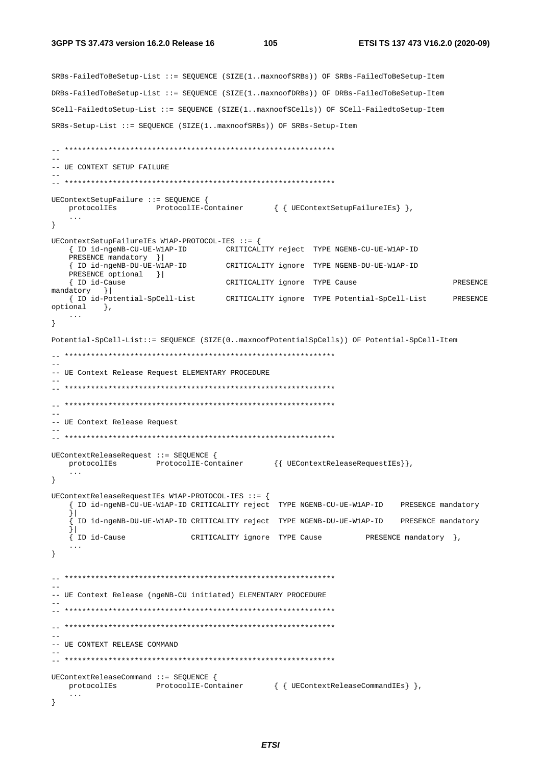```
SRBs-FailedToBeSetup-List ::= SEQUENCE (SIZE(1..maxnoofSRBs)) OF SRBs-FailedToBeSetup-Item

DRBs-FailedToBeSetup-List ::= SEQUENCE (SIZE(1..maxnoofDRBs)) OF DRBs-FailedToBeSetup-Item

SCell-FailedtoSetup-List ::= SEQUENCE (SIZE(1..maxnoofSCells)) OF SCell-FailedtoSetup-Item

SRBs-Setup-List ::= SEQUENCE (SIZE(1..maxnoofSRBs)) OF SRBs-Setup-Item


-- **************************************************************
--
-- UE CONTEXT SETUP FAILURE
--
-- **************************************************************

UEContextSetupFailure ::= SEQUENCE {
    protocolIEs         ProtocolIE-Container       { { UEContextSetupFailureIEs} },
    ...
}

UEContextSetupFailureIEs W1AP-PROTOCOL-IES ::= {
    { ID id-ngeNB-CU-UE-W1AP-ID         CRITICALITY reject  TYPE NGENB-CU-UE-W1AP-ID
    PRESENCE mandatory  }|
    { ID id-ngeNB-DU-UE-W1AP-ID         CRITICALITY ignore  TYPE NGENB-DU-UE-W1AP-ID
    PRESENCE optional   }|
    { ID id-Cause                       CRITICALITY ignore  TYPE Cause                      PRESENCE
mandatory   }|
    { ID id-Potential-SpCell-List       CRITICALITY ignore  TYPE Potential-SpCell-List      PRESENCE
optional    },
    ...
}

Potential-SpCell-List::= SEQUENCE (SIZE(0..maxnoofPotentialSpCells)) OF Potential-SpCell-Item

-- **************************************************************
--
-- UE Context Release Request ELEMENTARY PROCEDURE
--
-- **************************************************************

-- **************************************************************
--
-- UE Context Release Request
--
-- **************************************************************

UEContextReleaseRequest ::= SEQUENCE {
    protocolIEs         ProtocolIE-Container       {{ UEContextReleaseRequestIEs}},
    ...
}

UEContextReleaseRequestIEs W1AP-PROTOCOL-IES ::= {
    { ID id-ngeNB-CU-UE-W1AP-ID CRITICALITY reject  TYPE NGENB-CU-UE-W1AP-ID    PRESENCE mandatory
    }|
    { ID id-ngeNB-DU-UE-W1AP-ID CRITICALITY reject  TYPE NGENB-DU-UE-W1AP-ID    PRESENCE mandatory
    }|
    { ID id-Cause               CRITICALITY ignore  TYPE Cause          PRESENCE mandatory  },
    ...
}


-- **************************************************************
--
-- UE Context Release (ngeNB-CU initiated) ELEMENTARY PROCEDURE
--
-- **************************************************************

-- **************************************************************
--
-- UE CONTEXT RELEASE COMMAND
--
-- **************************************************************

UEContextReleaseCommand ::= SEQUENCE {
    protocolIEs         ProtocolIE-Container       { { UEContextReleaseCommandIEs} },
    ...
}
```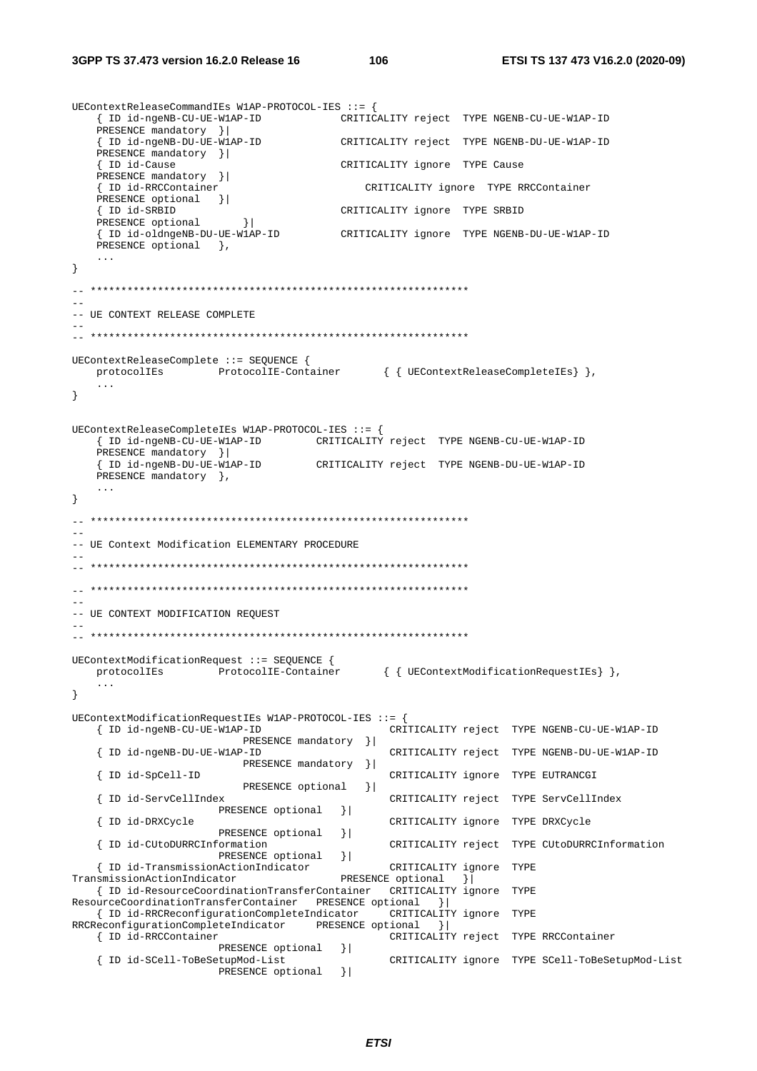```
UEContextReleaseCommandIEs W1AP-PROTOCOL-IES ::= {
    { ID id-ngeNB-CU-UE-W1AP-ID            CRITICALITY reject  TYPE NGENB-CU-UE-W1AP-ID
    PRESENCE mandatory  }|
    { ID id-ngeNB-DU-UE-W1AP-ID            CRITICALITY reject  TYPE NGENB-DU-UE-W1AP-ID
    PRESENCE mandatory  }|
    { ID id-Cause                          CRITICALITY ignore  TYPE Cause
    PRESENCE mandatory  }|
    { ID id-RRCContainer                       CRITICALITY ignore  TYPE RRCContainer
    PRESENCE optional   }|
    { ID id-SRBID                          CRITICALITY ignore  TYPE SRBID
    PRESENCE optional       }|
    { ID id-oldngeNB-DU-UE-W1AP-ID         CRITICALITY ignore  TYPE NGENB-DU-UE-W1AP-ID
    PRESENCE optional   },
    ...
}

-- **************************************************************
--
-- UE CONTEXT RELEASE COMPLETE
--
-- **************************************************************

UEContextReleaseComplete ::= SEQUENCE {
    protocolIEs         ProtocolIE-Container       { { UEContextReleaseCompleteIEs} },
    ...
}


UEContextReleaseCompleteIEs W1AP-PROTOCOL-IES ::= {
    { ID id-ngeNB-CU-UE-W1AP-ID         CRITICALITY reject  TYPE NGENB-CU-UE-W1AP-ID
    PRESENCE mandatory  }|
    { ID id-ngeNB-DU-UE-W1AP-ID         CRITICALITY reject  TYPE NGENB-DU-UE-W1AP-ID
    PRESENCE mandatory  },
    ...
}

-- **************************************************************
--
-- UE Context Modification ELEMENTARY PROCEDURE
--
-- **************************************************************

-- **************************************************************
--
-- UE CONTEXT MODIFICATION REQUEST
--
-- **************************************************************

UEContextModificationRequest ::= SEQUENCE {
    protocolIEs         ProtocolIE-Container       { { UEContextModificationRequestIEs} },
    ...
}

UEContextModificationRequestIEs W1AP-PROTOCOL-IES ::= {
    { ID id-ngeNB-CU-UE-W1AP-ID                         CRITICALITY reject  TYPE NGENB-CU-UE-W1AP-ID
                        PRESENCE mandatory  }|
    { ID id-ngeNB-DU-UE-W1AP-ID                         CRITICALITY reject  TYPE NGENB-DU-UE-W1AP-ID
                        PRESENCE mandatory  }|
    { ID id-SpCell-ID                                   CRITICALITY ignore  TYPE EUTRANCGI
                        PRESENCE optional   }|
    { ID id-ServCellIndex                               CRITICALITY reject  TYPE ServCellIndex
                    PRESENCE optional   }|
    { ID id-DRXCycle                                    CRITICALITY ignore  TYPE DRXCycle
                    PRESENCE optional   }|
    { ID id-CUtoDURRCInformation                        CRITICALITY reject  TYPE CUtoDURRCInformation
                    PRESENCE optional   }|
    { ID id-TransmissionActionIndicator                 CRITICALITY ignore  TYPE
TransmissionActionIndicator                 PRESENCE optional   }|
    { ID id-ResourceCoordinationTransferContainer   CRITICALITY ignore  TYPE
ResourceCoordinationTransferContainer   PRESENCE optional   }|
    { ID id-RRCReconfigurationCompleteIndicator     CRITICALITY ignore  TYPE
RRCReconfigurationCompleteIndicator     PRESENCE optional   }|
    { ID id-RRCContainer                                CRITICALITY reject  TYPE RRCContainer
                    PRESENCE optional   }|
    { ID id-SCell-ToBeSetupMod-List                     CRITICALITY ignore  TYPE SCell-ToBeSetupMod-List
                    PRESENCE optional   }|
```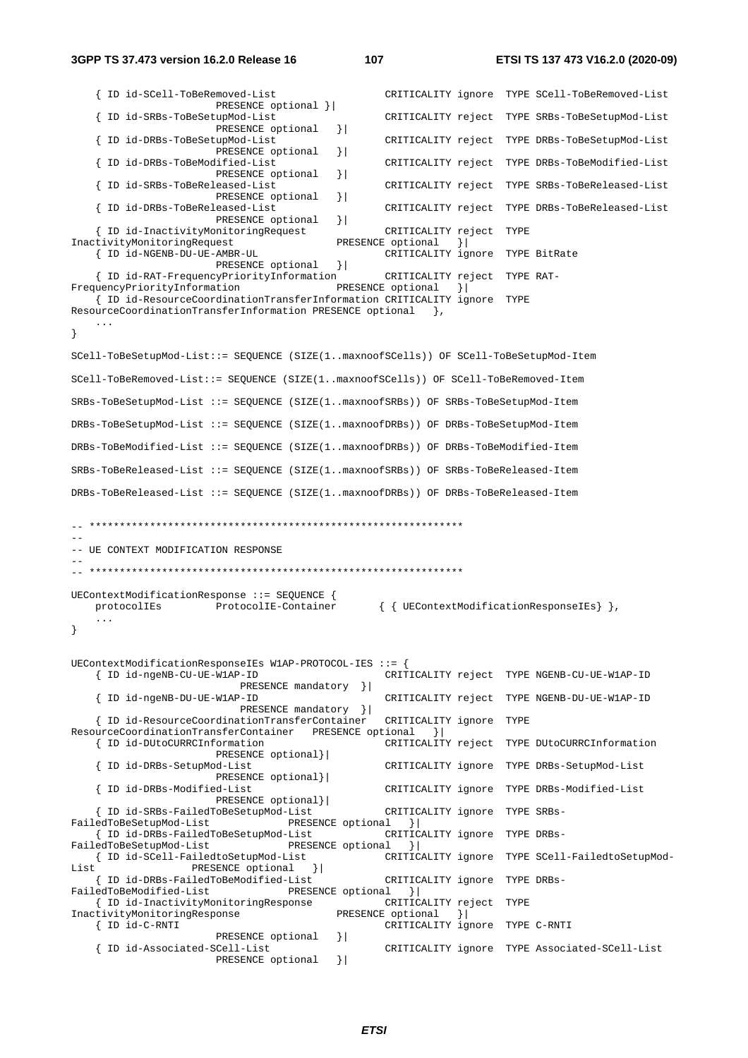```
	{ ID id-SCell-ToBeRemoved-List				CRITICALITY ignore	TYPE SCell-ToBeRemoved-List
			PRESENCE optional }|
	{ ID id-SRBs-ToBeSetupMod-List				CRITICALITY reject	TYPE SRBs-ToBeSetupMod-List
			PRESENCE optional	}|
	{ ID id-DRBs-ToBeSetupMod-List				CRITICALITY reject	TYPE DRBs-ToBeSetupMod-List
			PRESENCE optional	}|
	{ ID id-DRBs-ToBeModified-List				CRITICALITY reject	TYPE DRBs-ToBeModified-List
			PRESENCE optional	}|
	{ ID id-SRBs-ToBeReleased-List				CRITICALITY reject	TYPE SRBs-ToBeReleased-List
			PRESENCE optional	}|
	{ ID id-DRBs-ToBeReleased-List				CRITICALITY reject	TYPE DRBs-ToBeReleased-List
			PRESENCE optional	}|
	{ ID id-InactivityMonitoringRequest			CRITICALITY reject	TYPE 
InactivityMonitoringRequest				PRESENCE optional	}|
	{ ID id-NGENB-DU-UE-AMBR-UL				CRITICALITY ignore	TYPE BitRate
			PRESENCE optional	}|
	{ ID id-RAT-FrequencyPriorityInformation		CRITICALITY reject	TYPE RAT-
FrequencyPriorityInformation				PRESENCE optional	}|
	{ ID id-ResourceCoordinationTransferInformation CRITICALITY ignore	TYPE 
ResourceCoordinationTransferInformation PRESENCE optional	},
	...
}

SCell-ToBeSetupMod-List::= SEQUENCE (SIZE(1..maxnoofSCells)) OF SCell-ToBeSetupMod-Item

SCell-ToBeRemoved-List::= SEQUENCE (SIZE(1..maxnoofSCells)) OF SCell-ToBeRemoved-Item

SRBs-ToBeSetupMod-List ::= SEQUENCE (SIZE(1..maxnoofSRBs)) OF SRBs-ToBeSetupMod-Item

DRBs-ToBeSetupMod-List ::= SEQUENCE (SIZE(1..maxnoofDRBs)) OF DRBs-ToBeSetupMod-Item

DRBs-ToBeModified-List ::= SEQUENCE (SIZE(1..maxnoofDRBs)) OF DRBs-ToBeModified-Item

SRBs-ToBeReleased-List ::= SEQUENCE (SIZE(1..maxnoofSRBs)) OF SRBs-ToBeReleased-Item

DRBs-ToBeReleased-List ::= SEQUENCE (SIZE(1..maxnoofDRBs)) OF DRBs-ToBeReleased-Item


-- **************************************************************
--
-- UE CONTEXT MODIFICATION RESPONSE
--
-- **************************************************************

UEContextModificationResponse ::= SEQUENCE {
	protocolIEs		ProtocolIE-Container		{ { UEContextModificationResponseIEs} },
	...
}


UEContextModificationResponseIEs W1AP-PROTOCOL-IES ::= {
	{ ID id-ngeNB-CU-UE-W1AP-ID				CRITICALITY reject	TYPE NGENB-CU-UE-W1AP-ID
				PRESENCE mandatory	}|
	{ ID id-ngeNB-DU-UE-W1AP-ID				CRITICALITY reject	TYPE NGENB-DU-UE-W1AP-ID
				PRESENCE mandatory	}|
	{ ID id-ResourceCoordinationTransferContainer	CRITICALITY ignore	TYPE 
ResourceCoordinationTransferContainer	PRESENCE optional	}|
	{ ID id-DUtoCURRCInformation				CRITICALITY reject	TYPE DUtoCURRCInformation
			PRESENCE optional}|
	{ ID id-DRBs-SetupMod-List				CRITICALITY ignore	TYPE DRBs-SetupMod-List
			PRESENCE optional}|
	{ ID id-DRBs-Modified-List				CRITICALITY ignore	TYPE DRBs-Modified-List
			PRESENCE optional}|
	{ ID id-SRBs-FailedToBeSetupMod-List			CRITICALITY ignore	TYPE SRBs-
FailedToBeSetupMod-List			PRESENCE optional	}|
	{ ID id-DRBs-FailedToBeSetupMod-List			CRITICALITY ignore	TYPE DRBs-
FailedToBeSetupMod-List			PRESENCE optional	}|
	{ ID id-SCell-FailedtoSetupMod-List			CRITICALITY ignore	TYPE SCell-FailedtoSetupMod-
List		PRESENCE optional	}|
	{ ID id-DRBs-FailedToBeModified-List			CRITICALITY ignore	TYPE DRBs-
FailedToBeModified-List			PRESENCE optional	}|
	{ ID id-InactivityMonitoringResponse			CRITICALITY reject	TYPE 
InactivityMonitoringResponse				PRESENCE optional	}|
	{ ID id-C-RNTI						CRITICALITY ignore	TYPE C-RNTI
			PRESENCE optional	}|
	{ ID id-Associated-SCell-List				CRITICALITY ignore	TYPE Associated-SCell-List
			PRESENCE optional	}|
```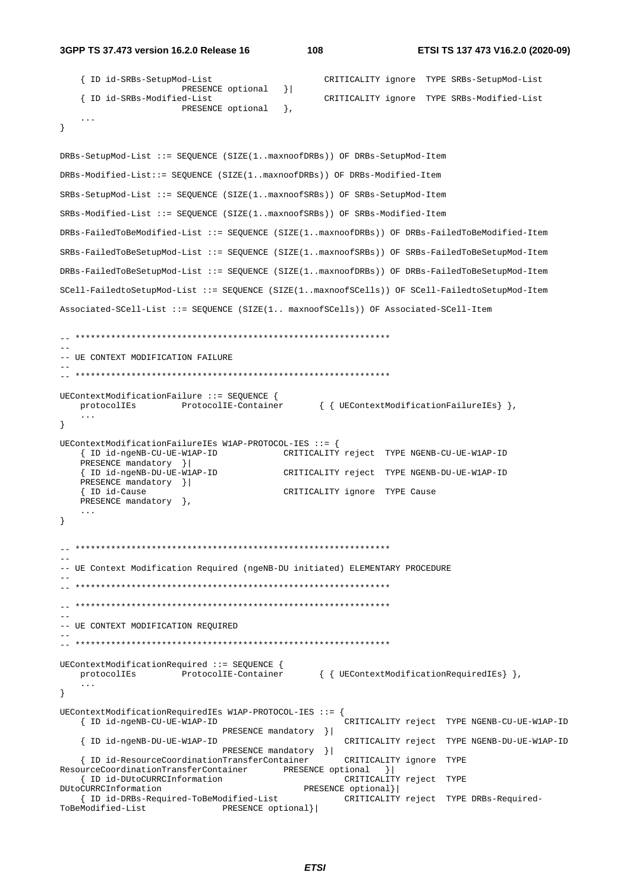```
	{ ID id-SRBs-SetupMod-List					CRITICALITY ignore	TYPE SRBs-SetupMod-List
			PRESENCE optional	}|
	{ ID id-SRBs-Modified-List					CRITICALITY ignore	TYPE SRBs-Modified-List
			PRESENCE optional	},
	...
}

DRBs-SetupMod-List ::= SEQUENCE (SIZE(1..maxnoofDRBs)) OF DRBs-SetupMod-Item

DRBs-Modified-List::= SEQUENCE (SIZE(1..maxnoofDRBs)) OF DRBs-Modified-Item

SRBs-SetupMod-List ::= SEQUENCE (SIZE(1..maxnoofSRBs)) OF SRBs-SetupMod-Item

SRBs-Modified-List ::= SEQUENCE (SIZE(1..maxnoofSRBs)) OF SRBs-Modified-Item

DRBs-FailedToBeModified-List ::= SEQUENCE (SIZE(1..maxnoofDRBs)) OF DRBs-FailedToBeModified-Item

SRBs-FailedToBeSetupMod-List ::= SEQUENCE (SIZE(1..maxnoofSRBs)) OF SRBs-FailedToBeSetupMod-Item

DRBs-FailedToBeSetupMod-List ::= SEQUENCE (SIZE(1..maxnoofDRBs)) OF DRBs-FailedToBeSetupMod-Item

SCell-FailedtoSetupMod-List ::= SEQUENCE (SIZE(1..maxnoofSCells)) OF SCell-FailedtoSetupMod-Item

Associated-SCell-List ::= SEQUENCE (SIZE(1.. maxnoofSCells)) OF Associated-SCell-Item


-- **************************************************************
--
-- UE CONTEXT MODIFICATION FAILURE
--
-- **************************************************************

UEContextModificationFailure ::= SEQUENCE {
	protocolIEs		ProtocolIE-Container		{ { UEContextModificationFailureIEs} },
	...
}

UEContextModificationFailureIEs W1AP-PROTOCOL-IES ::= {
	{ ID id-ngeNB-CU-UE-W1AP-ID			CRITICALITY reject	TYPE NGENB-CU-UE-W1AP-ID
	PRESENCE mandatory	}|
	{ ID id-ngeNB-DU-UE-W1AP-ID			CRITICALITY reject	TYPE NGENB-DU-UE-W1AP-ID
	PRESENCE mandatory	}|
	{ ID id-Cause						CRITICALITY ignore	TYPE Cause
	PRESENCE mandatory	},
	...
}


-- **************************************************************
--
-- UE Context Modification Required (ngeNB-DU initiated) ELEMENTARY PROCEDURE
--
-- **************************************************************

-- **************************************************************
--
-- UE CONTEXT MODIFICATION REQUIRED
--
-- **************************************************************

UEContextModificationRequired ::= SEQUENCE {
	protocolIEs		ProtocolIE-Container		{ { UEContextModificationRequiredIEs} },
	...
}

UEContextModificationRequiredIEs W1AP-PROTOCOL-IES ::= {
	{ ID id-ngeNB-CU-UE-W1AP-ID						CRITICALITY reject	TYPE NGENB-CU-UE-W1AP-ID
				PRESENCE mandatory	}|
	{ ID id-ngeNB-DU-UE-W1AP-ID						CRITICALITY reject	TYPE NGENB-DU-UE-W1AP-ID
				PRESENCE mandatory	}|
	{ ID id-ResourceCoordinationTransferContainer		CRITICALITY ignore	TYPE
ResourceCoordinationTransferContainer		PRESENCE optional	}|
	{ ID id-DUtoCURRCInformation						CRITICALITY reject	TYPE
DUtoCURRCInformation						PRESENCE optional}|
	{ ID id-DRBs-Required-ToBeModified-List			CRITICALITY reject	TYPE DRBs-Required-
ToBeModified-List			PRESENCE optional}|
```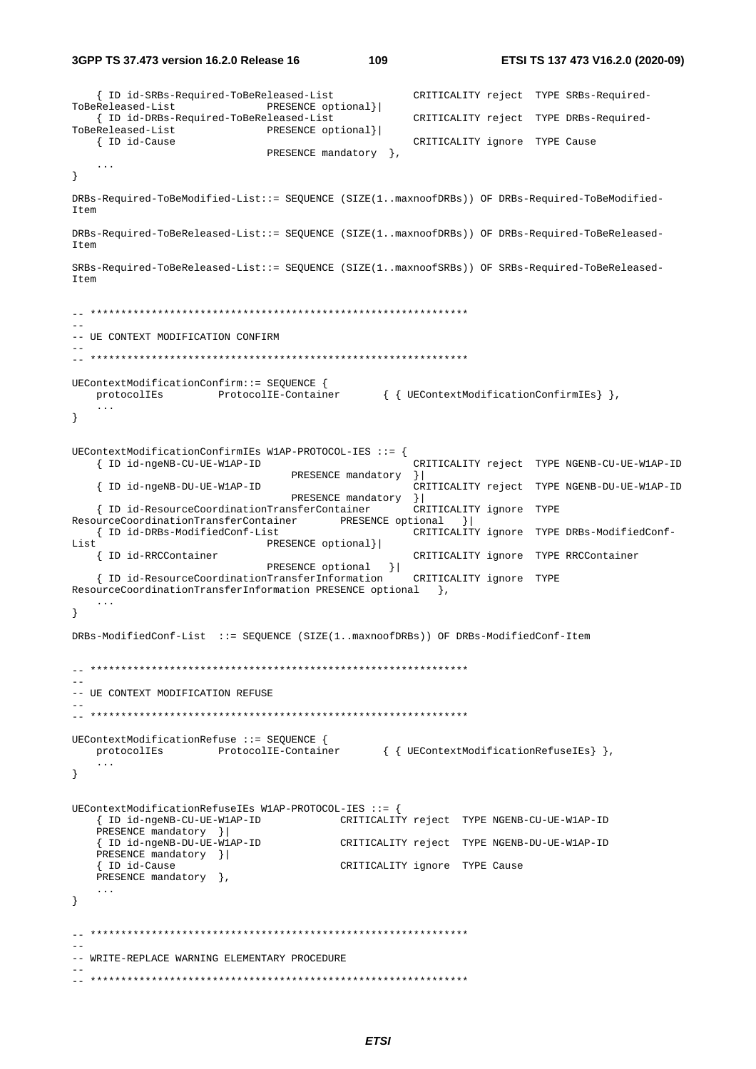```
	{ ID id-SRBs-Required-ToBeReleased-List				CRITICALITY reject	TYPE SRBs-Required-ToBeReleased-List				PRESENCE optional}|
	{ ID id-DRBs-Required-ToBeReleased-List				CRITICALITY reject	TYPE DRBs-Required-ToBeReleased-List				PRESENCE optional}|
	{ ID id-Cause										CRITICALITY ignore	TYPE Cause									PRESENCE mandatory	},
	...
}

DRBs-Required-ToBeModified-List::= SEQUENCE (SIZE(1..maxnoofDRBs)) OF DRBs-Required-ToBeModified-Item

DRBs-Required-ToBeReleased-List::= SEQUENCE (SIZE(1..maxnoofDRBs)) OF DRBs-Required-ToBeReleased-Item

SRBs-Required-ToBeReleased-List::= SEQUENCE (SIZE(1..maxnoofSRBs)) OF SRBs-Required-ToBeReleased-Item


-- **************************************************************
--
-- UE CONTEXT MODIFICATION CONFIRM
--
-- **************************************************************

UEContextModificationConfirm::= SEQUENCE {
	protocolIEs			ProtocolIE-Container		{ { UEContextModificationConfirmIEs} },
	...
}


UEContextModificationConfirmIEs W1AP-PROTOCOL-IES ::= {
	{ ID id-ngeNB-CU-UE-W1AP-ID							CRITICALITY reject	TYPE NGENB-CU-UE-W1AP-ID					PRESENCE mandatory	}|
	{ ID id-ngeNB-DU-UE-W1AP-ID							CRITICALITY reject	TYPE NGENB-DU-UE-W1AP-ID					PRESENCE mandatory	}|
	{ ID id-ResourceCoordinationTransferContainer		CRITICALITY ignore	TYPE ResourceCoordinationTransferContainer		PRESENCE optional	}|
	{ ID id-DRBs-ModifiedConf-List						CRITICALITY ignore	TYPE DRBs-ModifiedConf-List				PRESENCE optional}|
	{ ID id-RRCContainer								CRITICALITY ignore	TYPE RRCContainer							PRESENCE optional	}|
	{ ID id-ResourceCoordinationTransferInformation		CRITICALITY ignore	TYPE ResourceCoordinationTransferInformation PRESENCE optional	},
	...
}

DRBs-ModifiedConf-List	::= SEQUENCE (SIZE(1..maxnoofDRBs)) OF DRBs-ModifiedConf-Item


-- **************************************************************
--
-- UE CONTEXT MODIFICATION REFUSE
--
-- **************************************************************

UEContextModificationRefuse ::= SEQUENCE {
	protocolIEs			ProtocolIE-Container		{ { UEContextModificationRefuseIEs} },
	...
}


UEContextModificationRefuseIEs W1AP-PROTOCOL-IES ::= {
	{ ID id-ngeNB-CU-UE-W1AP-ID				CRITICALITY reject	TYPE NGENB-CU-UE-W1AP-ID		PRESENCE mandatory	}|
	{ ID id-ngeNB-DU-UE-W1AP-ID				CRITICALITY reject	TYPE NGENB-DU-UE-W1AP-ID		PRESENCE mandatory	}|
	{ ID id-Cause							CRITICALITY ignore	TYPE Cause						PRESENCE mandatory	},
	...
}


-- **************************************************************
--
-- WRITE-REPLACE WARNING ELEMENTARY PROCEDURE
--
-- **************************************************************
```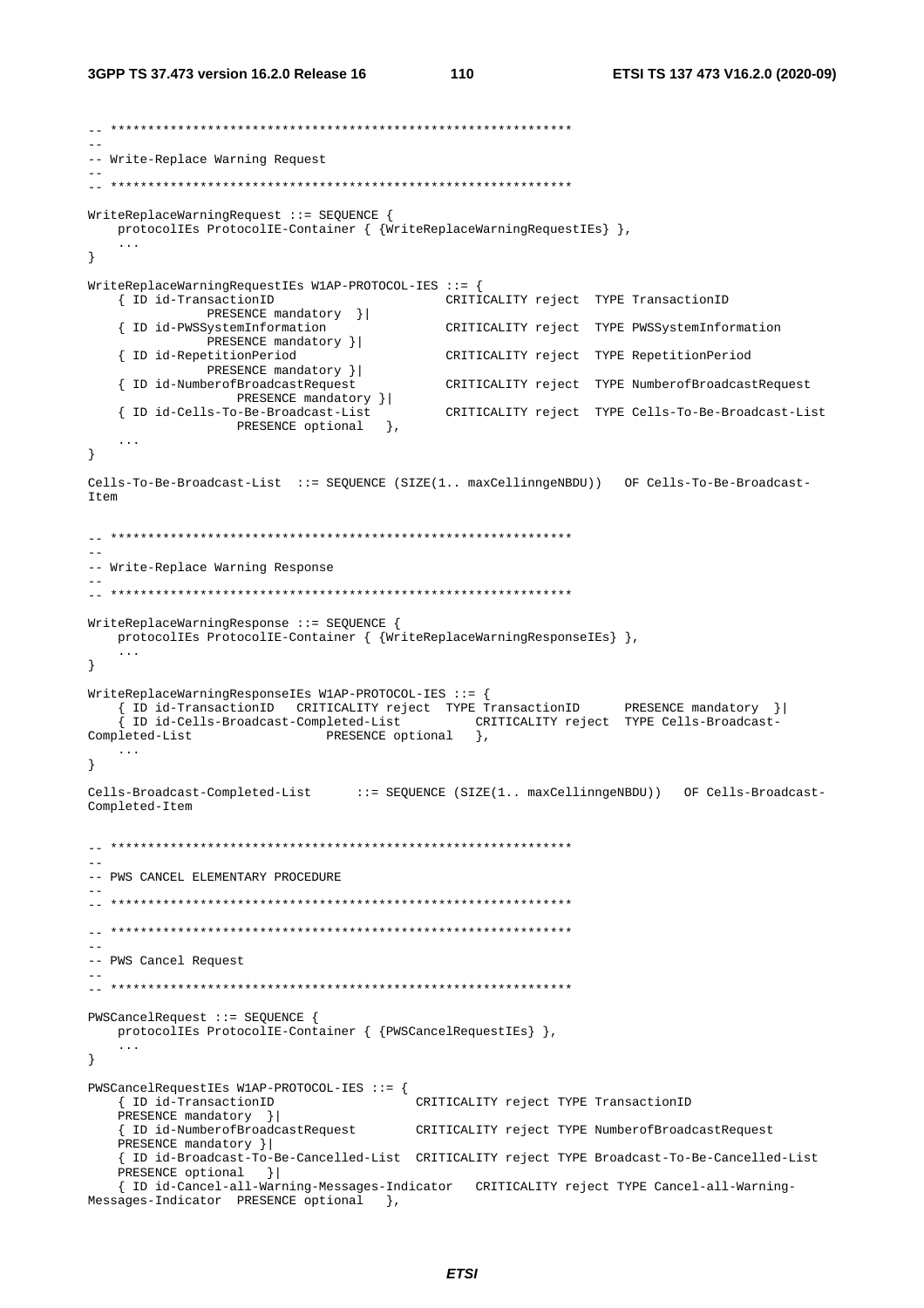```
-- **************************************************************
--
-- Write-Replace Warning Request
--
-- **************************************************************

WriteReplaceWarningRequest ::= SEQUENCE {
    protocolIEs ProtocolIE-Container { {WriteReplaceWarningRequestIEs} },
    ...
}

WriteReplaceWarningRequestIEs W1AP-PROTOCOL-IES ::= {
    { ID id-TransactionID                       CRITICALITY reject  TYPE TransactionID
            PRESENCE mandatory  }|
    { ID id-PWSSystemInformation                CRITICALITY reject  TYPE PWSSystemInformation
            PRESENCE mandatory }|
    { ID id-RepetitionPeriod                    CRITICALITY reject  TYPE RepetitionPeriod
            PRESENCE mandatory }|
    { ID id-NumberofBroadcastRequest            CRITICALITY reject  TYPE NumberofBroadcastRequest
                PRESENCE mandatory }|
    { ID id-Cells-To-Be-Broadcast-List          CRITICALITY reject  TYPE Cells-To-Be-Broadcast-List
                PRESENCE optional   },
    ...
}

Cells-To-Be-Broadcast-List  ::= SEQUENCE (SIZE(1.. maxCellinngeNBDU))   OF Cells-To-Be-Broadcast-
Item


-- **************************************************************
--
-- Write-Replace Warning Response
--
-- **************************************************************

WriteReplaceWarningResponse ::= SEQUENCE {
    protocolIEs ProtocolIE-Container { {WriteReplaceWarningResponseIEs} },
    ...
}

WriteReplaceWarningResponseIEs W1AP-PROTOCOL-IES ::= {
    { ID id-TransactionID   CRITICALITY reject  TYPE TransactionID      PRESENCE mandatory  }|
    { ID id-Cells-Broadcast-Completed-List          CRITICALITY reject  TYPE Cells-Broadcast-
Completed-List                  PRESENCE optional   },
    ...
}

Cells-Broadcast-Completed-List      ::= SEQUENCE (SIZE(1.. maxCellinngeNBDU))   OF Cells-Broadcast-
Completed-Item


-- **************************************************************
--
-- PWS CANCEL ELEMENTARY PROCEDURE
--
-- **************************************************************

-- **************************************************************
--
-- PWS Cancel Request
--
-- **************************************************************

PWSCancelRequest ::= SEQUENCE {
    protocolIEs ProtocolIE-Container { {PWSCancelRequestIEs} },
    ...
}

PWSCancelRequestIEs W1AP-PROTOCOL-IES ::= {
    { ID id-TransactionID                   CRITICALITY reject TYPE TransactionID
    PRESENCE mandatory  }|
    { ID id-NumberofBroadcastRequest        CRITICALITY reject TYPE NumberofBroadcastRequest
    PRESENCE mandatory }|
    { ID id-Broadcast-To-Be-Cancelled-List  CRITICALITY reject TYPE Broadcast-To-Be-Cancelled-List
    PRESENCE optional   }|
    { ID id-Cancel-all-Warning-Messages-Indicator   CRITICALITY reject TYPE Cancel-all-Warning-
Messages-Indicator  PRESENCE optional   },
```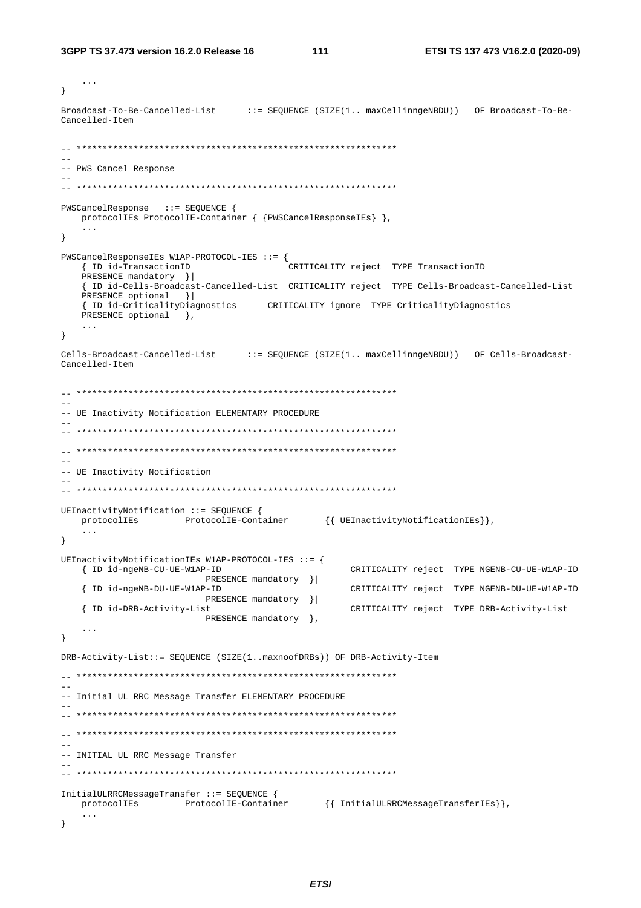```
	...
}

Broadcast-To-Be-Cancelled-List		::= SEQUENCE (SIZE(1.. maxCellinngeNBDU))	OF Broadcast-To-Be-Cancelled-Item


-- **************************************************************
--
-- PWS Cancel Response
--
-- **************************************************************

PWSCancelResponse	::= SEQUENCE {
	protocolIEs ProtocolIE-Container { {PWSCancelResponseIEs} },
	...
}

PWSCancelResponseIEs W1AP-PROTOCOL-IES ::= {
	{ ID id-TransactionID					CRITICALITY reject	TYPE TransactionID
	PRESENCE mandatory	}|
	{ ID id-Cells-Broadcast-Cancelled-List	CRITICALITY reject	TYPE Cells-Broadcast-Cancelled-List
	PRESENCE optional	}|
	{ ID id-CriticalityDiagnostics		CRITICALITY ignore	TYPE CriticalityDiagnostics
	PRESENCE optional	},
	...
}

Cells-Broadcast-Cancelled-List		::= SEQUENCE (SIZE(1.. maxCellinngeNBDU))	OF Cells-Broadcast-Cancelled-Item


-- **************************************************************
--
-- UE Inactivity Notification ELEMENTARY PROCEDURE
--
-- **************************************************************

-- **************************************************************
--
-- UE Inactivity Notification
--
-- **************************************************************

UEInactivityNotification ::= SEQUENCE {
	protocolIEs			ProtocolIE-Container		{{ UEInactivityNotificationIEs}},
	...
}

UEInactivityNotificationIEs W1AP-PROTOCOL-IES ::= {
	{ ID id-ngeNB-CU-UE-W1AP-ID						CRITICALITY reject	TYPE NGENB-CU-UE-W1AP-ID
						PRESENCE mandatory	}|
	{ ID id-ngeNB-DU-UE-W1AP-ID						CRITICALITY reject	TYPE NGENB-DU-UE-W1AP-ID
						PRESENCE mandatory	}|
	{ ID id-DRB-Activity-List						CRITICALITY reject	TYPE DRB-Activity-List
						PRESENCE mandatory	},
	...
}

DRB-Activity-List::= SEQUENCE (SIZE(1..maxnoofDRBs)) OF DRB-Activity-Item

-- **************************************************************
--
-- Initial UL RRC Message Transfer ELEMENTARY PROCEDURE
--
-- **************************************************************

-- **************************************************************
--
-- INITIAL UL RRC Message Transfer
--
-- **************************************************************

InitialULRRCMessageTransfer ::= SEQUENCE {
	protocolIEs			ProtocolIE-Container		{{ InitialULRRCMessageTransferIEs}},
	...
}
```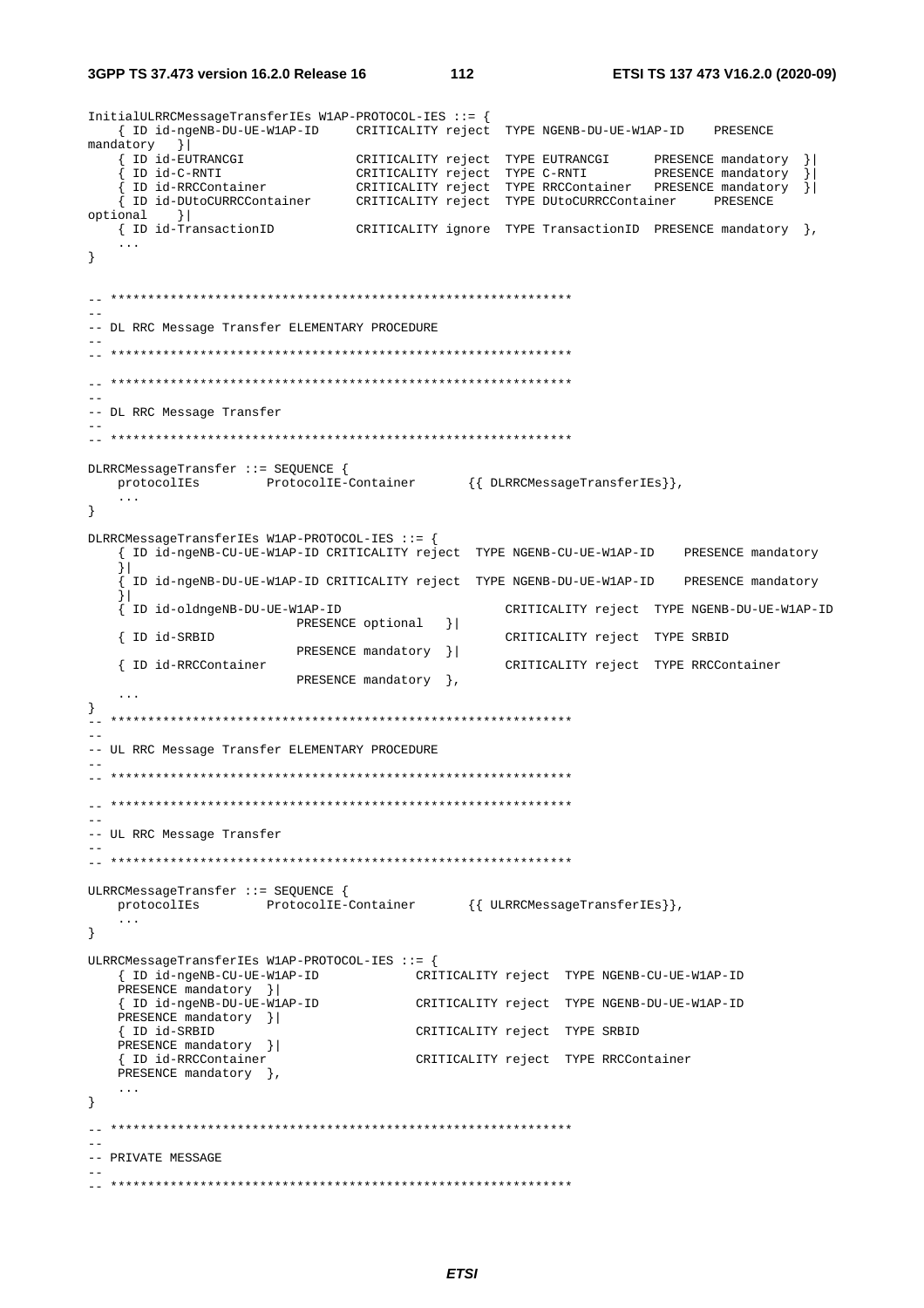```
InitialULRRCMessageTransferIEs W1AP-PROTOCOL-IES ::= {
	{ ID id-ngeNB-DU-UE-W1AP-ID		CRITICALITY reject	TYPE NGENB-DU-UE-W1AP-ID	PRESENCE mandatory	}|
	{ ID id-EUTRANCGI				CRITICALITY reject	TYPE EUTRANCGI		PRESENCE mandatory	}|
	{ ID id-C-RNTI					CRITICALITY reject	TYPE C-RNTI			PRESENCE mandatory	}|
	{ ID id-RRCContainer			CRITICALITY reject	TYPE RRCContainer	PRESENCE mandatory	}|
	{ ID id-DUtoCURRCContainer		CRITICALITY reject	TYPE DUtoCURRCContainer		PRESENCE optional	}|
	{ ID id-TransactionID			CRITICALITY ignore	TYPE TransactionID	PRESENCE mandatory	},
	...
}


-- **************************************************************
--
-- DL RRC Message Transfer ELEMENTARY PROCEDURE
--
-- **************************************************************

-- **************************************************************
--
-- DL RRC Message Transfer
--
-- **************************************************************

DLRRCMessageTransfer ::= SEQUENCE {
	protocolIEs		ProtocolIE-Container		{{ DLRRCMessageTransferIEs}},
	...
}

DLRRCMessageTransferIEs W1AP-PROTOCOL-IES ::= {
	{ ID id-ngeNB-CU-UE-W1AP-ID CRITICALITY reject	TYPE NGENB-CU-UE-W1AP-ID	PRESENCE mandatory	}|
	{ ID id-ngeNB-DU-UE-W1AP-ID CRITICALITY reject	TYPE NGENB-DU-UE-W1AP-ID	PRESENCE mandatory	}|
	{ ID id-oldngeNB-DU-UE-W1AP-ID						CRITICALITY reject	TYPE NGENB-DU-UE-W1AP-ID	PRESENCE optional	}|
	{ ID id-SRBID										CRITICALITY reject	TYPE SRBID		PRESENCE mandatory	}|
	{ ID id-RRCContainer								CRITICALITY reject	TYPE RRCContainer		PRESENCE mandatory	},
	...
}
-- **************************************************************
--
-- UL RRC Message Transfer ELEMENTARY PROCEDURE
--
-- **************************************************************

-- **************************************************************
--
-- UL RRC Message Transfer
--
-- **************************************************************

ULRRCMessageTransfer ::= SEQUENCE {
	protocolIEs		ProtocolIE-Container		{{ ULRRCMessageTransferIEs}},
	...
}

ULRRCMessageTransferIEs W1AP-PROTOCOL-IES ::= {
	{ ID id-ngeNB-CU-UE-W1AP-ID			CRITICALITY reject	TYPE NGENB-CU-UE-W1AP-ID	PRESENCE mandatory	}|
	{ ID id-ngeNB-DU-UE-W1AP-ID			CRITICALITY reject	TYPE NGENB-DU-UE-W1AP-ID	PRESENCE mandatory	}|
	{ ID id-SRBID						CRITICALITY reject	TYPE SRBID	PRESENCE mandatory	}|
	{ ID id-RRCContainer				CRITICALITY reject	TYPE RRCContainer	PRESENCE mandatory	},
	...
}

-- **************************************************************
--
-- PRIVATE MESSAGE
--
-- **************************************************************
```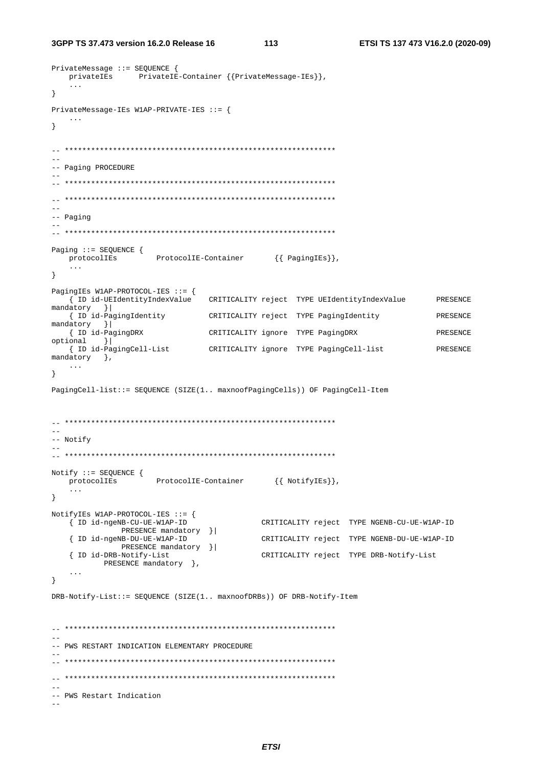```
PrivateMessage ::= SEQUENCE {
    privateIEs      PrivateIE-Container {{PrivateMessage-IEs}},
    ...
}

PrivateMessage-IEs W1AP-PRIVATE-IES ::= {
    ...
}


-- **************************************************************
--
-- Paging PROCEDURE
--
-- **************************************************************

-- **************************************************************
--
-- Paging
--
-- **************************************************************

Paging ::= SEQUENCE {
    protocolIEs         ProtocolIE-Container        {{ PagingIEs}},
    ...
}

PagingIEs W1AP-PROTOCOL-IES ::= {
    { ID id-UEIdentityIndexValue    CRITICALITY reject  TYPE UEIdentityIndexValue       PRESENCE
mandatory   }|
    { ID id-PagingIdentity          CRITICALITY reject  TYPE PagingIdentity             PRESENCE
mandatory   }|
    { ID id-PagingDRX               CRITICALITY ignore  TYPE PagingDRX                  PRESENCE
optional    }|
    { ID id-PagingCell-List         CRITICALITY ignore  TYPE PagingCell-list            PRESENCE
mandatory   },
    ...
}

PagingCell-list::= SEQUENCE (SIZE(1.. maxnoofPagingCells)) OF PagingCell-Item



-- **************************************************************
--
-- Notify
--
-- **************************************************************

Notify ::= SEQUENCE {
    protocolIEs         ProtocolIE-Container        {{ NotifyIEs}},
    ...
}

NotifyIEs W1AP-PROTOCOL-IES ::= {
    { ID id-ngeNB-CU-UE-W1AP-ID                 CRITICALITY reject  TYPE NGENB-CU-UE-W1AP-ID
            PRESENCE mandatory  }|
    { ID id-ngeNB-DU-UE-W1AP-ID                 CRITICALITY reject  TYPE NGENB-DU-UE-W1AP-ID
            PRESENCE mandatory  }|
    { ID id-DRB-Notify-List                     CRITICALITY reject  TYPE DRB-Notify-List
           PRESENCE mandatory  },
    ...
}

DRB-Notify-List::= SEQUENCE (SIZE(1.. maxnoofDRBs)) OF DRB-Notify-Item



-- **************************************************************
--
-- PWS RESTART INDICATION ELEMENTARY PROCEDURE
--
-- **************************************************************

-- **************************************************************
--
-- PWS Restart Indication
--
```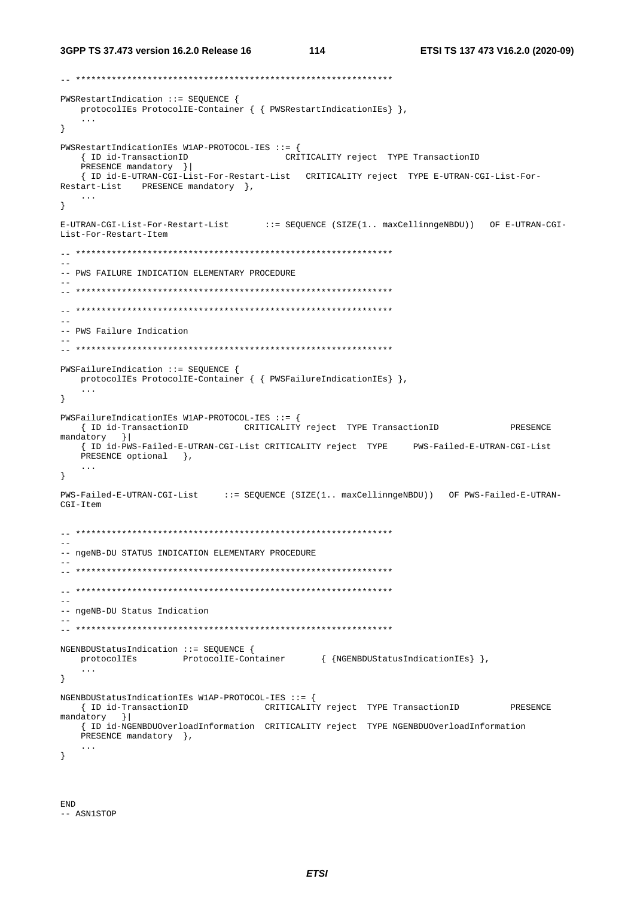```
-- **************************************************************

PWSRestartIndication ::= SEQUENCE {
    protocolIEs ProtocolIE-Container { { PWSRestartIndicationIEs} },
    ...
}

PWSRestartIndicationIEs W1AP-PROTOCOL-IES ::= {
    { ID id-TransactionID                   CRITICALITY reject  TYPE TransactionID
    PRESENCE mandatory  }|
    { ID id-E-UTRAN-CGI-List-For-Restart-List   CRITICALITY reject  TYPE E-UTRAN-CGI-List-For-
Restart-List    PRESENCE mandatory  },
    ...
}

E-UTRAN-CGI-List-For-Restart-List       ::= SEQUENCE (SIZE(1.. maxCellinngeNBDU))   OF E-UTRAN-CGI-
List-For-Restart-Item

-- **************************************************************
--
-- PWS FAILURE INDICATION ELEMENTARY PROCEDURE
--
-- **************************************************************

-- **************************************************************
--
-- PWS Failure Indication
--
-- **************************************************************

PWSFailureIndication ::= SEQUENCE {
    protocolIEs ProtocolIE-Container { { PWSFailureIndicationIEs} },
    ...
}

PWSFailureIndicationIEs W1AP-PROTOCOL-IES ::= {
    { ID id-TransactionID           CRITICALITY reject  TYPE TransactionID              PRESENCE
mandatory   }|
    { ID id-PWS-Failed-E-UTRAN-CGI-List CRITICALITY reject  TYPE     PWS-Failed-E-UTRAN-CGI-List
    PRESENCE optional   },
    ...
}

PWS-Failed-E-UTRAN-CGI-List     ::= SEQUENCE (SIZE(1.. maxCellinngeNBDU))   OF PWS-Failed-E-UTRAN-
CGI-Item


-- **************************************************************
--
-- ngeNB-DU STATUS INDICATION ELEMENTARY PROCEDURE
--
-- **************************************************************

-- **************************************************************
--
-- ngeNB-DU Status Indication
--
-- **************************************************************

NGENBDUStatusIndication ::= SEQUENCE {
    protocolIEs         ProtocolIE-Container        { {NGENBDUStatusIndicationIEs} },
    ...
}

NGENBDUStatusIndicationIEs W1AP-PROTOCOL-IES ::= {
    { ID id-TransactionID               CRITICALITY reject  TYPE TransactionID          PRESENCE
mandatory   }|
    { ID id-NGENBDUOverloadInformation  CRITICALITY reject  TYPE NGENBDUOverloadInformation
    PRESENCE mandatory  },
    ...
}



END
-- ASN1STOP
```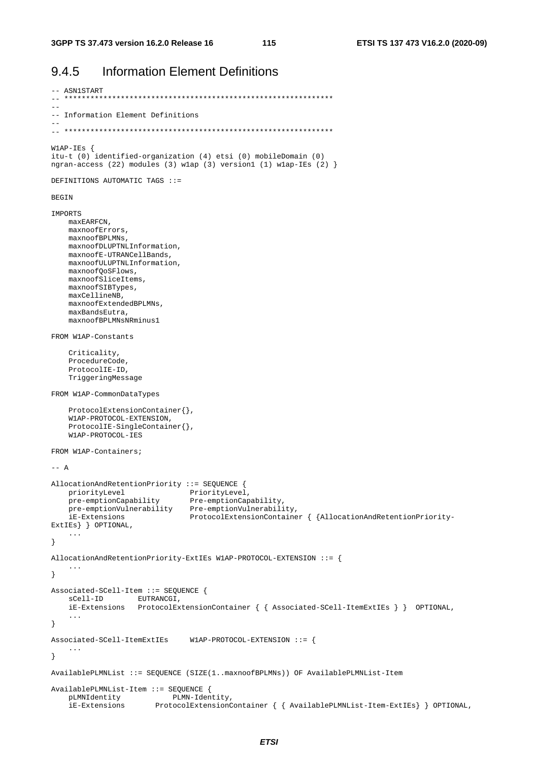## 9.4.5 Information Element Definitions

```
-- ASN1START
-- **************************************************************
--
-- Information Element Definitions
--
-- **************************************************************

W1AP-IEs {
itu-t (0) identified-organization (4) etsi (0) mobileDomain (0)
ngran-access (22) modules (3) w1ap (3) version1 (1) w1ap-IEs (2) }

DEFINITIONS AUTOMATIC TAGS ::=

BEGIN

IMPORTS
    maxEARFCN,
    maxnoofErrors,
    maxnoofBPLMNs,
    maxnoofDLUPTNLInformation,
    maxnoofE-UTRANCellBands,
    maxnoofULUPTNLInformation,
    maxnoofQoSFlows,
    maxnoofSliceItems,
    maxnoofSIBTypes,
    maxCellineNB,
    maxnoofExtendedBPLMNs,
    maxBandsEutra,
    maxnoofBPLMNsNRminus1

FROM W1AP-Constants

    Criticality,
    ProcedureCode,
    ProtocolIE-ID,
    TriggeringMessage

FROM W1AP-CommonDataTypes

    ProtocolExtensionContainer{},
    W1AP-PROTOCOL-EXTENSION,
    ProtocolIE-SingleContainer{},
    W1AP-PROTOCOL-IES

FROM W1AP-Containers;

-- A

AllocationAndRetentionPriority ::= SEQUENCE {
    priorityLevel               PriorityLevel,
    pre-emptionCapability       Pre-emptionCapability,
    pre-emptionVulnerability    Pre-emptionVulnerability,
    iE-Extensions               ProtocolExtensionContainer { {AllocationAndRetentionPriority-
ExtIEs} } OPTIONAL,
    ...
}

AllocationAndRetentionPriority-ExtIEs W1AP-PROTOCOL-EXTENSION ::= {
    ...
}

Associated-SCell-Item ::= SEQUENCE {
    sCell-ID        EUTRANCGI,
    iE-Extensions   ProtocolExtensionContainer { { Associated-SCell-ItemExtIEs } }  OPTIONAL,
    ...
}

Associated-SCell-ItemExtIEs     W1AP-PROTOCOL-EXTENSION ::= {
    ...
}

AvailablePLMNList ::= SEQUENCE (SIZE(1..maxnoofBPLMNs)) OF AvailablePLMNList-Item

AvailablePLMNList-Item ::= SEQUENCE {
    pLMNIdentity            PLMN-Identity,
    iE-Extensions       ProtocolExtensionContainer { { AvailablePLMNList-Item-ExtIEs} } OPTIONAL,
```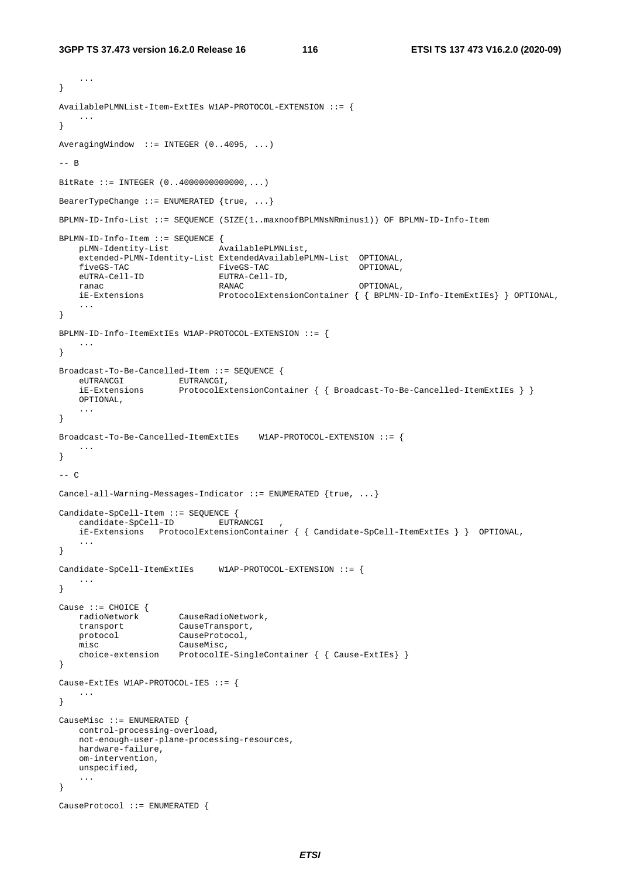```
	...
}

AvailablePLMNList-Item-ExtIEs W1AP-PROTOCOL-EXTENSION ::= {
	...
}

AveragingWindow  ::= INTEGER (0..4095, ...)

-- B

BitRate ::= INTEGER (0..4000000000000,...)

BearerTypeChange ::= ENUMERATED {true, ...}

BPLMN-ID-Info-List ::= SEQUENCE (SIZE(1..maxnoofBPLMNsNRminus1)) OF BPLMN-ID-Info-Item

BPLMN-ID-Info-Item ::= SEQUENCE {
	pLMN-Identity-List			AvailablePLMNList,
	extended-PLMN-Identity-List ExtendedAvailablePLMN-List	OPTIONAL,
	fiveGS-TAC					FiveGS-TAC						OPTIONAL,
	eUTRA-Cell-ID				EUTRA-Cell-ID,
	ranac						RANAC							OPTIONAL,
	iE-Extensions				ProtocolExtensionContainer { { BPLMN-ID-Info-ItemExtIEs} } OPTIONAL,
	...
}

BPLMN-ID-Info-ItemExtIEs W1AP-PROTOCOL-EXTENSION ::= {
	...
}

Broadcast-To-Be-Cancelled-Item ::= SEQUENCE {
	eUTRANCGI			EUTRANCGI,
	iE-Extensions		ProtocolExtensionContainer { { Broadcast-To-Be-Cancelled-ItemExtIEs } }
	OPTIONAL,
	...
}

Broadcast-To-Be-Cancelled-ItemExtIEs	W1AP-PROTOCOL-EXTENSION ::= {
	...
}

-- C

Cancel-all-Warning-Messages-Indicator ::= ENUMERATED {true, ...}

Candidate-SpCell-Item ::= SEQUENCE {
	candidate-SpCell-ID			EUTRANCGI	,
	iE-Extensions	ProtocolExtensionContainer { { Candidate-SpCell-ItemExtIEs } }	OPTIONAL,
	...
}

Candidate-SpCell-ItemExtIEs		W1AP-PROTOCOL-EXTENSION ::= {
	...
}

Cause ::= CHOICE {
	radioNetwork		CauseRadioNetwork,
	transport			CauseTransport,
	protocol			CauseProtocol,
	misc				CauseMisc,
	choice-extension	ProtocolIE-SingleContainer { { Cause-ExtIEs} }
}

Cause-ExtIEs W1AP-PROTOCOL-IES ::= {
	...
}

CauseMisc ::= ENUMERATED {
	control-processing-overload,
	not-enough-user-plane-processing-resources,
	hardware-failure,
	om-intervention,
	unspecified,
	...
}

CauseProtocol ::= ENUMERATED {
```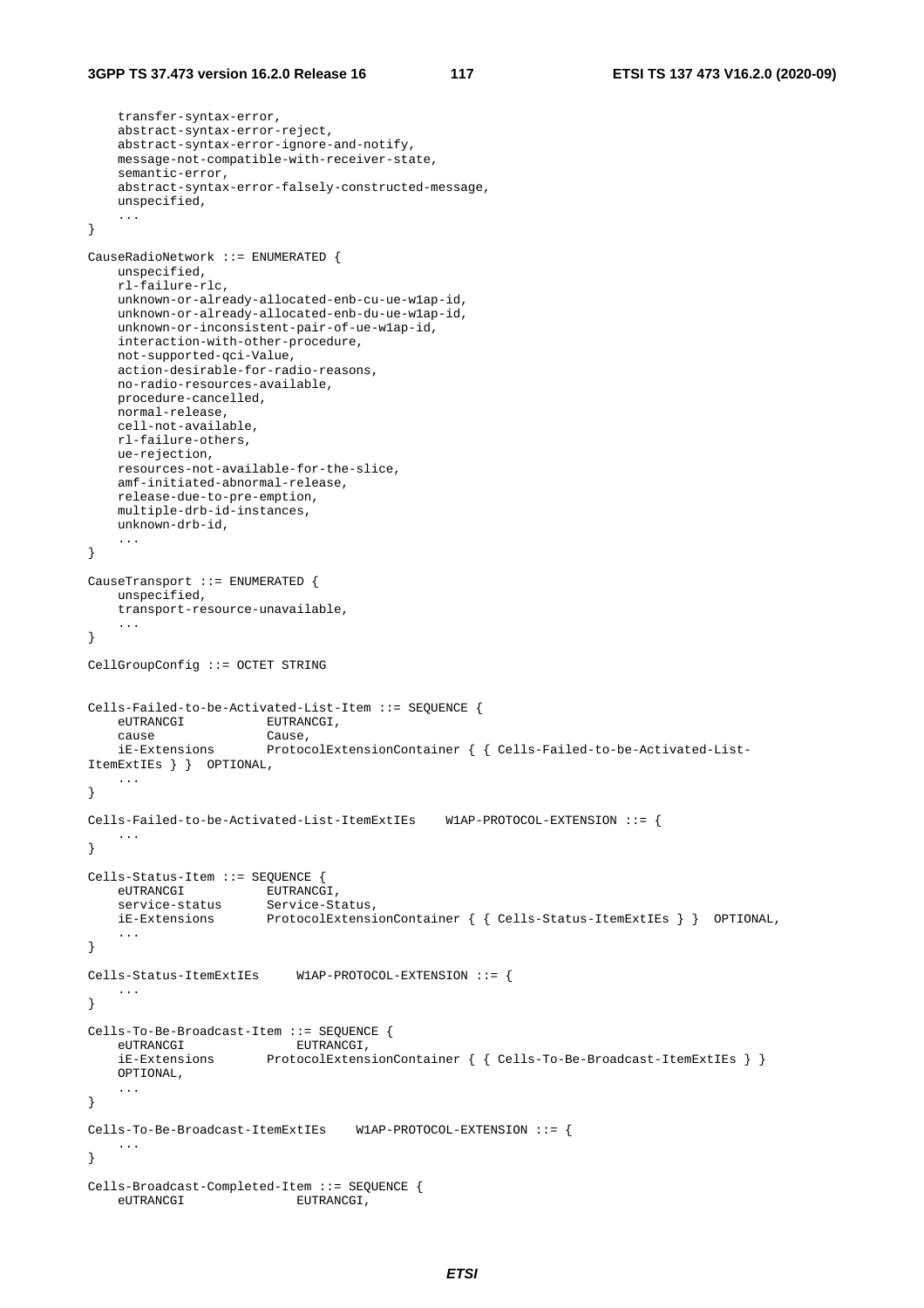```
	transfer-syntax-error,
	abstract-syntax-error-reject,
	abstract-syntax-error-ignore-and-notify,
	message-not-compatible-with-receiver-state,
	semantic-error,
	abstract-syntax-error-falsely-constructed-message,
	unspecified,
	...
}

CauseRadioNetwork ::= ENUMERATED {
	unspecified,
	rl-failure-rlc,
	unknown-or-already-allocated-enb-cu-ue-w1ap-id,
	unknown-or-already-allocated-enb-du-ue-w1ap-id,
	unknown-or-inconsistent-pair-of-ue-w1ap-id,
	interaction-with-other-procedure,
	not-supported-qci-Value,
	action-desirable-for-radio-reasons,
	no-radio-resources-available,
	procedure-cancelled,
	normal-release,
	cell-not-available,
	rl-failure-others,
	ue-rejection,
	resources-not-available-for-the-slice,
	amf-initiated-abnormal-release,
	release-due-to-pre-emption,
	multiple-drb-id-instances,
	unknown-drb-id,
	...
}

CauseTransport ::= ENUMERATED {
	unspecified,
	transport-resource-unavailable,
	...
}

CellGroupConfig ::= OCTET STRING


Cells-Failed-to-be-Activated-List-Item ::= SEQUENCE {
	eUTRANCGI			EUTRANCGI,
	cause				Cause,
	iE-Extensions		ProtocolExtensionContainer { { Cells-Failed-to-be-Activated-List-ItemExtIEs } }	OPTIONAL,
	...
}

Cells-Failed-to-be-Activated-List-ItemExtIEs	W1AP-PROTOCOL-EXTENSION ::= {
	...
}

Cells-Status-Item ::= SEQUENCE {
	eUTRANCGI			EUTRANCGI,
	service-status		Service-Status,
	iE-Extensions		ProtocolExtensionContainer { { Cells-Status-ItemExtIEs } }	OPTIONAL,
	...
}

Cells-Status-ItemExtIEs	W1AP-PROTOCOL-EXTENSION ::= {
	...
}

Cells-To-Be-Broadcast-Item ::= SEQUENCE {
	eUTRANCGI				EUTRANCGI,
	iE-Extensions		ProtocolExtensionContainer { { Cells-To-Be-Broadcast-ItemExtIEs } }
	OPTIONAL,
	...
}

Cells-To-Be-Broadcast-ItemExtIEs	W1AP-PROTOCOL-EXTENSION ::= {
	...
}

Cells-Broadcast-Completed-Item ::= SEQUENCE {
	eUTRANCGI				EUTRANCGI,
```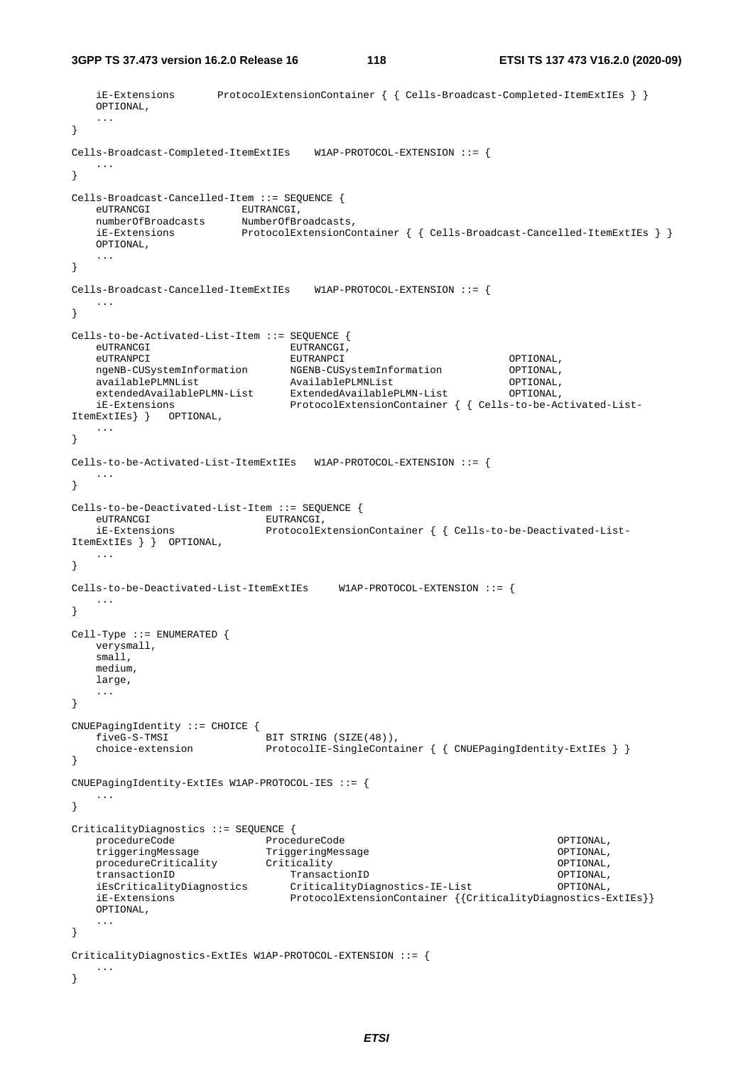```
	iE-Extensions		ProtocolExtensionContainer { { Cells-Broadcast-Completed-ItemExtIEs } }
	OPTIONAL,
	...
}

Cells-Broadcast-Completed-ItemExtIEs	W1AP-PROTOCOL-EXTENSION ::= {
	...
}

Cells-Broadcast-Cancelled-Item ::= SEQUENCE {
	eUTRANCGI				EUTRANCGI,
	numberOfBroadcasts		NumberOfBroadcasts,
	iE-Extensions			ProtocolExtensionContainer { { Cells-Broadcast-Cancelled-ItemExtIEs } }
	OPTIONAL,
	...
}

Cells-Broadcast-Cancelled-ItemExtIEs	W1AP-PROTOCOL-EXTENSION ::= {
	...
}

Cells-to-be-Activated-List-Item ::= SEQUENCE {
	eUTRANCGI						EUTRANCGI,
	eUTRANPCI						EUTRANPCI						OPTIONAL,
	ngeNB-CUSystemInformation		NGENB-CUSystemInformation		OPTIONAL,
	availablePLMNList				AvailablePLMNList				OPTIONAL,
	extendedAvailablePLMN-List		ExtendedAvailablePLMN-List		OPTIONAL,
	iE-Extensions					ProtocolExtensionContainer { { Cells-to-be-Activated-List-
ItemExtIEs} }	OPTIONAL,
	...
}

Cells-to-be-Activated-List-ItemExtIEs	W1AP-PROTOCOL-EXTENSION ::= {
	...
}

Cells-to-be-Deactivated-List-Item ::= SEQUENCE {
	eUTRANCGI					EUTRANCGI,
	iE-Extensions				ProtocolExtensionContainer { { Cells-to-be-Deactivated-List-
ItemExtIEs } }	OPTIONAL,
	...
}

Cells-to-be-Deactivated-List-ItemExtIEs		W1AP-PROTOCOL-EXTENSION ::= {
	...
}

Cell-Type ::= ENUMERATED {
	verysmall,
	small,
	medium,
	large,
	...
}

CNUEPagingIdentity ::= CHOICE {
	fiveG-S-TMSI				BIT STRING (SIZE(48)),
	choice-extension			ProtocolIE-SingleContainer { { CNUEPagingIdentity-ExtIEs } }
}

CNUEPagingIdentity-ExtIEs W1AP-PROTOCOL-IES ::= {
	...
}

CriticalityDiagnostics ::= SEQUENCE {
	procedureCode				ProcedureCode									OPTIONAL,
	triggeringMessage			TriggeringMessage								OPTIONAL,
	procedureCriticality		Criticality										OPTIONAL,
	transactionID				TransactionID									OPTIONAL,
	iEsCriticalityDiagnostics		CriticalityDiagnostics-IE-List				OPTIONAL,
	iE-Extensions					ProtocolExtensionContainer {{CriticalityDiagnostics-ExtIEs}}
	OPTIONAL,
	...
}

CriticalityDiagnostics-ExtIEs W1AP-PROTOCOL-EXTENSION ::= {
	...
}
```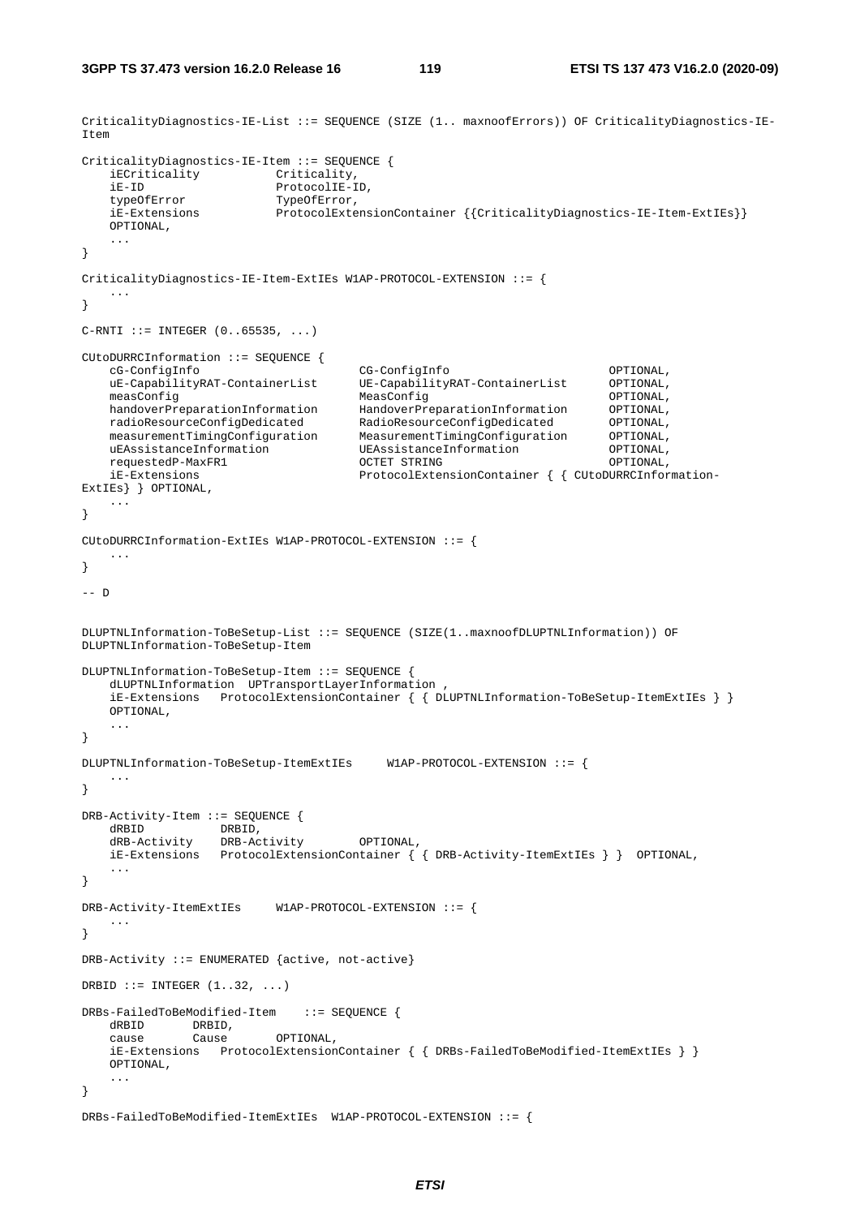```
CriticalityDiagnostics-IE-List ::= SEQUENCE (SIZE (1.. maxnoofErrors)) OF CriticalityDiagnostics-IE-Item

CriticalityDiagnostics-IE-Item ::= SEQUENCE {
    iECriticality           Criticality,
    iE-ID                   ProtocolIE-ID,
    typeOfError             TypeOfError,
    iE-Extensions           ProtocolExtensionContainer {{CriticalityDiagnostics-IE-Item-ExtIEs}}
    OPTIONAL,
    ...
}

CriticalityDiagnostics-IE-Item-ExtIEs W1AP-PROTOCOL-EXTENSION ::= {
    ...
}

C-RNTI ::= INTEGER (0..65535, ...)

CUtoDURRCInformation ::= SEQUENCE {
    cG-ConfigInfo                       CG-ConfigInfo                       OPTIONAL,
    uE-CapabilityRAT-ContainerList      UE-CapabilityRAT-ContainerList      OPTIONAL,
    measConfig                          MeasConfig                          OPTIONAL,
    handoverPreparationInformation      HandoverPreparationInformation      OPTIONAL,
    radioResourceConfigDedicated        RadioResourceConfigDedicated        OPTIONAL,
    measurementTimingConfiguration      MeasurementTimingConfiguration      OPTIONAL,
    uEAssistanceInformation             UEAssistanceInformation             OPTIONAL,
    requestedP-MaxFR1                   OCTET STRING                        OPTIONAL,
    iE-Extensions                       ProtocolExtensionContainer { { CUtoDURRCInformation-
ExtIEs} } OPTIONAL,
    ...
}

CUtoDURRCInformation-ExtIEs W1AP-PROTOCOL-EXTENSION ::= {
    ...
}

-- D


DLUPTNLInformation-ToBeSetup-List ::= SEQUENCE (SIZE(1..maxnoofDLUPTNLInformation)) OF
DLUPTNLInformation-ToBeSetup-Item

DLUPTNLInformation-ToBeSetup-Item ::= SEQUENCE {
    dLUPTNLInformation  UPTransportLayerInformation ,
    iE-Extensions   ProtocolExtensionContainer { { DLUPTNLInformation-ToBeSetup-ItemExtIEs } }
    OPTIONAL,
    ...
}

DLUPTNLInformation-ToBeSetup-ItemExtIEs     W1AP-PROTOCOL-EXTENSION ::= {
    ...
}

DRB-Activity-Item ::= SEQUENCE {
    dRBID           DRBID,
    dRB-Activity    DRB-Activity        OPTIONAL,
    iE-Extensions   ProtocolExtensionContainer { { DRB-Activity-ItemExtIEs } }  OPTIONAL,
    ...
}

DRB-Activity-ItemExtIEs     W1AP-PROTOCOL-EXTENSION ::= {
    ...
}

DRB-Activity ::= ENUMERATED {active, not-active}

DRBID ::= INTEGER (1..32, ...)

DRBs-FailedToBeModified-Item    ::= SEQUENCE {
    dRBID       DRBID,
    cause       Cause       OPTIONAL,
    iE-Extensions   ProtocolExtensionContainer { { DRBs-FailedToBeModified-ItemExtIEs } }
    OPTIONAL,
    ...
}

DRBs-FailedToBeModified-ItemExtIEs  W1AP-PROTOCOL-EXTENSION ::= {
```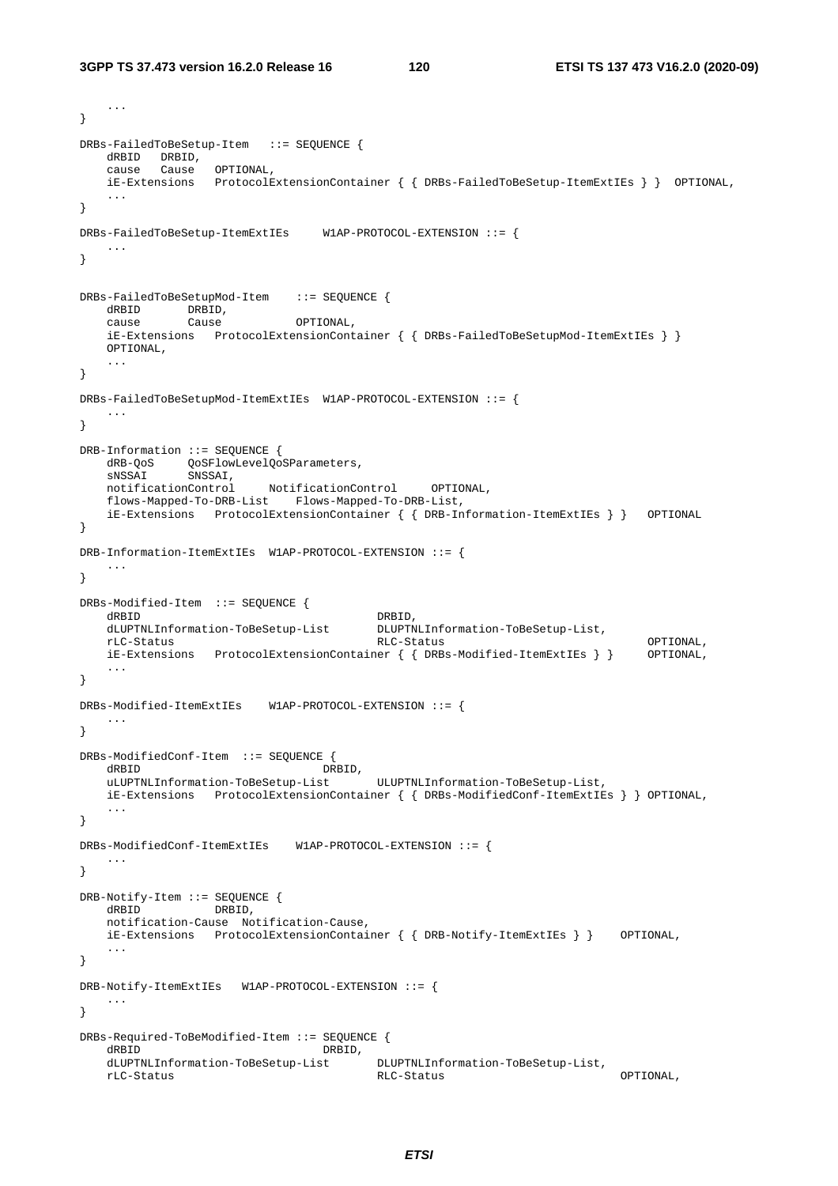```
	...
}

DRBs-FailedToBeSetup-Item	::= SEQUENCE {
	dRBID	DRBID,
	cause	Cause	OPTIONAL,
	iE-Extensions	ProtocolExtensionContainer { { DRBs-FailedToBeSetup-ItemExtIEs } }	OPTIONAL,
	...
}

DRBs-FailedToBeSetup-ItemExtIEs	W1AP-PROTOCOL-EXTENSION ::= {
	...
}


DRBs-FailedToBeSetupMod-Item	::= SEQUENCE {
	dRBID		DRBID,
	cause		Cause			OPTIONAL,
	iE-Extensions	ProtocolExtensionContainer { { DRBs-FailedToBeSetupMod-ItemExtIEs } }
	OPTIONAL,
	...
}

DRBs-FailedToBeSetupMod-ItemExtIEs	W1AP-PROTOCOL-EXTENSION ::= {
	...
}

DRB-Information ::= SEQUENCE {
	dRB-QoS		QoSFlowLevelQoSParameters,
	sNSSAI		SNSSAI,
	notificationControl	NotificationControl	OPTIONAL,
	flows-Mapped-To-DRB-List	Flows-Mapped-To-DRB-List,
	iE-Extensions	ProtocolExtensionContainer { { DRB-Information-ItemExtIEs } }	OPTIONAL
}

DRB-Information-ItemExtIEs	W1AP-PROTOCOL-EXTENSION ::= {
	...
}

DRBs-Modified-Item	::= SEQUENCE {
	dRBID						DRBID,
	dLUPTNLInformation-ToBeSetup-List		DLUPTNLInformation-ToBeSetup-List,
	rLC-Status					RLC-Status				OPTIONAL,
	iE-Extensions	ProtocolExtensionContainer { { DRBs-Modified-ItemExtIEs } }	OPTIONAL,
	...
}

DRBs-Modified-ItemExtIEs	W1AP-PROTOCOL-EXTENSION ::= {
	...
}

DRBs-ModifiedConf-Item	::= SEQUENCE {
	dRBID					DRBID,
	uLUPTNLInformation-ToBeSetup-List	ULUPTNLInformation-ToBeSetup-List,
	iE-Extensions	ProtocolExtensionContainer { { DRBs-ModifiedConf-ItemExtIEs } } OPTIONAL,
	...
}

DRBs-ModifiedConf-ItemExtIEs	W1AP-PROTOCOL-EXTENSION ::= {
	...
}

DRB-Notify-Item ::= SEQUENCE {
	dRBID		DRBID,
	notification-Cause	Notification-Cause,
	iE-Extensions	ProtocolExtensionContainer { { DRB-Notify-ItemExtIEs } }	OPTIONAL,
	...
}

DRB-Notify-ItemExtIEs	W1AP-PROTOCOL-EXTENSION ::= {
	...
}

DRBs-Required-ToBeModified-Item ::= SEQUENCE {
	dRBID					DRBID,
	dLUPTNLInformation-ToBeSetup-List	DLUPTNLInformation-ToBeSetup-List,
	rLC-Status				RLC-Status				OPTIONAL,
```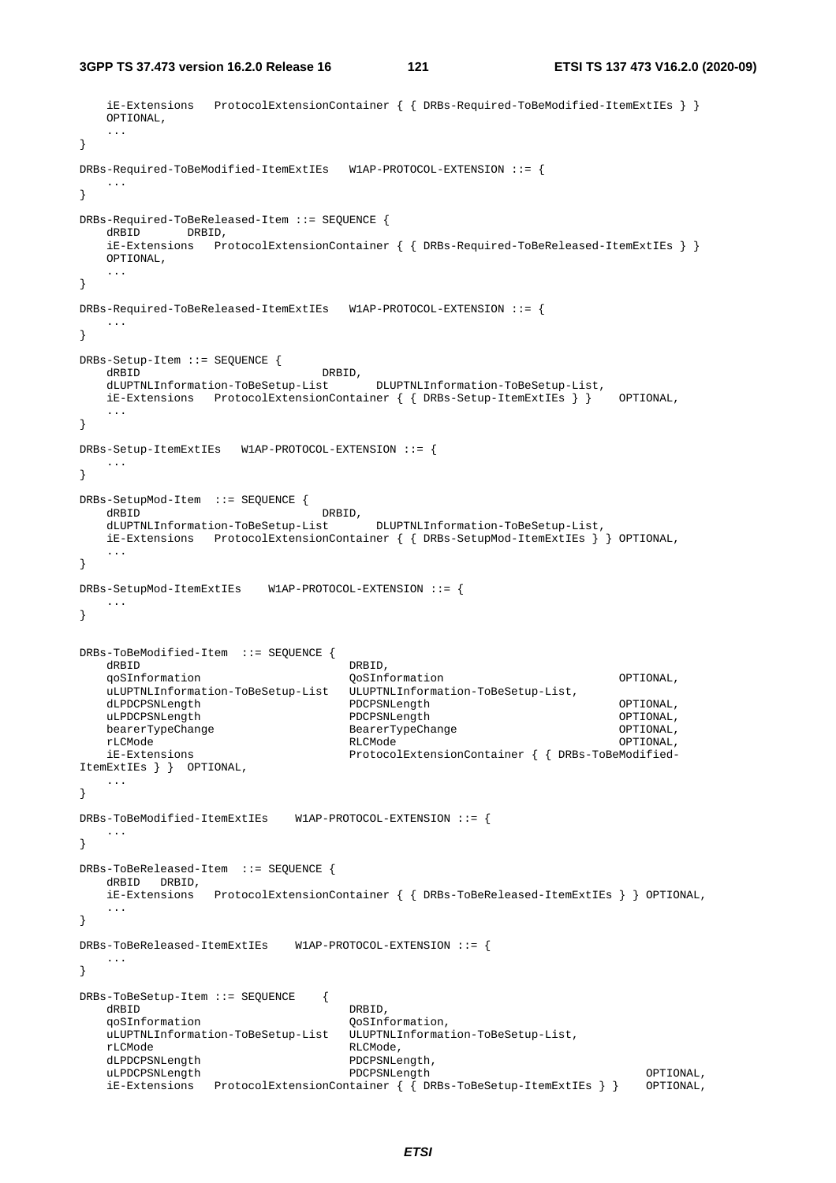```
	iE-Extensions	ProtocolExtensionContainer { { DRBs-Required-ToBeModified-ItemExtIEs } }	OPTIONAL,
	...
}

DRBs-Required-ToBeModified-ItemExtIEs	W1AP-PROTOCOL-EXTENSION ::= {
	...
}

DRBs-Required-ToBeReleased-Item ::= SEQUENCE {
	dRBID		DRBID,
	iE-Extensions	ProtocolExtensionContainer { { DRBs-Required-ToBeReleased-ItemExtIEs } }	OPTIONAL,
	...
}

DRBs-Required-ToBeReleased-ItemExtIEs	W1AP-PROTOCOL-EXTENSION ::= {
	...
}

DRBs-Setup-Item ::= SEQUENCE {
	dRBID								DRBID,
	dLUPTNLInformation-ToBeSetup-List		DLUPTNLInformation-ToBeSetup-List,
	iE-Extensions	ProtocolExtensionContainer { { DRBs-Setup-ItemExtIEs } }	OPTIONAL,
	...
}

DRBs-Setup-ItemExtIEs	W1AP-PROTOCOL-EXTENSION ::= {
	...
}

DRBs-SetupMod-Item	::= SEQUENCE {
	dRBID								DRBID,
	dLUPTNLInformation-ToBeSetup-List		DLUPTNLInformation-ToBeSetup-List,
	iE-Extensions	ProtocolExtensionContainer { { DRBs-SetupMod-ItemExtIEs } } OPTIONAL,
	...
}

DRBs-SetupMod-ItemExtIEs	W1AP-PROTOCOL-EXTENSION ::= {
	...
}


DRBs-ToBeModified-Item	::= SEQUENCE {
	dRBID								DRBID,
	qoSInformation						QoSInformation								OPTIONAL,
	uLUPTNLInformation-ToBeSetup-List	ULUPTNLInformation-ToBeSetup-List,
	dLPDCPSNLength						PDCPSNLength								OPTIONAL,
	uLPDCPSNLength						PDCPSNLength								OPTIONAL,
	bearerTypeChange					BearerTypeChange							OPTIONAL,
	rLCMode								RLCMode										OPTIONAL,
	iE-Extensions						ProtocolExtensionContainer { { DRBs-ToBeModified-
ItemExtIEs } }	OPTIONAL,
	...
}

DRBs-ToBeModified-ItemExtIEs	W1AP-PROTOCOL-EXTENSION ::= {
	...
}

DRBs-ToBeReleased-Item	::= SEQUENCE {
	dRBID	DRBID,
	iE-Extensions	ProtocolExtensionContainer { { DRBs-ToBeReleased-ItemExtIEs } } OPTIONAL,
	...
}

DRBs-ToBeReleased-ItemExtIEs	W1AP-PROTOCOL-EXTENSION ::= {
	...
}

DRBs-ToBeSetup-Item ::= SEQUENCE	{
	dRBID								DRBID,
	qoSInformation						QoSInformation,
	uLUPTNLInformation-ToBeSetup-List	ULUPTNLInformation-ToBeSetup-List,
	rLCMode								RLCMode,
	dLPDCPSNLength						PDCPSNLength,
	uLPDCPSNLength						PDCPSNLength								OPTIONAL,
	iE-Extensions	ProtocolExtensionContainer { { DRBs-ToBeSetup-ItemExtIEs } }	OPTIONAL,
```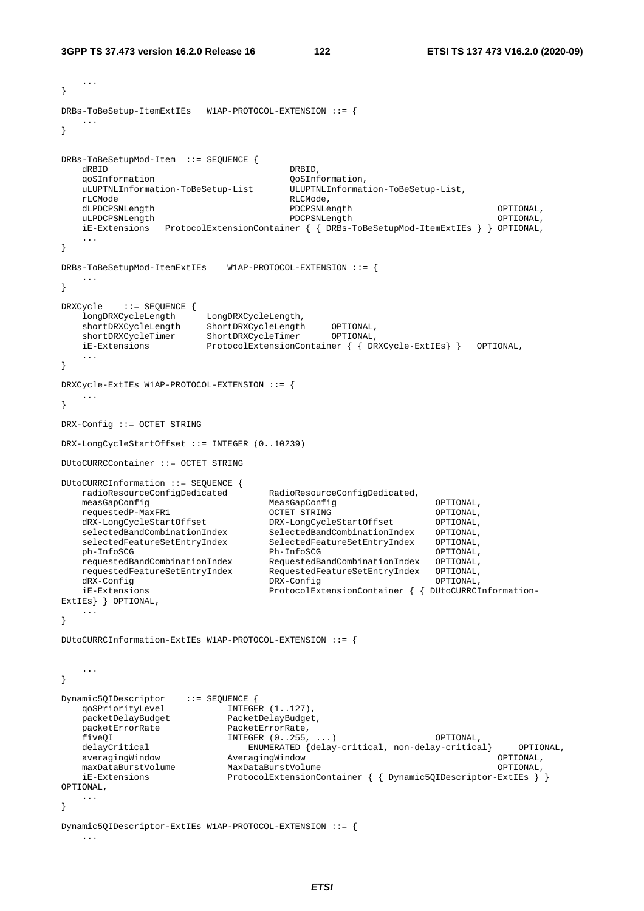```
	...
}

DRBs-ToBeSetup-ItemExtIEs	W1AP-PROTOCOL-EXTENSION ::= {
	...
}


DRBs-ToBeSetupMod-Item	::= SEQUENCE {
	dRBID								DRBID,
	qoSInformation						QoSInformation,
	uLUPTNLInformation-ToBeSetup-List		ULUPTNLInformation-ToBeSetup-List,
	rLCMode								RLCMode,
	dLPDCPSNLength						PDCPSNLength							OPTIONAL,
	uLPDCPSNLength						PDCPSNLength							OPTIONAL,
	iE-Extensions	ProtocolExtensionContainer { { DRBs-ToBeSetupMod-ItemExtIEs } } OPTIONAL,
	...
}

DRBs-ToBeSetupMod-ItemExtIEs	W1AP-PROTOCOL-EXTENSION ::= {
	...
}

DRXCycle	::= SEQUENCE {
	longDRXCycleLength		LongDRXCycleLength,
	shortDRXCycleLength		ShortDRXCycleLength		OPTIONAL,
	shortDRXCycleTimer		ShortDRXCycleTimer		OPTIONAL,
	iE-Extensions			ProtocolExtensionContainer { { DRXCycle-ExtIEs} }	OPTIONAL,
	...
}

DRXCycle-ExtIEs W1AP-PROTOCOL-EXTENSION ::= {
	...
}

DRX-Config ::= OCTET STRING

DRX-LongCycleStartOffset ::= INTEGER (0..10239)

DUtoCURRCContainer ::= OCTET STRING

DUtoCURRCInformation ::= SEQUENCE {
	radioResourceConfigDedicated		RadioResourceConfigDedicated,
	measGapConfig						MeasGapConfig					OPTIONAL,
	requestedP-MaxFR1					OCTET STRING					OPTIONAL,
	dRX-LongCycleStartOffset			DRX-LongCycleStartOffset		OPTIONAL,
	selectedBandCombinationIndex		SelectedBandCombinationIndex	OPTIONAL,
	selectedFeatureSetEntryIndex		SelectedFeatureSetEntryIndex	OPTIONAL,
	ph-InfoSCG							Ph-InfoSCG						OPTIONAL,
	requestedBandCombinationIndex		RequestedBandCombinationIndex	OPTIONAL,
	requestedFeatureSetEntryIndex		RequestedFeatureSetEntryIndex	OPTIONAL,
	dRX-Config							DRX-Config						OPTIONAL,
	iE-Extensions						ProtocolExtensionContainer { { DUtoCURRCInformation-
ExtIEs} } OPTIONAL,
	...
}

DUtoCURRCInformation-ExtIEs W1AP-PROTOCOL-EXTENSION ::= {


	...
}

Dynamic5QIDescriptor	::= SEQUENCE {
	qoSPriorityLevel			INTEGER (1..127),
	packetDelayBudget			PacketDelayBudget,
	packetErrorRate				PacketErrorRate,
	fiveQI						INTEGER (0..255, ...)				OPTIONAL,
	delayCritical					ENUMERATED {delay-critical, non-delay-critical}		OPTIONAL,
	averagingWindow				AveragingWindow										OPTIONAL,
	maxDataBurstVolume			MaxDataBurstVolume									OPTIONAL,
	iE-Extensions				ProtocolExtensionContainer { { Dynamic5QIDescriptor-ExtIEs } }
OPTIONAL,
	...
}

Dynamic5QIDescriptor-ExtIEs W1AP-PROTOCOL-EXTENSION ::= {
	...
```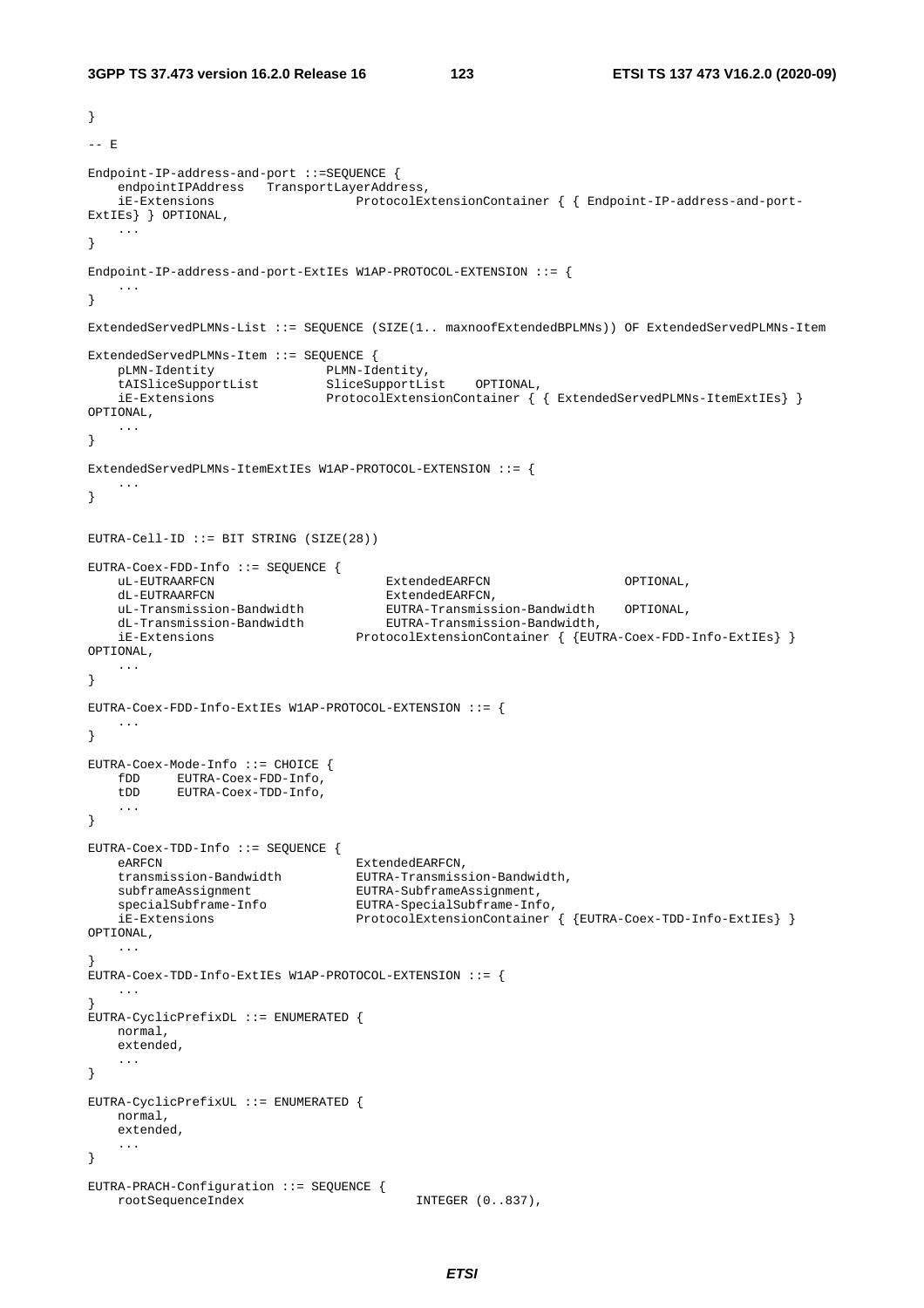```
}

-- E

Endpoint-IP-address-and-port ::=SEQUENCE {
    endpointIPAddress   TransportLayerAddress,
    iE-Extensions                   ProtocolExtensionContainer { { Endpoint-IP-address-and-port-
ExtIEs} } OPTIONAL,
    ...
}

Endpoint-IP-address-and-port-ExtIEs W1AP-PROTOCOL-EXTENSION ::= {
    ...
}

ExtendedServedPLMNs-List ::= SEQUENCE (SIZE(1.. maxnoofExtendedBPLMNs)) OF ExtendedServedPLMNs-Item

ExtendedServedPLMNs-Item ::= SEQUENCE {
    pLMN-Identity               PLMN-Identity,
    tAISliceSupportList         SliceSupportList    OPTIONAL,
    iE-Extensions               ProtocolExtensionContainer { { ExtendedServedPLMNs-ItemExtIEs} }
OPTIONAL,
    ...
}

ExtendedServedPLMNs-ItemExtIEs W1AP-PROTOCOL-EXTENSION ::= {
    ...
}


EUTRA-Cell-ID ::= BIT STRING (SIZE(28))

EUTRA-Coex-FDD-Info ::= SEQUENCE {
    uL-EUTRAARFCN                       ExtendedEARFCN                  OPTIONAL,
    dL-EUTRAARFCN                       ExtendedEARFCN,
    uL-Transmission-Bandwidth           EUTRA-Transmission-Bandwidth    OPTIONAL,
    dL-Transmission-Bandwidth           EUTRA-Transmission-Bandwidth,
    iE-Extensions                   ProtocolExtensionContainer { {EUTRA-Coex-FDD-Info-ExtIEs} }
OPTIONAL,
    ...
}

EUTRA-Coex-FDD-Info-ExtIEs W1AP-PROTOCOL-EXTENSION ::= {
    ...
}

EUTRA-Coex-Mode-Info ::= CHOICE {
    fDD     EUTRA-Coex-FDD-Info,
    tDD     EUTRA-Coex-TDD-Info,
    ...
}

EUTRA-Coex-TDD-Info ::= SEQUENCE {
    eARFCN                          ExtendedEARFCN,
    transmission-Bandwidth          EUTRA-Transmission-Bandwidth,
    subframeAssignment              EUTRA-SubframeAssignment,
    specialSubframe-Info            EUTRA-SpecialSubframe-Info,
    iE-Extensions                   ProtocolExtensionContainer { {EUTRA-Coex-TDD-Info-ExtIEs} }
OPTIONAL,
    ...
}
EUTRA-Coex-TDD-Info-ExtIEs W1AP-PROTOCOL-EXTENSION ::= {
    ...
}
EUTRA-CyclicPrefixDL ::= ENUMERATED {
    normal,
    extended,
    ...
}

EUTRA-CyclicPrefixUL ::= ENUMERATED {
    normal,
    extended,
    ...
}

EUTRA-PRACH-Configuration ::= SEQUENCE {
    rootSequenceIndex                       INTEGER (0..837),
```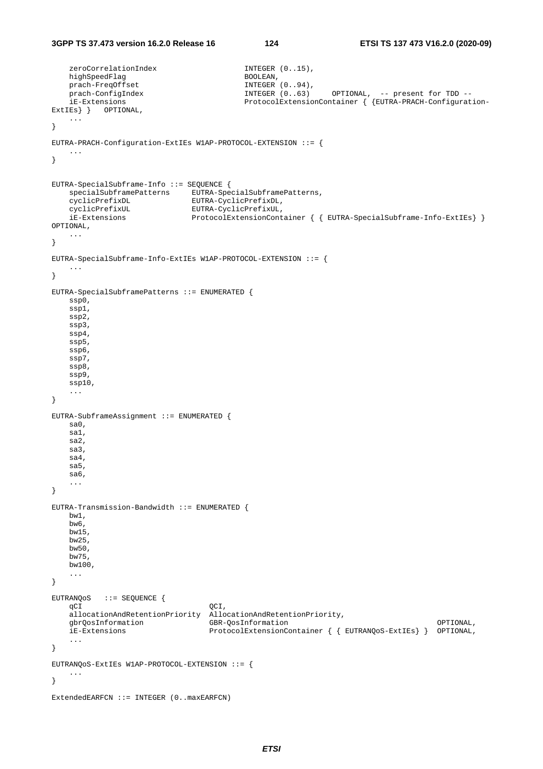```
	zeroCorrelationIndex			INTEGER (0..15),
	highSpeedFlag					BOOLEAN,
	prach-FreqOffset				INTEGER (0..94),
	prach-ConfigIndex				INTEGER (0..63)		OPTIONAL,  -- present for TDD --
	iE-Extensions					ProtocolExtensionContainer { {EUTRA-PRACH-Configuration-ExtIEs} }	OPTIONAL,
	...
}

EUTRA-PRACH-Configuration-ExtIEs W1AP-PROTOCOL-EXTENSION ::= {
	...
}


EUTRA-SpecialSubframe-Info ::= SEQUENCE {
	specialSubframePatterns		EUTRA-SpecialSubframePatterns,
	cyclicPrefixDL				EUTRA-CyclicPrefixDL,
	cyclicPrefixUL				EUTRA-CyclicPrefixUL,
	iE-Extensions				ProtocolExtensionContainer { { EUTRA-SpecialSubframe-Info-ExtIEs} }	OPTIONAL,
	...
}

EUTRA-SpecialSubframe-Info-ExtIEs W1AP-PROTOCOL-EXTENSION ::= {
	...
}

EUTRA-SpecialSubframePatterns ::= ENUMERATED {
	ssp0,
	ssp1,
	ssp2,
	ssp3,
	ssp4,
	ssp5,
	ssp6,
	ssp7,
	ssp8,
	ssp9,
	ssp10,
	...
}

EUTRA-SubframeAssignment ::= ENUMERATED {
	sa0,
	sa1,
	sa2,
	sa3,
	sa4,
	sa5,
	sa6,
	...
}

EUTRA-Transmission-Bandwidth ::= ENUMERATED {
	bw1,
	bw6,
	bw15,
	bw25,
	bw50,
	bw75,
	bw100,
	...
}

EUTRANQoS	::= SEQUENCE {
	qCI								QCI,
	allocationAndRetentionPriority	AllocationAndRetentionPriority,
	gbrQosInformation				GBR-QosInformation								OPTIONAL,
	iE-Extensions					ProtocolExtensionContainer { { EUTRANQoS-ExtIEs} }	OPTIONAL,
	...
}

EUTRANQoS-ExtIEs W1AP-PROTOCOL-EXTENSION ::= {
	...
}

ExtendedEARFCN ::= INTEGER (0..maxEARFCN)
```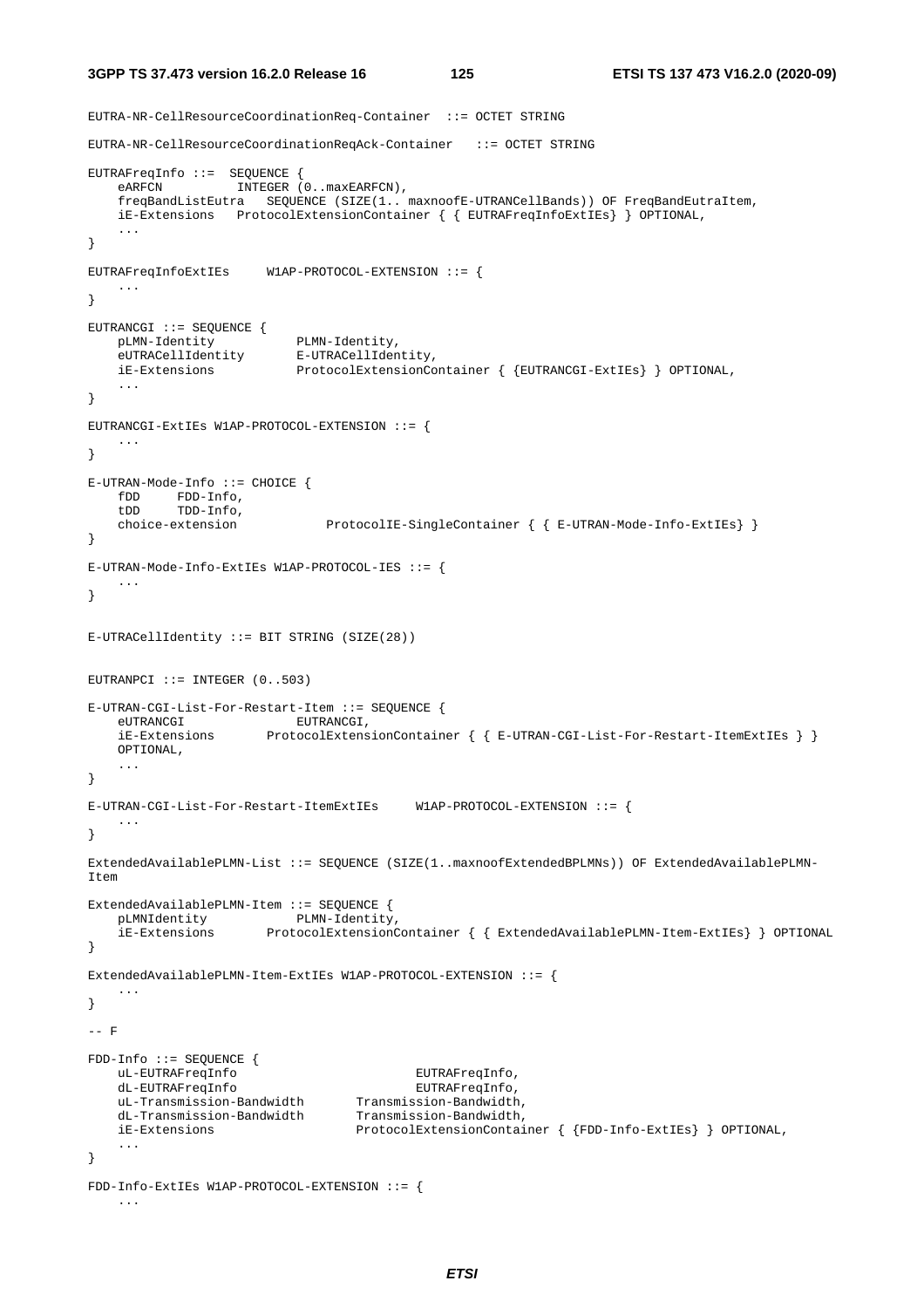```
EUTRA-NR-CellResourceCoordinationReq-Container  ::= OCTET STRING

EUTRA-NR-CellResourceCoordinationReqAck-Container   ::= OCTET STRING

EUTRAFreqInfo ::=  SEQUENCE {
    eARFCN          INTEGER (0..maxEARFCN),
    freqBandListEutra   SEQUENCE (SIZE(1.. maxnoofE-UTRANCellBands)) OF FreqBandEutraItem,
    iE-Extensions   ProtocolExtensionContainer { { EUTRAFreqInfoExtIEs} } OPTIONAL,
    ...
}

EUTRAFreqInfoExtIEs     W1AP-PROTOCOL-EXTENSION ::= {
    ...
}

EUTRANCGI ::= SEQUENCE {
    pLMN-Identity           PLMN-Identity,
    eUTRACellIdentity       E-UTRACellIdentity,
    iE-Extensions           ProtocolExtensionContainer { {EUTRANCGI-ExtIEs} } OPTIONAL,
    ...
}

EUTRANCGI-ExtIEs W1AP-PROTOCOL-EXTENSION ::= {
    ...
}

E-UTRAN-Mode-Info ::= CHOICE {
    fDD     FDD-Info,
    tDD     TDD-Info,
    choice-extension            ProtocolIE-SingleContainer { { E-UTRAN-Mode-Info-ExtIEs} }
}

E-UTRAN-Mode-Info-ExtIEs W1AP-PROTOCOL-IES ::= {
    ...
}


E-UTRACellIdentity ::= BIT STRING (SIZE(28))


EUTRANPCI ::= INTEGER (0..503)

E-UTRAN-CGI-List-For-Restart-Item ::= SEQUENCE {
    eUTRANCGI               EUTRANCGI,
    iE-Extensions       ProtocolExtensionContainer { { E-UTRAN-CGI-List-For-Restart-ItemExtIEs } }
    OPTIONAL,
    ...
}

E-UTRAN-CGI-List-For-Restart-ItemExtIEs     W1AP-PROTOCOL-EXTENSION ::= {
    ...
}

ExtendedAvailablePLMN-List ::= SEQUENCE (SIZE(1..maxnoofExtendedBPLMNs)) OF ExtendedAvailablePLMN-
Item

ExtendedAvailablePLMN-Item ::= SEQUENCE {
    pLMNIdentity            PLMN-Identity,
    iE-Extensions       ProtocolExtensionContainer { { ExtendedAvailablePLMN-Item-ExtIEs} } OPTIONAL
}

ExtendedAvailablePLMN-Item-ExtIEs W1AP-PROTOCOL-EXTENSION ::= {
    ...
}

-- F

FDD-Info ::= SEQUENCE {
    uL-EUTRAFreqInfo                        EUTRAFreqInfo,
    dL-EUTRAFreqInfo                        EUTRAFreqInfo,
    uL-Transmission-Bandwidth       Transmission-Bandwidth,
    dL-Transmission-Bandwidth       Transmission-Bandwidth,
    iE-Extensions                   ProtocolExtensionContainer { {FDD-Info-ExtIEs} } OPTIONAL,
    ...
}

FDD-Info-ExtIEs W1AP-PROTOCOL-EXTENSION ::= {
    ...
```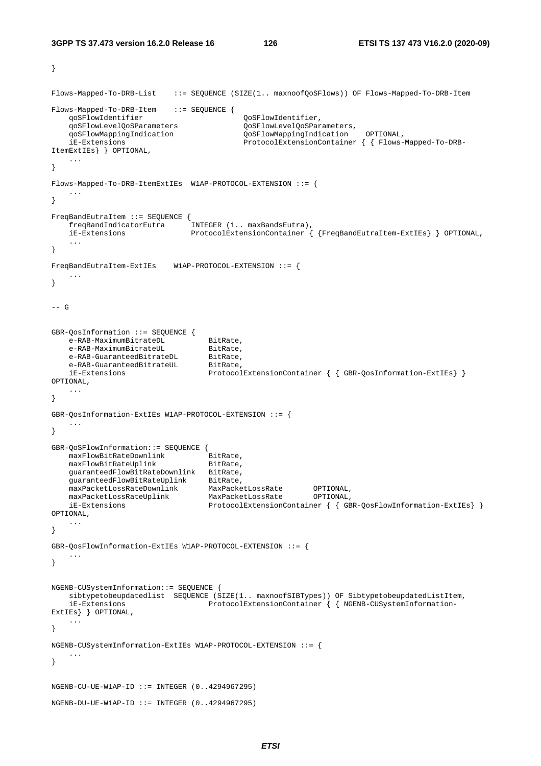```
}

Flows-Mapped-To-DRB-List    ::= SEQUENCE (SIZE(1.. maxnoofQoSFlows)) OF Flows-Mapped-To-DRB-Item

Flows-Mapped-To-DRB-Item    ::= SEQUENCE {
    qoSFlowIdentifier                       QoSFlowIdentifier,
    qoSFlowLevelQoSParameters               QoSFlowLevelQoSParameters,
    qoSFlowMappingIndication                QoSFlowMappingIndication    OPTIONAL,
    iE-Extensions                           ProtocolExtensionContainer { { Flows-Mapped-To-DRB-
ItemExtIEs} } OPTIONAL,
    ...
}

Flows-Mapped-To-DRB-ItemExtIEs  W1AP-PROTOCOL-EXTENSION ::= {
    ...
}

FreqBandEutraItem ::= SEQUENCE {
    freqBandIndicatorEutra      INTEGER (1.. maxBandsEutra),
    iE-Extensions               ProtocolExtensionContainer { {FreqBandEutraItem-ExtIEs} } OPTIONAL,
    ...
}

FreqBandEutraItem-ExtIEs    W1AP-PROTOCOL-EXTENSION ::= {
    ...
}


-- G


GBR-QosInformation ::= SEQUENCE {
    e-RAB-MaximumBitrateDL          BitRate,
    e-RAB-MaximumBitrateUL          BitRate,
    e-RAB-GuaranteedBitrateDL       BitRate,
    e-RAB-GuaranteedBitrateUL       BitRate,
    iE-Extensions                   ProtocolExtensionContainer { { GBR-QosInformation-ExtIEs} }
OPTIONAL,
    ...
}

GBR-QosInformation-ExtIEs W1AP-PROTOCOL-EXTENSION ::= {
    ...
}

GBR-QoSFlowInformation::= SEQUENCE {
    maxFlowBitRateDownlink          BitRate,
    maxFlowBitRateUplink            BitRate,
    guaranteedFlowBitRateDownlink   BitRate,
    guaranteedFlowBitRateUplink     BitRate,
    maxPacketLossRateDownlink       MaxPacketLossRate       OPTIONAL,
    maxPacketLossRateUplink         MaxPacketLossRate       OPTIONAL,
    iE-Extensions                   ProtocolExtensionContainer { { GBR-QosFlowInformation-ExtIEs} }
OPTIONAL,
    ...
}

GBR-QosFlowInformation-ExtIEs W1AP-PROTOCOL-EXTENSION ::= {
    ...
}


NGENB-CUSystemInformation::= SEQUENCE {
    sibtypetobeupdatedlist  SEQUENCE (SIZE(1.. maxnoofSIBTypes)) OF SibtypetobeupdatedListItem,
    iE-Extensions                   ProtocolExtensionContainer { { NGENB-CUSystemInformation-
ExtIEs} } OPTIONAL,
    ...
}

NGENB-CUSystemInformation-ExtIEs W1AP-PROTOCOL-EXTENSION ::= {
    ...
}


NGENB-CU-UE-W1AP-ID ::= INTEGER (0..4294967295)

NGENB-DU-UE-W1AP-ID ::= INTEGER (0..4294967295)
```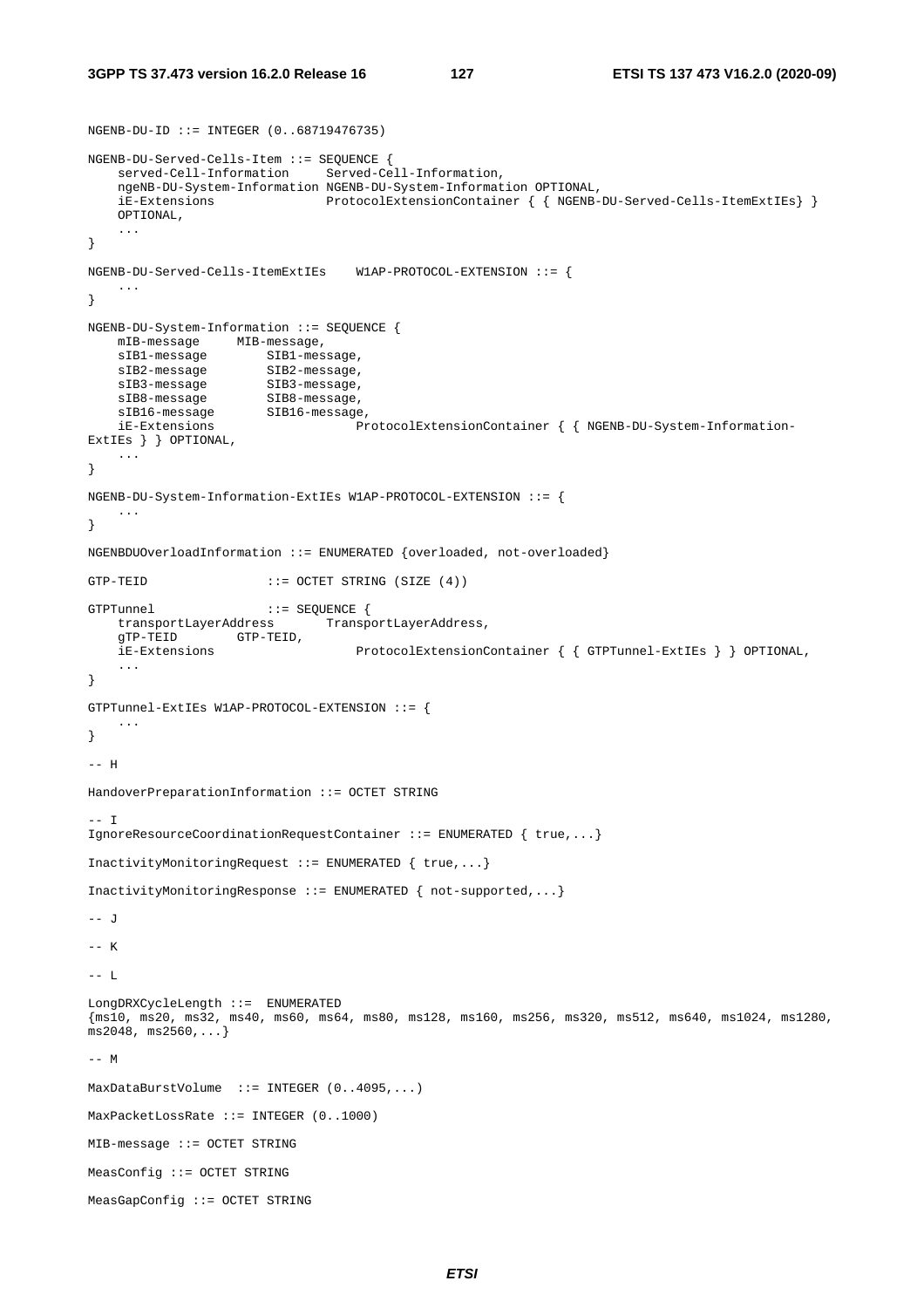```
NGENB-DU-ID ::= INTEGER (0..68719476735)

NGENB-DU-Served-Cells-Item ::= SEQUENCE {
    served-Cell-Information     Served-Cell-Information,
    ngeNB-DU-System-Information NGENB-DU-System-Information OPTIONAL,
    iE-Extensions               ProtocolExtensionContainer { { NGENB-DU-Served-Cells-ItemExtIEs} } 
    OPTIONAL,
    ...
}

NGENB-DU-Served-Cells-ItemExtIEs    W1AP-PROTOCOL-EXTENSION ::= {
    ...
}

NGENB-DU-System-Information ::= SEQUENCE {
    mIB-message     MIB-message,
    sIB1-message        SIB1-message,
    sIB2-message        SIB2-message,
    sIB3-message        SIB3-message,
    sIB8-message        SIB8-message,
    sIB16-message       SIB16-message,
    iE-Extensions                   ProtocolExtensionContainer { { NGENB-DU-System-Information-
ExtIEs } } OPTIONAL,
    ...
}

NGENB-DU-System-Information-ExtIEs W1AP-PROTOCOL-EXTENSION ::= {
    ...
}

NGENBDUOverloadInformation ::= ENUMERATED {overloaded, not-overloaded}

GTP-TEID                ::= OCTET STRING (SIZE (4))

GTPTunnel               ::= SEQUENCE {
    transportLayerAddress       TransportLayerAddress,
    gTP-TEID        GTP-TEID,
    iE-Extensions                   ProtocolExtensionContainer { { GTPTunnel-ExtIEs } } OPTIONAL,
    ...
}

GTPTunnel-ExtIEs W1AP-PROTOCOL-EXTENSION ::= {
    ...
}

-- H

HandoverPreparationInformation ::= OCTET STRING

-- I
IgnoreResourceCoordinationRequestContainer ::= ENUMERATED { true,...}

InactivityMonitoringRequest ::= ENUMERATED { true,...}

InactivityMonitoringResponse ::= ENUMERATED { not-supported,...}

-- J

-- K

-- L

LongDRXCycleLength ::=  ENUMERATED 
{ms10, ms20, ms32, ms40, ms60, ms64, ms80, ms128, ms160, ms256, ms320, ms512, ms640, ms1024, ms1280, 
ms2048, ms2560,...}

-- M

MaxDataBurstVolume  ::= INTEGER (0..4095,...)

MaxPacketLossRate ::= INTEGER (0..1000)

MIB-message ::= OCTET STRING

MeasConfig ::= OCTET STRING

MeasGapConfig ::= OCTET STRING
```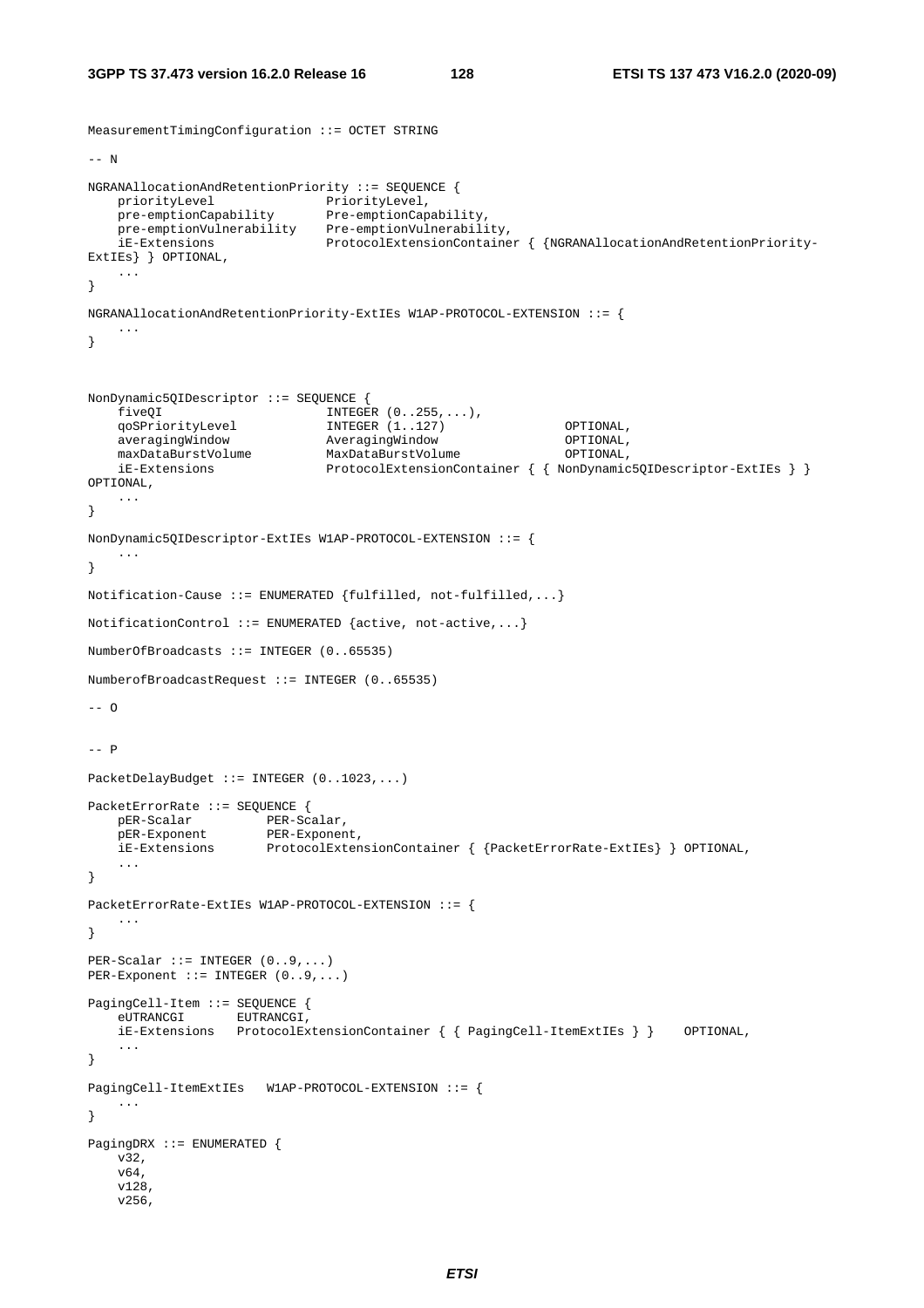```
MeasurementTimingConfiguration ::= OCTET STRING

-- N

NGRANAllocationAndRetentionPriority ::= SEQUENCE {
    priorityLevel               PriorityLevel,
    pre-emptionCapability       Pre-emptionCapability,
    pre-emptionVulnerability    Pre-emptionVulnerability,
    iE-Extensions               ProtocolExtensionContainer { {NGRANAllocationAndRetentionPriority-
ExtIEs} } OPTIONAL,
    ...
}

NGRANAllocationAndRetentionPriority-ExtIEs W1AP-PROTOCOL-EXTENSION ::= {
    ...
}



NonDynamic5QIDescriptor ::= SEQUENCE {
    fiveQI                      INTEGER (0..255,...),
    qoSPriorityLevel            INTEGER (1..127)                OPTIONAL,
    averagingWindow             AveragingWindow                 OPTIONAL,
    maxDataBurstVolume          MaxDataBurstVolume              OPTIONAL,
    iE-Extensions               ProtocolExtensionContainer { { NonDynamic5QIDescriptor-ExtIEs } }
OPTIONAL,
    ...
}

NonDynamic5QIDescriptor-ExtIEs W1AP-PROTOCOL-EXTENSION ::= {
    ...
}

Notification-Cause ::= ENUMERATED {fulfilled, not-fulfilled,...}

NotificationControl ::= ENUMERATED {active, not-active,...}

NumberOfBroadcasts ::= INTEGER (0..65535)

NumberofBroadcastRequest ::= INTEGER (0..65535)

-- O


-- P

PacketDelayBudget ::= INTEGER (0..1023,...)

PacketErrorRate ::= SEQUENCE {
    pER-Scalar          PER-Scalar,
    pER-Exponent        PER-Exponent,
    iE-Extensions       ProtocolExtensionContainer { {PacketErrorRate-ExtIEs} } OPTIONAL,
    ...
}

PacketErrorRate-ExtIEs W1AP-PROTOCOL-EXTENSION ::= {
    ...
}

PER-Scalar ::= INTEGER (0..9,...)
PER-Exponent ::= INTEGER (0..9,...)

PagingCell-Item ::= SEQUENCE {
    eUTRANCGI       EUTRANCGI,
    iE-Extensions   ProtocolExtensionContainer { { PagingCell-ItemExtIEs } }    OPTIONAL,
    ...
}

PagingCell-ItemExtIEs   W1AP-PROTOCOL-EXTENSION ::= {
    ...
}

PagingDRX ::= ENUMERATED {
    v32,
    v64,
    v128,
    v256,
```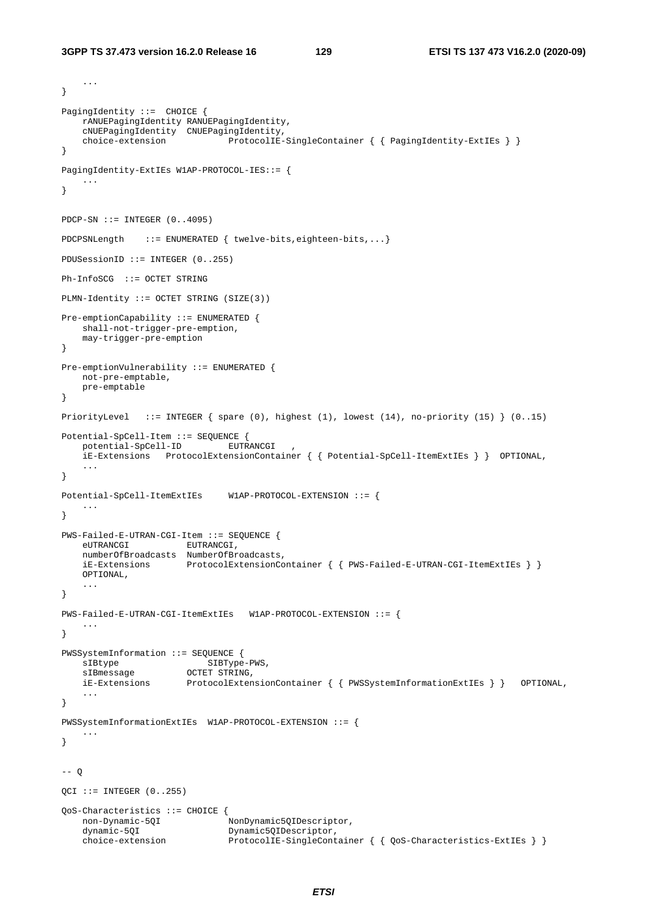```
	...
}

PagingIdentity ::=  CHOICE {
	rANUEPagingIdentity RANUEPagingIdentity,
	cNUEPagingIdentity  CNUEPagingIdentity,
	choice-extension            ProtocolIE-SingleContainer { { PagingIdentity-ExtIEs } }
}

PagingIdentity-ExtIEs W1AP-PROTOCOL-IES::= {
	...
}


PDCP-SN ::= INTEGER (0..4095)

PDCPSNLength    ::= ENUMERATED { twelve-bits,eighteen-bits,...}

PDUSessionID ::= INTEGER (0..255)

Ph-InfoSCG  ::= OCTET STRING

PLMN-Identity ::= OCTET STRING (SIZE(3))

Pre-emptionCapability ::= ENUMERATED {
	shall-not-trigger-pre-emption,
	may-trigger-pre-emption
}

Pre-emptionVulnerability ::= ENUMERATED {
	not-pre-emptable,
	pre-emptable
}

PriorityLevel   ::= INTEGER { spare (0), highest (1), lowest (14), no-priority (15) } (0..15)

Potential-SpCell-Item ::= SEQUENCE {
	potential-SpCell-ID         EUTRANCGI   ,
	iE-Extensions   ProtocolExtensionContainer { { Potential-SpCell-ItemExtIEs } }  OPTIONAL,
	...
}

Potential-SpCell-ItemExtIEs     W1AP-PROTOCOL-EXTENSION ::= {
	...
}

PWS-Failed-E-UTRAN-CGI-Item ::= SEQUENCE {
	eUTRANCGI           EUTRANCGI,
	numberOfBroadcasts  NumberOfBroadcasts,
	iE-Extensions       ProtocolExtensionContainer { { PWS-Failed-E-UTRAN-CGI-ItemExtIEs } }
	OPTIONAL,
	...
}

PWS-Failed-E-UTRAN-CGI-ItemExtIEs   W1AP-PROTOCOL-EXTENSION ::= {
	...
}

PWSSystemInformation ::= SEQUENCE {
	sIBtype                 SIBType-PWS,
	sIBmessage          OCTET STRING,
	iE-Extensions       ProtocolExtensionContainer { { PWSSystemInformationExtIEs } }   OPTIONAL,
	...
}

PWSSystemInformationExtIEs  W1AP-PROTOCOL-EXTENSION ::= {
	...
}


-- Q

QCI ::= INTEGER (0..255)

QoS-Characteristics ::= CHOICE {
	non-Dynamic-5QI             NonDynamic5QIDescriptor,
	dynamic-5QI                 Dynamic5QIDescriptor,
	choice-extension            ProtocolIE-SingleContainer { { QoS-Characteristics-ExtIEs } }
```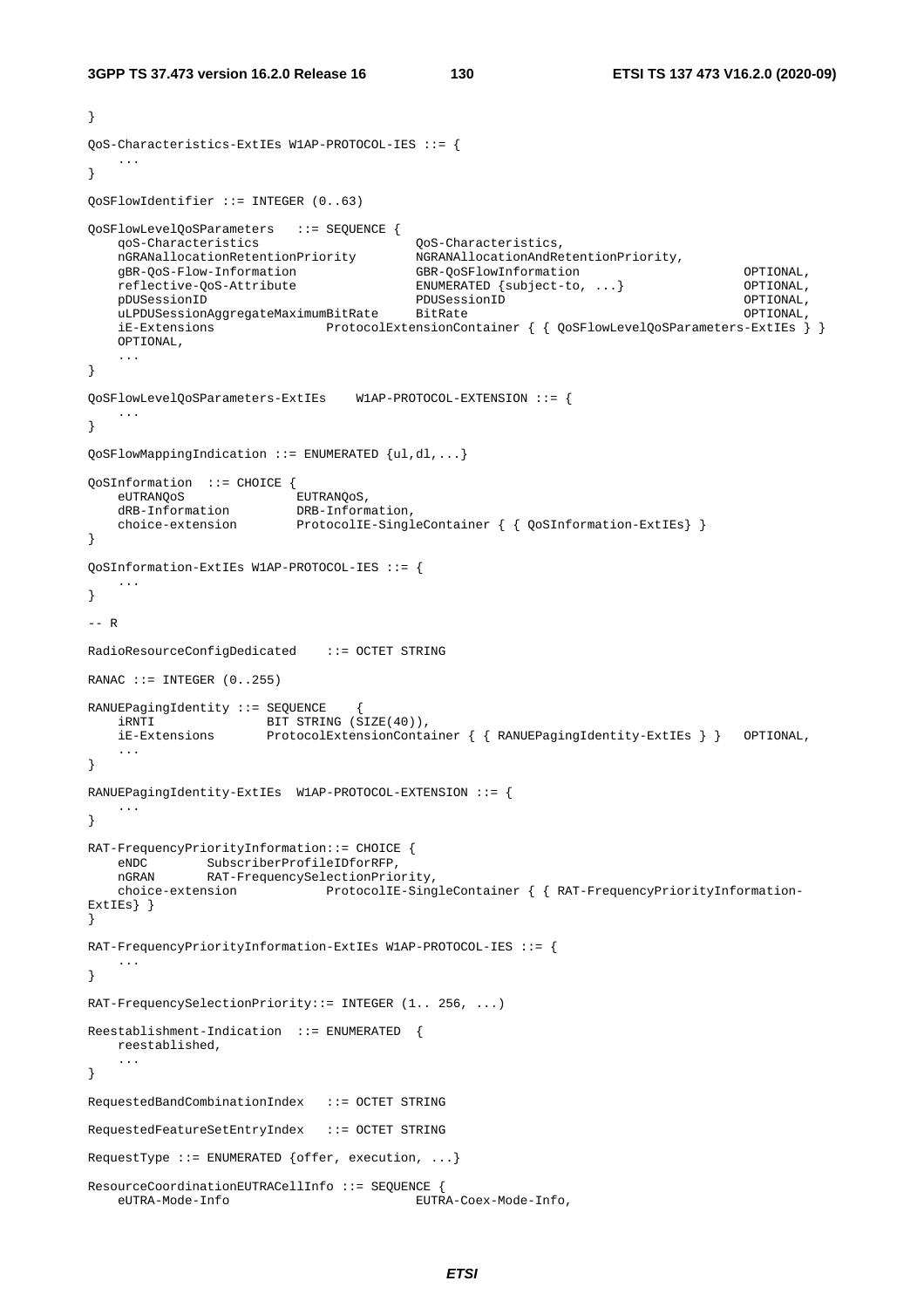```
}

QoS-Characteristics-ExtIEs W1AP-PROTOCOL-IES ::= {
    ...
}

QoSFlowIdentifier ::= INTEGER (0..63)

QoSFlowLevelQoSParameters   ::= SEQUENCE {
    qoS-Characteristics                     QoS-Characteristics,
    nGRANallocationRetentionPriority        NGRANAllocationAndRetentionPriority,
    gBR-QoS-Flow-Information                GBR-QoSFlowInformation                          OPTIONAL,
    reflective-QoS-Attribute                ENUMERATED {subject-to, ...}                    OPTIONAL,
    pDUSessionID                            PDUSessionID                                    OPTIONAL,
    uLPDUSessionAggregateMaximumBitRate     BitRate                                         OPTIONAL,
    iE-Extensions               ProtocolExtensionContainer { { QoSFlowLevelQoSParameters-ExtIEs } }
    OPTIONAL,
    ...
}

QoSFlowLevelQoSParameters-ExtIEs    W1AP-PROTOCOL-EXTENSION ::= {
    ...
}

QoSFlowMappingIndication ::= ENUMERATED {ul,dl,...}

QoSInformation  ::= CHOICE {
    eUTRANQoS               EUTRANQoS,
    dRB-Information         DRB-Information,
    choice-extension        ProtocolIE-SingleContainer { { QoSInformation-ExtIEs} }
}

QoSInformation-ExtIEs W1AP-PROTOCOL-IES ::= {
    ...
}

-- R

RadioResourceConfigDedicated    ::= OCTET STRING

RANAC ::= INTEGER (0..255)

RANUEPagingIdentity ::= SEQUENCE    {
    iRNTI               BIT STRING (SIZE(40)),
    iE-Extensions       ProtocolExtensionContainer { { RANUEPagingIdentity-ExtIEs } }   OPTIONAL,
    ...
}

RANUEPagingIdentity-ExtIEs  W1AP-PROTOCOL-EXTENSION ::= {
    ...
}

RAT-FrequencyPriorityInformation::= CHOICE {
    eNDC        SubscriberProfileIDforRFP,
    nGRAN       RAT-FrequencySelectionPriority,
    choice-extension            ProtocolIE-SingleContainer { { RAT-FrequencyPriorityInformation-
ExtIEs} }
}

RAT-FrequencyPriorityInformation-ExtIEs W1AP-PROTOCOL-IES ::= {
    ...
}

RAT-FrequencySelectionPriority::= INTEGER (1.. 256, ...)

Reestablishment-Indication  ::= ENUMERATED  {
    reestablished,
    ...
}

RequestedBandCombinationIndex   ::= OCTET STRING

RequestedFeatureSetEntryIndex   ::= OCTET STRING

RequestType ::= ENUMERATED {offer, execution, ...}

ResourceCoordinationEUTRACellInfo ::= SEQUENCE {
    eUTRA-Mode-Info                         EUTRA-Coex-Mode-Info,
```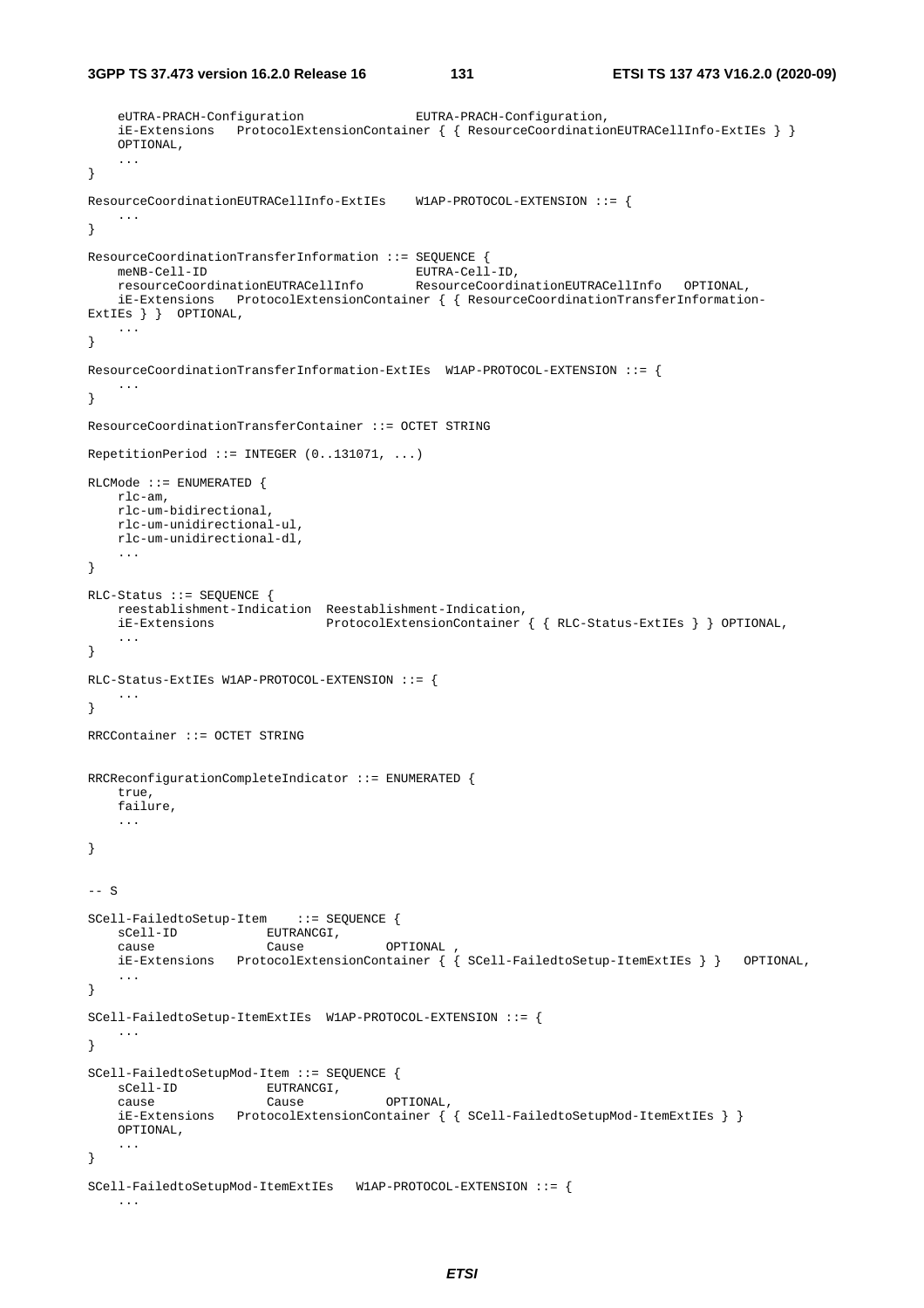```
    eUTRA-PRACH-Configuration               EUTRA-PRACH-Configuration,
    iE-Extensions   ProtocolExtensionContainer { { ResourceCoordinationEUTRACellInfo-ExtIEs } }
    OPTIONAL,
    ...
}

ResourceCoordinationEUTRACellInfo-ExtIEs    W1AP-PROTOCOL-EXTENSION ::= {
    ...
}

ResourceCoordinationTransferInformation ::= SEQUENCE {
    meNB-Cell-ID                            EUTRA-Cell-ID,
    resourceCoordinationEUTRACellInfo       ResourceCoordinationEUTRACellInfo   OPTIONAL,
    iE-Extensions   ProtocolExtensionContainer { { ResourceCoordinationTransferInformation-
ExtIEs } }  OPTIONAL,
    ...
}

ResourceCoordinationTransferInformation-ExtIEs  W1AP-PROTOCOL-EXTENSION ::= {
    ...
}

ResourceCoordinationTransferContainer ::= OCTET STRING

RepetitionPeriod ::= INTEGER (0..131071, ...)

RLCMode ::= ENUMERATED {
    rlc-am,
    rlc-um-bidirectional,
    rlc-um-unidirectional-ul,
    rlc-um-unidirectional-dl,
    ...
}

RLC-Status ::= SEQUENCE {
    reestablishment-Indication  Reestablishment-Indication,
    iE-Extensions               ProtocolExtensionContainer { { RLC-Status-ExtIEs } } OPTIONAL,
    ...
}

RLC-Status-ExtIEs W1AP-PROTOCOL-EXTENSION ::= {
    ...
}

RRCContainer ::= OCTET STRING


RRCReconfigurationCompleteIndicator ::= ENUMERATED {
    true,
    failure,
    ...

}


-- S

SCell-FailedtoSetup-Item    ::= SEQUENCE {
    sCell-ID            EUTRANCGI,
    cause               Cause           OPTIONAL ,
    iE-Extensions   ProtocolExtensionContainer { { SCell-FailedtoSetup-ItemExtIEs } }   OPTIONAL,
    ...
}

SCell-FailedtoSetup-ItemExtIEs  W1AP-PROTOCOL-EXTENSION ::= {
    ...
}

SCell-FailedtoSetupMod-Item ::= SEQUENCE {
    sCell-ID            EUTRANCGI,
    cause               Cause           OPTIONAL,
    iE-Extensions   ProtocolExtensionContainer { { SCell-FailedtoSetupMod-ItemExtIEs } }
    OPTIONAL,
    ...
}

SCell-FailedtoSetupMod-ItemExtIEs   W1AP-PROTOCOL-EXTENSION ::= {
    ...
```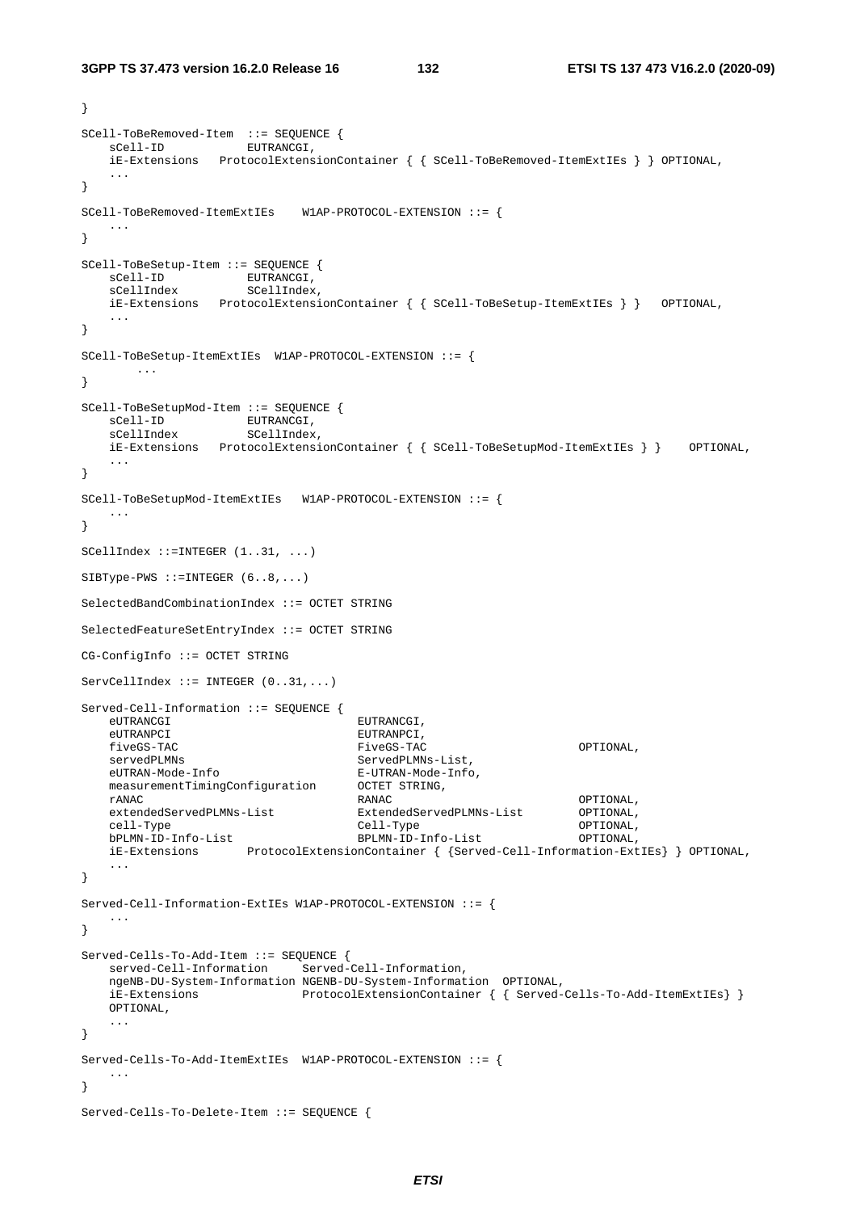```
}

SCell-ToBeRemoved-Item  ::= SEQUENCE {
    sCell-ID            EUTRANCGI,
    iE-Extensions   ProtocolExtensionContainer { { SCell-ToBeRemoved-ItemExtIEs } } OPTIONAL,
    ...
}

SCell-ToBeRemoved-ItemExtIEs    W1AP-PROTOCOL-EXTENSION ::= {
    ...
}

SCell-ToBeSetup-Item ::= SEQUENCE {
    sCell-ID            EUTRANCGI,
    sCellIndex          SCellIndex,
    iE-Extensions   ProtocolExtensionContainer { { SCell-ToBeSetup-ItemExtIEs } }   OPTIONAL,
    ...
}

SCell-ToBeSetup-ItemExtIEs  W1AP-PROTOCOL-EXTENSION ::= {
        ...
}

SCell-ToBeSetupMod-Item ::= SEQUENCE {
    sCell-ID            EUTRANCGI,
    sCellIndex          SCellIndex,
    iE-Extensions   ProtocolExtensionContainer { { SCell-ToBeSetupMod-ItemExtIEs } }    OPTIONAL,
    ...
}

SCell-ToBeSetupMod-ItemExtIEs   W1AP-PROTOCOL-EXTENSION ::= {
    ...
}

SCellIndex ::=INTEGER (1..31, ...)

SIBType-PWS ::=INTEGER (6..8,...)

SelectedBandCombinationIndex ::= OCTET STRING

SelectedFeatureSetEntryIndex ::= OCTET STRING

CG-ConfigInfo ::= OCTET STRING

ServCellIndex ::= INTEGER (0..31,...)

Served-Cell-Information ::= SEQUENCE {
    eUTRANCGI                           EUTRANCGI,
    eUTRANPCI                           EUTRANPCI,
    fiveGS-TAC                          FiveGS-TAC                      OPTIONAL,
    servedPLMNs                         ServedPLMNs-List,
    eUTRAN-Mode-Info                    E-UTRAN-Mode-Info,
    measurementTimingConfiguration      OCTET STRING,
    rANAC                               RANAC                           OPTIONAL,
    extendedServedPLMNs-List            ExtendedServedPLMNs-List        OPTIONAL,
    cell-Type                           Cell-Type                       OPTIONAL,
    bPLMN-ID-Info-List                  BPLMN-ID-Info-List              OPTIONAL,
    iE-Extensions       ProtocolExtensionContainer { {Served-Cell-Information-ExtIEs} } OPTIONAL,
    ...
}

Served-Cell-Information-ExtIEs W1AP-PROTOCOL-EXTENSION ::= {
    ...
}

Served-Cells-To-Add-Item ::= SEQUENCE {
    served-Cell-Information     Served-Cell-Information,
    ngeNB-DU-System-Information NGENB-DU-System-Information  OPTIONAL,
    iE-Extensions               ProtocolExtensionContainer { { Served-Cells-To-Add-ItemExtIEs} }
    OPTIONAL,
    ...
}

Served-Cells-To-Add-ItemExtIEs  W1AP-PROTOCOL-EXTENSION ::= {
    ...
}

Served-Cells-To-Delete-Item ::= SEQUENCE {
```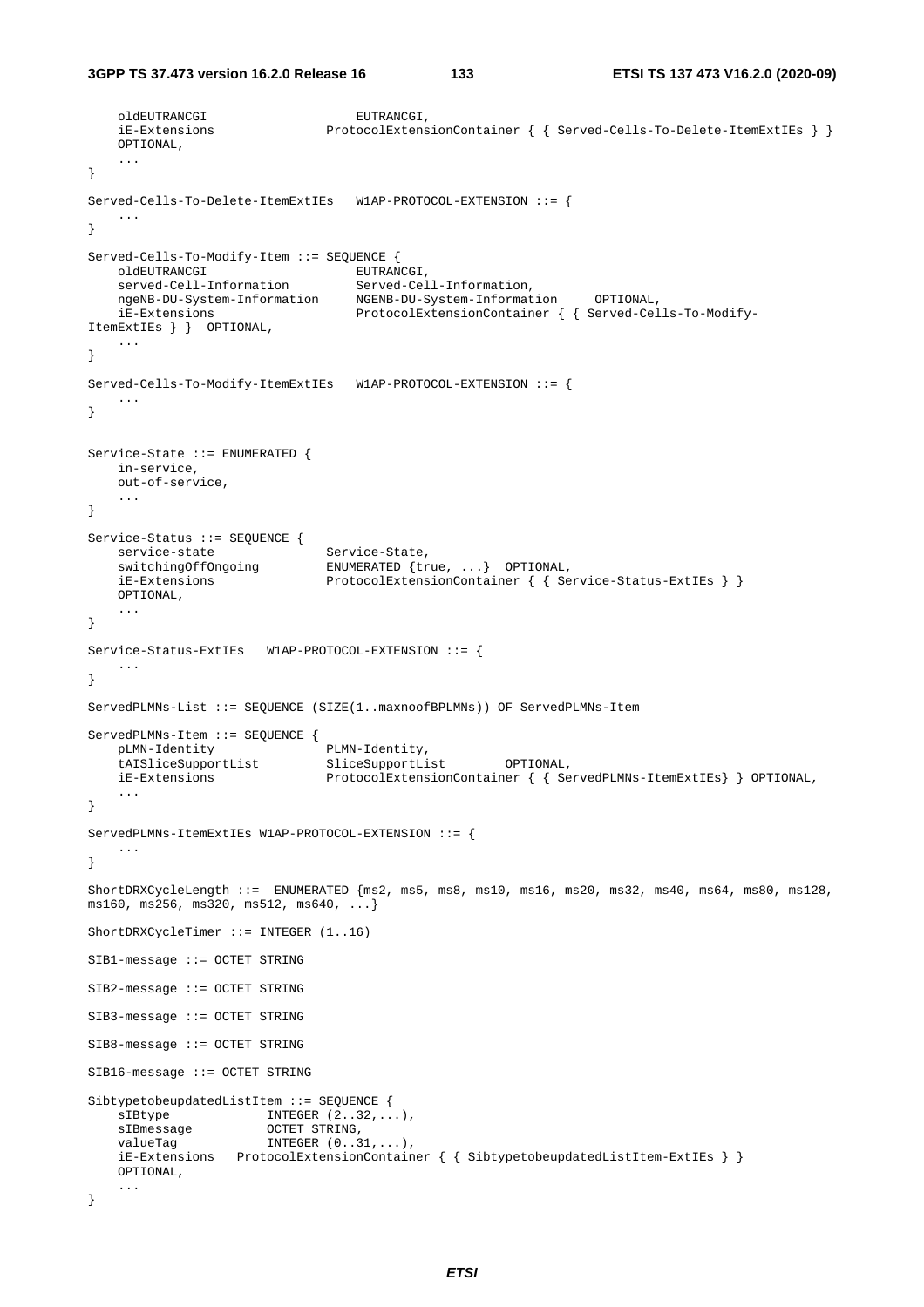```
    oldEUTRANCGI                    EUTRANCGI,
    iE-Extensions               ProtocolExtensionContainer { { Served-Cells-To-Delete-ItemExtIEs } }
    OPTIONAL,
    ...
}

Served-Cells-To-Delete-ItemExtIEs   W1AP-PROTOCOL-EXTENSION ::= {
    ...
}

Served-Cells-To-Modify-Item ::= SEQUENCE {
    oldEUTRANCGI                    EUTRANCGI,
    served-Cell-Information         Served-Cell-Information,
    ngeNB-DU-System-Information     NGENB-DU-System-Information     OPTIONAL,
    iE-Extensions                   ProtocolExtensionContainer { { Served-Cells-To-Modify-
ItemExtIEs } }  OPTIONAL,
    ...
}

Served-Cells-To-Modify-ItemExtIEs   W1AP-PROTOCOL-EXTENSION ::= {
    ...
}


Service-State ::= ENUMERATED {
    in-service,
    out-of-service,
    ...
}

Service-Status ::= SEQUENCE {
    service-state               Service-State,
    switchingOffOngoing         ENUMERATED {true, ...}  OPTIONAL,
    iE-Extensions               ProtocolExtensionContainer { { Service-Status-ExtIEs } }
    OPTIONAL,
    ...
}

Service-Status-ExtIEs   W1AP-PROTOCOL-EXTENSION ::= {
    ...
}

ServedPLMNs-List ::= SEQUENCE (SIZE(1..maxnoofBPLMNs)) OF ServedPLMNs-Item

ServedPLMNs-Item ::= SEQUENCE {
    pLMN-Identity               PLMN-Identity,
    tAISliceSupportList         SliceSupportList        OPTIONAL,
    iE-Extensions               ProtocolExtensionContainer { { ServedPLMNs-ItemExtIEs} } OPTIONAL,
    ...
}

ServedPLMNs-ItemExtIEs W1AP-PROTOCOL-EXTENSION ::= {
    ...
}

ShortDRXCycleLength ::=  ENUMERATED {ms2, ms5, ms8, ms10, ms16, ms20, ms32, ms40, ms64, ms80, ms128,
ms160, ms256, ms320, ms512, ms640, ...}

ShortDRXCycleTimer ::= INTEGER (1..16)

SIB1-message ::= OCTET STRING

SIB2-message ::= OCTET STRING

SIB3-message ::= OCTET STRING

SIB8-message ::= OCTET STRING

SIB16-message ::= OCTET STRING

SibtypetobeupdatedListItem ::= SEQUENCE {
    sIBtype             INTEGER (2..32,...),
    sIBmessage          OCTET STRING,
    valueTag            INTEGER (0..31,...),
    iE-Extensions   ProtocolExtensionContainer { { SibtypetobeupdatedListItem-ExtIEs } }
    OPTIONAL,
    ...
}
```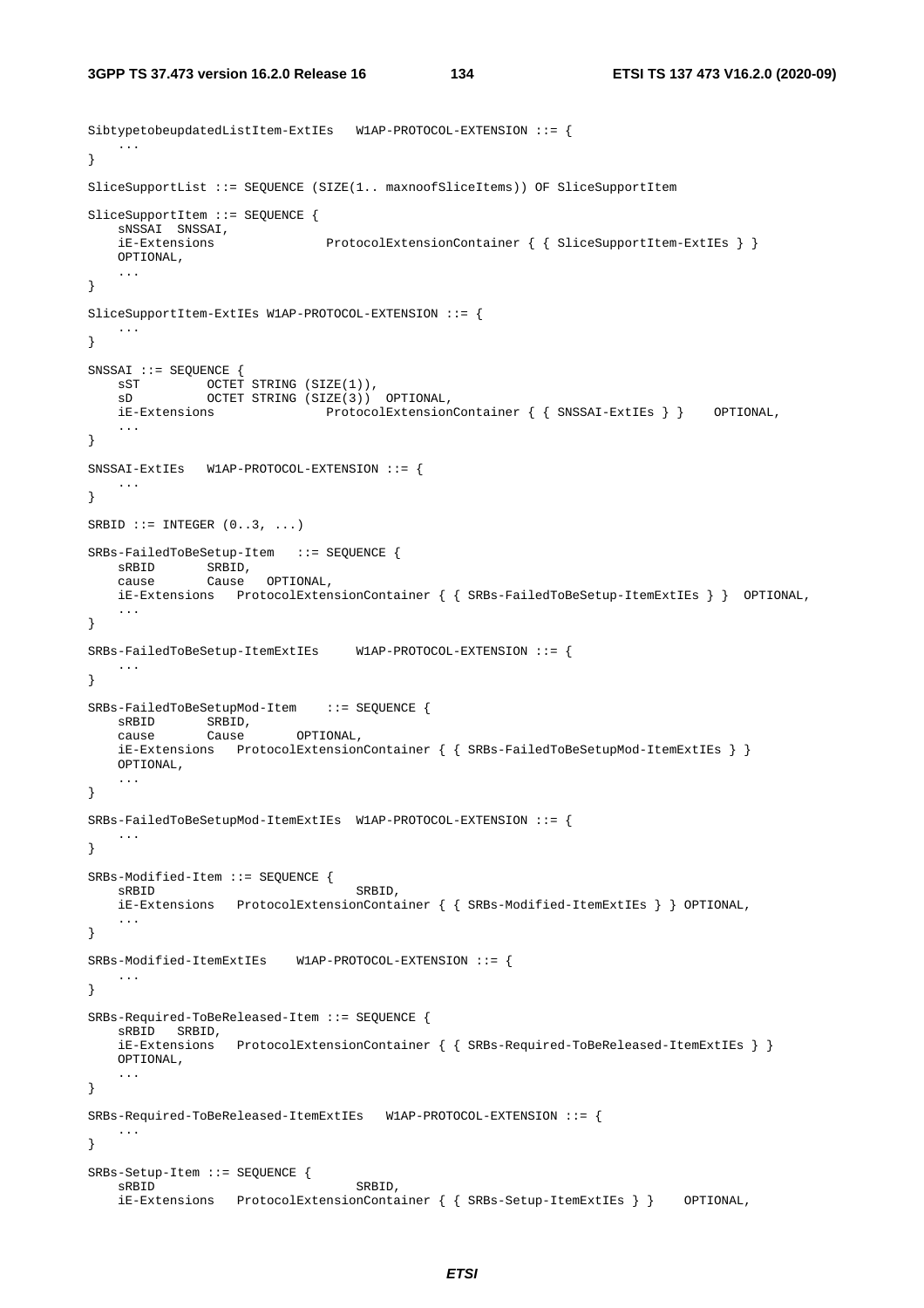```
SibtypetobeupdatedListItem-ExtIEs   W1AP-PROTOCOL-EXTENSION ::= {
    ...
}

SliceSupportList ::= SEQUENCE (SIZE(1.. maxnoofSliceItems)) OF SliceSupportItem

SliceSupportItem ::= SEQUENCE {
    sNSSAI  SNSSAI,
    iE-Extensions               ProtocolExtensionContainer { { SliceSupportItem-ExtIEs } }
    OPTIONAL,
    ...
}

SliceSupportItem-ExtIEs W1AP-PROTOCOL-EXTENSION ::= {
    ...
}

SNSSAI ::= SEQUENCE {
    sST         OCTET STRING (SIZE(1)),
    sD          OCTET STRING (SIZE(3))  OPTIONAL,
    iE-Extensions               ProtocolExtensionContainer { { SNSSAI-ExtIEs } }    OPTIONAL,
    ...
}

SNSSAI-ExtIEs   W1AP-PROTOCOL-EXTENSION ::= {
    ...
}

SRBID ::= INTEGER (0..3, ...)

SRBs-FailedToBeSetup-Item   ::= SEQUENCE {
    sRBID       SRBID,
    cause       Cause   OPTIONAL,
    iE-Extensions   ProtocolExtensionContainer { { SRBs-FailedToBeSetup-ItemExtIEs } }  OPTIONAL,
    ...
}

SRBs-FailedToBeSetup-ItemExtIEs     W1AP-PROTOCOL-EXTENSION ::= {
    ...
}

SRBs-FailedToBeSetupMod-Item    ::= SEQUENCE {
    sRBID       SRBID,
    cause       Cause       OPTIONAL,
    iE-Extensions   ProtocolExtensionContainer { { SRBs-FailedToBeSetupMod-ItemExtIEs } }
    OPTIONAL,
    ...
}

SRBs-FailedToBeSetupMod-ItemExtIEs  W1AP-PROTOCOL-EXTENSION ::= {
    ...
}

SRBs-Modified-Item ::= SEQUENCE {
    sRBID                           SRBID,
    iE-Extensions   ProtocolExtensionContainer { { SRBs-Modified-ItemExtIEs } } OPTIONAL,
    ...
}

SRBs-Modified-ItemExtIEs    W1AP-PROTOCOL-EXTENSION ::= {
    ...
}

SRBs-Required-ToBeReleased-Item ::= SEQUENCE {
    sRBID   SRBID,
    iE-Extensions   ProtocolExtensionContainer { { SRBs-Required-ToBeReleased-ItemExtIEs } }
    OPTIONAL,
    ...
}

SRBs-Required-ToBeReleased-ItemExtIEs   W1AP-PROTOCOL-EXTENSION ::= {
    ...
}

SRBs-Setup-Item ::= SEQUENCE {
    sRBID                           SRBID,
    iE-Extensions   ProtocolExtensionContainer { { SRBs-Setup-ItemExtIEs } }    OPTIONAL,
```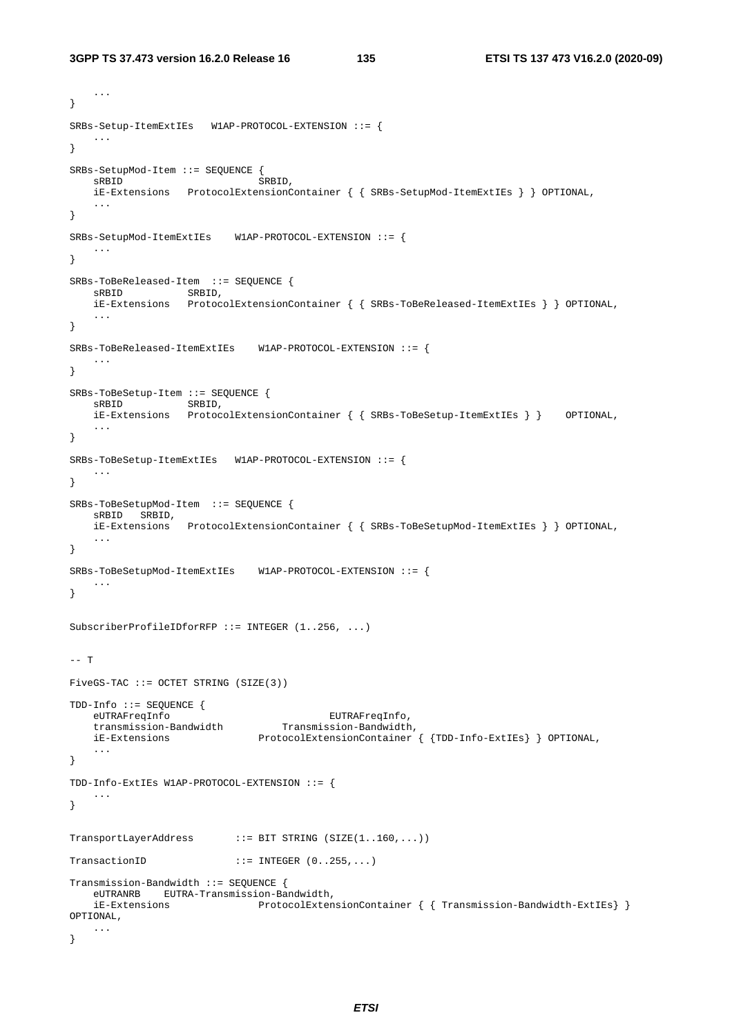```
	...
}

SRBs-Setup-ItemExtIEs	W1AP-PROTOCOL-EXTENSION ::= {
	...
}

SRBs-SetupMod-Item ::= SEQUENCE {
	sRBID						SRBID,
	iE-Extensions	ProtocolExtensionContainer { { SRBs-SetupMod-ItemExtIEs } } OPTIONAL,
	...
}

SRBs-SetupMod-ItemExtIEs	W1AP-PROTOCOL-EXTENSION ::= {
	...
}

SRBs-ToBeReleased-Item	::= SEQUENCE {
	sRBID			SRBID,
	iE-Extensions	ProtocolExtensionContainer { { SRBs-ToBeReleased-ItemExtIEs } } OPTIONAL,
	...
}

SRBs-ToBeReleased-ItemExtIEs	W1AP-PROTOCOL-EXTENSION ::= {
	...
}

SRBs-ToBeSetup-Item ::= SEQUENCE {
	sRBID			SRBID,
	iE-Extensions	ProtocolExtensionContainer { { SRBs-ToBeSetup-ItemExtIEs } }	OPTIONAL,
	...
}

SRBs-ToBeSetup-ItemExtIEs	W1AP-PROTOCOL-EXTENSION ::= {
	...
}

SRBs-ToBeSetupMod-Item	::= SEQUENCE {
	sRBID	SRBID,
	iE-Extensions	ProtocolExtensionContainer { { SRBs-ToBeSetupMod-ItemExtIEs } } OPTIONAL,
	...
}

SRBs-ToBeSetupMod-ItemExtIEs	W1AP-PROTOCOL-EXTENSION ::= {
	...
}


SubscriberProfileIDforRFP ::= INTEGER (1..256, ...)


-- T

FiveGS-TAC ::= OCTET STRING (SIZE(3))

TDD-Info ::= SEQUENCE {
	eUTRAFreqInfo							EUTRAFreqInfo,
	transmission-Bandwidth			Transmission-Bandwidth,
	iE-Extensions				ProtocolExtensionContainer { {TDD-Info-ExtIEs} } OPTIONAL,
	...
}

TDD-Info-ExtIEs W1AP-PROTOCOL-EXTENSION ::= {
	...
}

TransportLayerAddress		::= BIT STRING (SIZE(1..160,...))

TransactionID				::= INTEGER (0..255,...)

Transmission-Bandwidth ::= SEQUENCE {
	eUTRANRB	EUTRA-Transmission-Bandwidth,
	iE-Extensions				ProtocolExtensionContainer { { Transmission-Bandwidth-ExtIEs} } 
OPTIONAL,
	...
}
```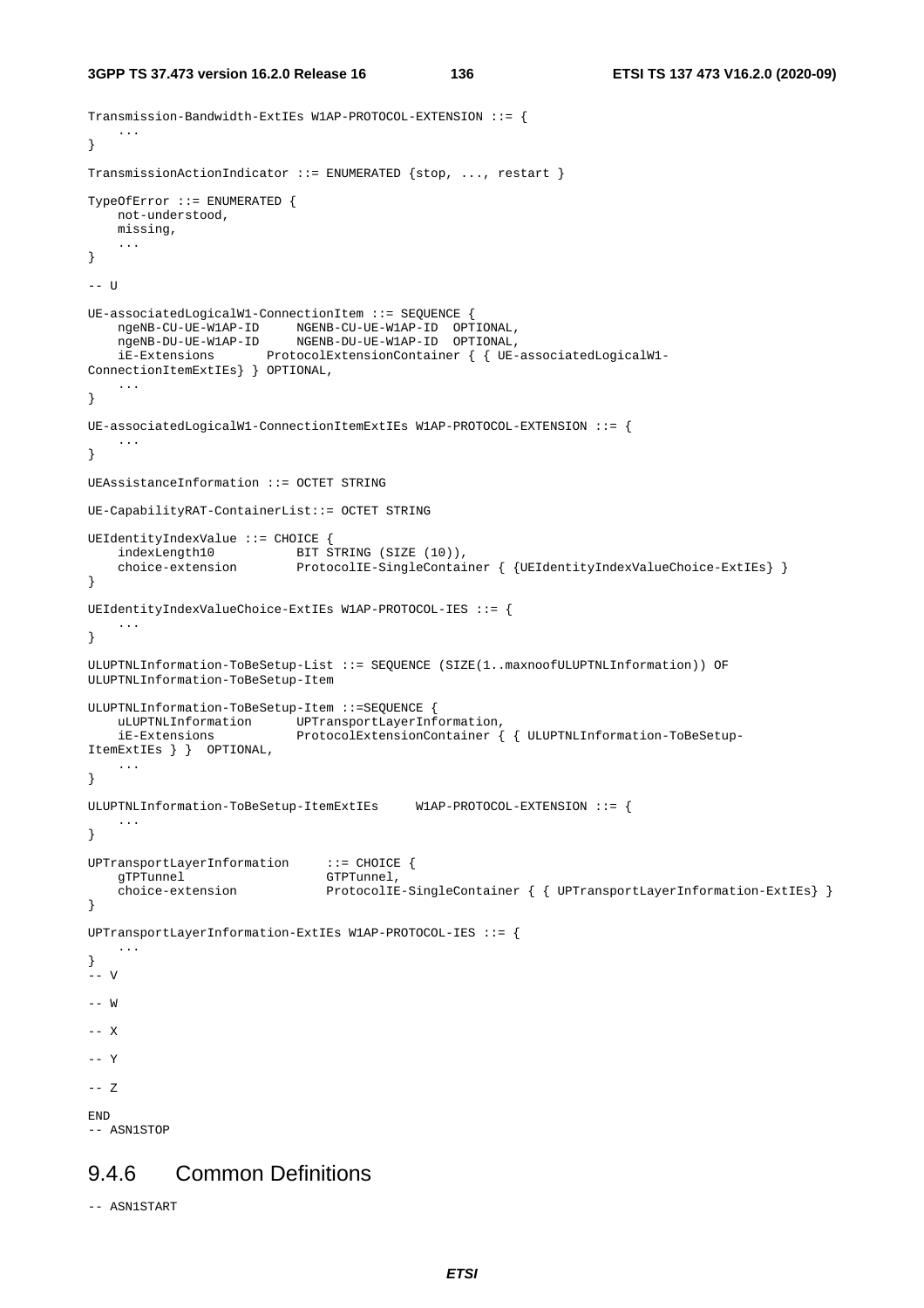```
Transmission-Bandwidth-ExtIEs W1AP-PROTOCOL-EXTENSION ::= {
	...
}

TransmissionActionIndicator ::= ENUMERATED {stop, ..., restart }

TypeOfError ::= ENUMERATED {
	not-understood,
	missing,
	...
}

-- U

UE-associatedLogicalW1-ConnectionItem ::= SEQUENCE {
	ngeNB-CU-UE-W1AP-ID		NGENB-CU-UE-W1AP-ID	OPTIONAL,
	ngeNB-DU-UE-W1AP-ID		NGENB-DU-UE-W1AP-ID	OPTIONAL,
	iE-Extensions		ProtocolExtensionContainer { { UE-associatedLogicalW1-
ConnectionItemExtIEs} } OPTIONAL,
	...
}

UE-associatedLogicalW1-ConnectionItemExtIEs W1AP-PROTOCOL-EXTENSION ::= {
	...
}

UEAssistanceInformation ::= OCTET STRING

UE-CapabilityRAT-ContainerList::= OCTET STRING

UEIdentityIndexValue ::= CHOICE {
	indexLength10			BIT STRING (SIZE (10)),
	choice-extension		ProtocolIE-SingleContainer { {UEIdentityIndexValueChoice-ExtIEs} }
}

UEIdentityIndexValueChoice-ExtIEs W1AP-PROTOCOL-IES ::= {
	...
}

ULUPTNLInformation-ToBeSetup-List ::= SEQUENCE (SIZE(1..maxnoofULUPTNLInformation)) OF
ULUPTNLInformation-ToBeSetup-Item

ULUPTNLInformation-ToBeSetup-Item ::=SEQUENCE {
	uLUPTNLInformation		UPTransportLayerInformation,
	iE-Extensions			ProtocolExtensionContainer { { ULUPTNLInformation-ToBeSetup-
ItemExtIEs } }	OPTIONAL,
	...
}

ULUPTNLInformation-ToBeSetup-ItemExtIEs		W1AP-PROTOCOL-EXTENSION ::= {
	...
}

UPTransportLayerInformation		::= CHOICE {
	gTPTunnel				GTPTunnel,
	choice-extension			ProtocolIE-SingleContainer { { UPTransportLayerInformation-ExtIEs} }
}

UPTransportLayerInformation-ExtIEs W1AP-PROTOCOL-IES ::= {
	...
}
-- V

-- W

-- X

-- Y

-- Z

END
-- ASN1STOP
```

### 9.4.6 Common Definitions

```
-- ASN1START
```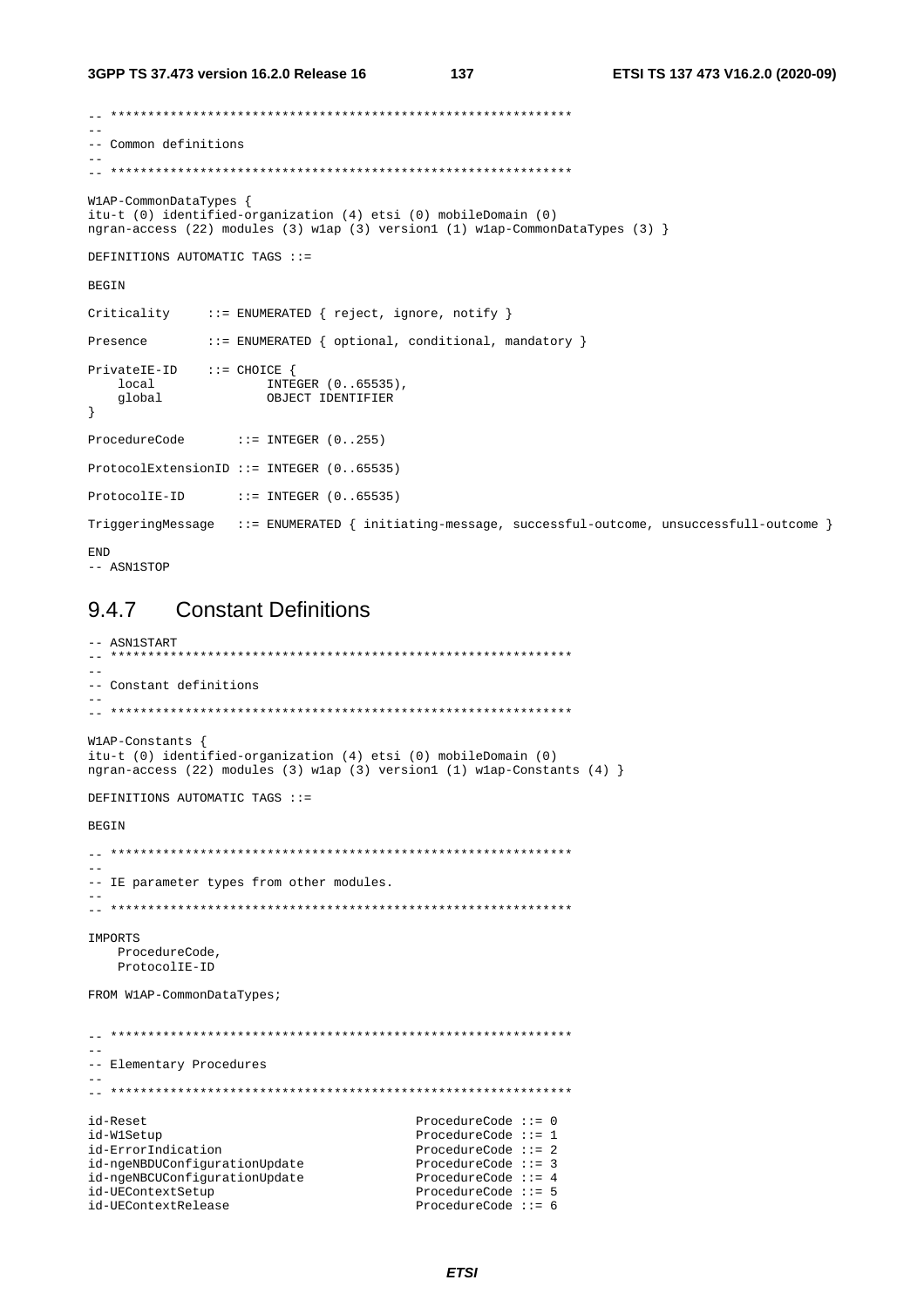```
-- **************************************************************
--
-- Common definitions
--
-- **************************************************************

W1AP-CommonDataTypes {
itu-t (0) identified-organization (4) etsi (0) mobileDomain (0)
ngran-access (22) modules (3) w1ap (3) version1 (1) w1ap-CommonDataTypes (3) }

DEFINITIONS AUTOMATIC TAGS ::=

BEGIN

Criticality     ::= ENUMERATED { reject, ignore, notify }

Presence        ::= ENUMERATED { optional, conditional, mandatory }

PrivateIE-ID    ::= CHOICE {
    local               INTEGER (0..65535),
    global              OBJECT IDENTIFIER
}

ProcedureCode       ::= INTEGER (0..255)

ProtocolExtensionID ::= INTEGER (0..65535)

ProtocolIE-ID       ::= INTEGER (0..65535)

TriggeringMessage   ::= ENUMERATED { initiating-message, successful-outcome, unsuccessfull-outcome }

END
-- ASN1STOP
```

## 9.4.7 Constant Definitions

```
-- ASN1START
-- **************************************************************
--
-- Constant definitions
--
-- **************************************************************

W1AP-Constants {
itu-t (0) identified-organization (4) etsi (0) mobileDomain (0)
ngran-access (22) modules (3) w1ap (3) version1 (1) w1ap-Constants (4) }

DEFINITIONS AUTOMATIC TAGS ::=

BEGIN

-- **************************************************************
--
-- IE parameter types from other modules.
--
-- **************************************************************

IMPORTS
    ProcedureCode,
    ProtocolIE-ID

FROM W1AP-CommonDataTypes;


-- **************************************************************
--
-- Elementary Procedures
--
-- **************************************************************

id-Reset                                    ProcedureCode ::= 0
id-W1Setup                                  ProcedureCode ::= 1
id-ErrorIndication                          ProcedureCode ::= 2
id-ngeNBDUConfigurationUpdate               ProcedureCode ::= 3
id-ngeNBCUConfigurationUpdate               ProcedureCode ::= 4
id-UEContextSetup                           ProcedureCode ::= 5
id-UEContextRelease                         ProcedureCode ::= 6
```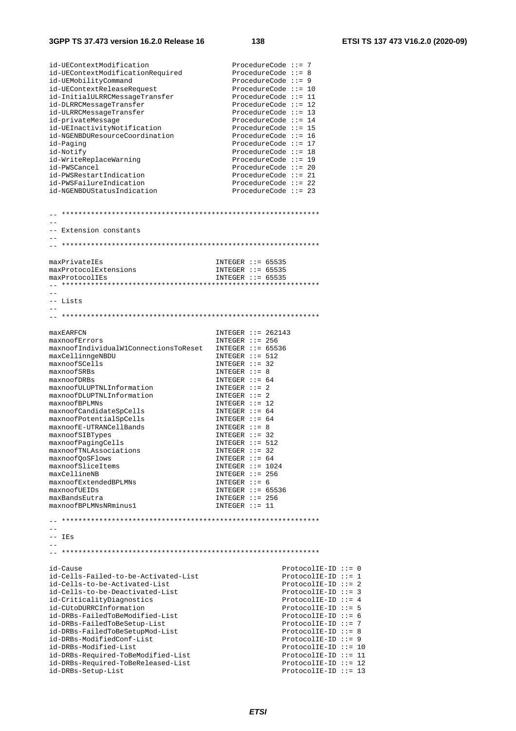```
id-UEContextModification                        ProcedureCode ::= 7
id-UEContextModificationRequired                ProcedureCode ::= 8
id-UEMobilityCommand                            ProcedureCode ::= 9
id-UEContextReleaseRequest                      ProcedureCode ::= 10
id-InitialULRRCMessageTransfer                  ProcedureCode ::= 11
id-DLRRCMessageTransfer                         ProcedureCode ::= 12
id-ULRRCMessageTransfer                         ProcedureCode ::= 13
id-privateMessage                               ProcedureCode ::= 14
id-UEInactivityNotification                     ProcedureCode ::= 15
id-NGENBDUResourceCoordination                  ProcedureCode ::= 16
id-Paging                                       ProcedureCode ::= 17
id-Notify                                       ProcedureCode ::= 18
id-WriteReplaceWarning                          ProcedureCode ::= 19
id-PWSCancel                                    ProcedureCode ::= 20
id-PWSRestartIndication                         ProcedureCode ::= 21
id-PWSFailureIndication                         ProcedureCode ::= 22
id-NGENBDUStatusIndication                      ProcedureCode ::= 23


-- **************************************************************
--
-- Extension constants
--
-- **************************************************************

maxPrivateIEs                               INTEGER ::= 65535
maxProtocolExtensions                       INTEGER ::= 65535
maxProtocolIEs                              INTEGER ::= 65535
-- **************************************************************
--
-- Lists
--
-- **************************************************************

maxEARFCN                                   INTEGER ::= 262143
maxnoofErrors                               INTEGER ::= 256
maxnoofIndividualW1ConnectionsToReset       INTEGER ::= 65536
maxCellinngeNBDU                            INTEGER ::= 512
maxnoofSCells                               INTEGER ::= 32
maxnoofSRBs                                 INTEGER ::= 8
maxnoofDRBs                                 INTEGER ::= 64
maxnoofULUPTNLInformation                   INTEGER ::= 2
maxnoofDLUPTNLInformation                   INTEGER ::= 2
maxnoofBPLMNs                               INTEGER ::= 12
maxnoofCandidateSpCells                     INTEGER ::= 64
maxnoofPotentialSpCells                     INTEGER ::= 64
maxnoofE-UTRANCellBands                     INTEGER ::= 8
maxnoofSIBTypes                             INTEGER ::= 32
maxnoofPagingCells                          INTEGER ::= 512
maxnoofTNLAssociations                      INTEGER ::= 32
maxnoofQoSFlows                             INTEGER ::= 64
maxnoofSliceItems                           INTEGER ::= 1024
maxCellineNB                                INTEGER ::= 256
maxnoofExtendedBPLMNs                       INTEGER ::= 6
maxnoofUEIDs                                INTEGER ::= 65536
maxBandsEutra                               INTEGER ::= 256
maxnoofBPLMNsNRminus1                       INTEGER ::= 11

-- **************************************************************
--
-- IEs
--
-- **************************************************************

id-Cause                                                ProtocolIE-ID ::= 0
id-Cells-Failed-to-be-Activated-List                    ProtocolIE-ID ::= 1
id-Cells-to-be-Activated-List                           ProtocolIE-ID ::= 2
id-Cells-to-be-Deactivated-List                         ProtocolIE-ID ::= 3
id-CriticalityDiagnostics                               ProtocolIE-ID ::= 4
id-CUtoDURRCInformation                                 ProtocolIE-ID ::= 5
id-DRBs-FailedToBeModified-List                         ProtocolIE-ID ::= 6
id-DRBs-FailedToBeSetup-List                            ProtocolIE-ID ::= 7
id-DRBs-FailedToBeSetupMod-List                         ProtocolIE-ID ::= 8
id-DRBs-ModifiedConf-List                               ProtocolIE-ID ::= 9
id-DRBs-Modified-List                                   ProtocolIE-ID ::= 10
id-DRBs-Required-ToBeModified-List                      ProtocolIE-ID ::= 11
id-DRBs-Required-ToBeReleased-List                      ProtocolIE-ID ::= 12
id-DRBs-Setup-List                                      ProtocolIE-ID ::= 13
```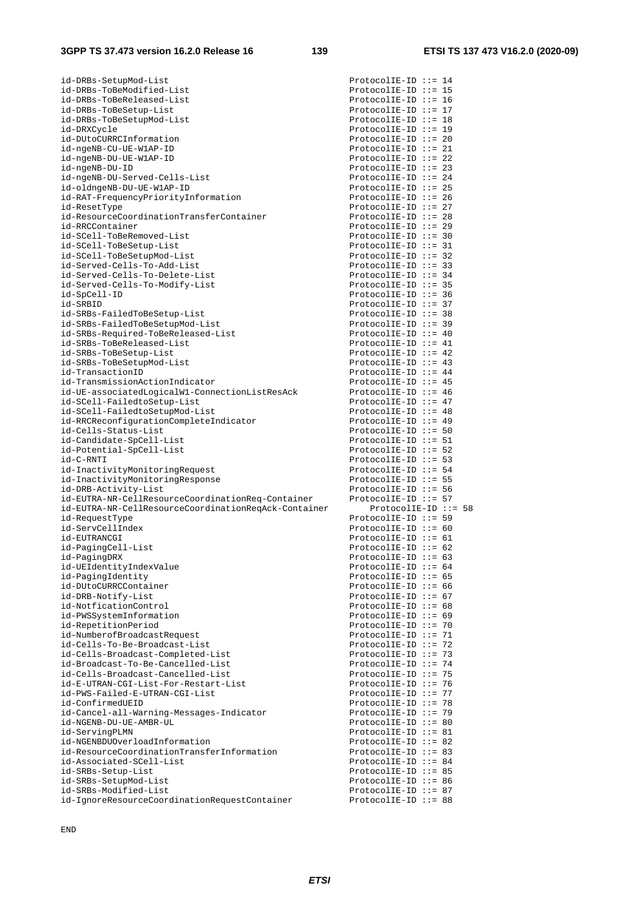```
id-DRBs-SetupMod-List                                   ProtocolIE-ID ::= 14
id-DRBs-ToBeModified-List                               ProtocolIE-ID ::= 15
id-DRBs-ToBeReleased-List                               ProtocolIE-ID ::= 16
id-DRBs-ToBeSetup-List                                  ProtocolIE-ID ::= 17
id-DRBs-ToBeSetupMod-List                               ProtocolIE-ID ::= 18
id-DRXCycle                                             ProtocolIE-ID ::= 19
id-DUtoCURRCInformation                                 ProtocolIE-ID ::= 20
id-ngeNB-CU-UE-W1AP-ID                                  ProtocolIE-ID ::= 21
id-ngeNB-DU-UE-W1AP-ID                                  ProtocolIE-ID ::= 22
id-ngeNB-DU-ID                                          ProtocolIE-ID ::= 23
id-ngeNB-DU-Served-Cells-List                           ProtocolIE-ID ::= 24
id-oldngeNB-DU-UE-W1AP-ID                               ProtocolIE-ID ::= 25
id-RAT-FrequencyPriorityInformation                     ProtocolIE-ID ::= 26
id-ResetType                                            ProtocolIE-ID ::= 27
id-ResourceCoordinationTransferContainer                ProtocolIE-ID ::= 28
id-RRCContainer                                         ProtocolIE-ID ::= 29
id-SCell-ToBeRemoved-List                               ProtocolIE-ID ::= 30
id-SCell-ToBeSetup-List                                 ProtocolIE-ID ::= 31
id-SCell-ToBeSetupMod-List                              ProtocolIE-ID ::= 32
id-Served-Cells-To-Add-List                             ProtocolIE-ID ::= 33
id-Served-Cells-To-Delete-List                          ProtocolIE-ID ::= 34
id-Served-Cells-To-Modify-List                          ProtocolIE-ID ::= 35
id-SpCell-ID                                            ProtocolIE-ID ::= 36
id-SRBID                                                ProtocolIE-ID ::= 37
id-SRBs-FailedToBeSetup-List                            ProtocolIE-ID ::= 38
id-SRBs-FailedToBeSetupMod-List                         ProtocolIE-ID ::= 39
id-SRBs-Required-ToBeReleased-List                      ProtocolIE-ID ::= 40
id-SRBs-ToBeReleased-List                               ProtocolIE-ID ::= 41
id-SRBs-ToBeSetup-List                                  ProtocolIE-ID ::= 42
id-SRBs-ToBeSetupMod-List                               ProtocolIE-ID ::= 43
id-TransactionID                                        ProtocolIE-ID ::= 44
id-TransmissionActionIndicator                          ProtocolIE-ID ::= 45
id-UE-associatedLogicalW1-ConnectionListResAck          ProtocolIE-ID ::= 46
id-SCell-FailedtoSetup-List                             ProtocolIE-ID ::= 47
id-SCell-FailedtoSetupMod-List                          ProtocolIE-ID ::= 48
id-RRCReconfigurationCompleteIndicator                  ProtocolIE-ID ::= 49
id-Cells-Status-List                                    ProtocolIE-ID ::= 50
id-Candidate-SpCell-List                                ProtocolIE-ID ::= 51
id-Potential-SpCell-List                                ProtocolIE-ID ::= 52
id-C-RNTI                                               ProtocolIE-ID ::= 53
id-InactivityMonitoringRequest                          ProtocolIE-ID ::= 54
id-InactivityMonitoringResponse                         ProtocolIE-ID ::= 55
id-DRB-Activity-List                                    ProtocolIE-ID ::= 56
id-EUTRA-NR-CellResourceCoordinationReq-Container       ProtocolIE-ID ::= 57
id-EUTRA-NR-CellResourceCoordinationReqAck-Container      ProtocolIE-ID ::= 58
id-RequestType                                          ProtocolIE-ID ::= 59
id-ServCellIndex                                        ProtocolIE-ID ::= 60
id-EUTRANCGI                                            ProtocolIE-ID ::= 61
id-PagingCell-List                                      ProtocolIE-ID ::= 62
id-PagingDRX                                            ProtocolIE-ID ::= 63
id-UEIdentityIndexValue                                 ProtocolIE-ID ::= 64
id-PagingIdentity                                       ProtocolIE-ID ::= 65
id-DUtoCURRCContainer                                   ProtocolIE-ID ::= 66
id-DRB-Notify-List                                      ProtocolIE-ID ::= 67
id-NotficationControl                                   ProtocolIE-ID ::= 68
id-PWSSystemInformation                                 ProtocolIE-ID ::= 69
id-RepetitionPeriod                                     ProtocolIE-ID ::= 70
id-NumberofBroadcastRequest                             ProtocolIE-ID ::= 71
id-Cells-To-Be-Broadcast-List                           ProtocolIE-ID ::= 72
id-Cells-Broadcast-Completed-List                       ProtocolIE-ID ::= 73
id-Broadcast-To-Be-Cancelled-List                       ProtocolIE-ID ::= 74
id-Cells-Broadcast-Cancelled-List                       ProtocolIE-ID ::= 75
id-E-UTRAN-CGI-List-For-Restart-List                    ProtocolIE-ID ::= 76
id-PWS-Failed-E-UTRAN-CGI-List                          ProtocolIE-ID ::= 77
id-ConfirmedUEID                                        ProtocolIE-ID ::= 78
id-Cancel-all-Warning-Messages-Indicator                ProtocolIE-ID ::= 79
id-NGENB-DU-UE-AMBR-UL                                  ProtocolIE-ID ::= 80
id-ServingPLMN                                          ProtocolIE-ID ::= 81
id-NGENBDUOverloadInformation                           ProtocolIE-ID ::= 82
id-ResourceCoordinationTransferInformation              ProtocolIE-ID ::= 83
id-Associated-SCell-List                                ProtocolIE-ID ::= 84
id-SRBs-Setup-List                                      ProtocolIE-ID ::= 85
id-SRBs-SetupMod-List                                   ProtocolIE-ID ::= 86
id-SRBs-Modified-List                                   ProtocolIE-ID ::= 87
id-IgnoreResourceCoordinationRequestContainer           ProtocolIE-ID ::= 88


END
```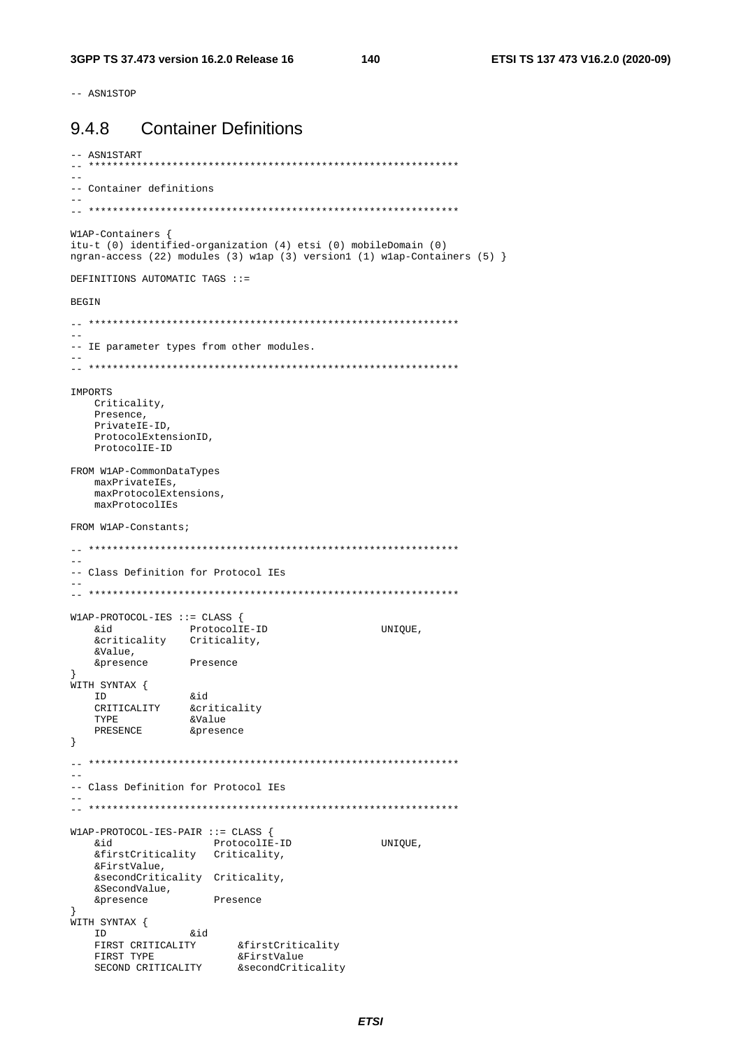```
-- ASN1STOP
```

### 9.4.8 Container Definitions

```
-- ASN1START
-- **************************************************************
--
-- Container definitions
--
-- **************************************************************

W1AP-Containers {
itu-t (0) identified-organization (4) etsi (0) mobileDomain (0)
ngran-access (22) modules (3) w1ap (3) version1 (1) w1ap-Containers (5) }

DEFINITIONS AUTOMATIC TAGS ::=

BEGIN

-- **************************************************************
--
-- IE parameter types from other modules.
--
-- **************************************************************

IMPORTS
    Criticality,
    Presence,
    PrivateIE-ID,
    ProtocolExtensionID,
    ProtocolIE-ID

FROM W1AP-CommonDataTypes
    maxPrivateIEs,
    maxProtocolExtensions,
    maxProtocolIEs

FROM W1AP-Constants;

-- **************************************************************
--
-- Class Definition for Protocol IEs
--
-- **************************************************************

W1AP-PROTOCOL-IES ::= CLASS {
    &id             ProtocolIE-ID                   UNIQUE,
    &criticality    Criticality,
    &Value,
    &presence       Presence
}
WITH SYNTAX {
    ID              &id
    CRITICALITY     &criticality
    TYPE            &Value
    PRESENCE        &presence
}

-- **************************************************************
--
-- Class Definition for Protocol IEs
--
-- **************************************************************

W1AP-PROTOCOL-IES-PAIR ::= CLASS {
    &id                 ProtocolIE-ID               UNIQUE,
    &firstCriticality   Criticality,
    &FirstValue,
    &secondCriticality  Criticality,
    &SecondValue,
    &presence           Presence
}
WITH SYNTAX {
    ID              &id
    FIRST CRITICALITY       &firstCriticality
    FIRST TYPE              &FirstValue
    SECOND CRITICALITY      &secondCriticality
```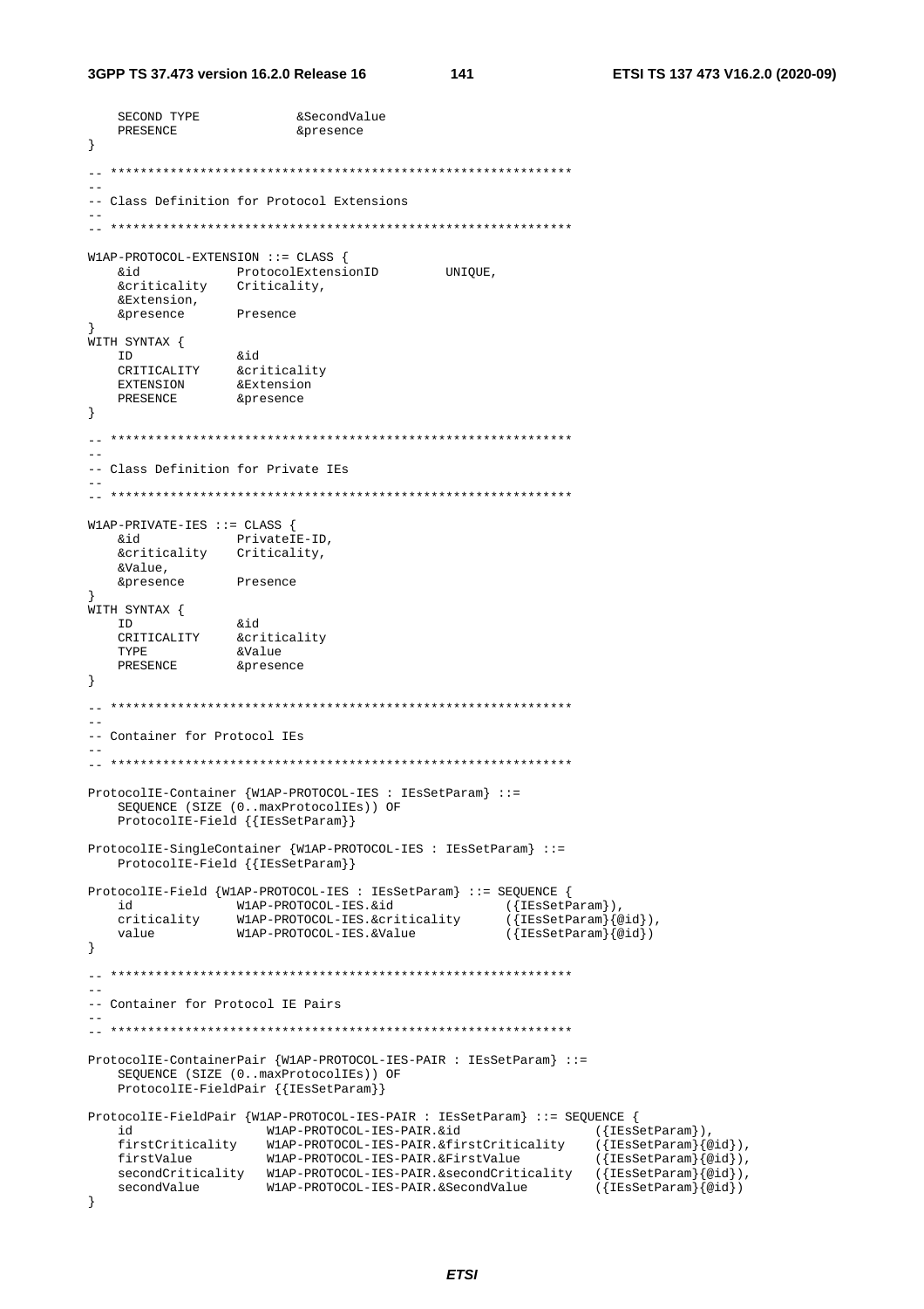```
	SECOND TYPE			&SecondValue
	PRESENCE			&presence
}

-- **************************************************************
--
-- Class Definition for Protocol Extensions
--
-- **************************************************************

W1AP-PROTOCOL-EXTENSION ::= CLASS {
	&id				ProtocolExtensionID			UNIQUE,
	&criticality	Criticality,
	&Extension,
	&presence		Presence
}
WITH SYNTAX {
	ID				&id
	CRITICALITY		&criticality
	EXTENSION		&Extension
	PRESENCE		&presence
}

-- **************************************************************
--
-- Class Definition for Private IEs
--
-- **************************************************************

W1AP-PRIVATE-IES ::= CLASS {
	&id				PrivateIE-ID,
	&criticality	Criticality,
	&Value,
	&presence		Presence
}
WITH SYNTAX {
	ID				&id
	CRITICALITY		&criticality
	TYPE			&Value
	PRESENCE		&presence
}

-- **************************************************************
--
-- Container for Protocol IEs
--
-- **************************************************************

ProtocolIE-Container {W1AP-PROTOCOL-IES : IEsSetParam} ::= 
	SEQUENCE (SIZE (0..maxProtocolIEs)) OF
	ProtocolIE-Field {{IEsSetParam}}

ProtocolIE-SingleContainer {W1AP-PROTOCOL-IES : IEsSetParam} ::= 
	ProtocolIE-Field {{IEsSetParam}}

ProtocolIE-Field {W1AP-PROTOCOL-IES : IEsSetParam} ::= SEQUENCE {
	id				W1AP-PROTOCOL-IES.&id					({IEsSetParam}),
	criticality		W1AP-PROTOCOL-IES.&criticality			({IEsSetParam}{@id}),
	value			W1AP-PROTOCOL-IES.&Value				({IEsSetParam}{@id})
}

-- **************************************************************
--
-- Container for Protocol IE Pairs
--
-- **************************************************************

ProtocolIE-ContainerPair {W1AP-PROTOCOL-IES-PAIR : IEsSetParam} ::= 
	SEQUENCE (SIZE (0..maxProtocolIEs)) OF
	ProtocolIE-FieldPair {{IEsSetParam}}

ProtocolIE-FieldPair {W1AP-PROTOCOL-IES-PAIR : IEsSetParam} ::= SEQUENCE {
	id					W1AP-PROTOCOL-IES-PAIR.&id					({IEsSetParam}),
	firstCriticality	W1AP-PROTOCOL-IES-PAIR.&firstCriticality	({IEsSetParam}{@id}),
	firstValue			W1AP-PROTOCOL-IES-PAIR.&FirstValue			({IEsSetParam}{@id}),
	secondCriticality	W1AP-PROTOCOL-IES-PAIR.&secondCriticality	({IEsSetParam}{@id}),
	secondValue			W1AP-PROTOCOL-IES-PAIR.&SecondValue			({IEsSetParam}{@id})
}
```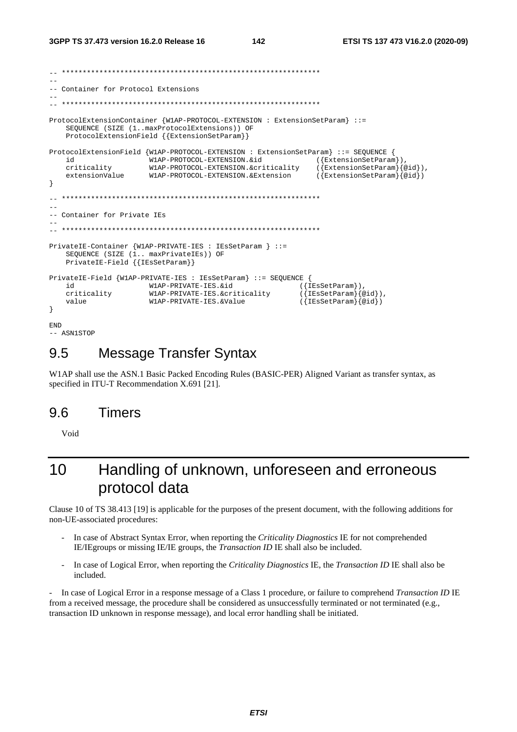```
-- **************************************************************
--
-- Container for Protocol Extensions
--
-- **************************************************************

ProtocolExtensionContainer {W1AP-PROTOCOL-EXTENSION : ExtensionSetParam} ::=
    SEQUENCE (SIZE (1..maxProtocolExtensions)) OF
    ProtocolExtensionField {{ExtensionSetParam}}

ProtocolExtensionField {W1AP-PROTOCOL-EXTENSION : ExtensionSetParam} ::= SEQUENCE {
    id                  W1AP-PROTOCOL-EXTENSION.&id             ({ExtensionSetParam}),
    criticality         W1AP-PROTOCOL-EXTENSION.&criticality    ({ExtensionSetParam}{@id}),
    extensionValue      W1AP-PROTOCOL-EXTENSION.&Extension      ({ExtensionSetParam}{@id})
}

-- **************************************************************
--
-- Container for Private IEs
--
-- **************************************************************

PrivateIE-Container {W1AP-PRIVATE-IES : IEsSetParam } ::=
    SEQUENCE (SIZE (1.. maxPrivateIEs)) OF
    PrivateIE-Field {{IEsSetParam}}

PrivateIE-Field {W1AP-PRIVATE-IES : IEsSetParam} ::= SEQUENCE {
    id                  W1AP-PRIVATE-IES.&id                ({IEsSetParam}),
    criticality         W1AP-PRIVATE-IES.&criticality       ({IEsSetParam}{@id}),
    value               W1AP-PRIVATE-IES.&Value             ({IEsSetParam}{@id})
}

END
-- ASN1STOP
```

## 9.5 Message Transfer Syntax

W1AP shall use the ASN.1 Basic Packed Encoding Rules (BASIC-PER) Aligned Variant as transfer syntax, as specified in ITU-T Recommendation X.691 [21].

## 9.6 Timers

Void

# 10 Handling of unknown, unforeseen and erroneous protocol data

Clause 10 of TS 38.413 [19] is applicable for the purposes of the present document, with the following additions for non-UE-associated procedures:

- In case of Abstract Syntax Error, when reporting the *Criticality Diagnostics* IE for not comprehended IE/IEgroups or missing IE/IE groups, the *Transaction ID* IE shall also be included.
- In case of Logical Error, when reporting the *Criticality Diagnostics* IE, the *Transaction ID* IE shall also be included.

- In case of Logical Error in a response message of a Class 1 procedure, or failure to comprehend *Transaction ID* IE from a received message, the procedure shall be considered as unsuccessfully terminated or not terminated (e.g., transaction ID unknown in response message), and local error handling shall be initiated.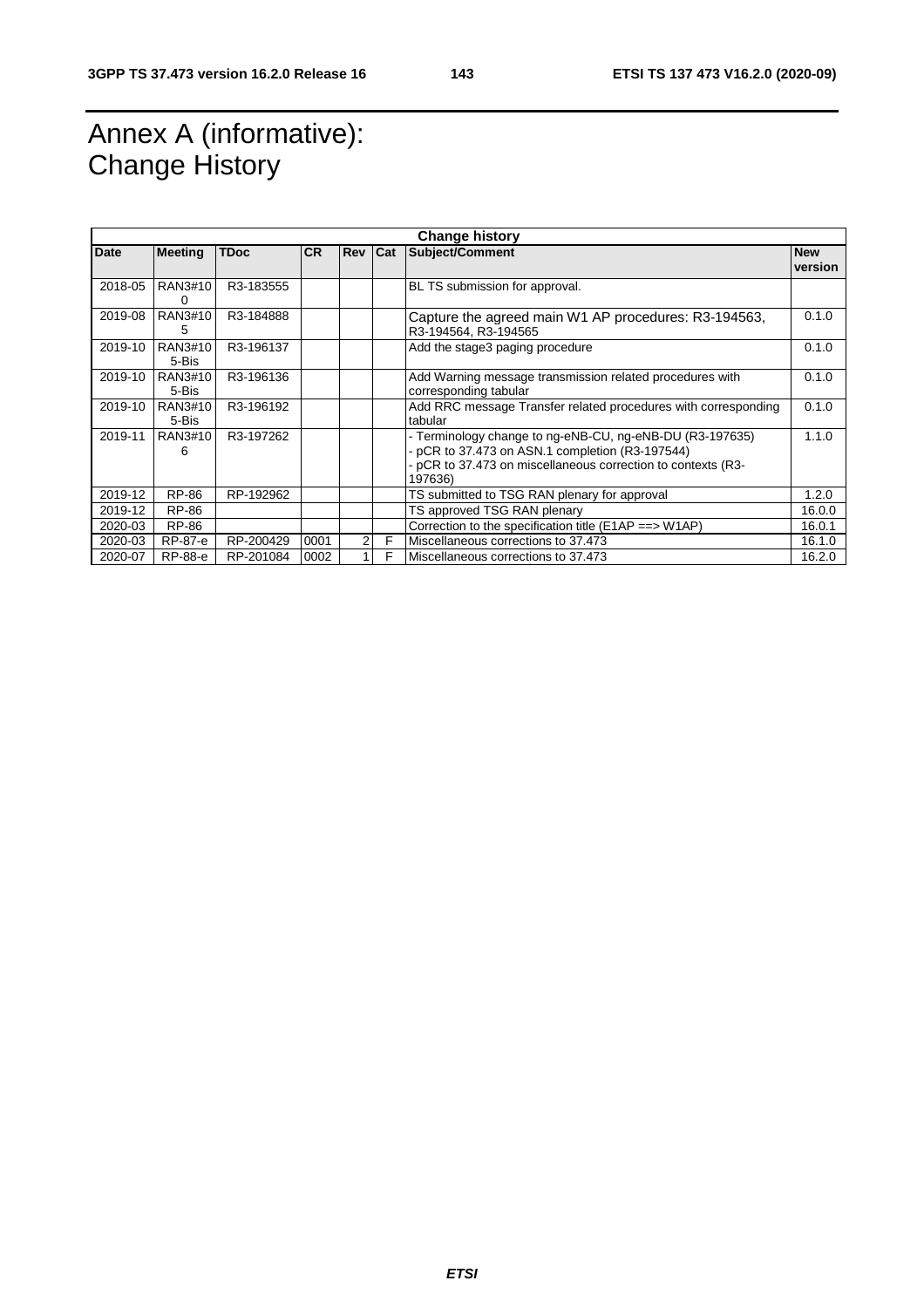# Annex A (informative): Change History

| Change history | | | | | | | |
|---|---|---|---|---|---|---|---|
| **Date** | **Meeting** | **TDoc** | **CR** | **Rev** | **Cat** | **Subject/Comment** | **New version** |
| 2018-05 | RAN3#100 | R3-183555 | | | | BL TS submission for approval. | |
| 2019-08 | RAN3#105 | R3-184888 | | | | Capture the agreed main W1 AP procedures: R3-194563, R3-194564, R3-194565 | 0.1.0 |
| 2019-10 | RAN3#105-Bis | R3-196137 | | | | Add the stage3 paging procedure | 0.1.0 |
| 2019-10 | RAN3#105-Bis | R3-196136 | | | | Add Warning message transmission related procedures with corresponding tabular | 0.1.0 |
| 2019-10 | RAN3#105-Bis | R3-196192 | | | | Add RRC message Transfer related procedures with corresponding tabular | 0.1.0 |
| 2019-11 | RAN3#106 | R3-197262 | | | | - Terminology change to ng-eNB-CU, ng-eNB-DU (R3-197635)<br>- pCR to 37.473 on ASN.1 completion (R3-197544)<br>- pCR to 37.473 on miscellaneous correction to contexts (R3-197636) | 1.1.0 |
| 2019-12 | RP-86 | RP-192962 | | | | TS submitted to TSG RAN plenary for approval | 1.2.0 |
| 2019-12 | RP-86 | | | | | TS approved TSG RAN plenary | 16.0.0 |
| 2020-03 | RP-86 | | | | | Correction to the specification title (E1AP ==> W1AP) | 16.0.1 |
| 2020-03 | RP-87-e | RP-200429 | 0001 | 2 | F | Miscellaneous corrections to 37.473 | 16.1.0 |
| 2020-07 | RP-88-e | RP-201084 | 0002 | 1 | F | Miscellaneous corrections to 37.473 | 16.2.0 |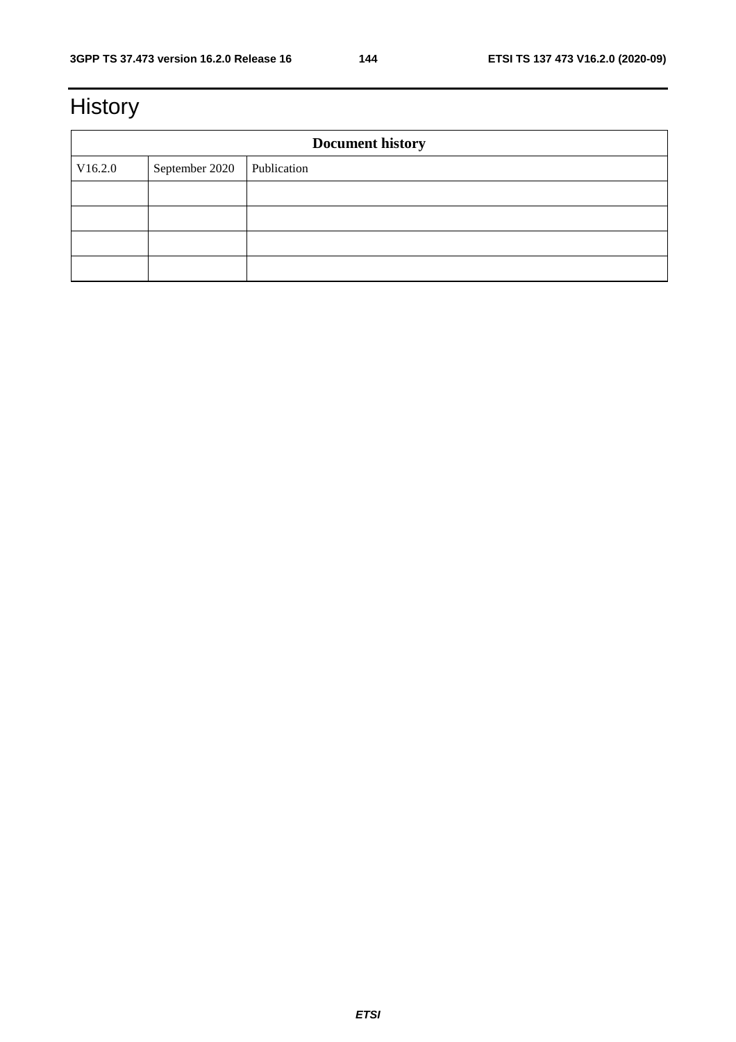# History

| Document history | | |
| --- | --- | --- |
| V16.2.0 | September 2020 | Publication |
| | | |
| | | |
| | | |
| | | |